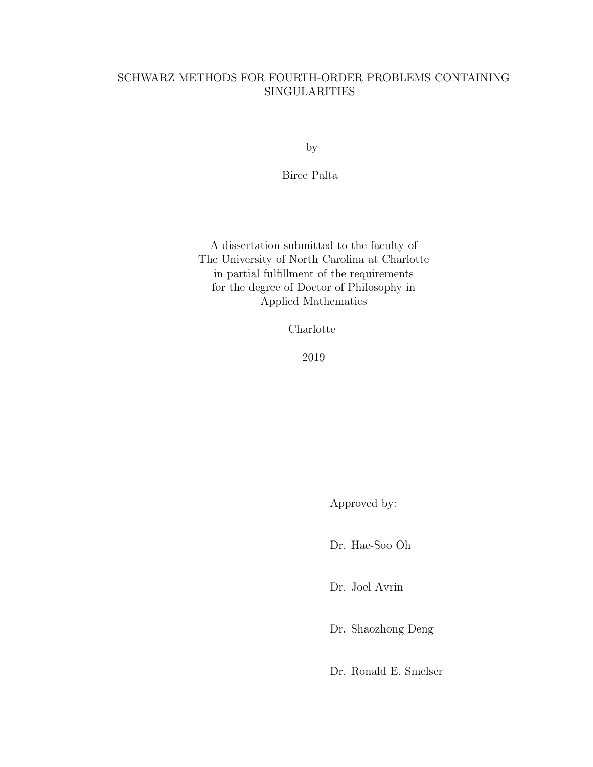# SCHWARZ METHODS FOR FOURTH-ORDER PROBLEMS CONTAINING SINGULARITIES

by

Birce Palta

A dissertation submitted to the faculty of
The University of North Carolina at Charlotte
in partial fulfillment of the requirements
for the degree of Doctor of Philosophy in
Applied Mathematics

Charlotte

2019

Approved by:

Dr. Hae-Soo Oh

Dr. Joel Avrin

Dr. Shaozhong Deng

Dr. Ronald E. Smelser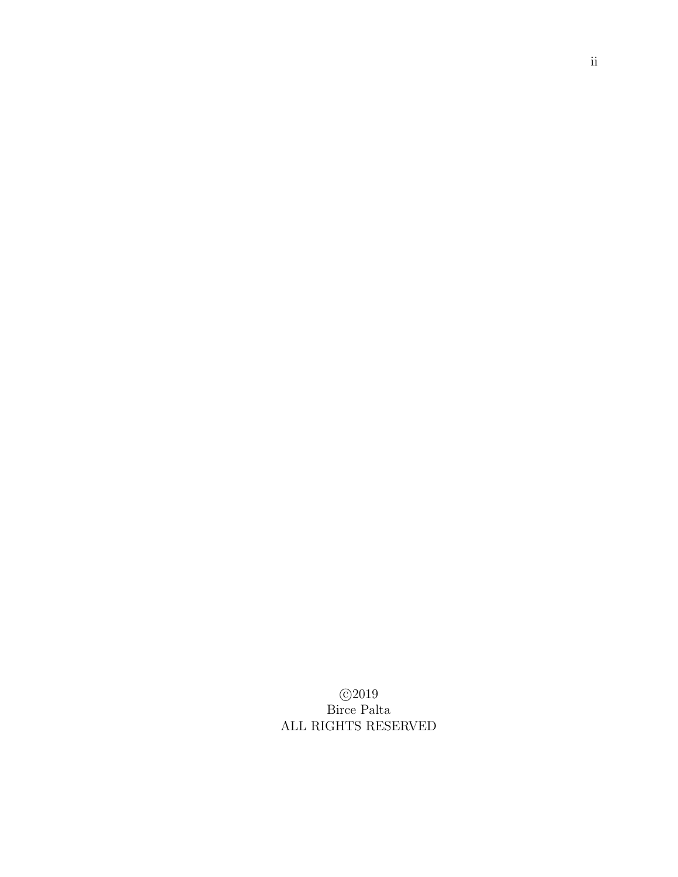©2019
Birce Palta
ALL RIGHTS RESERVED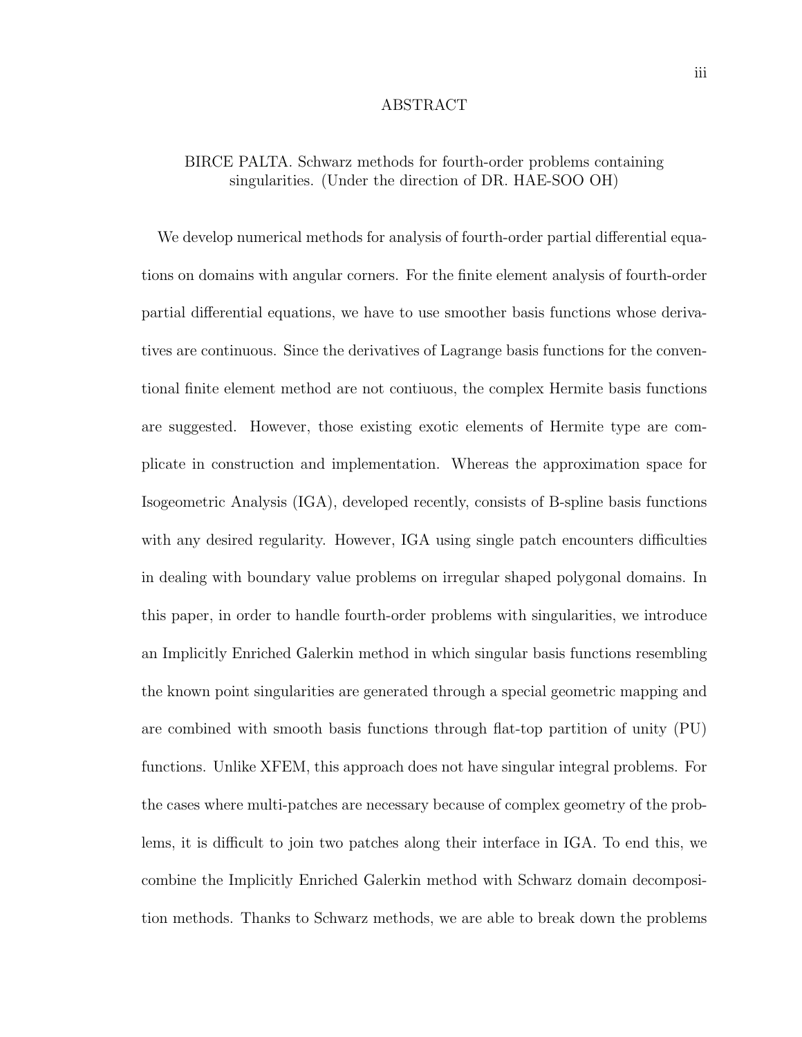# ABSTRACT

BIRCE PALTA. Schwarz methods for fourth-order problems containing singularities. (Under the direction of DR. HAE-SOO OH)

We develop numerical methods for analysis of fourth-order partial differential equations on domains with angular corners. For the finite element analysis of fourth-order partial differential equations, we have to use smoother basis functions whose derivatives are continuous. Since the derivatives of Lagrange basis functions for the conventional finite element method are not contiuous, the complex Hermite basis functions are suggested. However, those existing exotic elements of Hermite type are complicate in construction and implementation. Whereas the approximation space for Isogeometric Analysis (IGA), developed recently, consists of B-spline basis functions with any desired regularity. However, IGA using single patch encounters difficulties in dealing with boundary value problems on irregular shaped polygonal domains. In this paper, in order to handle fourth-order problems with singularities, we introduce an Implicitly Enriched Galerkin method in which singular basis functions resembling the known point singularities are generated through a special geometric mapping and are combined with smooth basis functions through flat-top partition of unity (PU) functions. Unlike XFEM, this approach does not have singular integral problems. For the cases where multi-patches are necessary because of complex geometry of the problems, it is difficult to join two patches along their interface in IGA. To end this, we combine the Implicitly Enriched Galerkin method with Schwarz domain decomposition methods. Thanks to Schwarz methods, we are able to break down the problems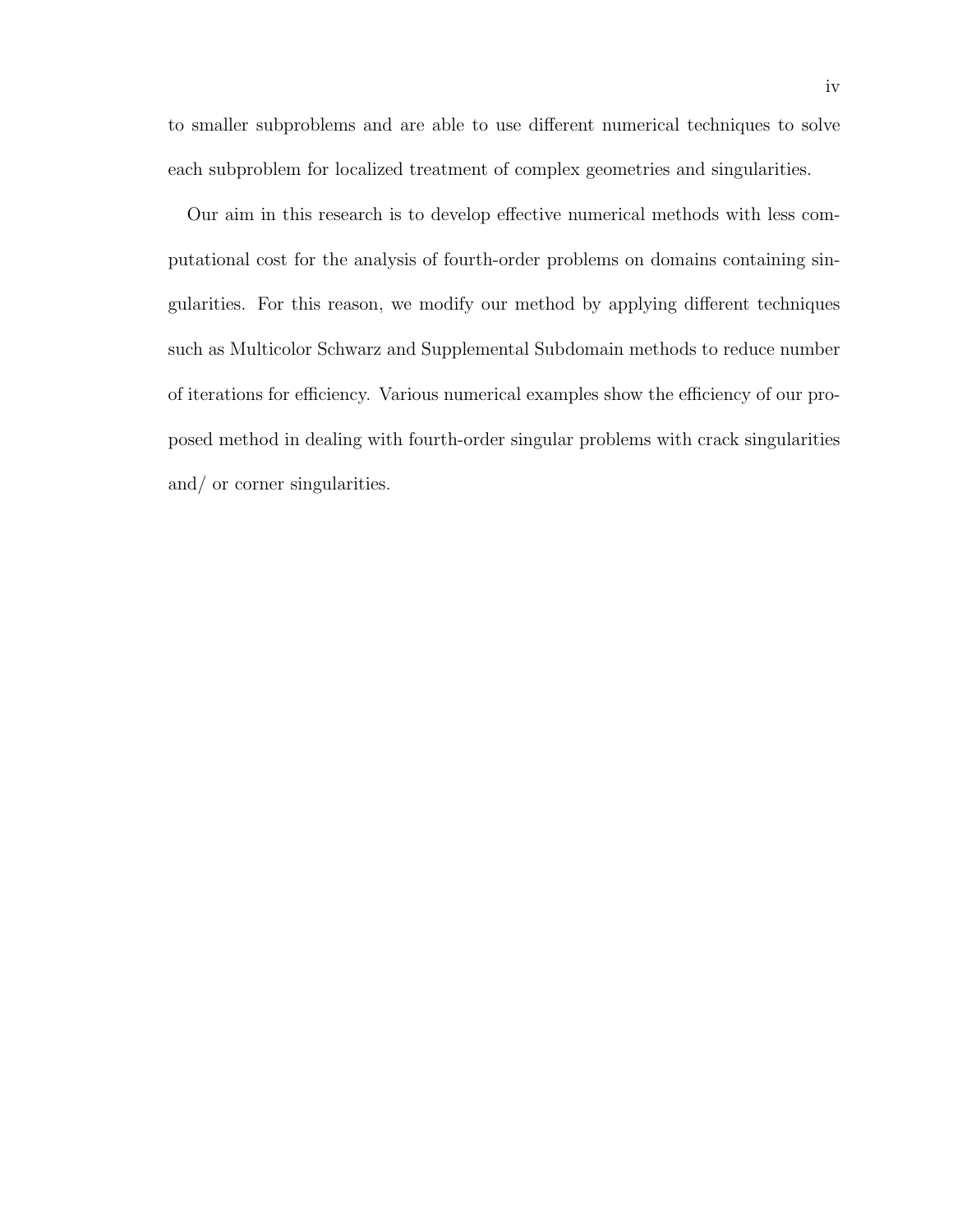to smaller subproblems and are able to use different numerical techniques to solve each subproblem for localized treatment of complex geometries and singularities.

Our aim in this research is to develop effective numerical methods with less computational cost for the analysis of fourth-order problems on domains containing singularities. For this reason, we modify our method by applying different techniques such as Multicolor Schwarz and Supplemental Subdomain methods to reduce number of iterations for efficiency. Various numerical examples show the efficiency of our proposed method in dealing with fourth-order singular problems with crack singularities and/ or corner singularities.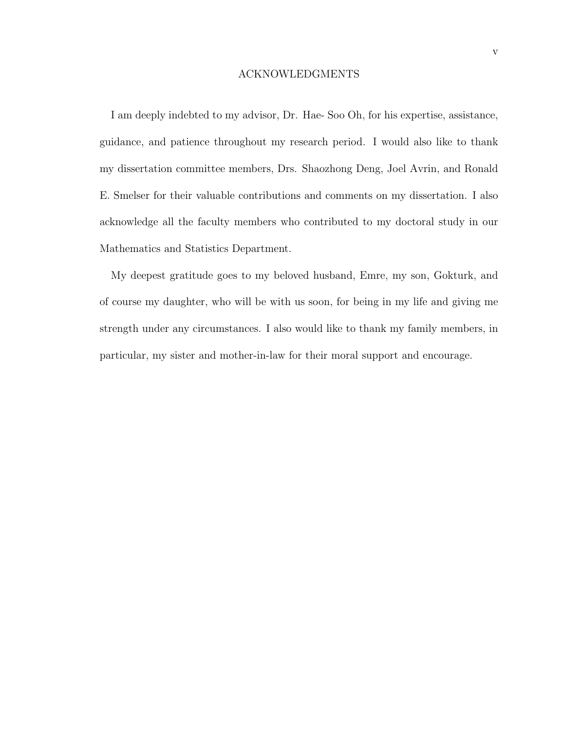# ACKNOWLEDGMENTS

I am deeply indebted to my advisor, Dr. Hae- Soo Oh, for his expertise, assistance, guidance, and patience throughout my research period. I would also like to thank my dissertation committee members, Drs. Shaozhong Deng, Joel Avrin, and Ronald E. Smelser for their valuable contributions and comments on my dissertation. I also acknowledge all the faculty members who contributed to my doctoral study in our Mathematics and Statistics Department.

My deepest gratitude goes to my beloved husband, Emre, my son, Gokturk, and of course my daughter, who will be with us soon, for being in my life and giving me strength under any circumstances. I also would like to thank my family members, in particular, my sister and mother-in-law for their moral support and encourage.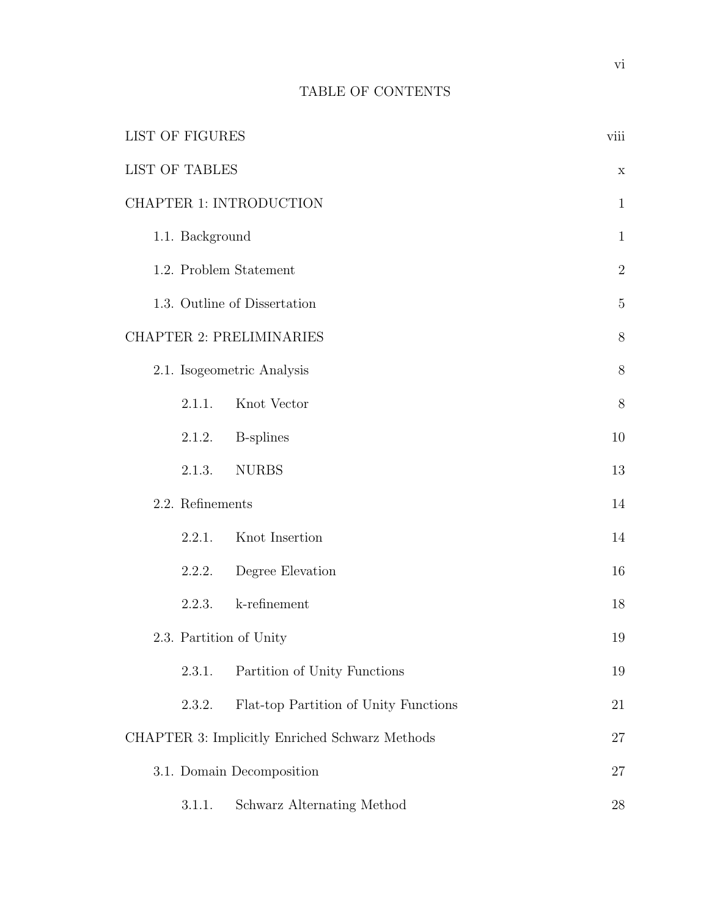# TABLE OF CONTENTS

LIST OF FIGURES viii

LIST OF TABLES x

CHAPTER 1: INTRODUCTION 1

- 1.1. Background 1
- 1.2. Problem Statement 2
- 1.3. Outline of Dissertation 5

CHAPTER 2: PRELIMINARIES 8

- 2.1. Isogeometric Analysis 8
  - 2.1.1. Knot Vector 8
  - 2.1.2. B-splines 10
  - 2.1.3. NURBS 13
- 2.2. Refinements 14
  - 2.2.1. Knot Insertion 14
  - 2.2.2. Degree Elevation 16
  - 2.2.3. k-refinement 18
- 2.3. Partition of Unity 19
  - 2.3.1. Partition of Unity Functions 19
  - 2.3.2. Flat-top Partition of Unity Functions 21

CHAPTER 3: Implicitly Enriched Schwarz Methods 27

- 3.1. Domain Decomposition 27
  - 3.1.1. Schwarz Alternating Method 28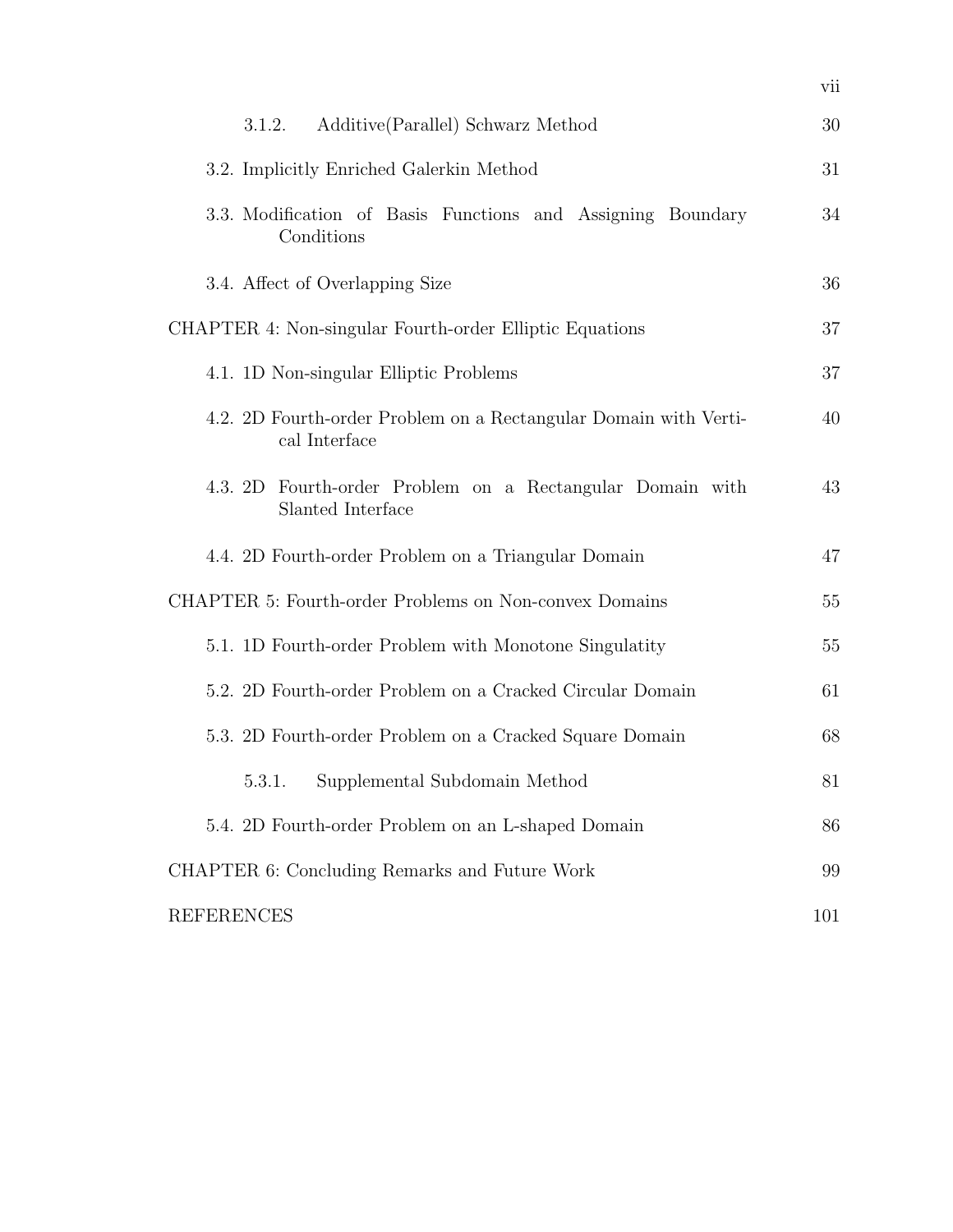| | |
|---|---|
| 3.1.2. Additive(Parallel) Schwarz Method | 30 |
| 3.2. Implicitly Enriched Galerkin Method | 31 |
| 3.3. Modification of Basis Functions and Assigning Boundary Conditions | 34 |
| 3.4. Affect of Overlapping Size | 36 |
| CHAPTER 4: Non-singular Fourth-order Elliptic Equations | 37 |
| 4.1. 1D Non-singular Elliptic Problems | 37 |
| 4.2. 2D Fourth-order Problem on a Rectangular Domain with Vertical Interface | 40 |
| 4.3. 2D Fourth-order Problem on a Rectangular Domain with Slanted Interface | 43 |
| 4.4. 2D Fourth-order Problem on a Triangular Domain | 47 |
| CHAPTER 5: Fourth-order Problems on Non-convex Domains | 55 |
| 5.1. 1D Fourth-order Problem with Monotone Singulatity | 55 |
| 5.2. 2D Fourth-order Problem on a Cracked Circular Domain | 61 |
| 5.3. 2D Fourth-order Problem on a Cracked Square Domain | 68 |
| 5.3.1. Supplemental Subdomain Method | 81 |
| 5.4. 2D Fourth-order Problem on an L-shaped Domain | 86 |
| CHAPTER 6: Concluding Remarks and Future Work | 99 |
| REFERENCES | 101 |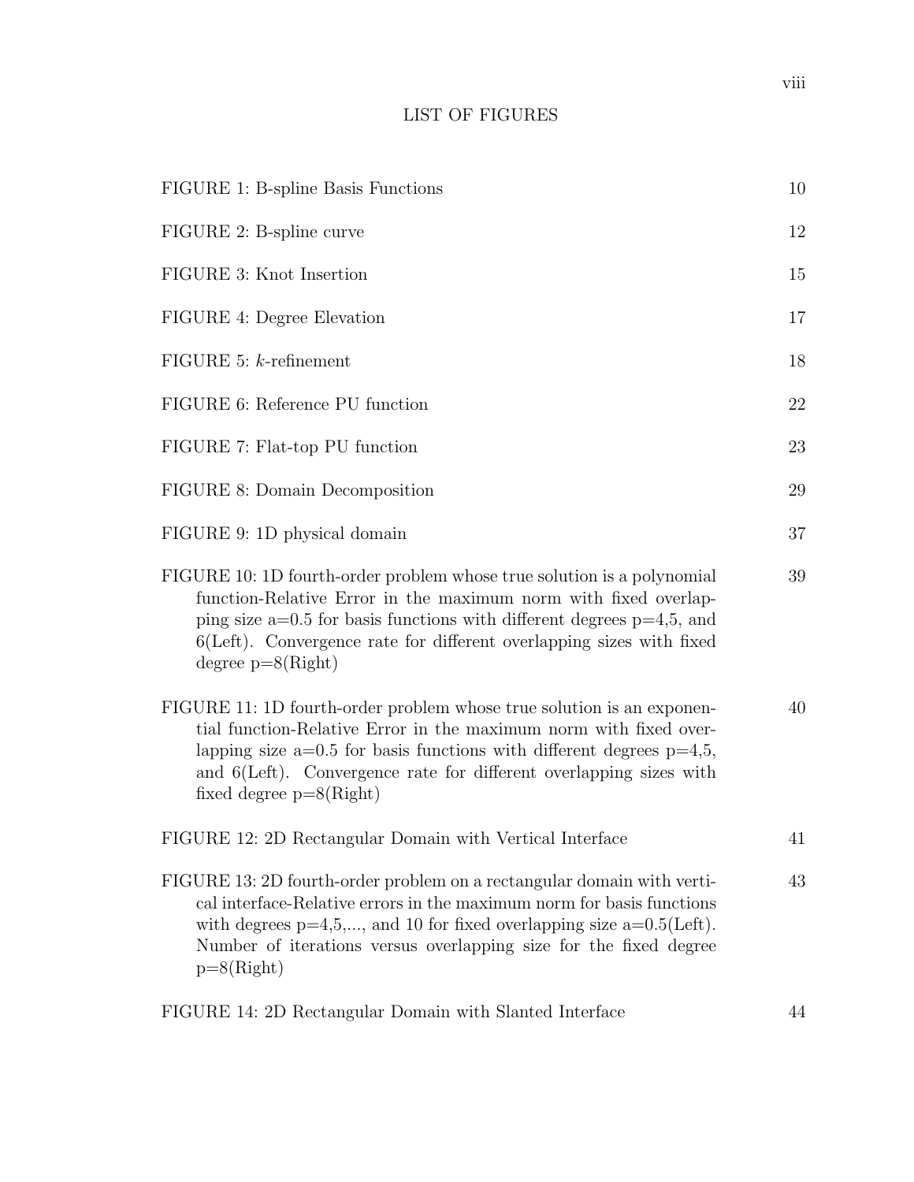# LIST OF FIGURES

| | |
|---|---|
| FIGURE 1: B-spline Basis Functions | 10 |
| FIGURE 2: B-spline curve | 12 |
| FIGURE 3: Knot Insertion | 15 |
| FIGURE 4: Degree Elevation | 17 |
| FIGURE 5: $k$-refinement | 18 |
| FIGURE 6: Reference PU function | 22 |
| FIGURE 7: Flat-top PU function | 23 |
| FIGURE 8: Domain Decomposition | 29 |
| FIGURE 9: 1D physical domain | 37 |
| FIGURE 10: 1D fourth-order problem whose true solution is a polynomial function-Relative Error in the maximum norm with fixed overlapping size a=0.5 for basis functions with different degrees p=4,5, and 6(Left). Convergence rate for different overlapping sizes with fixed degree p=8(Right) | 39 |
| FIGURE 11: 1D fourth-order problem whose true solution is an exponential function-Relative Error in the maximum norm with fixed overlapping size a=0.5 for basis functions with different degrees p=4,5, and 6(Left). Convergence rate for different overlapping sizes with fixed degree p=8(Right) | 40 |
| FIGURE 12: 2D Rectangular Domain with Vertical Interface | 41 |
| FIGURE 13: 2D fourth-order problem on a rectangular domain with vertical interface-Relative errors in the maximum norm for basis functions with degrees p=4,5,..., and 10 for fixed overlapping size a=0.5(Left). Number of iterations versus overlapping size for the fixed degree p=8(Right) | 43 |
| FIGURE 14: 2D Rectangular Domain with Slanted Interface | 44 |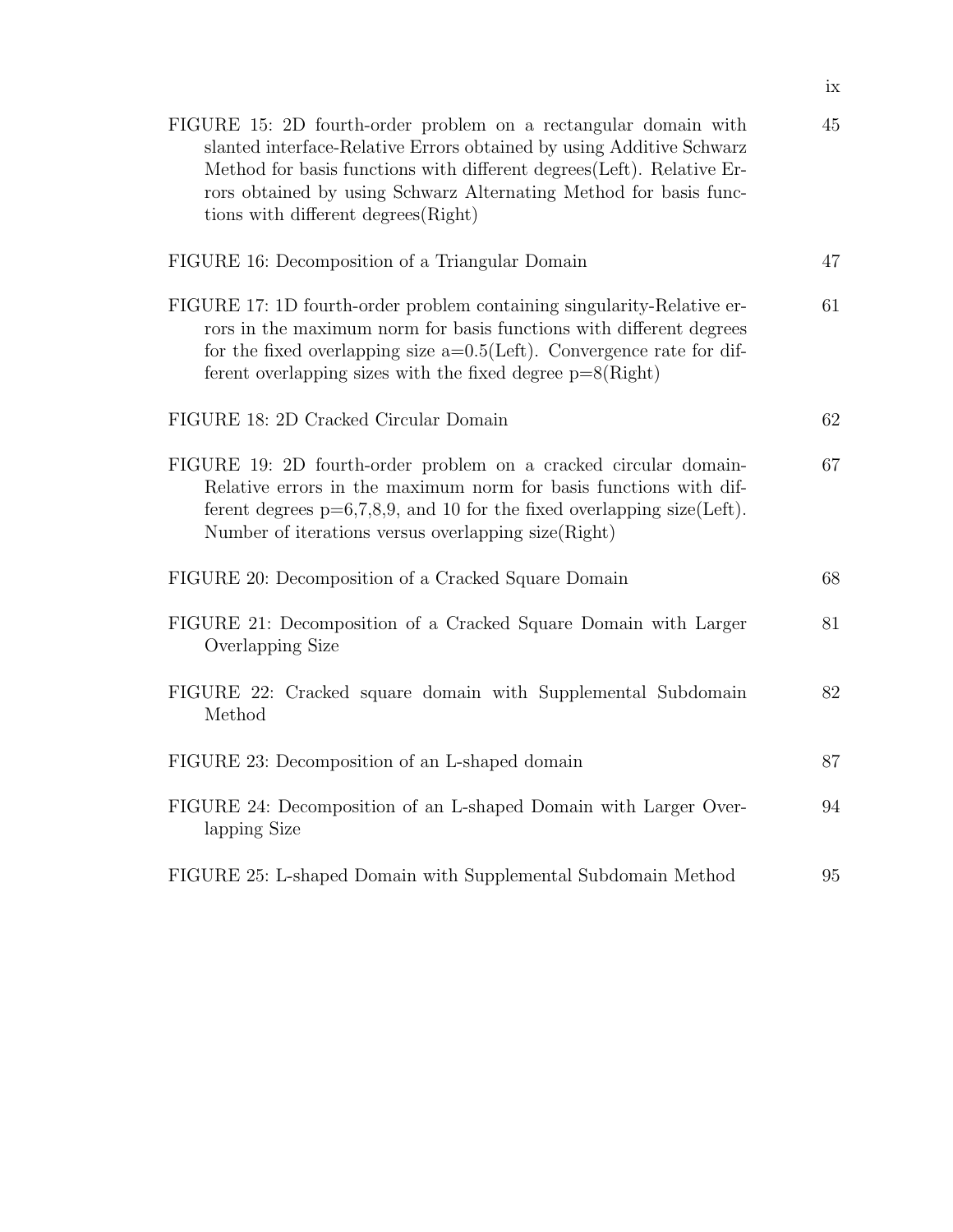| | |
|---|---|
| FIGURE 15: 2D fourth-order problem on a rectangular domain with slanted interface-Relative Errors obtained by using Additive Schwarz Method for basis functions with different degrees(Left). Relative Errors obtained by using Schwarz Alternating Method for basis functions with different degrees(Right) | 45 |
| FIGURE 16: Decomposition of a Triangular Domain | 47 |
| FIGURE 17: 1D fourth-order problem containing singularity-Relative errors in the maximum norm for basis functions with different degrees for the fixed overlapping size a=0.5(Left). Convergence rate for different overlapping sizes with the fixed degree p=8(Right) | 61 |
| FIGURE 18: 2D Cracked Circular Domain | 62 |
| FIGURE 19: 2D fourth-order problem on a cracked circular domain-Relative errors in the maximum norm for basis functions with different degrees p=6,7,8,9, and 10 for the fixed overlapping size(Left). Number of iterations versus overlapping size(Right) | 67 |
| FIGURE 20: Decomposition of a Cracked Square Domain | 68 |
| FIGURE 21: Decomposition of a Cracked Square Domain with Larger Overlapping Size | 81 |
| FIGURE 22: Cracked square domain with Supplemental Subdomain Method | 82 |
| FIGURE 23: Decomposition of an L-shaped domain | 87 |
| FIGURE 24: Decomposition of an L-shaped Domain with Larger Overlapping Size | 94 |
| FIGURE 25: L-shaped Domain with Supplemental Subdomain Method | 95 |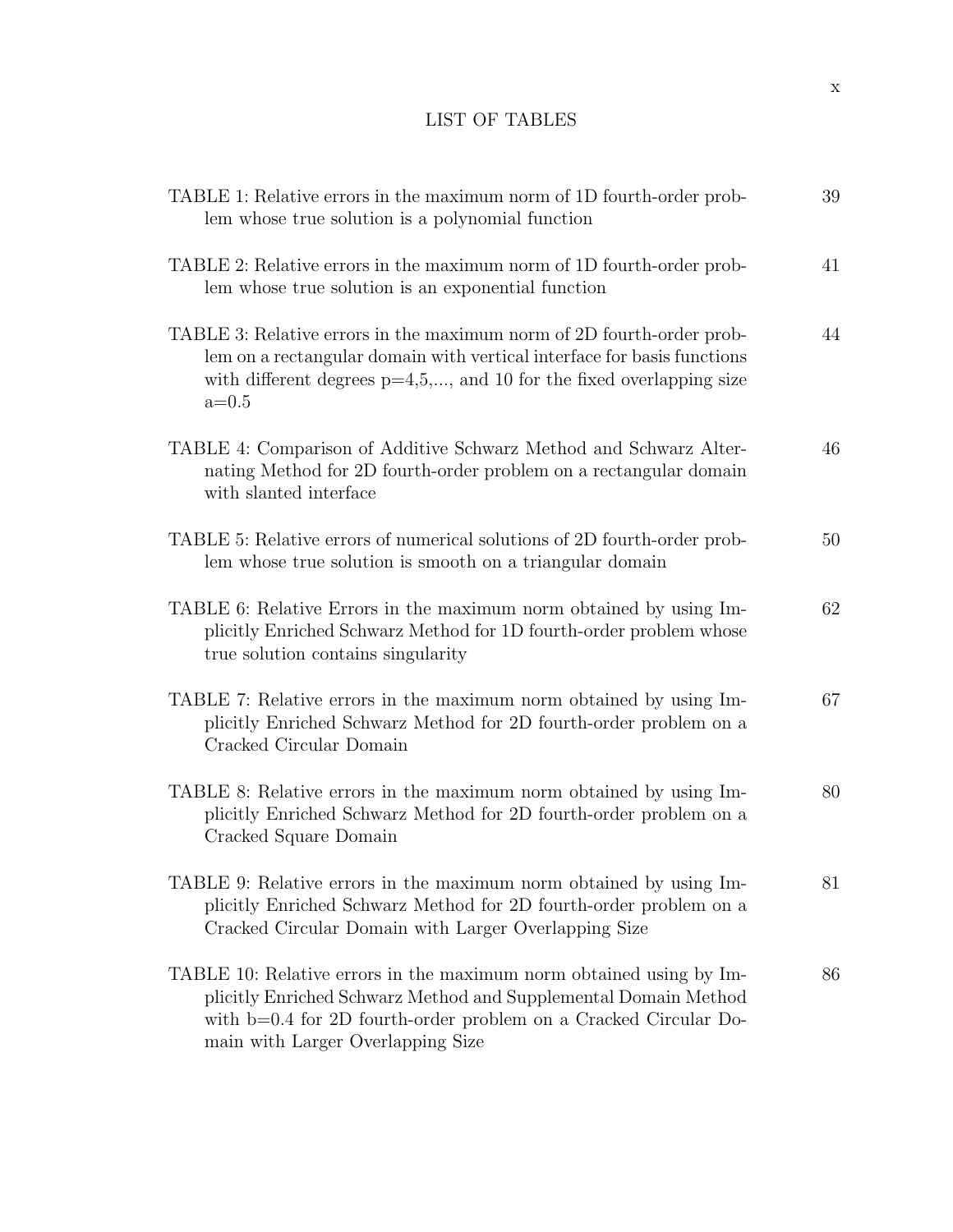# LIST OF TABLES

| | |
|---|---|
| TABLE 1: Relative errors in the maximum norm of 1D fourth-order problem whose true solution is a polynomial function | 39 |
| TABLE 2: Relative errors in the maximum norm of 1D fourth-order problem whose true solution is an exponential function | 41 |
| TABLE 3: Relative errors in the maximum norm of 2D fourth-order problem on a rectangular domain with vertical interface for basis functions with different degrees p=4,5,..., and 10 for the fixed overlapping size a=0.5 | 44 |
| TABLE 4: Comparison of Additive Schwarz Method and Schwarz Alternating Method for 2D fourth-order problem on a rectangular domain with slanted interface | 46 |
| TABLE 5: Relative errors of numerical solutions of 2D fourth-order problem whose true solution is smooth on a triangular domain | 50 |
| TABLE 6: Relative Errors in the maximum norm obtained by using Implicitly Enriched Schwarz Method for 1D fourth-order problem whose true solution contains singularity | 62 |
| TABLE 7: Relative errors in the maximum norm obtained by using Implicitly Enriched Schwarz Method for 2D fourth-order problem on a Cracked Circular Domain | 67 |
| TABLE 8: Relative errors in the maximum norm obtained by using Implicitly Enriched Schwarz Method for 2D fourth-order problem on a Cracked Square Domain | 80 |
| TABLE 9: Relative errors in the maximum norm obtained by using Implicitly Enriched Schwarz Method for 2D fourth-order problem on a Cracked Circular Domain with Larger Overlapping Size | 81 |
| TABLE 10: Relative errors in the maximum norm obtained using by Implicitly Enriched Schwarz Method and Supplemental Domain Method with b=0.4 for 2D fourth-order problem on a Cracked Circular Domain with Larger Overlapping Size | 86 |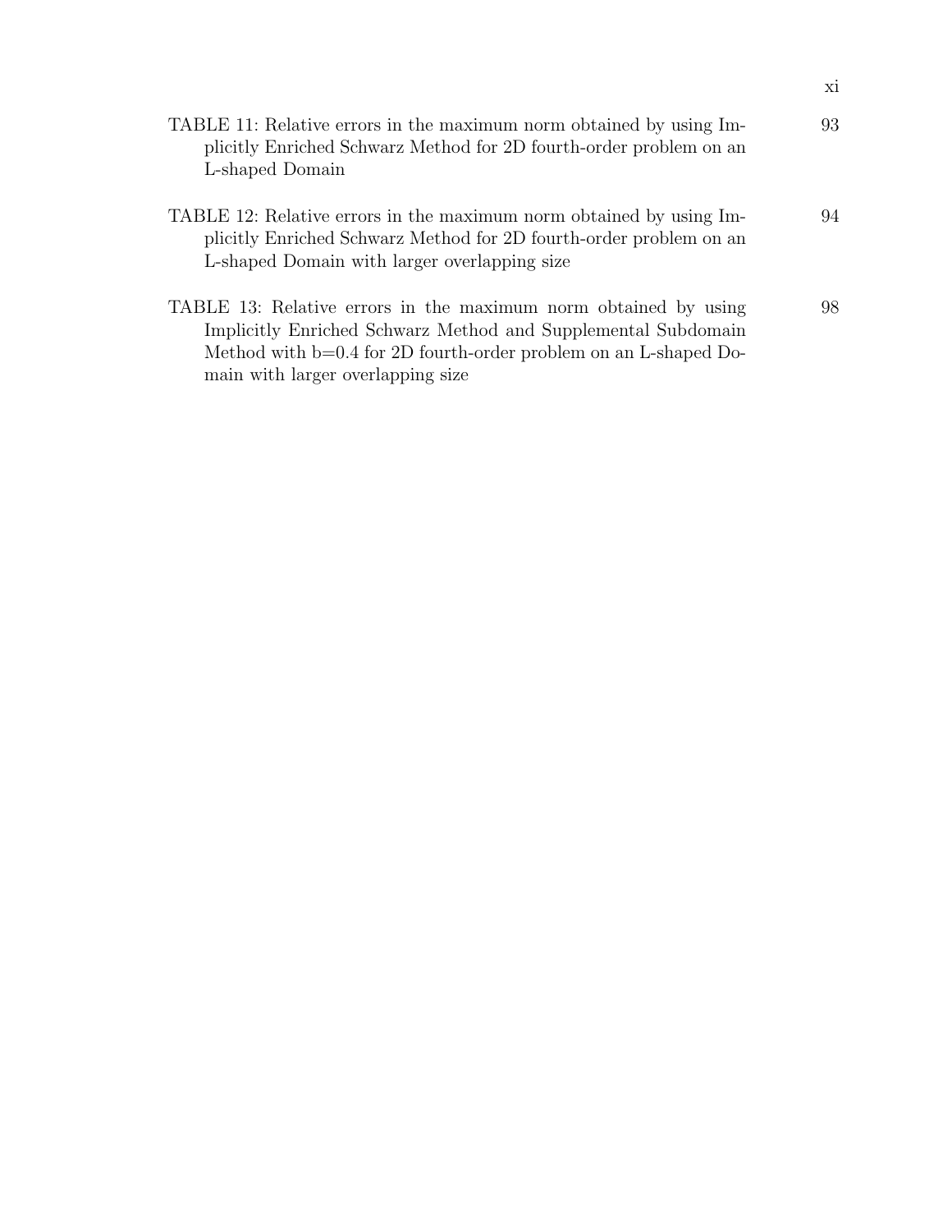TABLE 11: Relative errors in the maximum norm obtained by using Implicitly Enriched Schwarz Method for 2D fourth-order problem on an L-shaped Domain — 93

TABLE 12: Relative errors in the maximum norm obtained by using Implicitly Enriched Schwarz Method for 2D fourth-order problem on an L-shaped Domain with larger overlapping size — 94

TABLE 13: Relative errors in the maximum norm obtained by using Implicitly Enriched Schwarz Method and Supplemental Subdomain Method with b=0.4 for 2D fourth-order problem on an L-shaped Domain with larger overlapping size — 98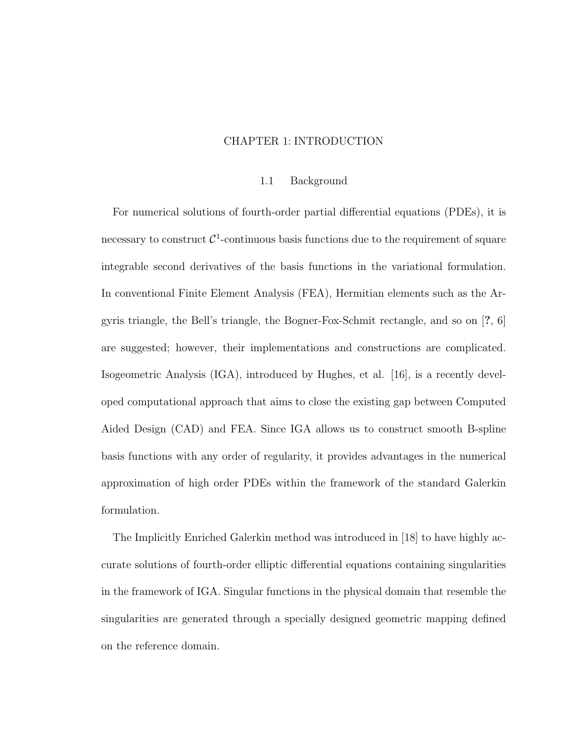# CHAPTER 1: INTRODUCTION

## 1.1 Background

For numerical solutions of fourth-order partial differential equations (PDEs), it is necessary to construct $\mathcal{C}^1$-continuous basis functions due to the requirement of square integrable second derivatives of the basis functions in the variational formulation. In conventional Finite Element Analysis (FEA), Hermitian elements such as the Argyris triangle, the Bell's triangle, the Bogner-Fox-Schmit rectangle, and so on [?, 6] are suggested; however, their implementations and constructions are complicated. Isogeometric Analysis (IGA), introduced by Hughes, et al. [16], is a recently developed computational approach that aims to close the existing gap between Computed Aided Design (CAD) and FEA. Since IGA allows us to construct smooth B-spline basis functions with any order of regularity, it provides advantages in the numerical approximation of high order PDEs within the framework of the standard Galerkin formulation.

The Implicitly Enriched Galerkin method was introduced in [18] to have highly accurate solutions of fourth-order elliptic differential equations containing singularities in the framework of IGA. Singular functions in the physical domain that resemble the singularities are generated through a specially designed geometric mapping defined on the reference domain.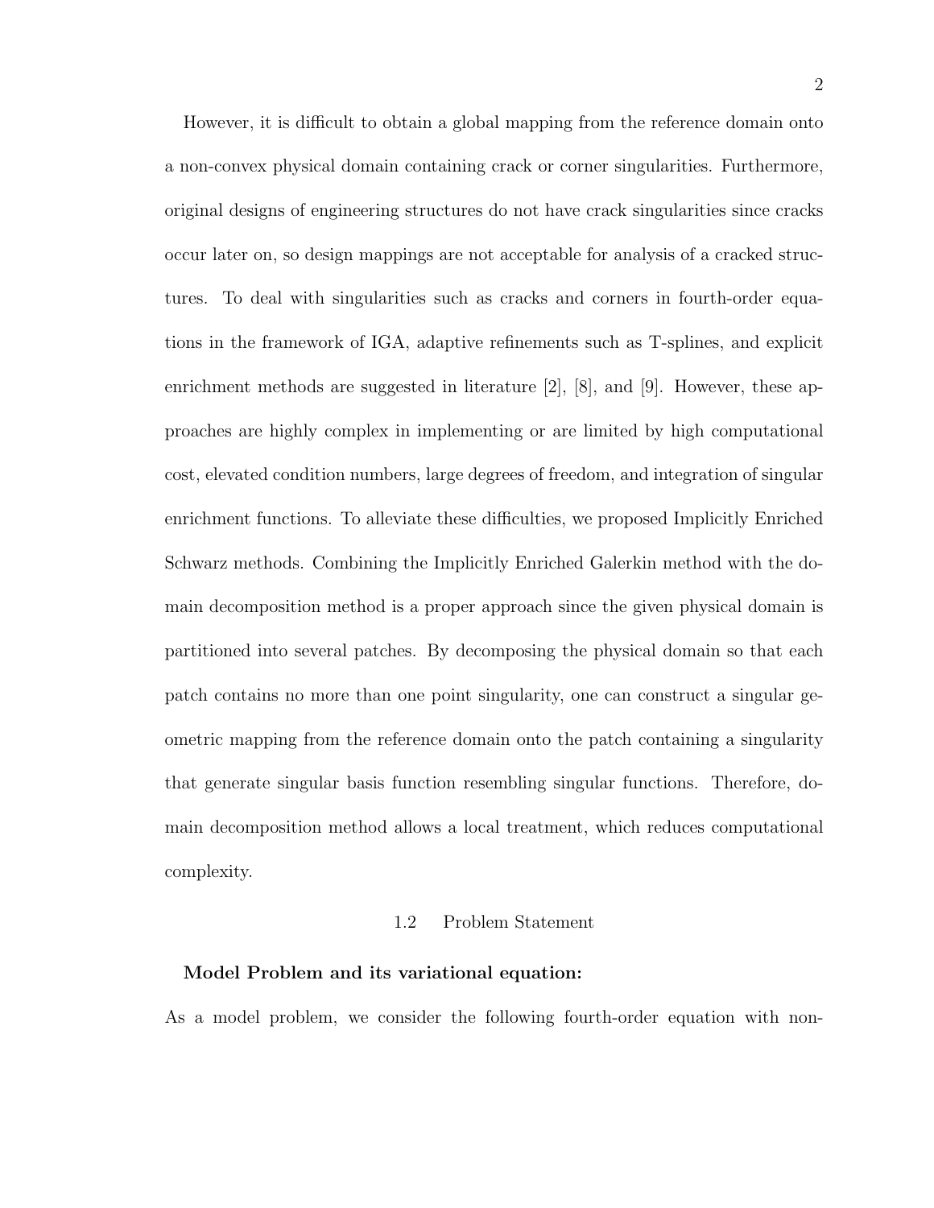However, it is difficult to obtain a global mapping from the reference domain onto a non-convex physical domain containing crack or corner singularities. Furthermore, original designs of engineering structures do not have crack singularities since cracks occur later on, so design mappings are not acceptable for analysis of a cracked structures. To deal with singularities such as cracks and corners in fourth-order equations in the framework of IGA, adaptive refinements such as T-splines, and explicit enrichment methods are suggested in literature [2], [8], and [9]. However, these approaches are highly complex in implementing or are limited by high computational cost, elevated condition numbers, large degrees of freedom, and integration of singular enrichment functions. To alleviate these difficulties, we proposed Implicitly Enriched Schwarz methods. Combining the Implicitly Enriched Galerkin method with the domain decomposition method is a proper approach since the given physical domain is partitioned into several patches. By decomposing the physical domain so that each patch contains no more than one point singularity, one can construct a singular geometric mapping from the reference domain onto the patch containing a singularity that generate singular basis function resembling singular functions. Therefore, domain decomposition method allows a local treatment, which reduces computational complexity.

## 1.2 Problem Statement

**Model Problem and its variational equation:**

As a model problem, we consider the following fourth-order equation with non-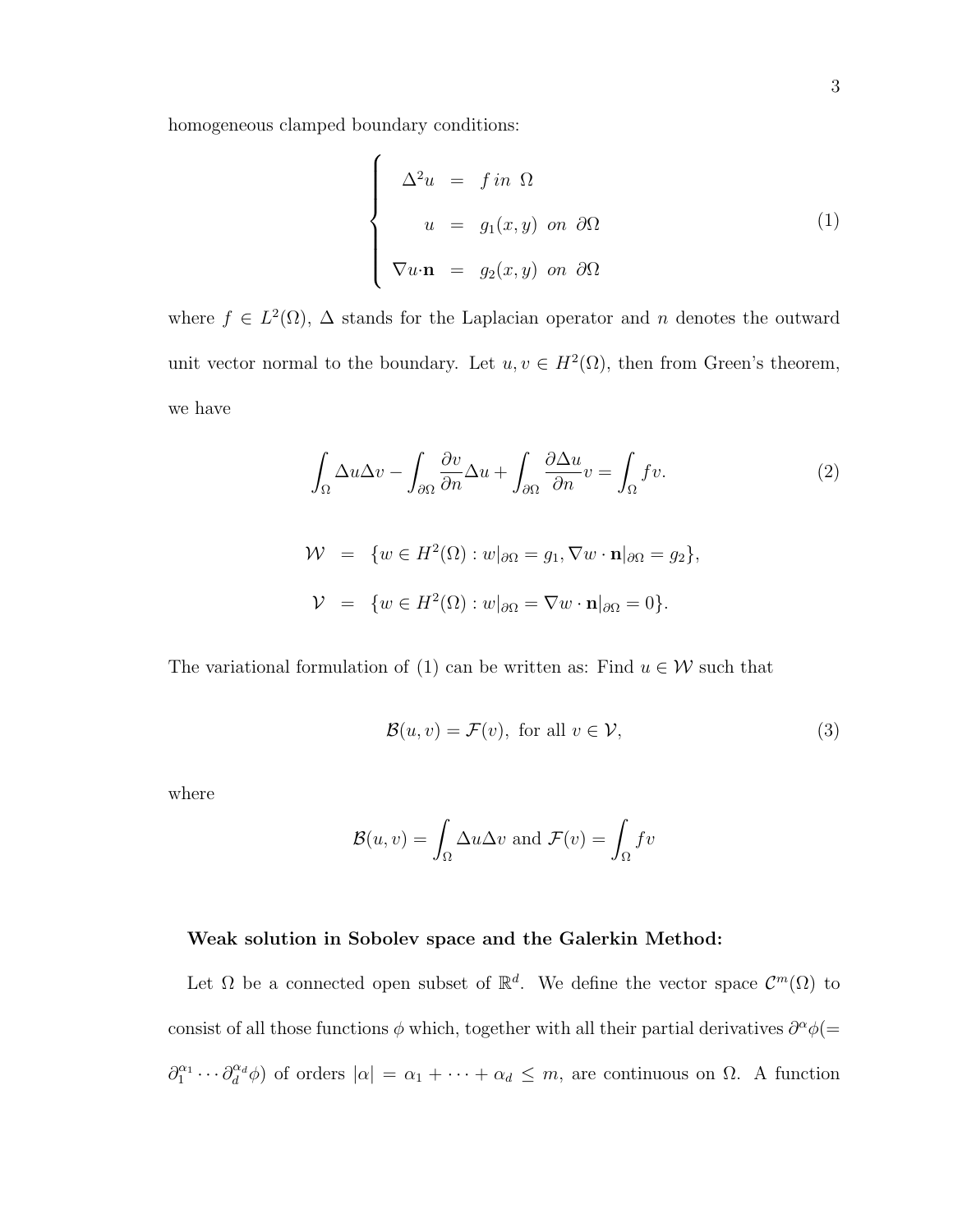homogeneous clamped boundary conditions:

$$
\begin{cases}
\Delta^2 u &= f \; in \;\; \Omega \\
u &= g_1(x,y) \;\; on \;\; \partial\Omega \\
\nabla u{\cdot}\mathbf{n} &= g_2(x,y) \;\; on \;\; \partial\Omega
\end{cases} \tag{1}
$$

where $f \in L^2(\Omega)$, $\Delta$ stands for the Laplacian operator and $n$ denotes the outward unit vector normal to the boundary. Let $u, v \in H^2(\Omega)$, then from Green's theorem, we have

$$
\int_\Omega \Delta u \Delta v - \int_{\partial\Omega} \frac{\partial v}{\partial n} \Delta u + \int_{\partial\Omega} \frac{\partial \Delta u}{\partial n} v = \int_\Omega f v. \tag{2}
$$

$$
\begin{aligned}
\mathcal{W} &= \{w \in H^2(\Omega) : w|_{\partial\Omega} = g_1, \nabla w \cdot \mathbf{n}|_{\partial\Omega} = g_2\}, \\
\mathcal{V} &= \{w \in H^2(\Omega) : w|_{\partial\Omega} = \nabla w \cdot \mathbf{n}|_{\partial\Omega} = 0\}.
\end{aligned}
$$

The variational formulation of (1) can be written as: Find $u \in \mathcal{W}$ such that

$$
\mathcal{B}(u, v) = \mathcal{F}(v), \text{ for all } v \in \mathcal{V}, \tag{3}
$$

where

$$
\mathcal{B}(u, v) = \int_\Omega \Delta u \Delta v \text{ and } \mathcal{F}(v) = \int_\Omega f v
$$

**Weak solution in Sobolev space and the Galerkin Method:**

Let $\Omega$ be a connected open subset of $\mathbb{R}^d$. We define the vector space $\mathcal{C}^m(\Omega)$ to consist of all those functions $\phi$ which, together with all their partial derivatives $\partial^\alpha \phi (= \partial_1^{\alpha_1} \cdots \partial_d^{\alpha_d} \phi)$ of orders $|\alpha| = \alpha_1 + \cdots + \alpha_d \leq m$, are continuous on $\Omega$. A function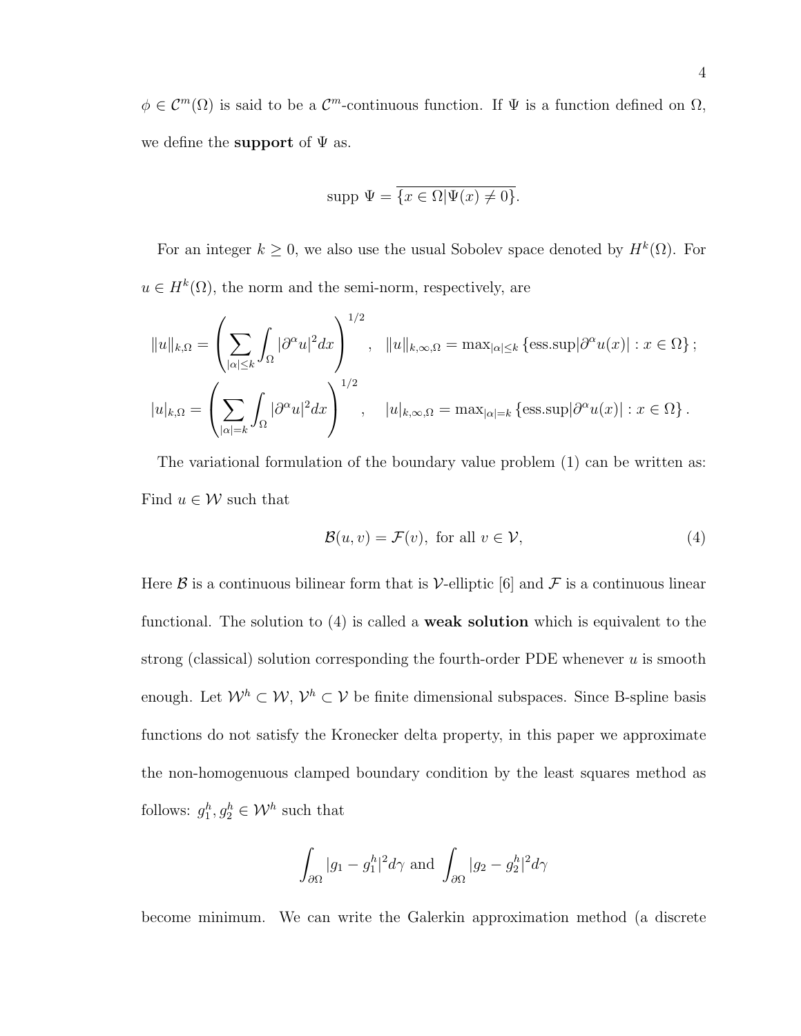$\phi \in \mathcal{C}^m(\Omega)$ is said to be a $\mathcal{C}^m$-continuous function. If $\Psi$ is a function defined on $\Omega$, we define the **support** of $\Psi$ as.

$$\text{supp } \Psi = \overline{\{x \in \Omega | \Psi(x) \neq 0\}}.$$

For an integer $k \geq 0$, we also use the usual Sobolev space denoted by $H^k(\Omega)$. For $u \in H^k(\Omega)$, the norm and the semi-norm, respectively, are

$$\|u\|_{k,\Omega} = \left( \sum_{|\alpha| \leq k} \int_{\Omega} |\partial^{\alpha} u|^2 dx \right)^{1/2}, \quad \|u\|_{k,\infty,\Omega} = \max_{|\alpha| \leq k} \left\{ \text{ess.sup} |\partial^{\alpha} u(x)| : x \in \Omega \right\};$$

$$|u|_{k,\Omega} = \left( \sum_{|\alpha| = k} \int_{\Omega} |\partial^{\alpha} u|^2 dx \right)^{1/2}, \quad |u|_{k,\infty,\Omega} = \max_{|\alpha| = k} \left\{ \text{ess.sup} |\partial^{\alpha} u(x)| : x \in \Omega \right\}.$$

The variational formulation of the boundary value problem (1) can be written as: Find $u \in \mathcal{W}$ such that

$$\mathcal{B}(u, v) = \mathcal{F}(v), \text{ for all } v \in \mathcal{V}, \tag{4}$$

Here $\mathcal{B}$ is a continuous bilinear form that is $\mathcal{V}$-elliptic [6] and $\mathcal{F}$ is a continuous linear functional. The solution to (4) is called a **weak solution** which is equivalent to the strong (classical) solution corresponding the fourth-order PDE whenever $u$ is smooth enough. Let $\mathcal{W}^h \subset \mathcal{W}$, $\mathcal{V}^h \subset \mathcal{V}$ be finite dimensional subspaces. Since B-spline basis functions do not satisfy the Kronecker delta property, in this paper we approximate the non-homogenuous clamped boundary condition by the least squares method as follows: $g_1^h, g_2^h \in \mathcal{W}^h$ such that

$$\int_{\partial\Omega} |g_1 - g_1^h|^2 d\gamma \text{ and } \int_{\partial\Omega} |g_2 - g_2^h|^2 d\gamma$$

become minimum. We can write the Galerkin approximation method (a discrete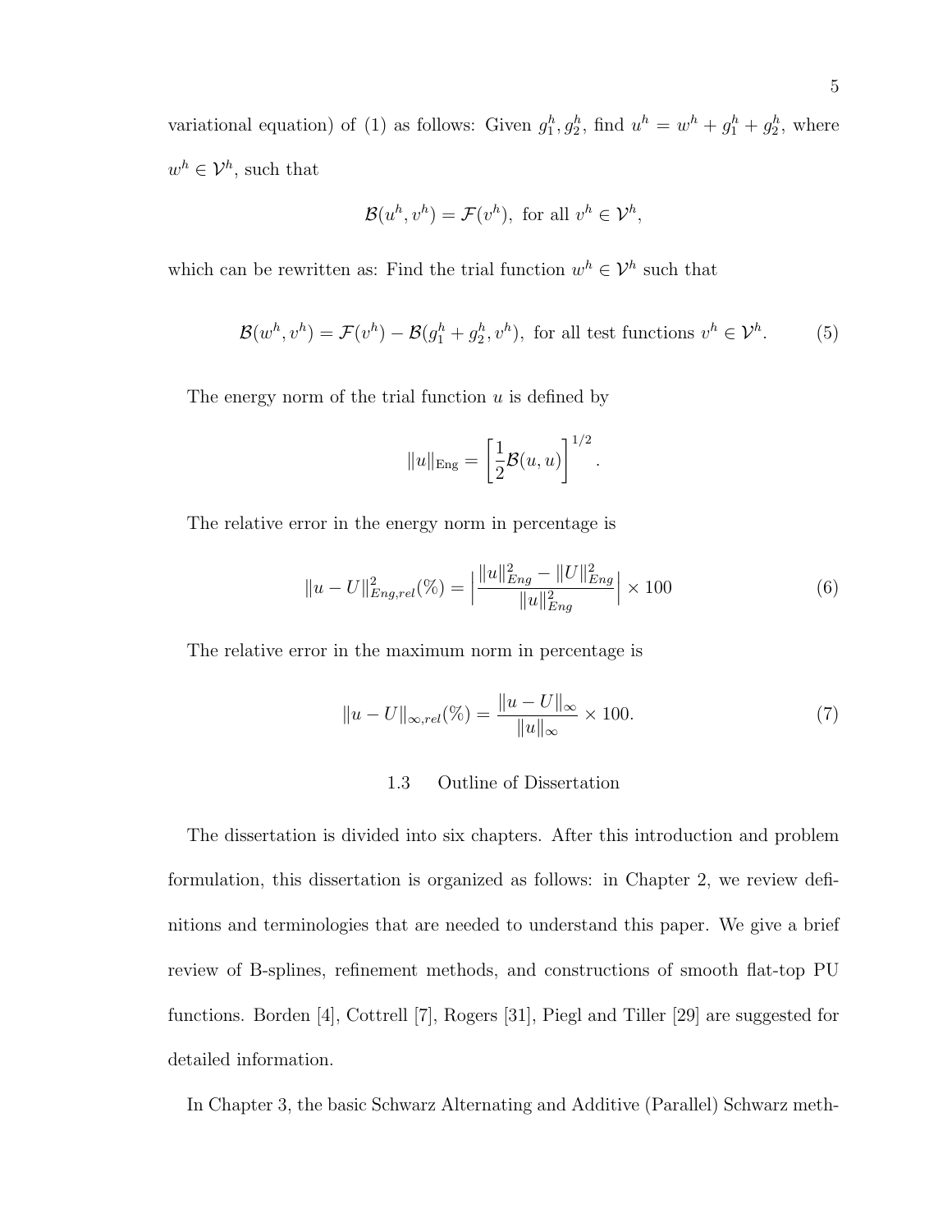variational equation) of (1) as follows: Given $g_1^h, g_2^h$, find $u^h = w^h + g_1^h + g_2^h$, where $w^h \in \mathcal{V}^h$, such that

$$\mathcal{B}(u^h, v^h) = \mathcal{F}(v^h), \text{ for all } v^h \in \mathcal{V}^h,$$

which can be rewritten as: Find the trial function $w^h \in \mathcal{V}^h$ such that

$$\mathcal{B}(w^h, v^h) = \mathcal{F}(v^h) - \mathcal{B}(g_1^h + g_2^h, v^h), \text{ for all test functions } v^h \in \mathcal{V}^h. \tag{5}$$

The energy norm of the trial function $u$ is defined by

$$\|u\|_{\text{Eng}} = \left[\frac{1}{2}\mathcal{B}(u, u)\right]^{1/2}.$$

The relative error in the energy norm in percentage is

$$\|u - U\|_{Eng,rel}^2(\%) = \Big|\frac{\|u\|_{Eng}^2 - \|U\|_{Eng}^2}{\|u\|_{Eng}^2}\Big| \times 100 \tag{6}$$

The relative error in the maximum norm in percentage is

$$\|u - U\|_{\infty,rel}(\%) = \frac{\|u - U\|_{\infty}}{\|u\|_{\infty}} \times 100. \tag{7}$$

### 1.3 Outline of Dissertation

The dissertation is divided into six chapters. After this introduction and problem formulation, this dissertation is organized as follows: in Chapter 2, we review definitions and terminologies that are needed to understand this paper. We give a brief review of B-splines, refinement methods, and constructions of smooth flat-top PU functions. Borden [4], Cottrell [7], Rogers [31], Piegl and Tiller [29] are suggested for detailed information.

In Chapter 3, the basic Schwarz Alternating and Additive (Parallel) Schwarz meth-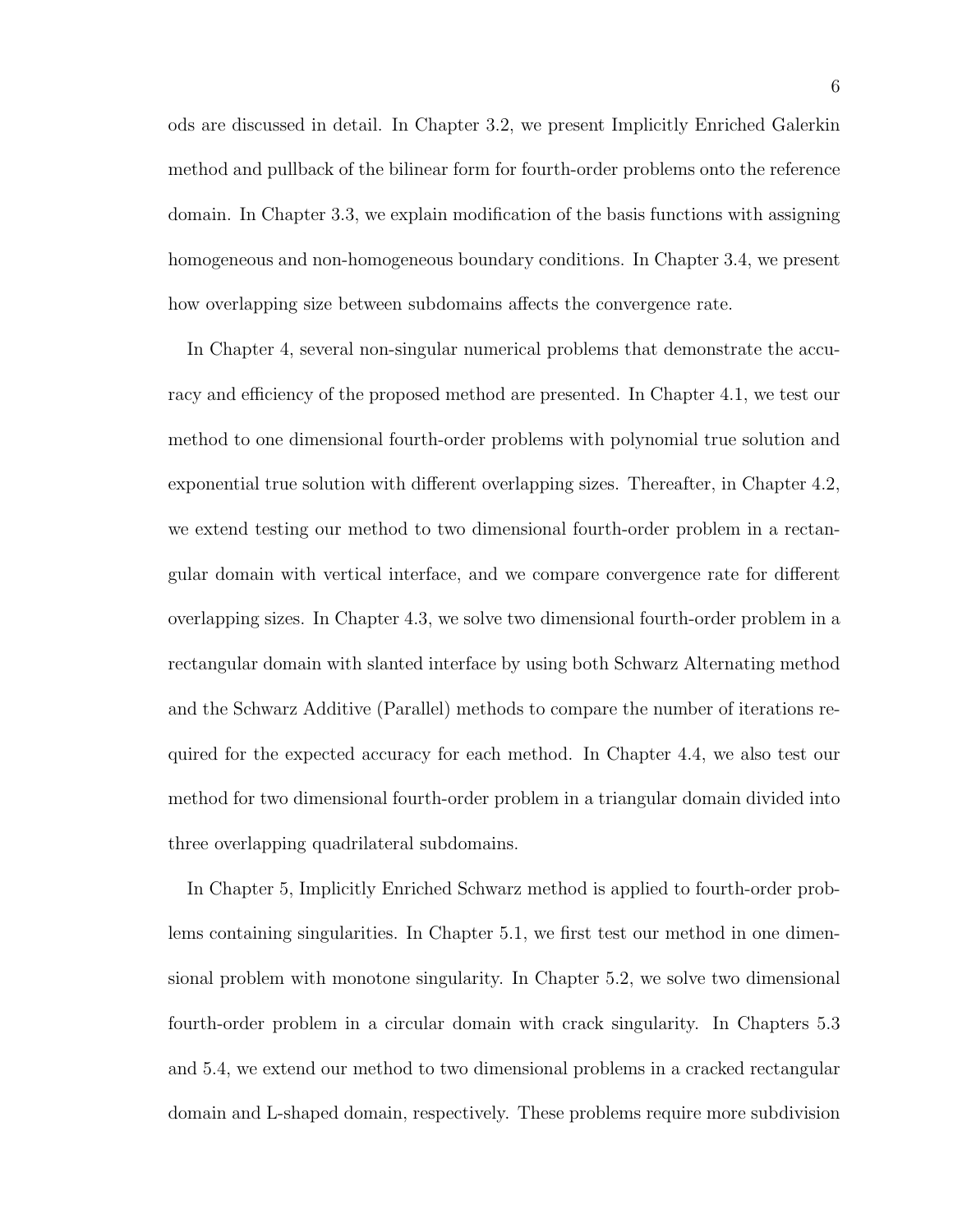ods are discussed in detail. In Chapter 3.2, we present Implicitly Enriched Galerkin method and pullback of the bilinear form for fourth-order problems onto the reference domain. In Chapter 3.3, we explain modification of the basis functions with assigning homogeneous and non-homogeneous boundary conditions. In Chapter 3.4, we present how overlapping size between subdomains affects the convergence rate.

In Chapter 4, several non-singular numerical problems that demonstrate the accuracy and efficiency of the proposed method are presented. In Chapter 4.1, we test our method to one dimensional fourth-order problems with polynomial true solution and exponential true solution with different overlapping sizes. Thereafter, in Chapter 4.2, we extend testing our method to two dimensional fourth-order problem in a rectangular domain with vertical interface, and we compare convergence rate for different overlapping sizes. In Chapter 4.3, we solve two dimensional fourth-order problem in a rectangular domain with slanted interface by using both Schwarz Alternating method and the Schwarz Additive (Parallel) methods to compare the number of iterations required for the expected accuracy for each method. In Chapter 4.4, we also test our method for two dimensional fourth-order problem in a triangular domain divided into three overlapping quadrilateral subdomains.

In Chapter 5, Implicitly Enriched Schwarz method is applied to fourth-order problems containing singularities. In Chapter 5.1, we first test our method in one dimensional problem with monotone singularity. In Chapter 5.2, we solve two dimensional fourth-order problem in a circular domain with crack singularity. In Chapters 5.3 and 5.4, we extend our method to two dimensional problems in a cracked rectangular domain and L-shaped domain, respectively. These problems require more subdivision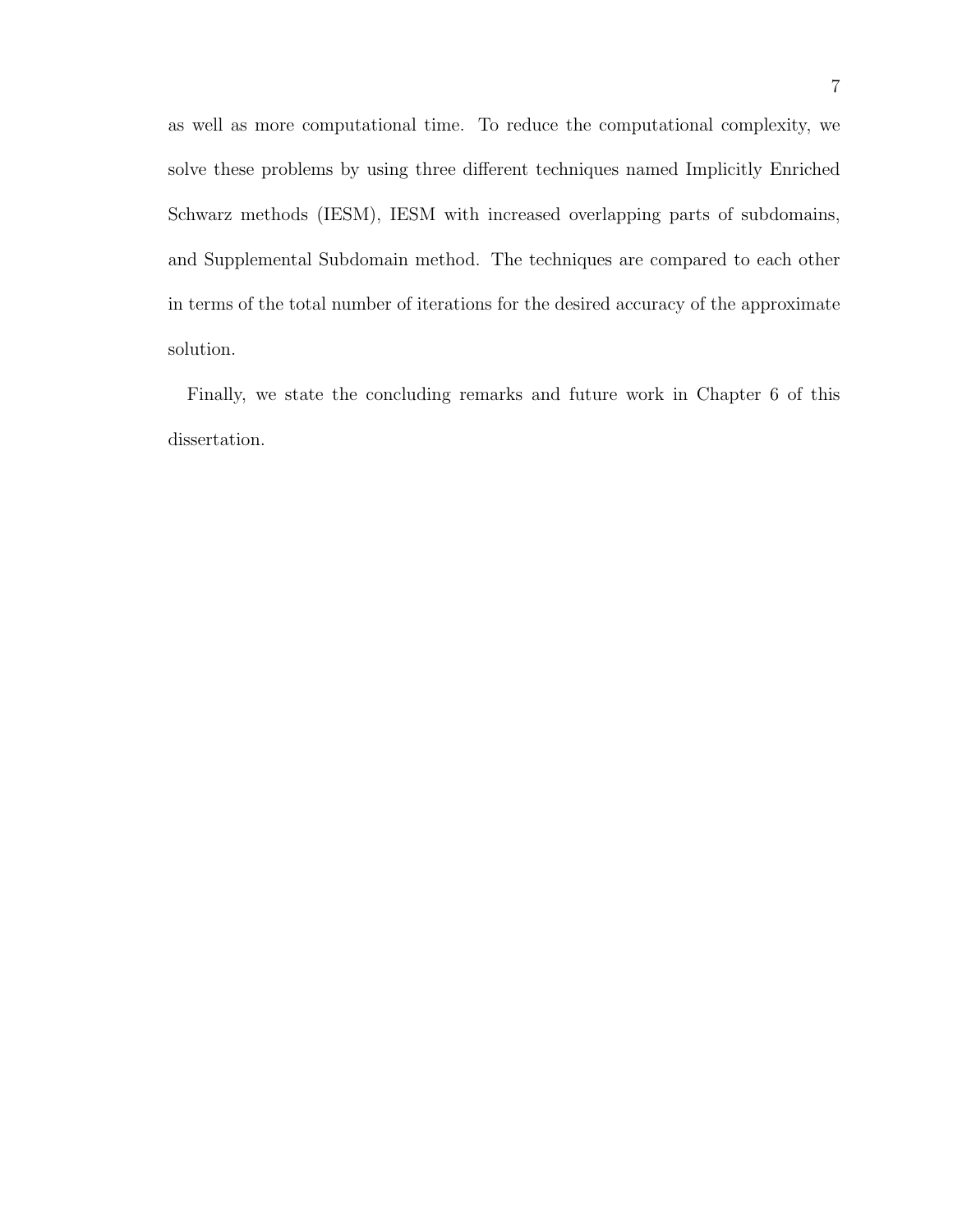as well as more computational time. To reduce the computational complexity, we solve these problems by using three different techniques named Implicitly Enriched Schwarz methods (IESM), IESM with increased overlapping parts of subdomains, and Supplemental Subdomain method. The techniques are compared to each other in terms of the total number of iterations for the desired accuracy of the approximate solution.

Finally, we state the concluding remarks and future work in Chapter 6 of this dissertation.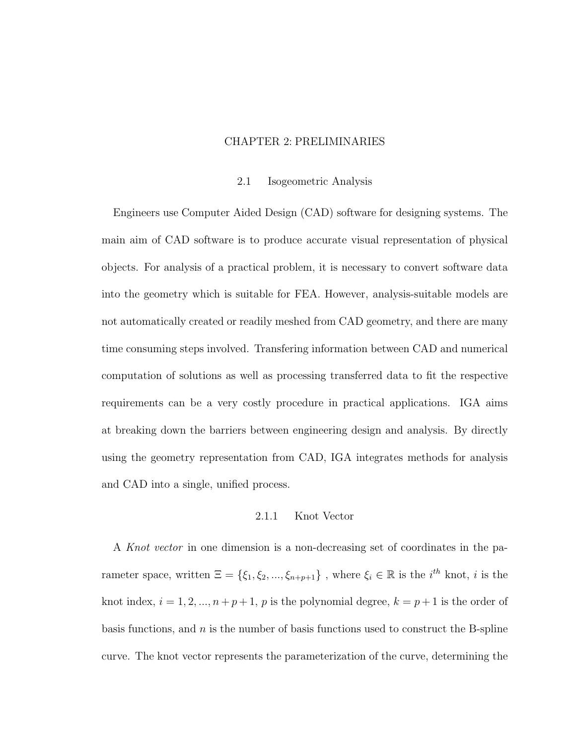# CHAPTER 2: PRELIMINARIES

## 2.1 Isogeometric Analysis

Engineers use Computer Aided Design (CAD) software for designing systems. The main aim of CAD software is to produce accurate visual representation of physical objects. For analysis of a practical problem, it is necessary to convert software data into the geometry which is suitable for FEA. However, analysis-suitable models are not automatically created or readily meshed from CAD geometry, and there are many time consuming steps involved. Transfering information between CAD and numerical computation of solutions as well as processing transferred data to fit the respective requirements can be a very costly procedure in practical applications. IGA aims at breaking down the barriers between engineering design and analysis. By directly using the geometry representation from CAD, IGA integrates methods for analysis and CAD into a single, unified process.

### 2.1.1 Knot Vector

A *Knot vector* in one dimension is a non-decreasing set of coordinates in the parameter space, written $\Xi = \{\xi_1, \xi_2, ..., \xi_{n+p+1}\}$ , where $\xi_i \in \mathbb{R}$ is the $i^{th}$ knot, $i$ is the knot index, $i = 1, 2, ..., n + p + 1$, $p$ is the polynomial degree, $k = p + 1$ is the order of basis functions, and $n$ is the number of basis functions used to construct the B-spline curve. The knot vector represents the parameterization of the curve, determining the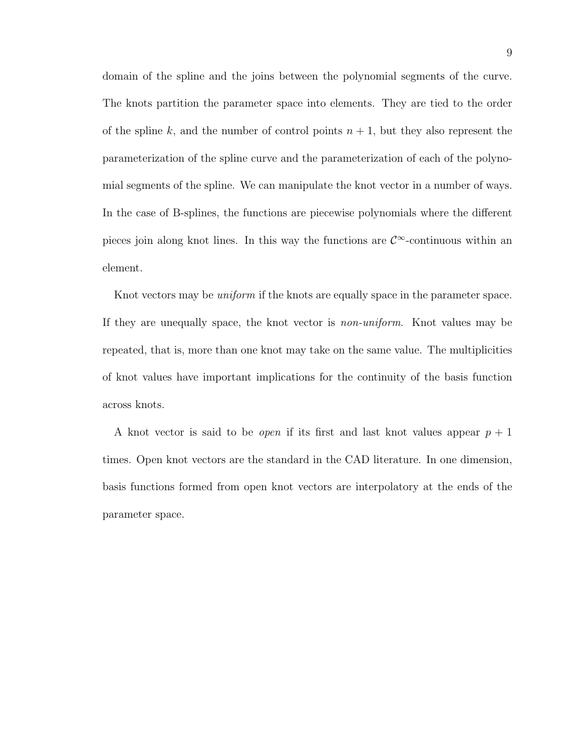domain of the spline and the joins between the polynomial segments of the curve. The knots partition the parameter space into elements. They are tied to the order of the spline $k$, and the number of control points $n + 1$, but they also represent the parameterization of the spline curve and the parameterization of each of the polynomial segments of the spline. We can manipulate the knot vector in a number of ways. In the case of B-splines, the functions are piecewise polynomials where the different pieces join along knot lines. In this way the functions are $\mathcal{C}^{\infty}$-continuous within an element.

Knot vectors may be *uniform* if the knots are equally space in the parameter space. If they are unequally space, the knot vector is *non-uniform*. Knot values may be repeated, that is, more than one knot may take on the same value. The multiplicities of knot values have important implications for the continuity of the basis function across knots.

A knot vector is said to be *open* if its first and last knot values appear $p + 1$ times. Open knot vectors are the standard in the CAD literature. In one dimension, basis functions formed from open knot vectors are interpolatory at the ends of the parameter space.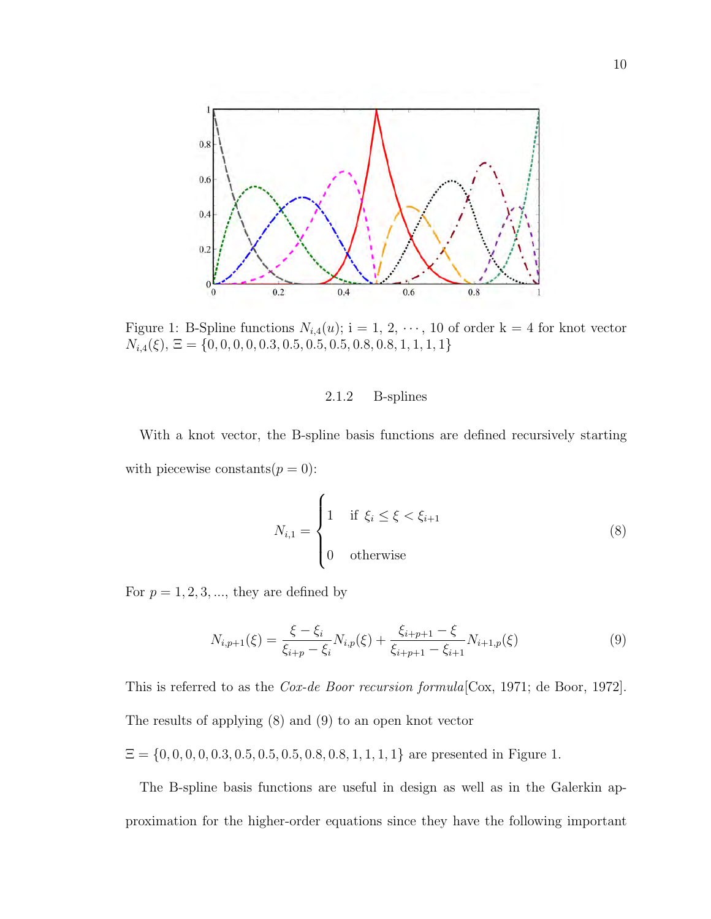Figure 1: B-Spline functions $N_{i,4}(u)$; i = 1, 2, $\cdots$, 10 of order k = 4 for knot vector $N_{i,4}(\xi)$, $\Xi = \{0, 0, 0, 0, 0.3, 0.5, 0.5, 0.5, 0.8, 0.8, 1, 1, 1, 1\}$

#### 2.1.2 B-splines

With a knot vector, the B-spline basis functions are defined recursively starting with piecewise constants($p = 0$):

$$N_{i,1} = \begin{cases} 1 & \text{if } \xi_i \leq \xi < \xi_{i+1} \\ 0 & \text{otherwise} \end{cases} \tag{8}$$

For $p = 1, 2, 3, ...$, they are defined by

$$N_{i,p+1}(\xi) = \frac{\xi - \xi_i}{\xi_{i+p} - \xi_i} N_{i,p}(\xi) + \frac{\xi_{i+p+1} - \xi}{\xi_{i+p+1} - \xi_{i+1}} N_{i+1,p}(\xi) \tag{9}$$

This is referred to as the *Cox-de Boor recursion formula*[Cox, 1971; de Boor, 1972]. The results of applying (8) and (9) to an open knot vector
$\Xi = \{0, 0, 0, 0, 0.3, 0.5, 0.5, 0.5, 0.8, 0.8, 1, 1, 1, 1\}$ are presented in Figure 1.

The B-spline basis functions are useful in design as well as in the Galerkin approximation for the higher-order equations since they have the following important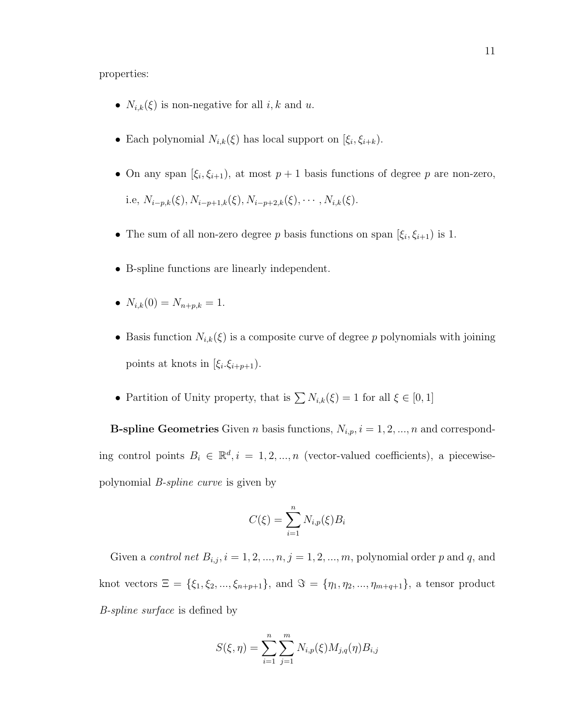properties:

- $N_{i,k}(\xi)$ is non-negative for all $i, k$ and $u$.
- Each polynomial $N_{i,k}(\xi)$ has local support on $[\xi_i, \xi_{i+k})$.
- On any span $[\xi_i, \xi_{i+1})$, at most $p+1$ basis functions of degree $p$ are non-zero, i.e, $N_{i-p,k}(\xi), N_{i-p+1,k}(\xi), N_{i-p+2,k}(\xi), \cdots, N_{i,k}(\xi)$.
- The sum of all non-zero degree $p$ basis functions on span $[\xi_i, \xi_{i+1})$ is 1.
- B-spline functions are linearly independent.
- $N_{i,k}(0) = N_{n+p,k} = 1$.
- Basis function $N_{i,k}(\xi)$ is a composite curve of degree $p$ polynomials with joining points at knots in $[\xi_i.\xi_{i+p+1})$.
- Partition of Unity property, that is $\sum N_{i,k}(\xi) = 1$ for all $\xi \in [0, 1]$

**B-spline Geometries** Given $n$ basis functions, $N_{i,p}, i = 1, 2, ..., n$ and corresponding control points $B_i \in \mathbb{R}^d, i = 1, 2, ..., n$ (vector-valued coefficients), a piecewise-polynomial *B-spline curve* is given by

$$C(\xi) = \sum_{i=1}^{n} N_{i,p}(\xi) B_i$$

Given a *control net* $B_{i,j}, i = 1, 2, ..., n, j = 1, 2, ..., m$, polynomial order $p$ and $q$, and knot vectors $\Xi = \{\xi_1, \xi_2, ..., \xi_{n+p+1}\}$, and $\Im = \{\eta_1, \eta_2, ..., \eta_{m+q+1}\}$, a tensor product *B-spline surface* is defined by

$$S(\xi, \eta) = \sum_{i=1}^{n} \sum_{j=1}^{m} N_{i,p}(\xi) M_{j,q}(\eta) B_{i,j}$$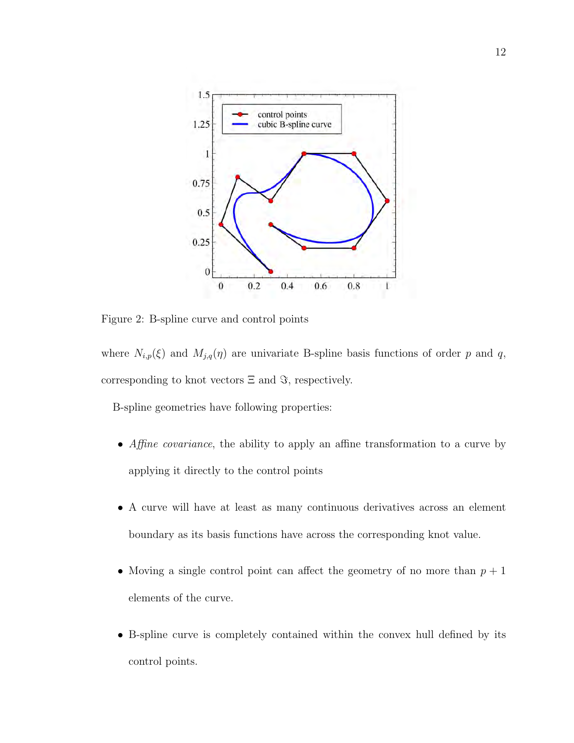Figure 2: B-spline curve and control points

where $N_{i,p}(\xi)$ and $M_{j,q}(\eta)$ are univariate B-spline basis functions of order $p$ and $q$, corresponding to knot vectors $\Xi$ and $\Im$, respectively.

B-spline geometries have following properties:

- *Affine covariance*, the ability to apply an affine transformation to a curve by applying it directly to the control points
- A curve will have at least as many continuous derivatives across an element boundary as its basis functions have across the corresponding knot value.
- Moving a single control point can affect the geometry of no more than $p + 1$ elements of the curve.
- B-spline curve is completely contained within the convex hull defined by its control points.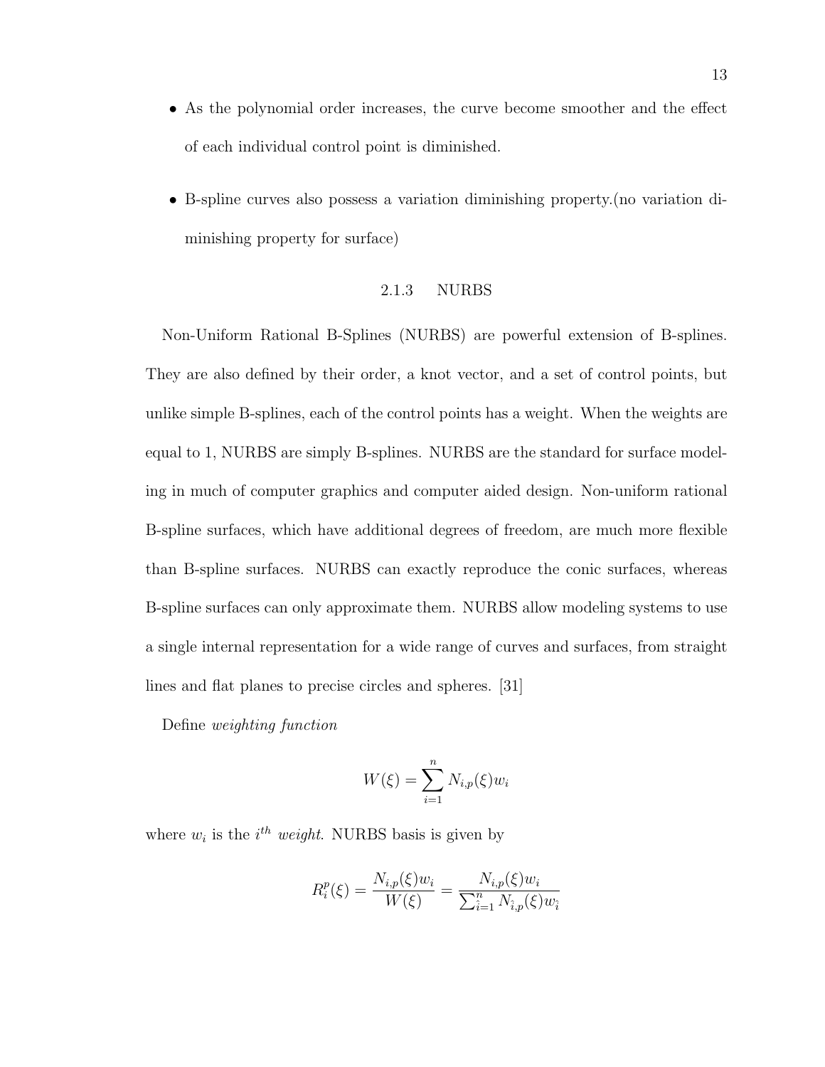- As the polynomial order increases, the curve become smoother and the effect of each individual control point is diminished.

- B-spline curves also possess a variation diminishing property.(no variation diminishing property for surface)

### 2.1.3 NURBS

Non-Uniform Rational B-Splines (NURBS) are powerful extension of B-splines. They are also defined by their order, a knot vector, and a set of control points, but unlike simple B-splines, each of the control points has a weight. When the weights are equal to 1, NURBS are simply B-splines. NURBS are the standard for surface modeling in much of computer graphics and computer aided design. Non-uniform rational B-spline surfaces, which have additional degrees of freedom, are much more flexible than B-spline surfaces. NURBS can exactly reproduce the conic surfaces, whereas B-spline surfaces can only approximate them. NURBS allow modeling systems to use a single internal representation for a wide range of curves and surfaces, from straight lines and flat planes to precise circles and spheres. [31]

Define *weighting function*

$$W(\xi) = \sum_{i=1}^{n} N_{i,p}(\xi) w_i$$

where $w_i$ is the $i^{th}$ *weight*. NURBS basis is given by

$$R_i^p(\xi) = \frac{N_{i,p}(\xi) w_i}{W(\xi)} = \frac{N_{i,p}(\xi) w_i}{\sum_{\hat{i}=1}^{n} N_{\hat{i},p}(\xi) w_{\hat{i}}}$$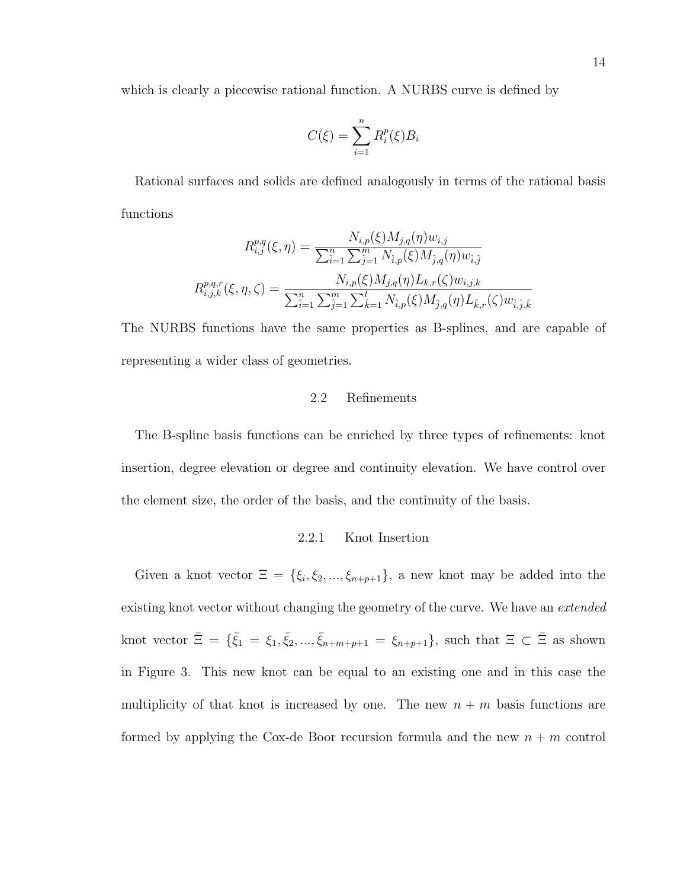which is clearly a piecewise rational function. A NURBS curve is defined by

$$C(\xi) = \sum_{i=1}^{n} R_i^p(\xi) B_i$$

Rational surfaces and solids are defined analogously in terms of the rational basis functions

$$R_{i,j}^{p,q}(\xi,\eta) = \frac{N_{i,p}(\xi) M_{j,q}(\eta) w_{i,j}}{\sum_{\hat{i}=1}^{n} \sum_{\hat{j}=1}^{m} N_{\hat{i},p}(\xi) M_{\hat{j},q}(\eta) w_{\hat{i},\hat{j}}}$$

$$R_{i,j,k}^{p,q,r}(\xi,\eta,\zeta) = \frac{N_{i,p}(\xi) M_{j,q}(\eta) L_{k,r}(\zeta) w_{i,j,k}}{\sum_{\hat{i}=1}^{n} \sum_{\hat{j}=1}^{m} \sum_{\hat{k}=1}^{l} N_{\hat{i},p}(\xi) M_{\hat{j},q}(\eta) L_{\hat{k},r}(\zeta) w_{\hat{i},\hat{j},\hat{k}}}$$

The NURBS functions have the same properties as B-splines, and are capable of representing a wider class of geometries.

## 2.2 Refinements

The B-spline basis functions can be enriched by three types of refinements: knot insertion, degree elevation or degree and continuity elevation. We have control over the element size, the order of the basis, and the continuity of the basis.

### 2.2.1 Knot Insertion

Given a knot vector $\Xi = \{\xi_i, \xi_2, ..., \xi_{n+p+1}\}$, a new knot may be added into the existing knot vector without changing the geometry of the curve. We have an *extended* knot vector $\bar{\Xi} = \{\bar{\xi}_1 = \xi_1, \bar{\xi}_2, ..., \bar{\xi}_{n+m+p+1} = \xi_{n+p+1}\}$, such that $\Xi \subset \bar{\Xi}$ as shown in Figure 3. This new knot can be equal to an existing one and in this case the multiplicity of that knot is increased by one. The new $n+m$ basis functions are formed by applying the Cox-de Boor recursion formula and the new $n+m$ control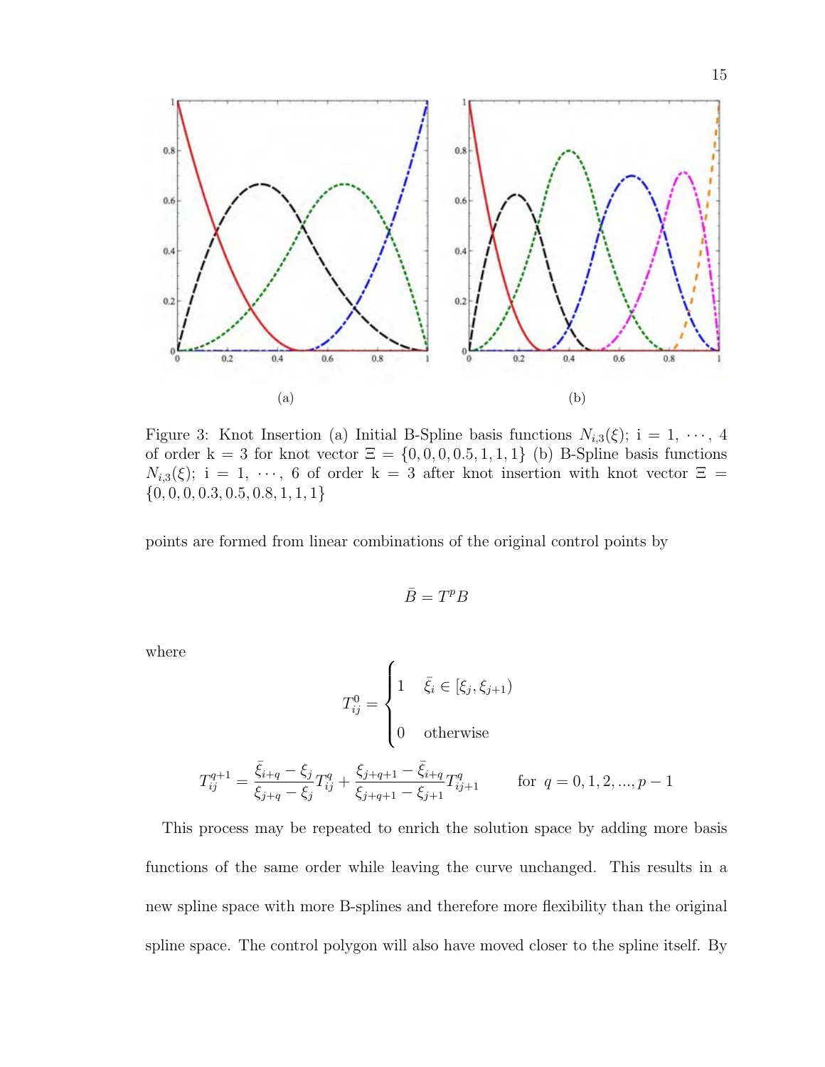Figure 3: Knot Insertion (a) Initial B-Spline basis functions $N_{i,3}(\xi)$; i = 1, $\cdots$, 4 of order k = 3 for knot vector $\Xi = \{0, 0, 0, 0.5, 1, 1, 1\}$ (b) B-Spline basis functions $N_{i,3}(\xi)$; i = 1, $\cdots$, 6 of order k = 3 after knot insertion with knot vector $\Xi = \{0, 0, 0, 0.3, 0.5, 0.8, 1, 1, 1\}$

points are formed from linear combinations of the original control points by

$$\bar{B} = T^p B$$

where

$$T^0_{ij} = \begin{cases} 1 & \bar{\xi}_i \in [\xi_j, \xi_{j+1}) \\ 0 & \text{otherwise} \end{cases}$$

$$T^{q+1}_{ij} = \frac{\bar{\xi}_{i+q} - \xi_j}{\xi_{j+q} - \xi_j} T^q_{ij} + \frac{\xi_{j+q+1} - \bar{\xi}_{i+q}}{\xi_{j+q+1} - \xi_{j+1}} T^q_{ij+1} \qquad \text{for } q = 0, 1, 2, ..., p-1$$

This process may be repeated to enrich the solution space by adding more basis functions of the same order while leaving the curve unchanged. This results in a new spline space with more B-splines and therefore more flexibility than the original spline space. The control polygon will also have moved closer to the spline itself. By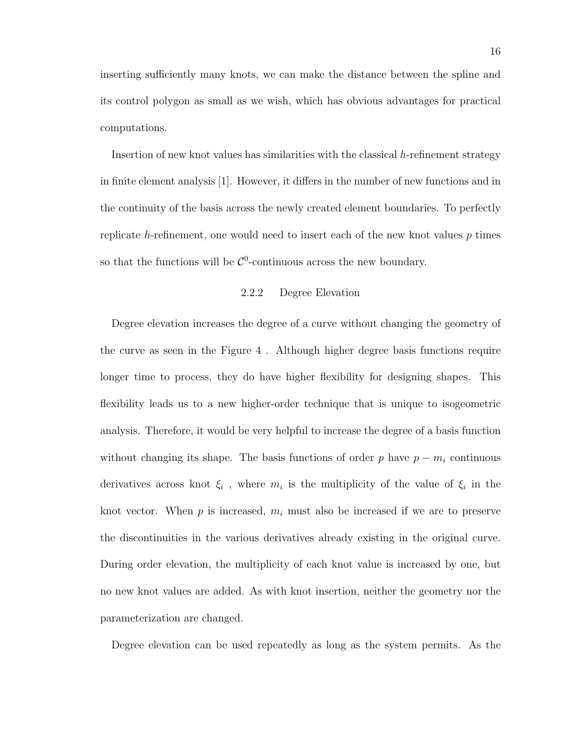inserting sufficiently many knots, we can make the distance between the spline and its control polygon as small as we wish, which has obvious advantages for practical computations.

Insertion of new knot values has similarities with the classical $h$-refinement strategy in finite element analysis [1]. However, it differs in the number of new functions and in the continuity of the basis across the newly created element boundaries. To perfectly replicate $h$-refinement, one would need to insert each of the new knot values $p$ times so that the functions will be $\mathcal{C}^0$-continuous across the new boundary.

### 2.2.2 Degree Elevation

Degree elevation increases the degree of a curve without changing the geometry of the curve as seen in the Figure 4 . Although higher degree basis functions require longer time to process, they do have higher flexibility for designing shapes. This flexibility leads us to a new higher-order technique that is unique to isogeometric analysis. Therefore, it would be very helpful to increase the degree of a basis function without changing its shape. The basis functions of order $p$ have $p - m_i$ continuous derivatives across knot $\xi_i$ , where $m_i$ is the multiplicity of the value of $\xi_i$ in the knot vector. When $p$ is increased, $m_i$ must also be increased if we are to preserve the discontinuities in the various derivatives already existing in the original curve. During order elevation, the multiplicity of each knot value is increased by one, but no new knot values are added. As with knot insertion, neither the geometry nor the parameterization are changed.

Degree elevation can be used repeatedly as long as the system permits. As the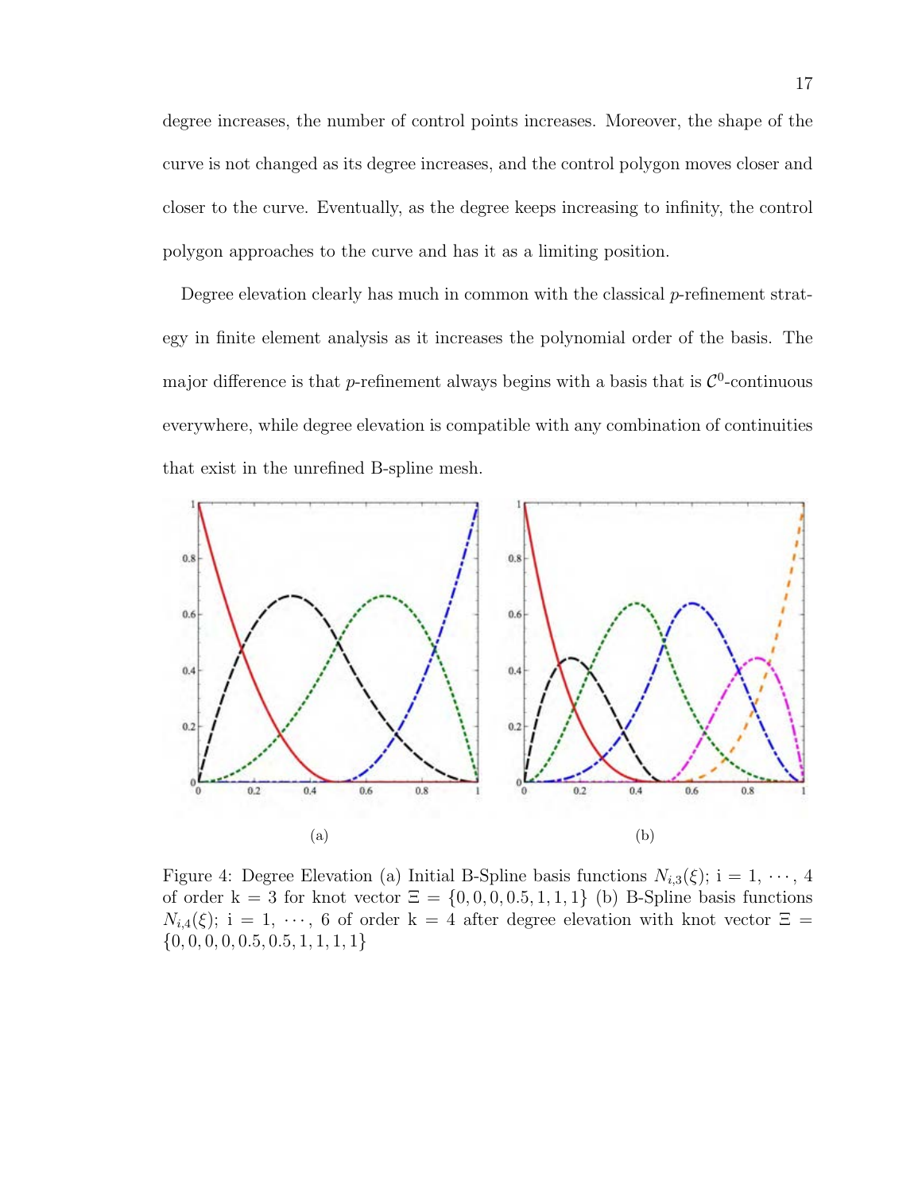degree increases, the number of control points increases. Moreover, the shape of the curve is not changed as its degree increases, and the control polygon moves closer and closer to the curve. Eventually, as the degree keeps increasing to infinity, the control polygon approaches to the curve and has it as a limiting position.

Degree elevation clearly has much in common with the classical $p$-refinement strategy in finite element analysis as it increases the polynomial order of the basis. The major difference is that $p$-refinement always begins with a basis that is $\mathcal{C}^0$-continuous everywhere, while degree elevation is compatible with any combination of continuities that exist in the unrefined B-spline mesh.

(a)

(b)

Figure 4: Degree Elevation (a) Initial B-Spline basis functions $N_{i,3}(\xi)$; i = 1, $\cdots$, 4 of order k = 3 for knot vector $\Xi = \{0, 0, 0, 0.5, 1, 1, 1\}$ (b) B-Spline basis functions $N_{i,4}(\xi)$; i = 1, $\cdots$, 6 of order k = 4 after degree elevation with knot vector $\Xi = \{0, 0, 0, 0, 0.5, 0.5, 1, 1, 1, 1\}$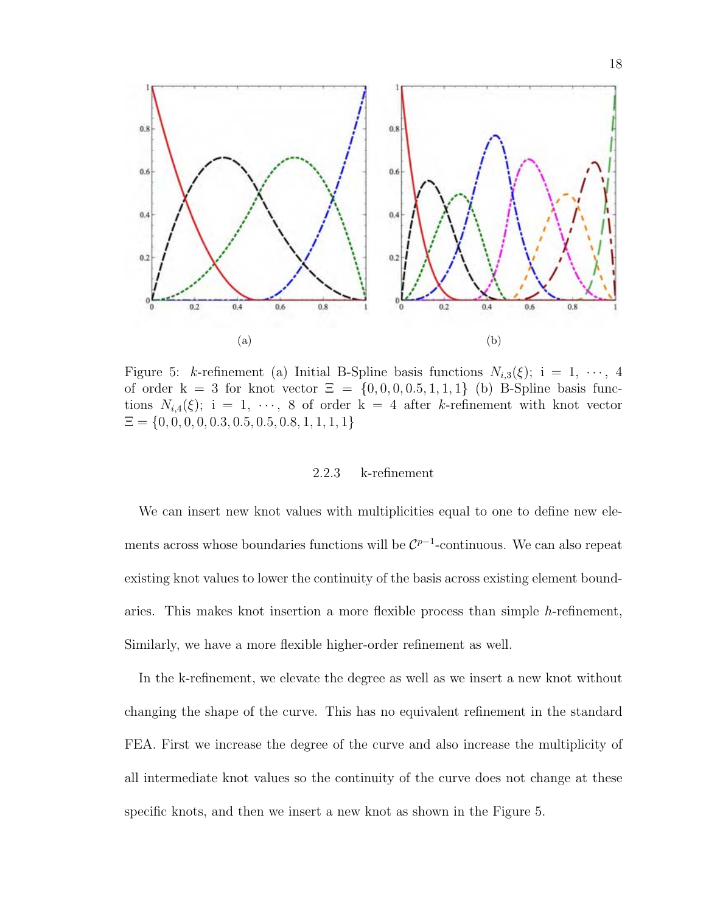(a)

(b)

Figure 5: $k$-refinement (a) Initial B-Spline basis functions $N_{i,3}(\xi)$; i = 1, $\cdots$, 4 of order k = 3 for knot vector $\Xi = \{0, 0, 0, 0.5, 1, 1, 1\}$ (b) B-Spline basis functions $N_{i,4}(\xi)$; i = 1, $\cdots$, 8 of order k = 4 after $k$-refinement with knot vector $\Xi = \{0, 0, 0, 0, 0.3, 0.5, 0.5, 0.8, 1, 1, 1, 1\}$

### 2.2.3 k-refinement

We can insert new knot values with multiplicities equal to one to define new elements across whose boundaries functions will be $\mathcal{C}^{p-1}$-continuous. We can also repeat existing knot values to lower the continuity of the basis across existing element boundaries. This makes knot insertion a more flexible process than simple $h$-refinement, Similarly, we have a more flexible higher-order refinement as well.

In the k-refinement, we elevate the degree as well as we insert a new knot without changing the shape of the curve. This has no equivalent refinement in the standard FEA. First we increase the degree of the curve and also increase the multiplicity of all intermediate knot values so the continuity of the curve does not change at these specific knots, and then we insert a new knot as shown in the Figure 5.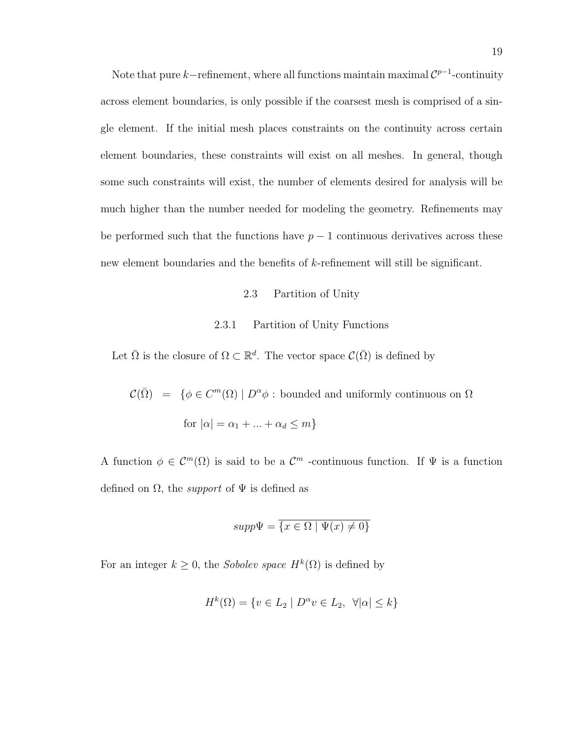Note that pure $k-$refinement, where all functions maintain maximal $\mathcal{C}^{p-1}$-continuity across element boundaries, is only possible if the coarsest mesh is comprised of a single element. If the initial mesh places constraints on the continuity across certain element boundaries, these constraints will exist on all meshes. In general, though some such constraints will exist, the number of elements desired for analysis will be much higher than the number needed for modeling the geometry. Refinements may be performed such that the functions have $p-1$ continuous derivatives across these new element boundaries and the benefits of $k$-refinement will still be significant.

## 2.3 Partition of Unity

### 2.3.1 Partition of Unity Functions

Let $\bar{\Omega}$ is the closure of $\Omega \subset \mathbb{R}^d$. The vector space $\mathcal{C}(\bar{\Omega})$ is defined by

$$
\begin{aligned}
\mathcal{C}(\bar{\Omega}) \;\; = \;\; &\{\phi \in C^m(\Omega) \mid D^\alpha \phi : \text{ bounded and uniformly continuous on } \Omega \\
&\text{for } |\alpha| = \alpha_1 + ... + \alpha_d \leq m\}
\end{aligned}
$$

A function $\phi \in \mathcal{C}^m(\Omega)$ is said to be a $\mathcal{C}^m$ -continuous function. If $\Psi$ is a function defined on $\Omega$, the *support* of $\Psi$ is defined as

$$
supp\Psi = \overline{\{x \in \Omega \mid \Psi(x) \neq 0\}}
$$

For an integer $k \geq 0$, the *Sobolev space* $H^k(\Omega)$ is defined by

$$
H^k(\Omega) = \{v \in L_2 \mid D^\alpha v \in L_2, \;\; \forall |\alpha| \leq k\}
$$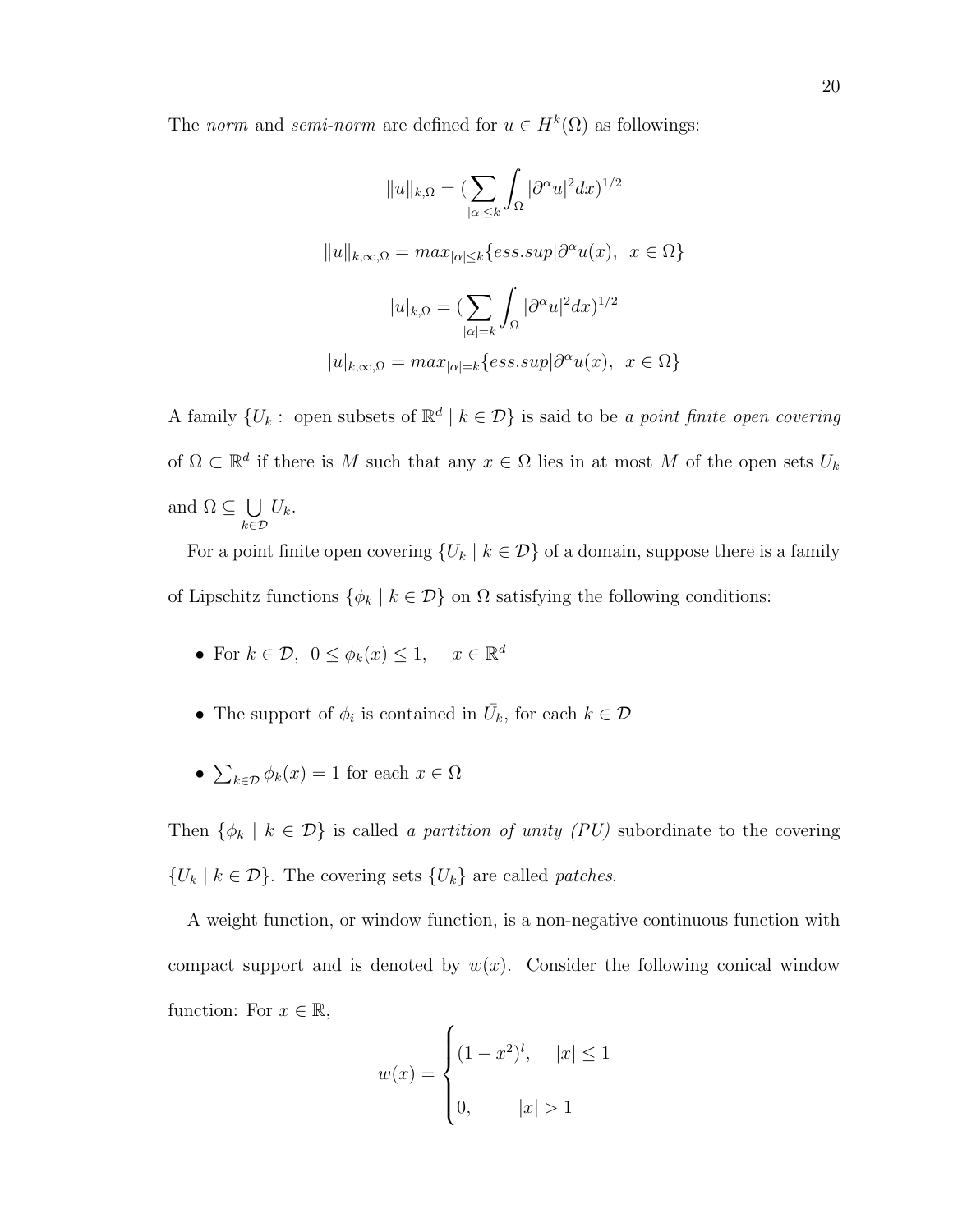The *norm* and *semi-norm* are defined for $u \in H^k(\Omega)$ as followings:

$$\|u\|_{k,\Omega} = (\sum_{|\alpha|\leq k} \int_\Omega |\partial^\alpha u|^2 dx)^{1/2}$$

$$\|u\|_{k,\infty,\Omega} = max_{|\alpha|\leq k}\{ess.sup|\partial^\alpha u(x), \;\; x \in \Omega\}$$

$$|u|_{k,\Omega} = (\sum_{|\alpha|=k} \int_\Omega |\partial^\alpha u|^2 dx)^{1/2}$$

$$|u|_{k,\infty,\Omega} = max_{|\alpha|=k}\{ess.sup|\partial^\alpha u(x), \;\; x \in \Omega\}$$

A family $\{U_k :$ open subsets of $\mathbb{R}^d \mid k \in \mathcal{D}\}$ is said to be *a point finite open covering* of $\Omega \subset \mathbb{R}^d$ if there is $M$ such that any $x \in \Omega$ lies in at most $M$ of the open sets $U_k$ and $\Omega \subseteq \bigcup_{k\in\mathcal{D}} U_k$.

For a point finite open covering $\{U_k \mid k \in \mathcal{D}\}$ of a domain, suppose there is a family of Lipschitz functions $\{\phi_k \mid k \in \mathcal{D}\}$ on $\Omega$ satisfying the following conditions:

- For $k \in \mathcal{D}$, $0 \leq \phi_k(x) \leq 1, \quad x \in \mathbb{R}^d$
- The support of $\phi_i$ is contained in $\bar{U}_k$, for each $k \in \mathcal{D}$
- $\sum_{k\in\mathcal{D}} \phi_k(x) = 1$ for each $x \in \Omega$

Then $\{\phi_k \mid k \in \mathcal{D}\}$ is called *a partition of unity (PU)* subordinate to the covering $\{U_k \mid k \in \mathcal{D}\}$. The covering sets $\{U_k\}$ are called *patches*.

A weight function, or window function, is a non-negative continuous function with compact support and is denoted by $w(x)$. Consider the following conical window function: For $x \in \mathbb{R}$,

$$w(x) = \begin{cases} (1-x^2)^l, & |x| \leq 1 \\ 0, & |x| > 1 \end{cases}$$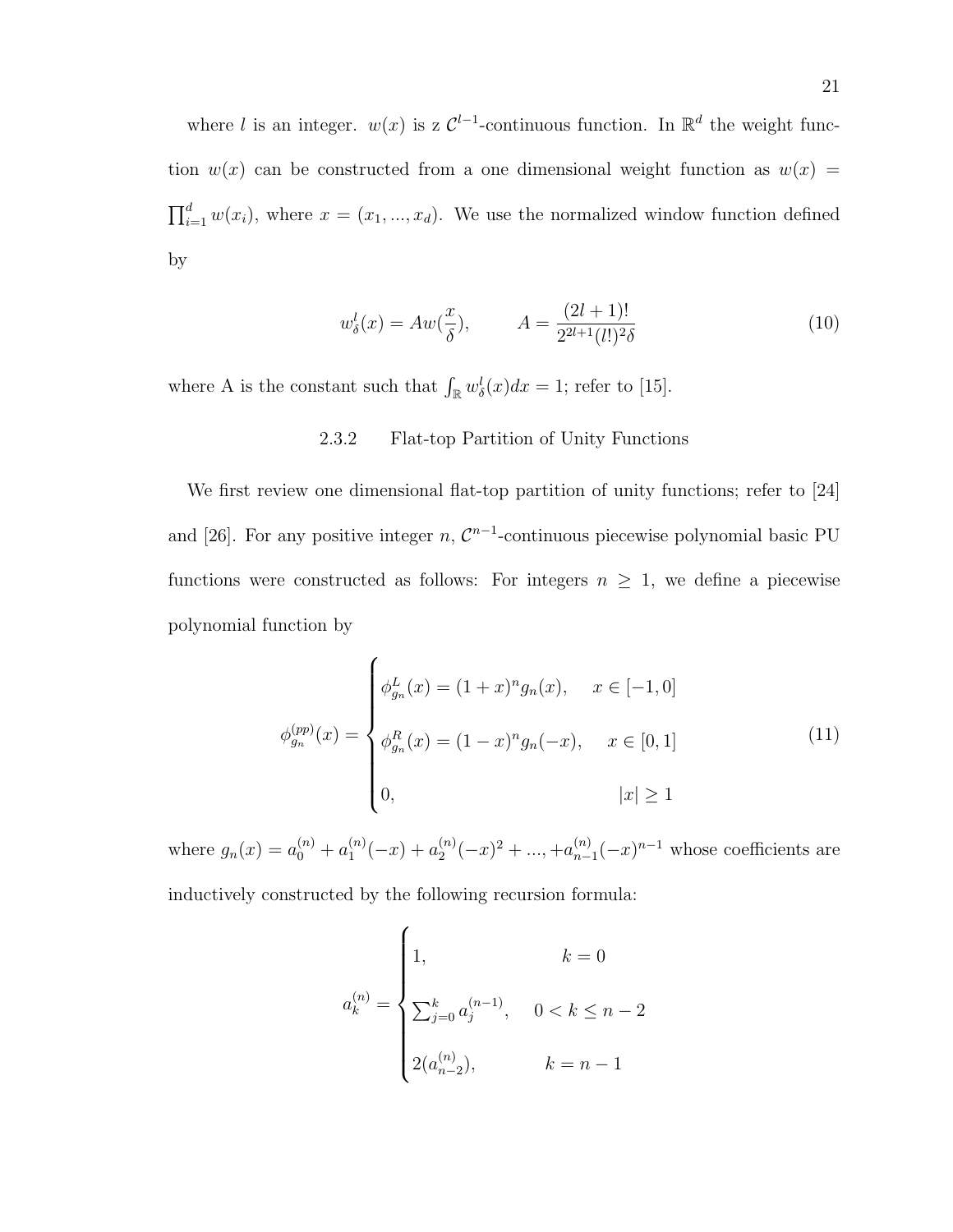where $l$ is an integer. $w(x)$ is z $\mathcal{C}^{l-1}$-continuous function. In $\mathbb{R}^d$ the weight function $w(x)$ can be constructed from a one dimensional weight function as $w(x) = \prod_{i=1}^{d} w(x_i)$, where $x = (x_1, ..., x_d)$. We use the normalized window function defined by

$$w_\delta^l(x) = Aw(\frac{x}{\delta}), \qquad A = \frac{(2l+1)!}{2^{2l+1}(l!)^2\delta} \tag{10}$$

where A is the constant such that $\int_{\mathbb{R}} w_\delta^l(x)dx = 1$; refer to [15].

### 2.3.2 Flat-top Partition of Unity Functions

We first review one dimensional flat-top partition of unity functions; refer to [24] and [26]. For any positive integer $n$, $\mathcal{C}^{n-1}$-continuous piecewise polynomial basic PU functions were constructed as follows: For integers $n \geq 1$, we define a piecewise polynomial function by

$$\phi_{g_n}^{(pp)}(x) = \begin{cases} \phi_{g_n}^L(x) = (1+x)^n g_n(x), & x \in [-1, 0] \\ \phi_{g_n}^R(x) = (1-x)^n g_n(-x), & x \in [0, 1] \\ 0, & |x| \geq 1 \end{cases} \tag{11}$$

where $g_n(x) = a_0^{(n)} + a_1^{(n)}(-x) + a_2^{(n)}(-x)^2 + ..., +a_{n-1}^{(n)}(-x)^{n-1}$ whose coefficients are inductively constructed by the following recursion formula:

$$a_k^{(n)} = \begin{cases} 1, & k = 0 \\ \sum_{j=0}^{k} a_j^{(n-1)}, & 0 < k \leq n-2 \\ 2(a_{n-2}^{(n)}), & k = n-1 \end{cases}$$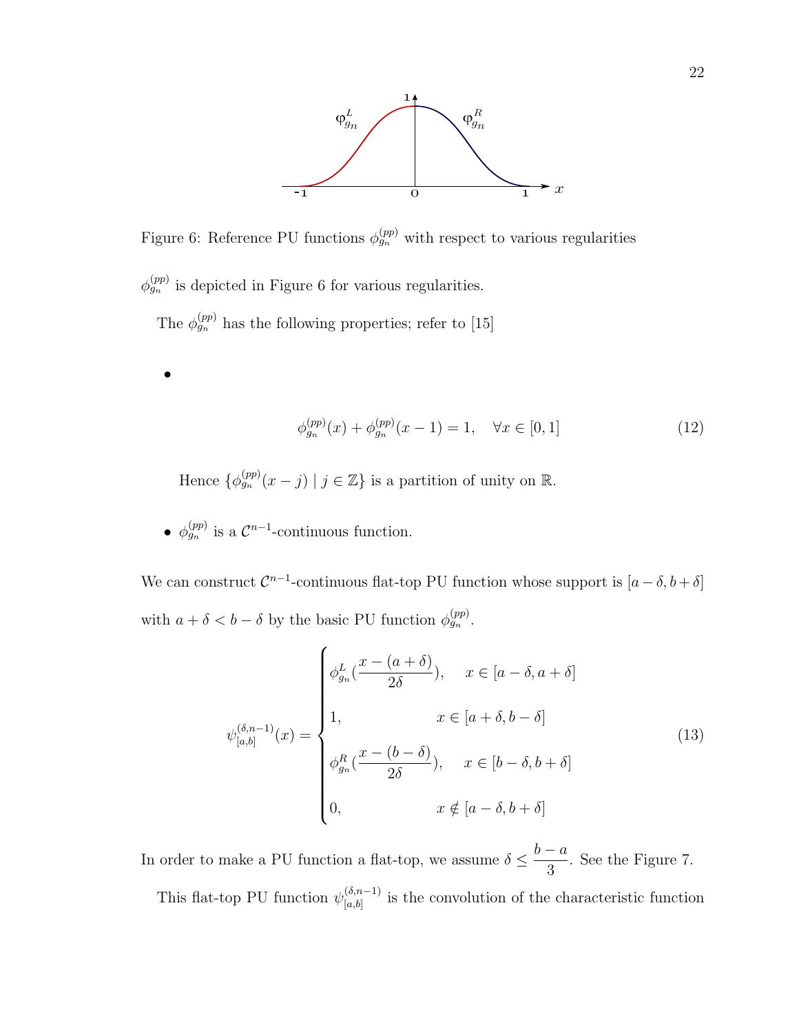Figure 6: Reference PU functions $\phi_{g_n}^{(pp)}$ with respect to various regularities

$\phi_{g_n}^{(pp)}$ is depicted in Figure 6 for various regularities.

The $\phi_{g_n}^{(pp)}$ has the following properties; refer to [15]

- $$\phi_{g_n}^{(pp)}(x) + \phi_{g_n}^{(pp)}(x-1) = 1, \quad \forall x \in [0,1] \tag{12}$$

  Hence $\{\phi_{g_n}^{(pp)}(x-j) \mid j \in \mathbb{Z}\}$ is a partition of unity on $\mathbb{R}$.

- $\phi_{g_n}^{(pp)}$ is a $\mathcal{C}^{n-1}$-continuous function.

We can construct $\mathcal{C}^{n-1}$-continuous flat-top PU function whose support is $[a-\delta, b+\delta]$ with $a+\delta < b-\delta$ by the basic PU function $\phi_{g_n}^{(pp)}$.

$$\psi_{[a,b]}^{(\delta,n-1)}(x) = \begin{cases} \phi_{g_n}^{L}\left(\dfrac{x-(a+\delta)}{2\delta}\right), & x \in [a-\delta, a+\delta] \\ 1, & x \in [a+\delta, b-\delta] \\ \phi_{g_n}^{R}\left(\dfrac{x-(b-\delta)}{2\delta}\right), & x \in [b-\delta, b+\delta] \\ 0, & x \notin [a-\delta, b+\delta] \end{cases} \tag{13}$$

In order to make a PU function a flat-top, we assume $\delta \leq \dfrac{b-a}{3}$. See the Figure 7.

This flat-top PU function $\psi_{[a,b]}^{(\delta,n-1)}$ is the convolution of the characteristic function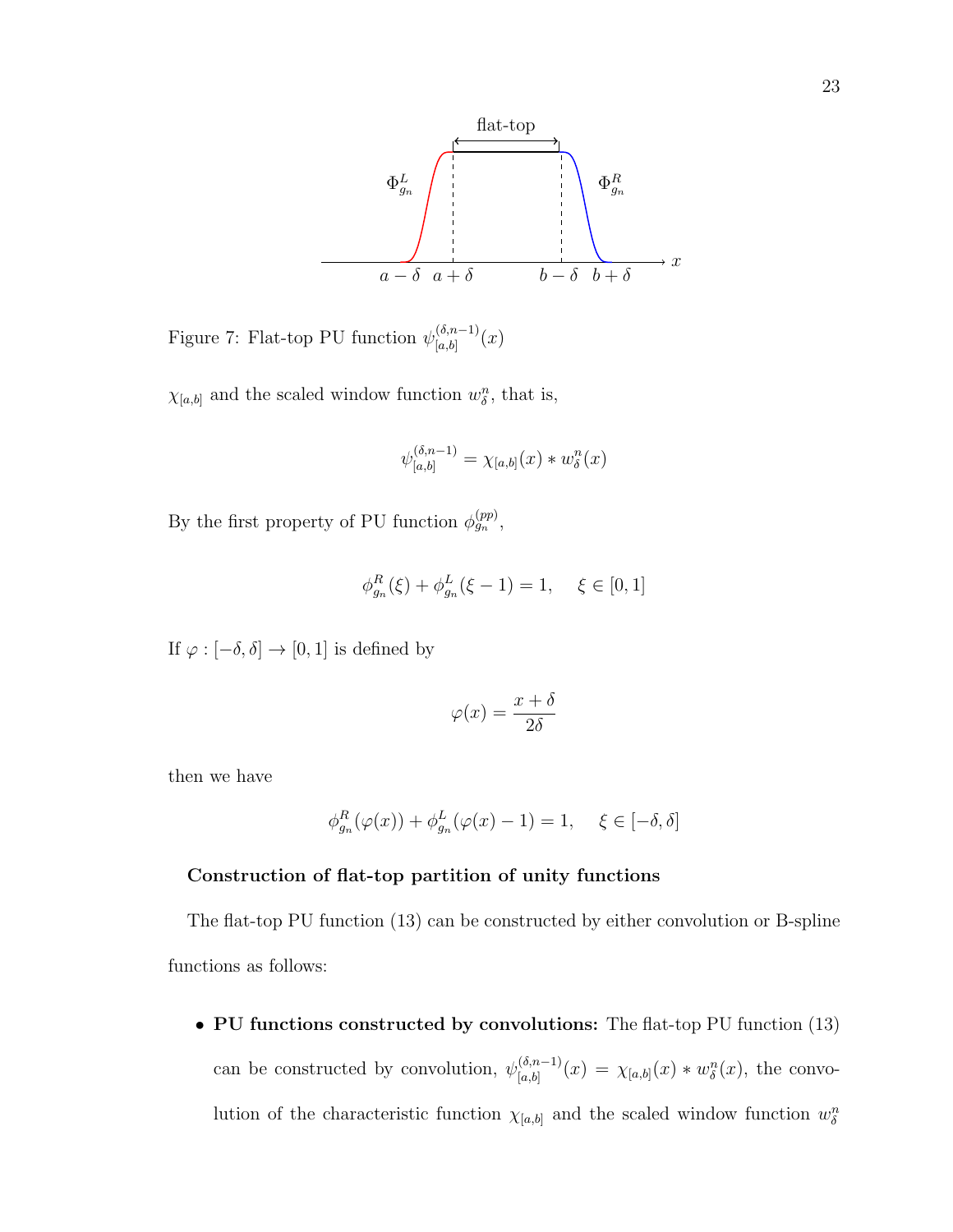Figure 7: Flat-top PU function $\psi_{[a,b]}^{(\delta,n-1)}(x)$

$\chi_{[a,b]}$ and the scaled window function $w_\delta^n$, that is,

$$\psi_{[a,b]}^{(\delta,n-1)} = \chi_{[a,b]}(x) * w_\delta^n(x)$$

By the first property of PU function $\phi_{g_n}^{(pp)}$,

$$\phi_{g_n}^R(\xi) + \phi_{g_n}^L(\xi - 1) = 1, \quad \xi \in [0, 1]$$

If $\varphi : [-\delta, \delta] \to [0, 1]$ is defined by

$$\varphi(x) = \frac{x + \delta}{2\delta}$$

then we have

$$\phi_{g_n}^R(\varphi(x)) + \phi_{g_n}^L(\varphi(x) - 1) = 1, \quad \xi \in [-\delta, \delta]$$

**Construction of flat-top partition of unity functions**

The flat-top PU function (13) can be constructed by either convolution or B-spline functions as follows:

- **PU functions constructed by convolutions:** The flat-top PU function (13) can be constructed by convolution, $\psi_{[a,b]}^{(\delta,n-1)}(x) = \chi_{[a,b]}(x) * w_\delta^n(x)$, the convolution of the characteristic function $\chi_{[a,b]}$ and the scaled window function $w_\delta^n$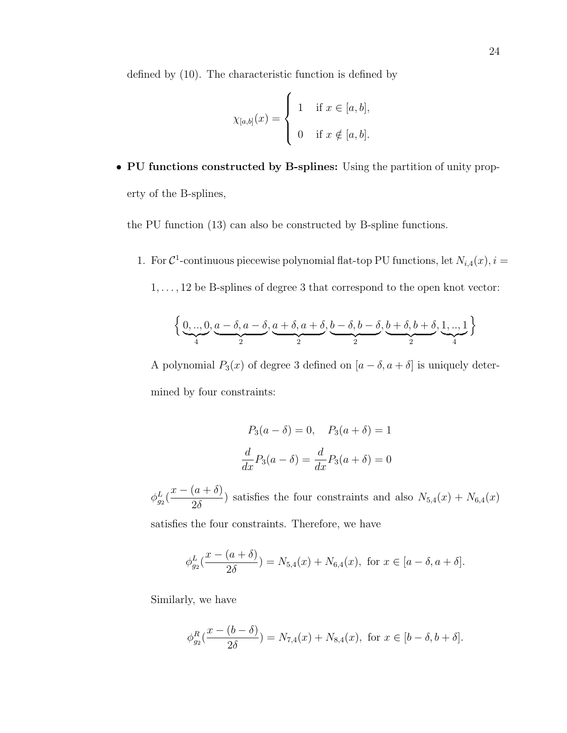defined by (10). The characteristic function is defined by

$$\chi_{[a,b]}(x) = \begin{cases} 1 & \text{if } x \in [a,b], \\ 0 & \text{if } x \notin [a,b]. \end{cases}$$

- **PU functions constructed by B-splines:** Using the partition of unity property of the B-splines,

  the PU function (13) can also be constructed by B-spline functions.

  1. For $\mathcal{C}^1$-continuous piecewise polynomial flat-top PU functions, let $N_{i,4}(x), i = 1, \ldots, 12$ be B-splines of degree 3 that correspond to the open knot vector:

     $$\Big\{ \underbrace{0, .., 0}_{4}, \underbrace{a-\delta, a-\delta}_{2}, \underbrace{a+\delta, a+\delta}_{2}, \underbrace{b-\delta, b-\delta}_{2}, \underbrace{b+\delta, b+\delta}_{2}, \underbrace{1, .., 1}_{4} \Big\}$$

     A polynomial $P_3(x)$ of degree 3 defined on $[a-\delta, a+\delta]$ is uniquely determined by four constraints:

     $$P_3(a-\delta) = 0, \quad P_3(a+\delta) = 1$$
     $$\frac{d}{dx}P_3(a-\delta) = \frac{d}{dx}P_3(a+\delta) = 0$$

     $\phi^L_{g_2}(\frac{x-(a+\delta)}{2\delta})$ satisfies the four constraints and also $N_{5,4}(x) + N_{6,4}(x)$ satisfies the four constraints. Therefore, we have

     $$\phi^L_{g_2}(\frac{x-(a+\delta)}{2\delta}) = N_{5,4}(x) + N_{6,4}(x), \text{ for } x \in [a-\delta, a+\delta].$$

     Similarly, we have

     $$\phi^R_{g_2}(\frac{x-(b-\delta)}{2\delta}) = N_{7,4}(x) + N_{8,4}(x), \text{ for } x \in [b-\delta, b+\delta].$$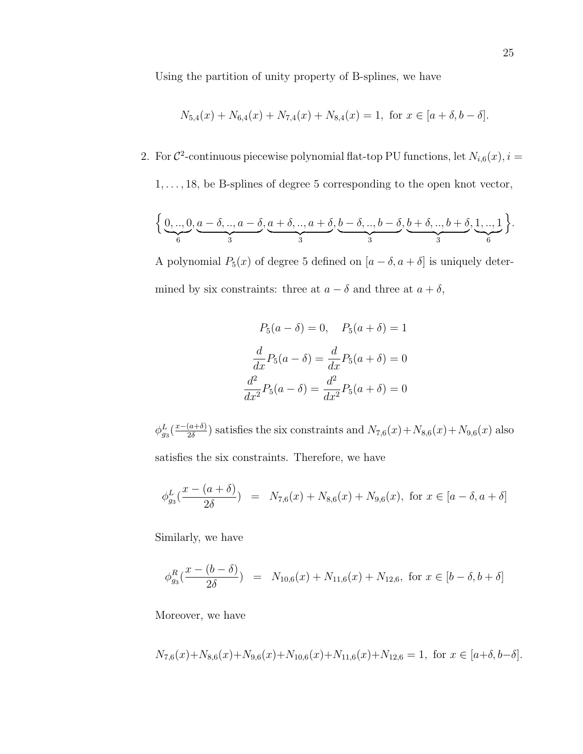Using the partition of unity property of B-splines, we have

$$N_{5,4}(x) + N_{6,4}(x) + N_{7,4}(x) + N_{8,4}(x) = 1, \text{ for } x \in [a+\delta, b-\delta].$$

2. For $\mathcal{C}^2$-continuous piecewise polynomial flat-top PU functions, let $N_{i,6}(x), i = 1, \ldots, 18$, be B-splines of degree 5 corresponding to the open knot vector,

$$\Big\{ \underbrace{0,..,0}_{6}, \underbrace{a-\delta,..,a-\delta}_{3}, \underbrace{a+\delta,..,a+\delta}_{3}, \underbrace{b-\delta,..,b-\delta}_{3}, \underbrace{b+\delta,..,b+\delta}_{3}, \underbrace{1,..,1}_{6} \Big\}.$$

A polynomial $P_5(x)$ of degree 5 defined on $[a-\delta, a+\delta]$ is uniquely determined by six constraints: three at $a-\delta$ and three at $a+\delta$,

$$P_5(a-\delta) = 0, \quad P_5(a+\delta) = 1$$
$$\frac{d}{dx}P_5(a-\delta) = \frac{d}{dx}P_5(a+\delta) = 0$$
$$\frac{d^2}{dx^2}P_5(a-\delta) = \frac{d^2}{dx^2}P_5(a+\delta) = 0$$

$\phi^L_{g_3}(\frac{x-(a+\delta)}{2\delta})$ satisfies the six constraints and $N_{7,6}(x)+N_{8,6}(x)+N_{9,6}(x)$ also satisfies the six constraints. Therefore, we have

$$\phi^L_{g_3}(\frac{x-(a+\delta)}{2\delta}) \;\; = \;\; N_{7,6}(x) + N_{8,6}(x) + N_{9,6}(x), \text{ for } x \in [a-\delta, a+\delta]$$

Similarly, we have

$$\phi^R_{g_3}(\frac{x-(b-\delta)}{2\delta}) \;\; = \;\; N_{10,6}(x) + N_{11,6}(x) + N_{12,6}, \text{ for } x \in [b-\delta, b+\delta]$$

Moreover, we have

$$N_{7,6}(x)+N_{8,6}(x)+N_{9,6}(x)+N_{10,6}(x)+N_{11,6}(x)+N_{12,6} = 1, \text{ for } x \in [a+\delta, b-\delta].$$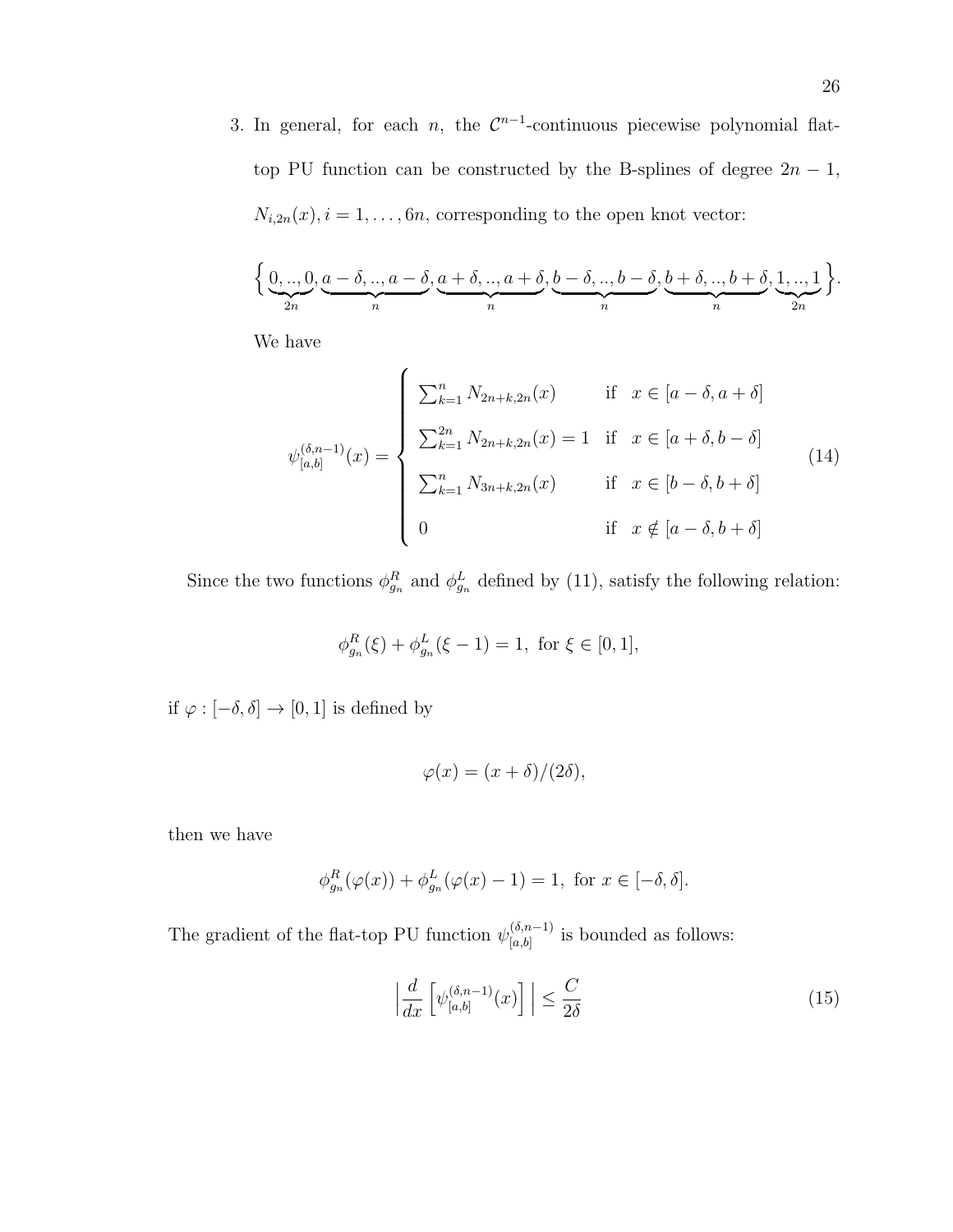3. In general, for each $n$, the $\mathcal{C}^{n-1}$-continuous piecewise polynomial flat-top PU function can be constructed by the B-splines of degree $2n-1$, $N_{i,2n}(x), i = 1, \ldots, 6n$, corresponding to the open knot vector:

$$\Big\{ \underbrace{0,..,0}_{2n}, \underbrace{a-\delta,..,a-\delta}_{n}, \underbrace{a+\delta,..,a+\delta}_{n}, \underbrace{b-\delta,..,b-\delta}_{n}, \underbrace{b+\delta,..,b+\delta}_{n}, \underbrace{1,..,1}_{2n} \Big\}.$$

We have

$$\psi_{[a,b]}^{(\delta,n-1)}(x) = \begin{cases} \sum_{k=1}^{n} N_{2n+k,2n}(x) & \text{if} \quad x \in [a-\delta, a+\delta] \\ \sum_{k=1}^{2n} N_{2n+k,2n}(x) = 1 & \text{if} \quad x \in [a+\delta, b-\delta] \\ \sum_{k=1}^{n} N_{3n+k,2n}(x) & \text{if} \quad x \in [b-\delta, b+\delta] \\ 0 & \text{if} \quad x \notin [a-\delta, b+\delta] \end{cases} \tag{14}$$

Since the two functions $\phi_{g_n}^R$ and $\phi_{g_n}^L$ defined by (11), satisfy the following relation:

$$\phi_{g_n}^R(\xi) + \phi_{g_n}^L(\xi - 1) = 1, \text{ for } \xi \in [0,1],$$

if $\varphi : [-\delta, \delta] \to [0,1]$ is defined by

$$\varphi(x) = (x+\delta)/(2\delta),$$

then we have

$$\phi_{g_n}^R(\varphi(x)) + \phi_{g_n}^L(\varphi(x) - 1) = 1, \text{ for } x \in [-\delta, \delta].$$

The gradient of the flat-top PU function $\psi_{[a,b]}^{(\delta,n-1)}$ is bounded as follows:

$$\Big| \frac{d}{dx} \left[ \psi_{[a,b]}^{(\delta,n-1)}(x) \right] \Big| \le \frac{C}{2\delta} \tag{15}$$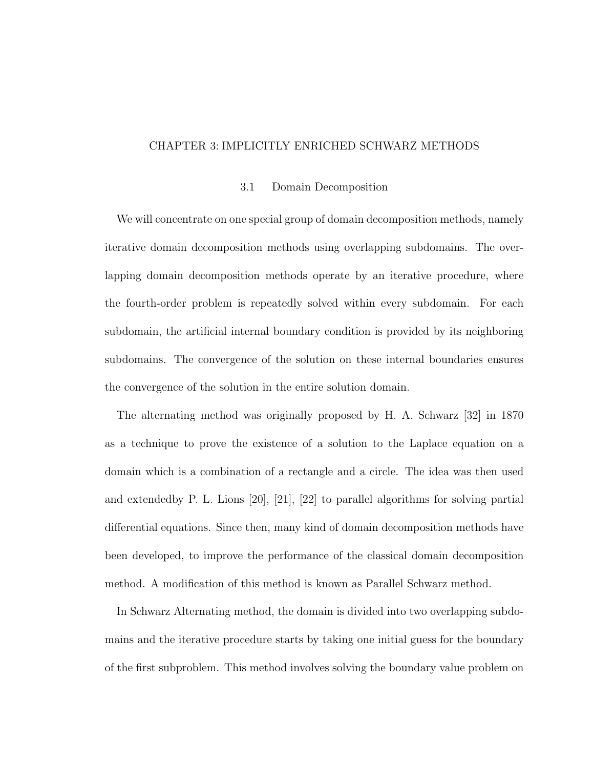# CHAPTER 3: IMPLICITLY ENRICHED SCHWARZ METHODS

## 3.1 Domain Decomposition

We will concentrate on one special group of domain decomposition methods, namely iterative domain decomposition methods using overlapping subdomains. The overlapping domain decomposition methods operate by an iterative procedure, where the fourth-order problem is repeatedly solved within every subdomain. For each subdomain, the artificial internal boundary condition is provided by its neighboring subdomains. The convergence of the solution on these internal boundaries ensures the convergence of the solution in the entire solution domain.

The alternating method was originally proposed by H. A. Schwarz [32] in 1870 as a technique to prove the existence of a solution to the Laplace equation on a domain which is a combination of a rectangle and a circle. The idea was then used and extendedby P. L. Lions [20], [21], [22] to parallel algorithms for solving partial differential equations. Since then, many kind of domain decomposition methods have been developed, to improve the performance of the classical domain decomposition method. A modification of this method is known as Parallel Schwarz method.

In Schwarz Alternating method, the domain is divided into two overlapping subdomains and the iterative procedure starts by taking one initial guess for the boundary of the first subproblem. This method involves solving the boundary value problem on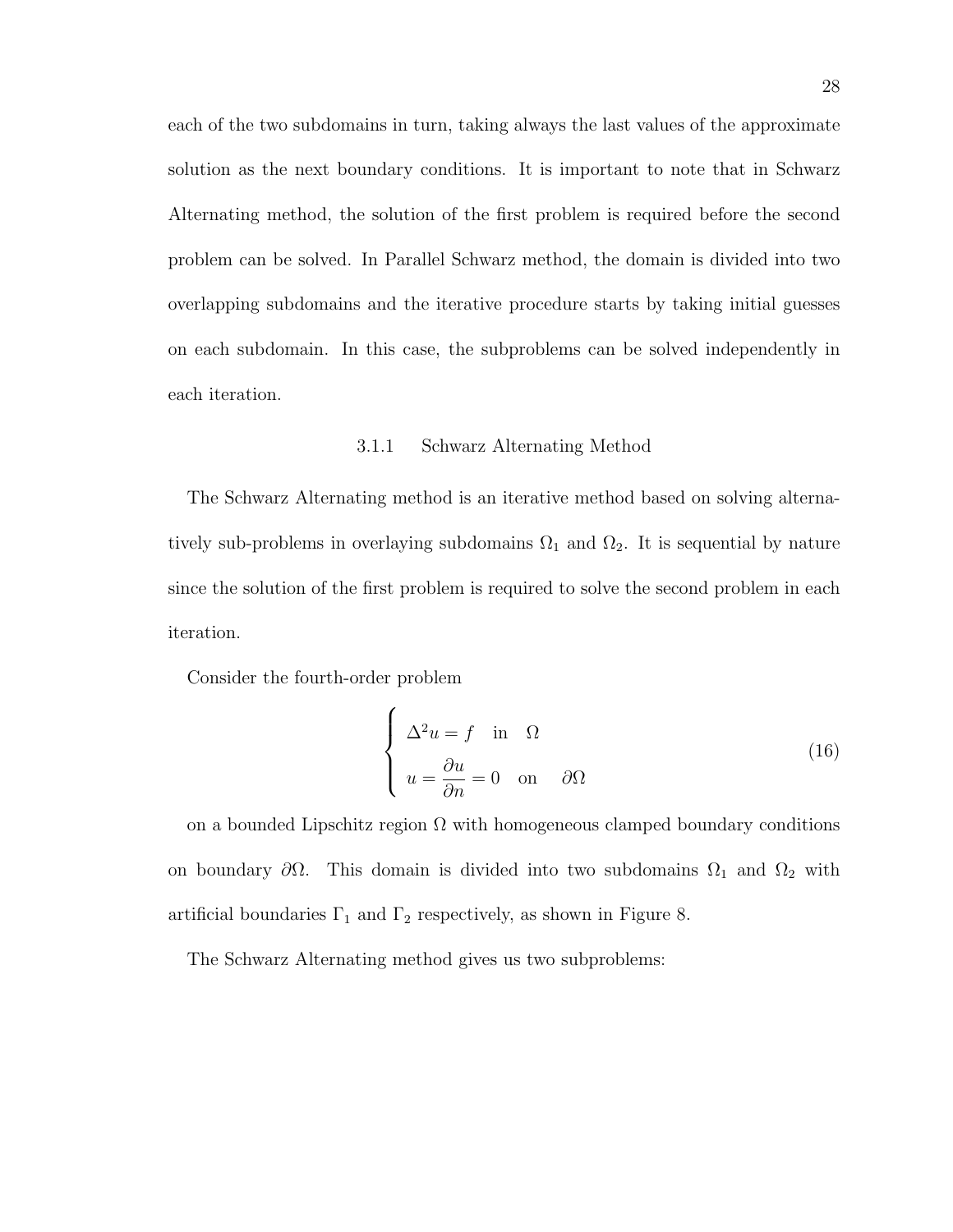each of the two subdomains in turn, taking always the last values of the approximate solution as the next boundary conditions. It is important to note that in Schwarz Alternating method, the solution of the first problem is required before the second problem can be solved. In Parallel Schwarz method, the domain is divided into two overlapping subdomains and the iterative procedure starts by taking initial guesses on each subdomain. In this case, the subproblems can be solved independently in each iteration.

### 3.1.1 Schwarz Alternating Method

The Schwarz Alternating method is an iterative method based on solving alternatively sub-problems in overlaying subdomains $\Omega_1$ and $\Omega_2$. It is sequential by nature since the solution of the first problem is required to solve the second problem in each iteration.

Consider the fourth-order problem

$$
\begin{cases} \Delta^2 u = f \quad \text{in} \quad \Omega \\ u = \dfrac{\partial u}{\partial n} = 0 \quad \text{on} \quad \partial\Omega \end{cases} \tag{16}
$$

on a bounded Lipschitz region $\Omega$ with homogeneous clamped boundary conditions on boundary $\partial\Omega$. This domain is divided into two subdomains $\Omega_1$ and $\Omega_2$ with artificial boundaries $\Gamma_1$ and $\Gamma_2$ respectively, as shown in Figure 8.

The Schwarz Alternating method gives us two subproblems: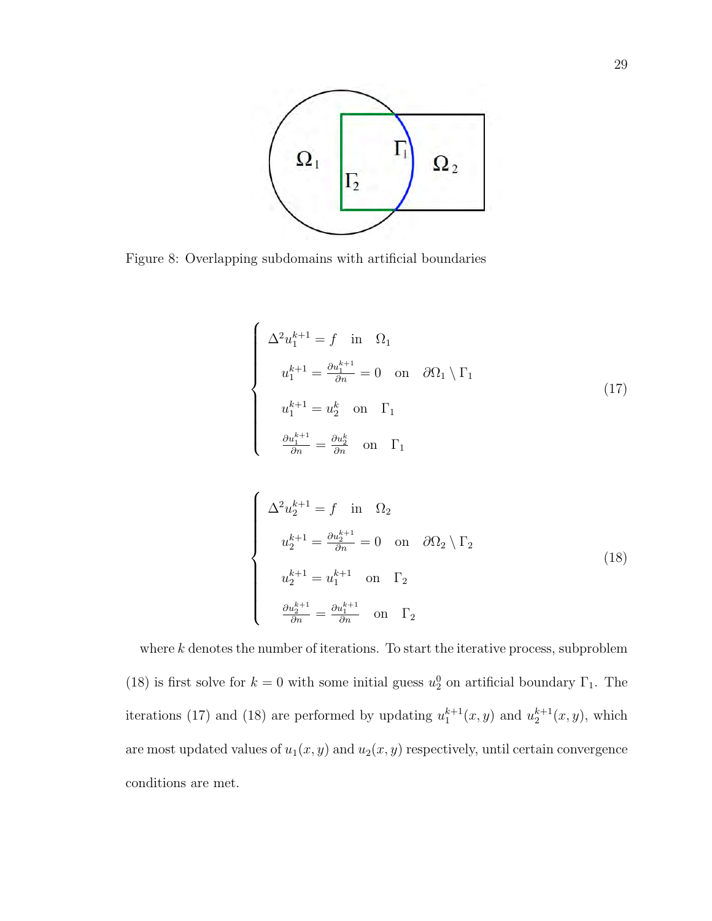Figure 8: Overlapping subdomains with artificial boundaries

$$
\begin{cases}
\Delta^2 u_1^{k+1} = f \quad \text{in} \quad \Omega_1 \\
\quad u_1^{k+1} = \frac{\partial u_1^{k+1}}{\partial n} = 0 \quad \text{on} \quad \partial\Omega_1 \setminus \Gamma_1 \\
\quad u_1^{k+1} = u_2^k \quad \text{on} \quad \Gamma_1 \\
\quad \frac{\partial u_1^{k+1}}{\partial n} = \frac{\partial u_2^k}{\partial n} \quad \text{on} \quad \Gamma_1
\end{cases}
\tag{17}
$$

$$
\begin{cases}
\Delta^2 u_2^{k+1} = f \quad \text{in} \quad \Omega_2 \\
\quad u_2^{k+1} = \frac{\partial u_2^{k+1}}{\partial n} = 0 \quad \text{on} \quad \partial\Omega_2 \setminus \Gamma_2 \\
\quad u_2^{k+1} = u_1^{k+1} \quad \text{on} \quad \Gamma_2 \\
\quad \frac{\partial u_2^{k+1}}{\partial n} = \frac{\partial u_1^{k+1}}{\partial n} \quad \text{on} \quad \Gamma_2
\end{cases}
\tag{18}
$$

where $k$ denotes the number of iterations. To start the iterative process, subproblem (18) is first solve for $k = 0$ with some initial guess $u_2^0$ on artificial boundary $\Gamma_1$. The iterations (17) and (18) are performed by updating $u_1^{k+1}(x, y)$ and $u_2^{k+1}(x, y)$, which are most updated values of $u_1(x, y)$ and $u_2(x, y)$ respectively, until certain convergence conditions are met.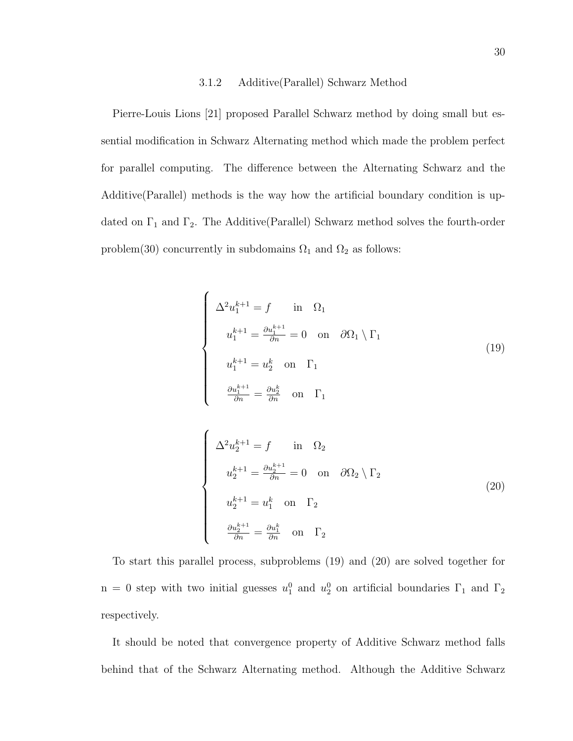### 3.1.2 Additive(Parallel) Schwarz Method

Pierre-Louis Lions [21] proposed Parallel Schwarz method by doing small but essential modification in Schwarz Alternating method which made the problem perfect for parallel computing. The difference between the Alternating Schwarz and the Additive(Parallel) methods is the way how the artificial boundary condition is updated on $\Gamma_1$ and $\Gamma_2$. The Additive(Parallel) Schwarz method solves the fourth-order problem(30) concurrently in subdomains $\Omega_1$ and $\Omega_2$ as follows:

$$
\begin{cases}
\Delta^2 u_1^{k+1} = f \qquad \text{in} \quad \Omega_1 \\
u_1^{k+1} = \frac{\partial u_1^{k+1}}{\partial n} = 0 \quad \text{on} \quad \partial\Omega_1 \setminus \Gamma_1 \\
u_1^{k+1} = u_2^k \quad \text{on} \quad \Gamma_1 \\
\frac{\partial u_1^{k+1}}{\partial n} = \frac{\partial u_2^k}{\partial n} \quad \text{on} \quad \Gamma_1
\end{cases}
\tag{19}
$$

$$
\begin{cases}
\Delta^2 u_2^{k+1} = f \qquad \text{in} \quad \Omega_2 \\
u_2^{k+1} = \frac{\partial u_2^{k+1}}{\partial n} = 0 \quad \text{on} \quad \partial\Omega_2 \setminus \Gamma_2 \\
u_2^{k+1} = u_1^k \quad \text{on} \quad \Gamma_2 \\
\frac{\partial u_2^{k+1}}{\partial n} = \frac{\partial u_1^k}{\partial n} \quad \text{on} \quad \Gamma_2
\end{cases}
\tag{20}
$$

To start this parallel process, subproblems (19) and (20) are solved together for n = 0 step with two initial guesses $u_1^0$ and $u_2^0$ on artificial boundaries $\Gamma_1$ and $\Gamma_2$ respectively.

It should be noted that convergence property of Additive Schwarz method falls behind that of the Schwarz Alternating method. Although the Additive Schwarz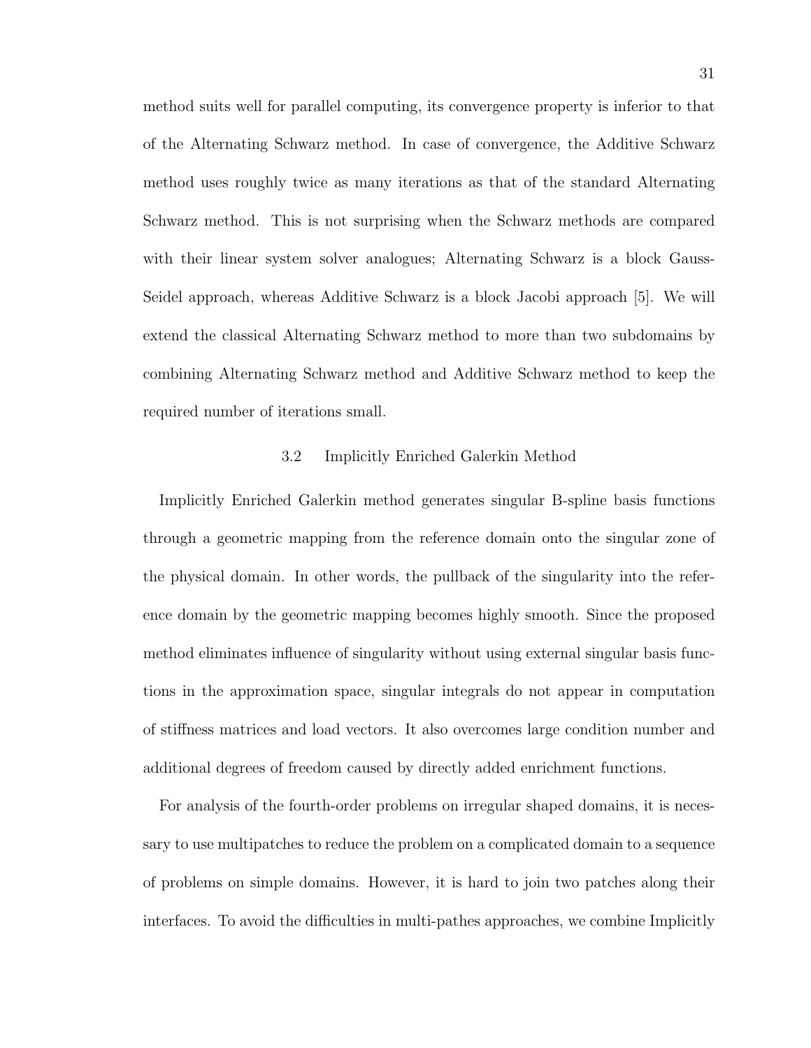method suits well for parallel computing, its convergence property is inferior to that of the Alternating Schwarz method. In case of convergence, the Additive Schwarz method uses roughly twice as many iterations as that of the standard Alternating Schwarz method. This is not surprising when the Schwarz methods are compared with their linear system solver analogues; Alternating Schwarz is a block Gauss-Seidel approach, whereas Additive Schwarz is a block Jacobi approach [5]. We will extend the classical Alternating Schwarz method to more than two subdomains by combining Alternating Schwarz method and Additive Schwarz method to keep the required number of iterations small.

## 3.2 Implicitly Enriched Galerkin Method

Implicitly Enriched Galerkin method generates singular B-spline basis functions through a geometric mapping from the reference domain onto the singular zone of the physical domain. In other words, the pullback of the singularity into the reference domain by the geometric mapping becomes highly smooth. Since the proposed method eliminates influence of singularity without using external singular basis functions in the approximation space, singular integrals do not appear in computation of stiffness matrices and load vectors. It also overcomes large condition number and additional degrees of freedom caused by directly added enrichment functions.

For analysis of the fourth-order problems on irregular shaped domains, it is necessary to use multipatches to reduce the problem on a complicated domain to a sequence of problems on simple domains. However, it is hard to join two patches along their interfaces. To avoid the difficulties in multi-pathes approaches, we combine Implicitly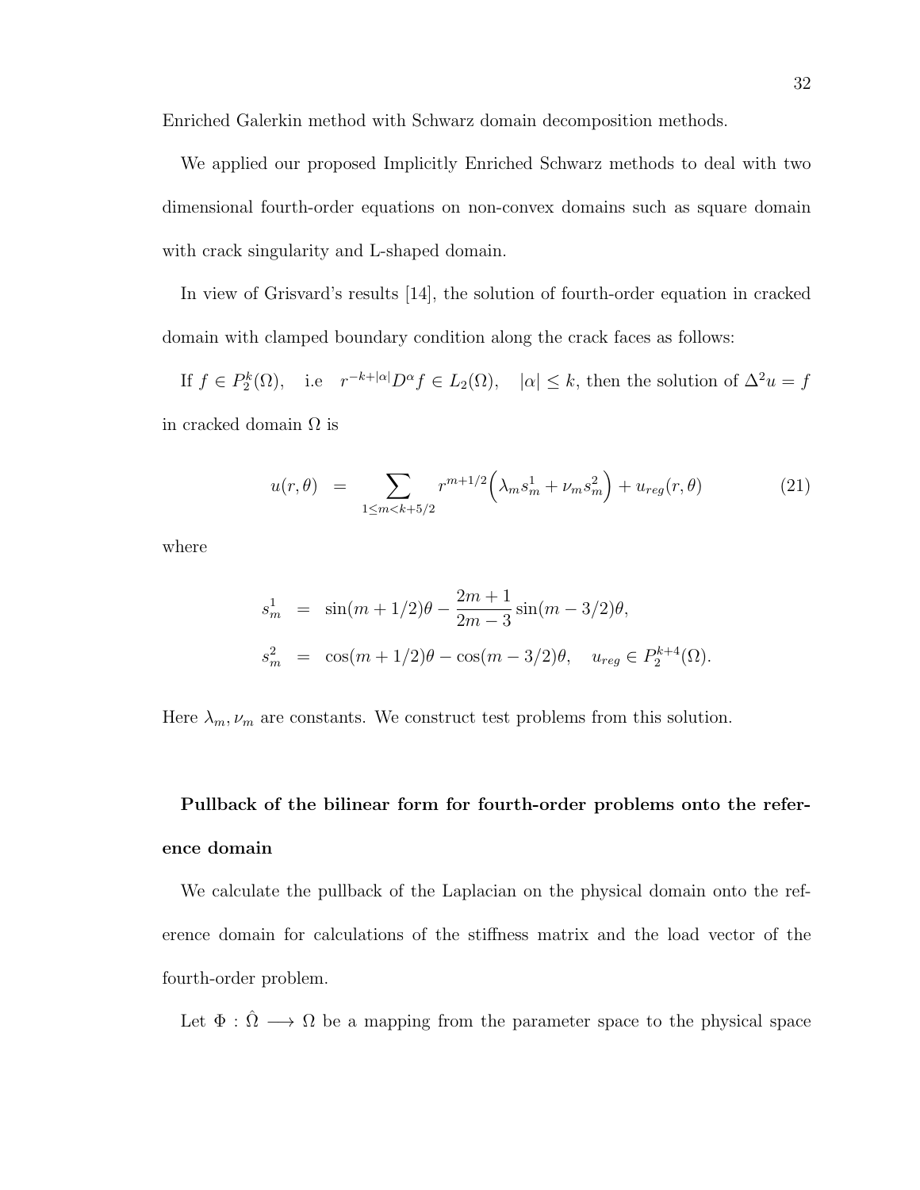Enriched Galerkin method with Schwarz domain decomposition methods.

We applied our proposed Implicitly Enriched Schwarz methods to deal with two dimensional fourth-order equations on non-convex domains such as square domain with crack singularity and L-shaped domain.

In view of Grisvard's results [14], the solution of fourth-order equation in cracked domain with clamped boundary condition along the crack faces as follows:

If $f \in P_2^k(\Omega)$, i.e $r^{-k+|\alpha|}D^\alpha f \in L_2(\Omega)$, $|\alpha| \le k$, then the solution of $\Delta^2 u = f$ in cracked domain $\Omega$ is

$$
u(r,\theta) \;=\; \sum_{1\le m<k+5/2} r^{m+1/2}\Big(\lambda_m s_m^1 + \nu_m s_m^2\Big) + u_{reg}(r,\theta) \tag{21}
$$

where

$$
\begin{aligned}
s_m^1 &= \sin(m+1/2)\theta - \frac{2m+1}{2m-3}\sin(m-3/2)\theta,\\
s_m^2 &= \cos(m+1/2)\theta - \cos(m-3/2)\theta, \quad u_{reg} \in P_2^{k+4}(\Omega).
\end{aligned}
$$

Here $\lambda_m, \nu_m$ are constants. We construct test problems from this solution.

**Pullback of the bilinear form for fourth-order problems onto the reference domain**

We calculate the pullback of the Laplacian on the physical domain onto the reference domain for calculations of the stiffness matrix and the load vector of the fourth-order problem.

Let $\Phi : \hat{\Omega} \longrightarrow \Omega$ be a mapping from the parameter space to the physical space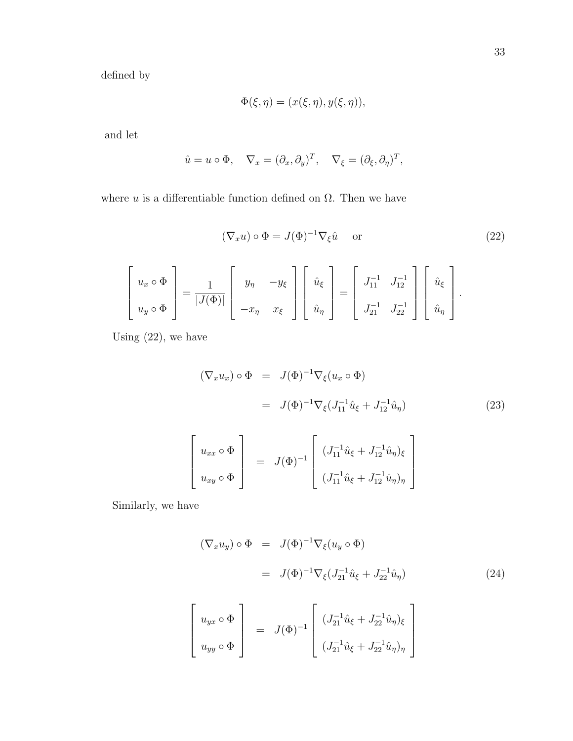defined by

$$\Phi(\xi, \eta) = (x(\xi, \eta), y(\xi, \eta)),$$

and let

$$\hat{u} = u \circ \Phi, \quad \nabla_x = (\partial_x, \partial_y)^T, \quad \nabla_\xi = (\partial_\xi, \partial_\eta)^T,$$

where $u$ is a differentiable function defined on $\Omega$. Then we have

$$(\nabla_x u) \circ \Phi = J(\Phi)^{-1} \nabla_\xi \hat{u} \quad \text{or} \tag{22}$$

$$\begin{bmatrix} u_x \circ \Phi \\ u_y \circ \Phi \end{bmatrix} = \frac{1}{|J(\Phi)|} \begin{bmatrix} y_\eta & -y_\xi \\ -x_\eta & x_\xi \end{bmatrix} \begin{bmatrix} \hat{u}_\xi \\ \hat{u}_\eta \end{bmatrix} = \begin{bmatrix} J_{11}^{-1} & J_{12}^{-1} \\ J_{21}^{-1} & J_{22}^{-1} \end{bmatrix} \begin{bmatrix} \hat{u}_\xi \\ \hat{u}_\eta \end{bmatrix}.$$

Using (22), we have

$$\begin{aligned} (\nabla_x u_x) \circ \Phi &= J(\Phi)^{-1} \nabla_\xi (u_x \circ \Phi) \\ &= J(\Phi)^{-1} \nabla_\xi (J_{11}^{-1} \hat{u}_\xi + J_{12}^{-1} \hat{u}_\eta) \end{aligned} \tag{23}$$

$$\begin{bmatrix} u_{xx} \circ \Phi \\ u_{xy} \circ \Phi \end{bmatrix} = J(\Phi)^{-1} \begin{bmatrix} (J_{11}^{-1} \hat{u}_\xi + J_{12}^{-1} \hat{u}_\eta)_\xi \\ (J_{11}^{-1} \hat{u}_\xi + J_{12}^{-1} \hat{u}_\eta)_\eta \end{bmatrix}$$

Similarly, we have

$$\begin{aligned} (\nabla_x u_y) \circ \Phi &= J(\Phi)^{-1} \nabla_\xi (u_y \circ \Phi) \\ &= J(\Phi)^{-1} \nabla_\xi (J_{21}^{-1} \hat{u}_\xi + J_{22}^{-1} \hat{u}_\eta) \end{aligned} \tag{24}$$

$$\begin{bmatrix} u_{yx} \circ \Phi \\ u_{yy} \circ \Phi \end{bmatrix} = J(\Phi)^{-1} \begin{bmatrix} (J_{21}^{-1} \hat{u}_\xi + J_{22}^{-1} \hat{u}_\eta)_\xi \\ (J_{21}^{-1} \hat{u}_\xi + J_{22}^{-1} \hat{u}_\eta)_\eta \end{bmatrix}$$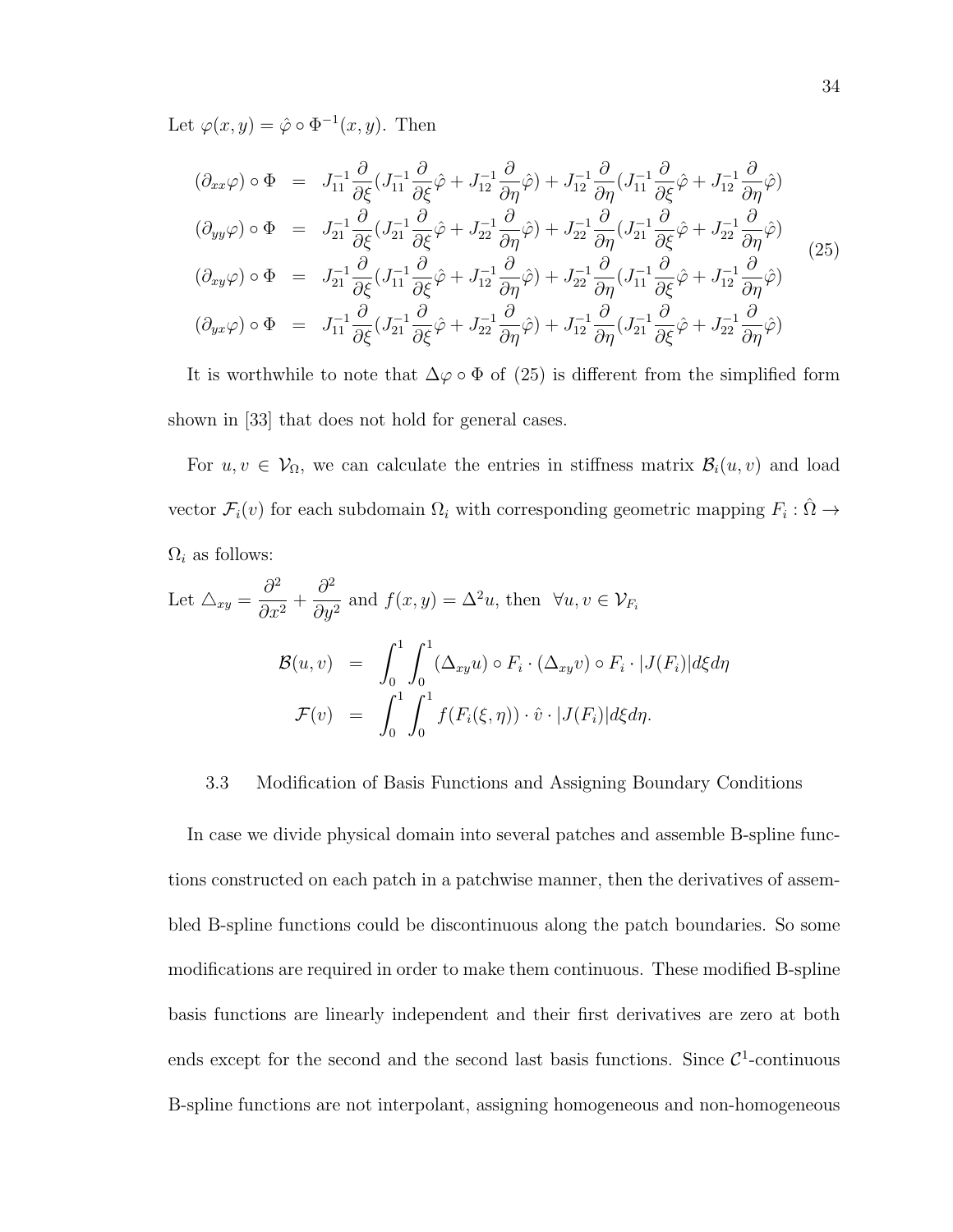Let $\varphi(x, y) = \hat{\varphi} \circ \Phi^{-1}(x, y)$. Then

$$
\begin{aligned}
(\partial_{xx}\varphi) \circ \Phi &= J_{11}^{-1}\frac{\partial}{\partial\xi}(J_{11}^{-1}\frac{\partial}{\partial\xi}\hat{\varphi} + J_{12}^{-1}\frac{\partial}{\partial\eta}\hat{\varphi}) + J_{12}^{-1}\frac{\partial}{\partial\eta}(J_{11}^{-1}\frac{\partial}{\partial\xi}\hat{\varphi} + J_{12}^{-1}\frac{\partial}{\partial\eta}\hat{\varphi}) \\
(\partial_{yy}\varphi) \circ \Phi &= J_{21}^{-1}\frac{\partial}{\partial\xi}(J_{21}^{-1}\frac{\partial}{\partial\xi}\hat{\varphi} + J_{22}^{-1}\frac{\partial}{\partial\eta}\hat{\varphi}) + J_{22}^{-1}\frac{\partial}{\partial\eta}(J_{21}^{-1}\frac{\partial}{\partial\xi}\hat{\varphi} + J_{22}^{-1}\frac{\partial}{\partial\eta}\hat{\varphi}) \\
(\partial_{xy}\varphi) \circ \Phi &= J_{21}^{-1}\frac{\partial}{\partial\xi}(J_{11}^{-1}\frac{\partial}{\partial\xi}\hat{\varphi} + J_{12}^{-1}\frac{\partial}{\partial\eta}\hat{\varphi}) + J_{22}^{-1}\frac{\partial}{\partial\eta}(J_{11}^{-1}\frac{\partial}{\partial\xi}\hat{\varphi} + J_{12}^{-1}\frac{\partial}{\partial\eta}\hat{\varphi}) \\
(\partial_{yx}\varphi) \circ \Phi &= J_{11}^{-1}\frac{\partial}{\partial\xi}(J_{21}^{-1}\frac{\partial}{\partial\xi}\hat{\varphi} + J_{22}^{-1}\frac{\partial}{\partial\eta}\hat{\varphi}) + J_{12}^{-1}\frac{\partial}{\partial\eta}(J_{21}^{-1}\frac{\partial}{\partial\xi}\hat{\varphi} + J_{22}^{-1}\frac{\partial}{\partial\eta}\hat{\varphi})
\end{aligned}
\tag{25}
$$

It is worthwhile to note that $\Delta\varphi \circ \Phi$ of (25) is different from the simplified form shown in [33] that does not hold for general cases.

For $u, v \in \mathcal{V}_\Omega$, we can calculate the entries in stiffness matrix $\mathcal{B}_i(u, v)$ and load vector $\mathcal{F}_i(v)$ for each subdomain $\Omega_i$ with corresponding geometric mapping $F_i : \hat{\Omega} \rightarrow \Omega_i$ as follows:

Let $\triangle_{xy} = \dfrac{\partial^2}{\partial x^2} + \dfrac{\partial^2}{\partial y^2}$ and $f(x, y) = \Delta^2 u$, then $\forall u, v \in \mathcal{V}_{F_i}$

$$
\begin{aligned}
\mathcal{B}(u, v) &= \int_0^1 \int_0^1 (\Delta_{xy}u) \circ F_i \cdot (\Delta_{xy}v) \circ F_i \cdot |J(F_i)| d\xi d\eta \\
\mathcal{F}(v) &= \int_0^1 \int_0^1 f(F_i(\xi, \eta)) \cdot \hat{v} \cdot |J(F_i)| d\xi d\eta.
\end{aligned}
$$

### 3.3 Modification of Basis Functions and Assigning Boundary Conditions

In case we divide physical domain into several patches and assemble B-spline functions constructed on each patch in a patchwise manner, then the derivatives of assembled B-spline functions could be discontinuous along the patch boundaries. So some modifications are required in order to make them continuous. These modified B-spline basis functions are linearly independent and their first derivatives are zero at both ends except for the second and the second last basis functions. Since $\mathcal{C}^1$-continuous B-spline functions are not interpolant, assigning homogeneous and non-homogeneous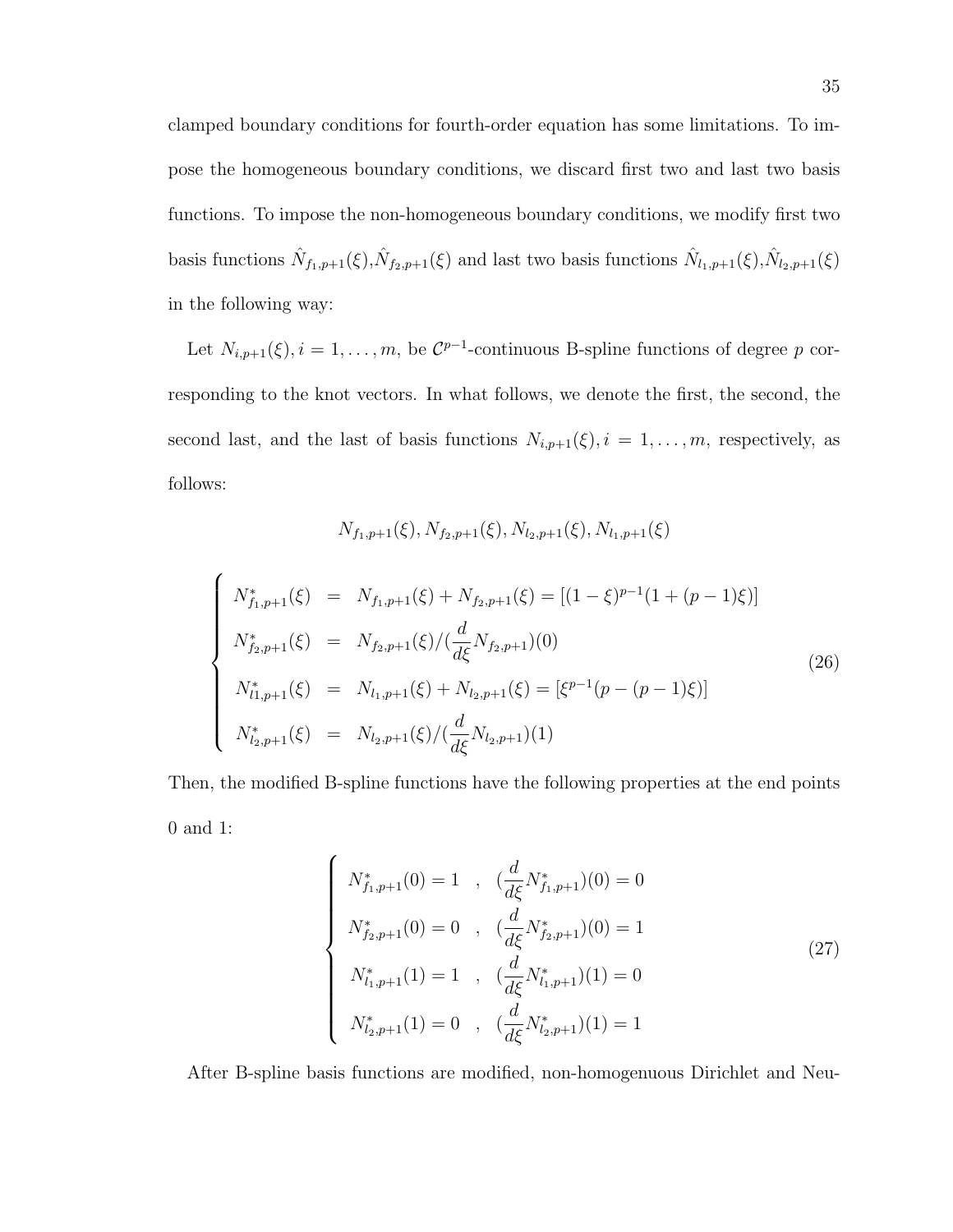clamped boundary conditions for fourth-order equation has some limitations. To impose the homogeneous boundary conditions, we discard first two and last two basis functions. To impose the non-homogeneous boundary conditions, we modify first two basis functions $\hat{N}_{f_1,p+1}(\xi)$,$\hat{N}_{f_2,p+1}(\xi)$ and last two basis functions $\hat{N}_{l_1,p+1}(\xi)$,$\hat{N}_{l_2,p+1}(\xi)$ in the following way:

Let $N_{i,p+1}(\xi), i = 1, \ldots, m$, be $\mathcal{C}^{p-1}$-continuous B-spline functions of degree $p$ corresponding to the knot vectors. In what follows, we denote the first, the second, the second last, and the last of basis functions $N_{i,p+1}(\xi), i = 1, \ldots, m$, respectively, as follows:

$$N_{f_1,p+1}(\xi), N_{f_2,p+1}(\xi), N_{l_2,p+1}(\xi), N_{l_1,p+1}(\xi)$$

$$\begin{cases} N^*_{f_1,p+1}(\xi) &=& N_{f_1,p+1}(\xi) + N_{f_2,p+1}(\xi) = [(1-\xi)^{p-1}(1+(p-1)\xi)] \\ N^*_{f_2,p+1}(\xi) &=& N_{f_2,p+1}(\xi)/(\dfrac{d}{d\xi}N_{f_2,p+1})(0) \\ N^*_{l1,p+1}(\xi) &=& N_{l_1,p+1}(\xi) + N_{l_2,p+1}(\xi) = [\xi^{p-1}(p-(p-1)\xi)] \\ N^*_{l_2,p+1}(\xi) &=& N_{l_2,p+1}(\xi)/(\dfrac{d}{d\xi}N_{l_2,p+1})(1) \end{cases} \tag{26}$$

Then, the modified B-spline functions have the following properties at the end points 0 and 1:

$$\begin{cases} N^*_{f_1,p+1}(0) = 1 \quad , \quad (\dfrac{d}{d\xi}N^*_{f_1,p+1})(0) = 0 \\ N^*_{f_2,p+1}(0) = 0 \quad , \quad (\dfrac{d}{d\xi}N^*_{f_2,p+1})(0) = 1 \\ N^*_{l_1,p+1}(1) = 1 \quad , \quad (\dfrac{d}{d\xi}N^*_{l_1,p+1})(1) = 0 \\ N^*_{l_2,p+1}(1) = 0 \quad , \quad (\dfrac{d}{d\xi}N^*_{l_2,p+1})(1) = 1 \end{cases} \tag{27}$$

After B-spline basis functions are modified, non-homogenuous Dirichlet and Neu-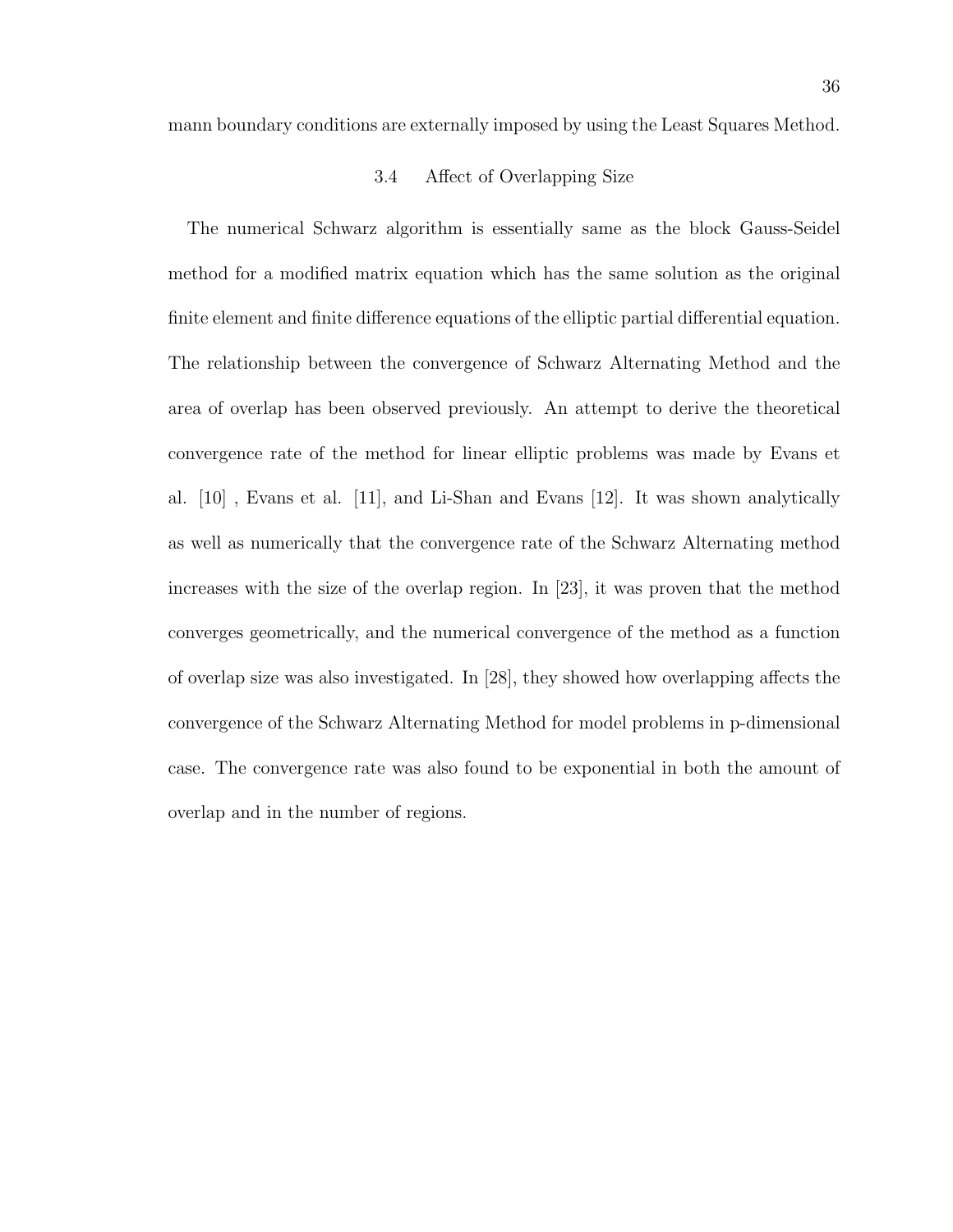mann boundary conditions are externally imposed by using the Least Squares Method.

### 3.4 Affect of Overlapping Size

The numerical Schwarz algorithm is essentially same as the block Gauss-Seidel method for a modified matrix equation which has the same solution as the original finite element and finite difference equations of the elliptic partial differential equation. The relationship between the convergence of Schwarz Alternating Method and the area of overlap has been observed previously. An attempt to derive the theoretical convergence rate of the method for linear elliptic problems was made by Evans et al. [10] , Evans et al. [11], and Li-Shan and Evans [12]. It was shown analytically as well as numerically that the convergence rate of the Schwarz Alternating method increases with the size of the overlap region. In [23], it was proven that the method converges geometrically, and the numerical convergence of the method as a function of overlap size was also investigated. In [28], they showed how overlapping affects the convergence of the Schwarz Alternating Method for model problems in p-dimensional case. The convergence rate was also found to be exponential in both the amount of overlap and in the number of regions.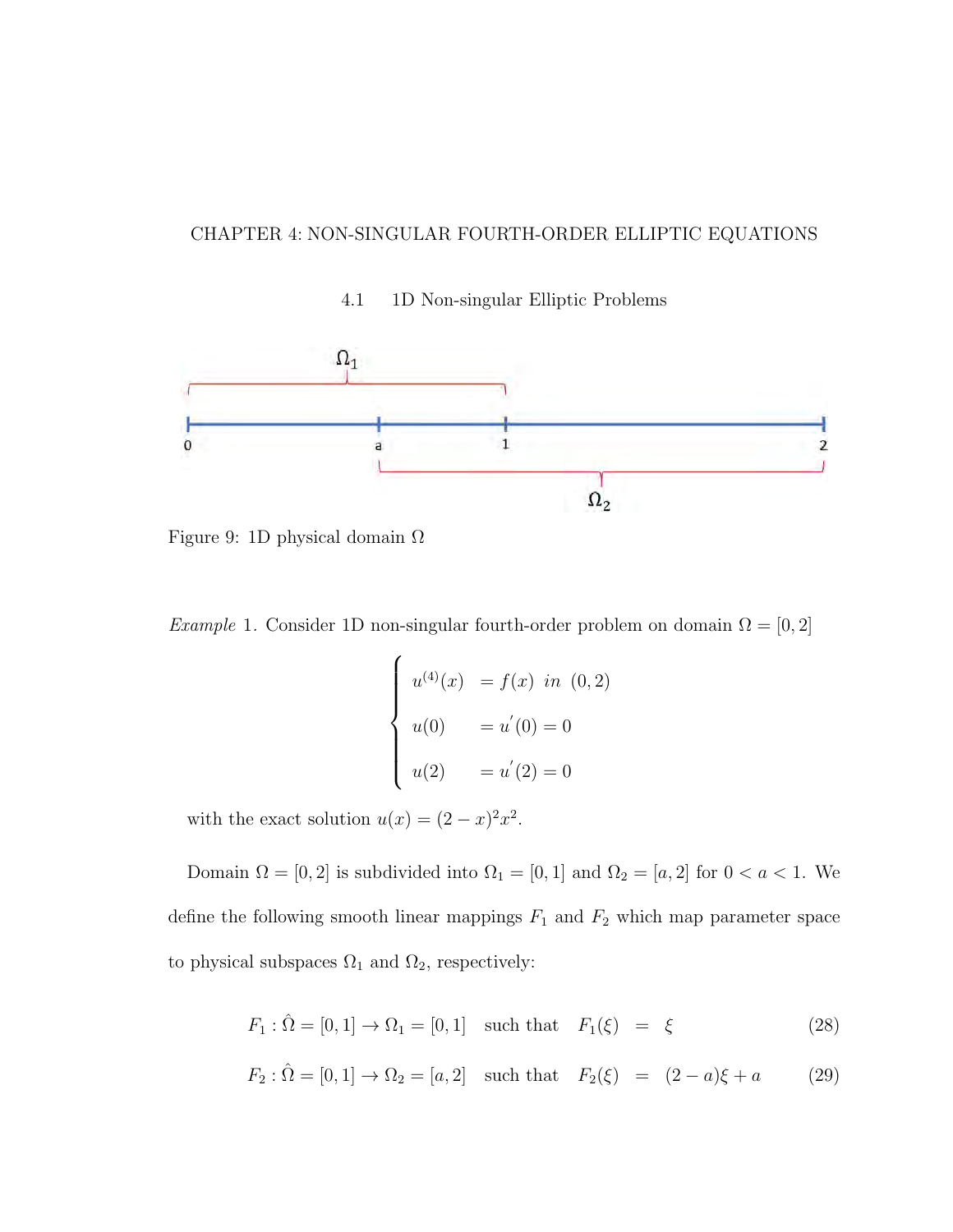# CHAPTER 4: NON-SINGULAR FOURTH-ORDER ELLIPTIC EQUATIONS

## 4.1 1D Non-singular Elliptic Problems

Figure 9: 1D physical domain $\Omega$

*Example* 1. Consider 1D non-singular fourth-order problem on domain $\Omega = [0, 2]$

$$
\begin{cases}
u^{(4)}(x) & = f(x) \;\; in \;\; (0, 2) \\
u(0) & = u'(0) = 0 \\
u(2) & = u'(2) = 0
\end{cases}
$$

with the exact solution $u(x) = (2 - x)^2 x^2$.

Domain $\Omega = [0, 2]$ is subdivided into $\Omega_1 = [0, 1]$ and $\Omega_2 = [a, 2]$ for $0 < a < 1$. We define the following smooth linear mappings $F_1$ and $F_2$ which map parameter space to physical subspaces $\Omega_1$ and $\Omega_2$, respectively:

$$F_1 : \hat{\Omega} = [0, 1] \to \Omega_1 = [0, 1] \quad \text{such that} \quad F_1(\xi) = \xi \tag{28}$$

$$F_2 : \hat{\Omega} = [0, 1] \to \Omega_2 = [a, 2] \quad \text{such that} \quad F_2(\xi) = (2 - a)\xi + a \tag{29}$$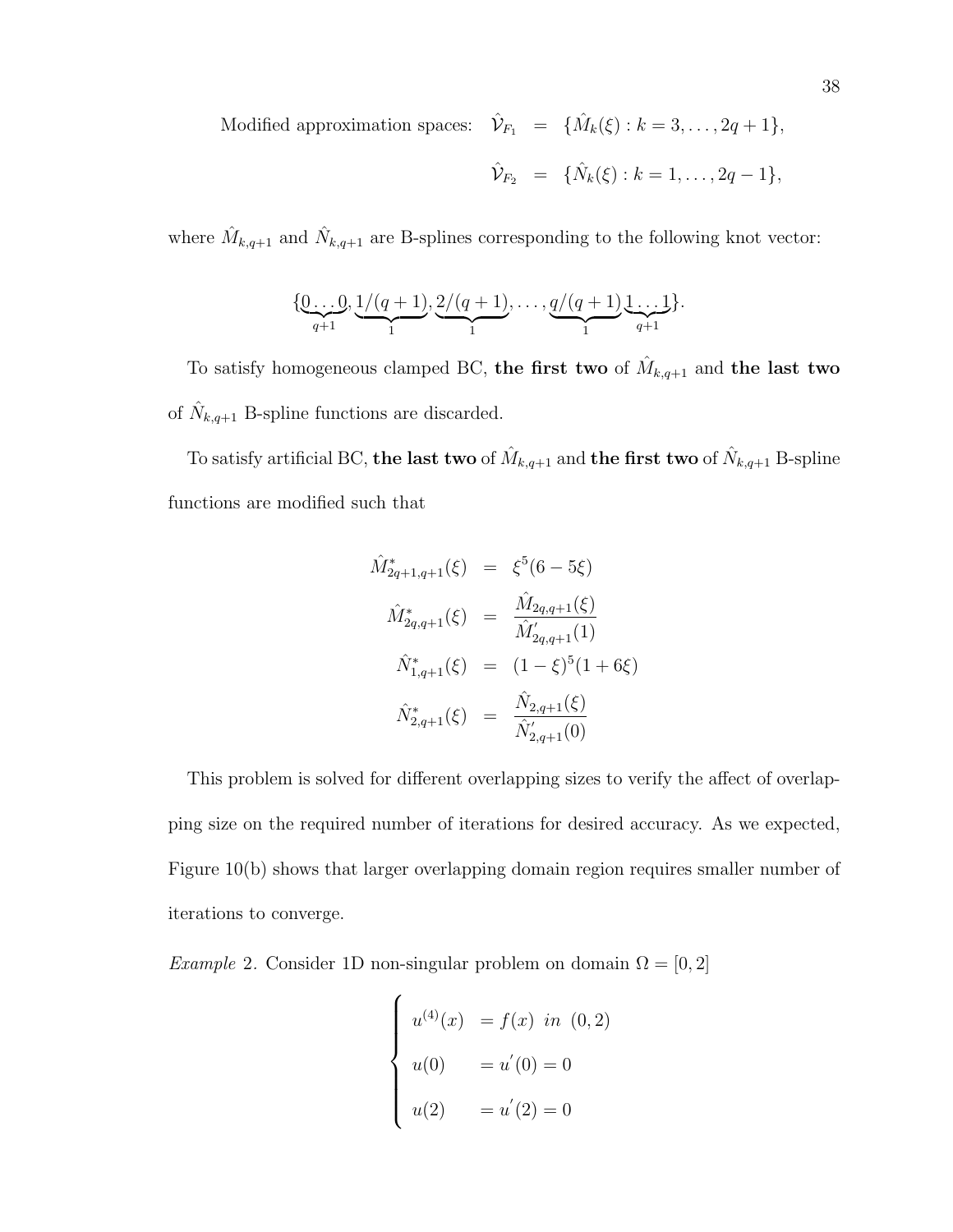Modified approximation spaces:

$$
\begin{aligned}
\hat{\mathcal{V}}_{F_1} &= \{\hat{M}_k(\xi) : k = 3, \ldots, 2q+1\}, \\
\hat{\mathcal{V}}_{F_2} &= \{\hat{N}_k(\xi) : k = 1, \ldots, 2q-1\},
\end{aligned}
$$

where $\hat{M}_{k,q+1}$ and $\hat{N}_{k,q+1}$ are B-splines corresponding to the following knot vector:

$$
\{\underbrace{0\ldots0}_{q+1}, \underbrace{1/(q+1)}_{1}, \underbrace{2/(q+1)}_{1}, \ldots, \underbrace{q/(q+1)}_{1}\underbrace{1\ldots1}_{q+1}\}.
$$

To satisfy homogeneous clamped BC, **the first two** of $\hat{M}_{k,q+1}$ and **the last two** of $\hat{N}_{k,q+1}$ B-spline functions are discarded.

To satisfy artificial BC, **the last two** of $\hat{M}_{k,q+1}$ and **the first two** of $\hat{N}_{k,q+1}$ B-spline functions are modified such that

$$
\begin{aligned}
\hat{M}^*_{2q+1,q+1}(\xi) &= \xi^5(6 - 5\xi) \\
\hat{M}^*_{2q,q+1}(\xi) &= \frac{\hat{M}_{2q,q+1}(\xi)}{\hat{M}'_{2q,q+1}(1)} \\
\hat{N}^*_{1,q+1}(\xi) &= (1-\xi)^5(1+6\xi) \\
\hat{N}^*_{2,q+1}(\xi) &= \frac{\hat{N}_{2,q+1}(\xi)}{\hat{N}'_{2,q+1}(0)}
\end{aligned}
$$

This problem is solved for different overlapping sizes to verify the affect of overlapping size on the required number of iterations for desired accuracy. As we expected, Figure 10(b) shows that larger overlapping domain region requires smaller number of iterations to converge.

*Example* 2. Consider 1D non-singular problem on domain $\Omega = [0, 2]$

$$
\begin{cases}
u^{(4)}(x) &= f(x) \ \ in \ \ (0, 2) \\
u(0) &= u'(0) = 0 \\
u(2) &= u'(2) = 0
\end{cases}
$$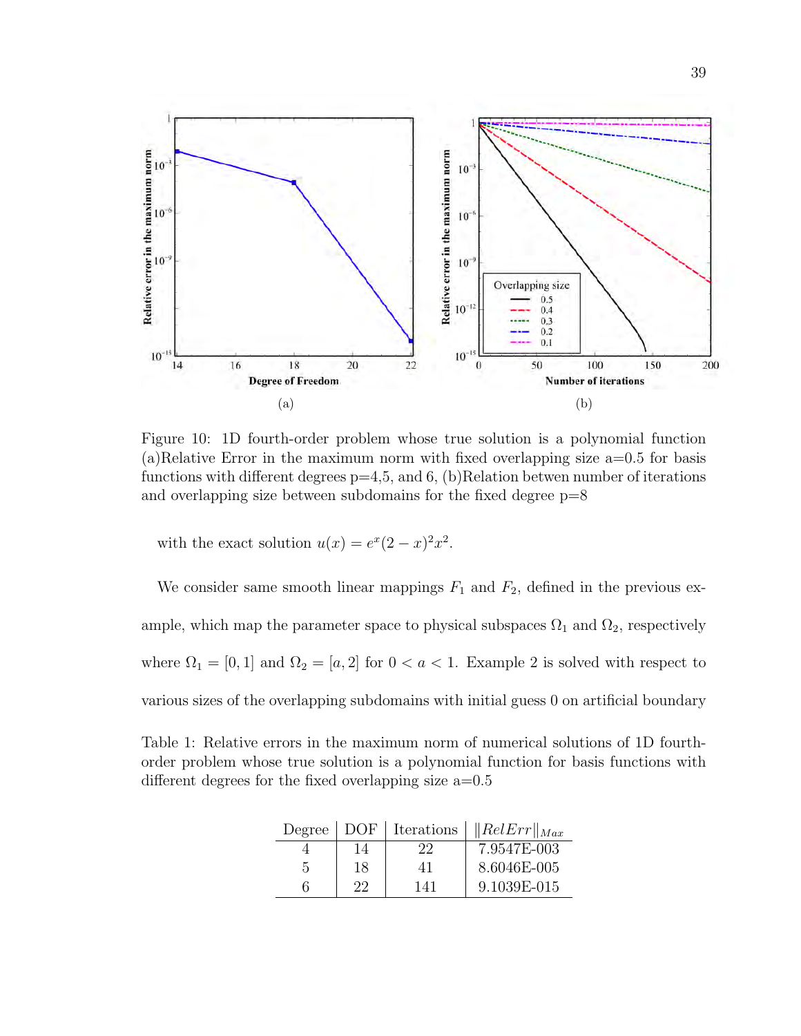Figure 10: 1D fourth-order problem whose true solution is a polynomial function (a)Relative Error in the maximum norm with fixed overlapping size a=0.5 for basis functions with different degrees p=4,5, and 6, (b)Relation betwen number of iterations and overlapping size between subdomains for the fixed degree p=8

with the exact solution $u(x) = e^x(2-x)^2x^2$.

We consider same smooth linear mappings $F_1$ and $F_2$, defined in the previous example, which map the parameter space to physical subspaces $\Omega_1$ and $\Omega_2$, respectively where $\Omega_1 = [0, 1]$ and $\Omega_2 = [a, 2]$ for $0 < a < 1$. Example 2 is solved with respect to various sizes of the overlapping subdomains with initial guess 0 on artificial boundary

Table 1: Relative errors in the maximum norm of numerical solutions of 1D fourth-order problem whose true solution is a polynomial function for basis functions with different degrees for the fixed overlapping size a=0.5

| Degree | DOF | Iterations | $\|RelErr\|_{Max}$ |
|---|---|---|---|
| 4 | 14 | 22 | 7.9547E-003 |
| 5 | 18 | 41 | 8.6046E-005 |
| 6 | 22 | 141 | 9.1039E-015 |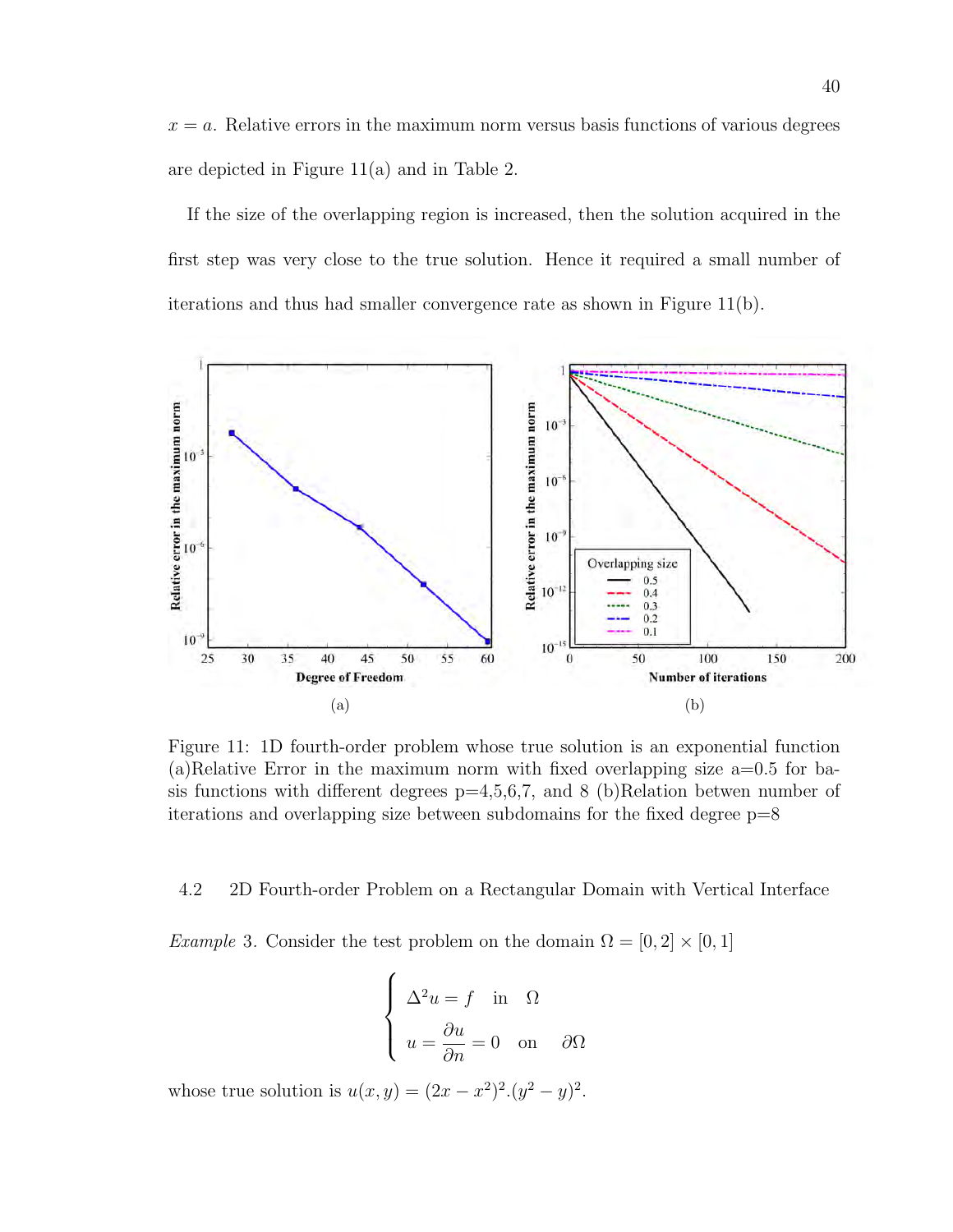$x = a$. Relative errors in the maximum norm versus basis functions of various degrees are depicted in Figure 11(a) and in Table 2.

If the size of the overlapping region is increased, then the solution acquired in the first step was very close to the true solution. Hence it required a small number of iterations and thus had smaller convergence rate as shown in Figure 11(b).

Figure 11: 1D fourth-order problem whose true solution is an exponential function (a)Relative Error in the maximum norm with fixed overlapping size a=0.5 for basis functions with different degrees p=4,5,6,7, and 8 (b)Relation betwen number of iterations and overlapping size between subdomains for the fixed degree p=8

### 4.2 2D Fourth-order Problem on a Rectangular Domain with Vertical Interface

*Example* 3. Consider the test problem on the domain $\Omega = [0, 2] \times [0, 1]$

$$
\begin{cases}
\Delta^2 u = f & \text{in} \quad \Omega \\
u = \dfrac{\partial u}{\partial n} = 0 & \text{on} \quad \partial\Omega
\end{cases}
$$

whose true solution is $u(x, y) = (2x - x^2)^2.(y^2 - y)^2$.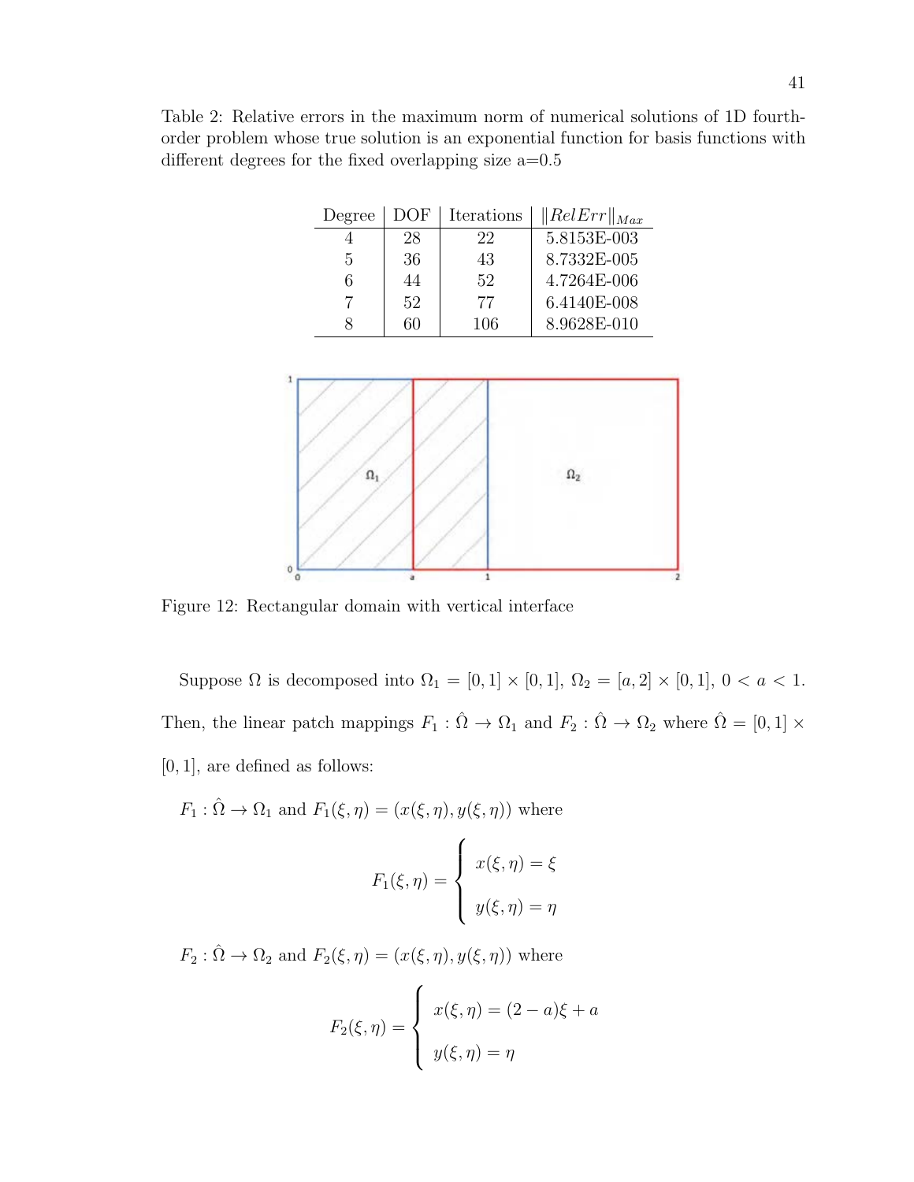Table 2: Relative errors in the maximum norm of numerical solutions of 1D fourth-order problem whose true solution is an exponential function for basis functions with different degrees for the fixed overlapping size a=0.5

| Degree | DOF | Iterations | $\|RelErr\|_{Max}$ |
|---|---|---|---|
| 4 | 28 | 22 | 5.8153E-003 |
| 5 | 36 | 43 | 8.7332E-005 |
| 6 | 44 | 52 | 4.7264E-006 |
| 7 | 52 | 77 | 6.4140E-008 |
| 8 | 60 | 106 | 8.9628E-010 |

Figure 12: Rectangular domain with vertical interface

Suppose $\Omega$ is decomposed into $\Omega_1 = [0,1] \times [0,1]$, $\Omega_2 = [a,2] \times [0,1]$, $0 < a < 1$. Then, the linear patch mappings $F_1 : \hat{\Omega} \to \Omega_1$ and $F_2 : \hat{\Omega} \to \Omega_2$ where $\hat{\Omega} = [0,1] \times [0,1]$, are defined as follows:

$F_1 : \hat{\Omega} \to \Omega_1$ and $F_1(\xi,\eta) = (x(\xi,\eta), y(\xi,\eta))$ where

$$F_1(\xi,\eta) = \begin{cases} x(\xi,\eta) = \xi \\ y(\xi,\eta) = \eta \end{cases}$$

$F_2 : \hat{\Omega} \to \Omega_2$ and $F_2(\xi,\eta) = (x(\xi,\eta), y(\xi,\eta))$ where

$$F_2(\xi,\eta) = \begin{cases} x(\xi,\eta) = (2-a)\xi + a \\ y(\xi,\eta) = \eta \end{cases}$$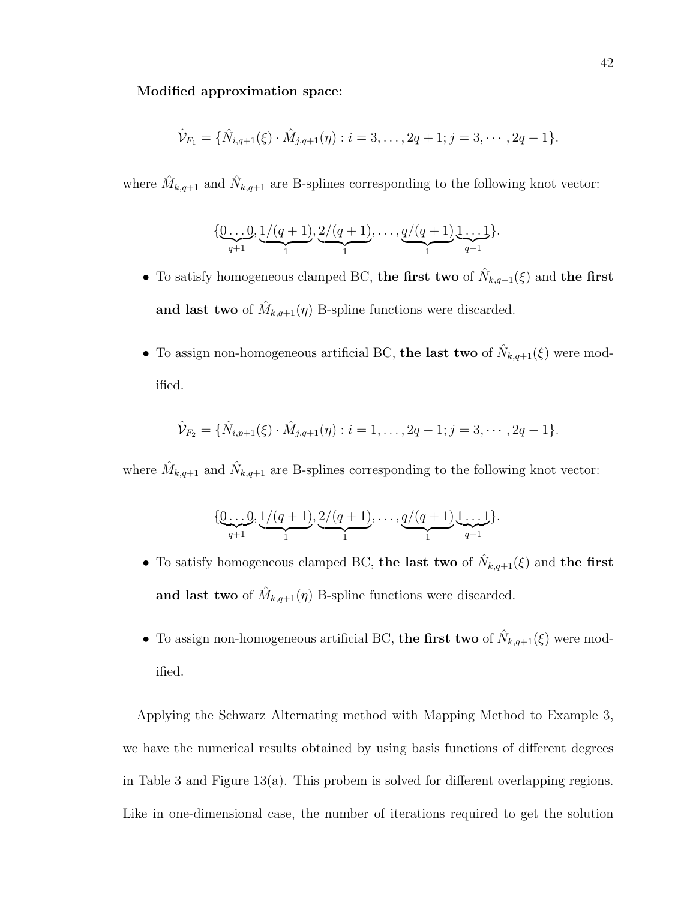**Modified approximation space:**

$$\hat{\mathcal{V}}_{F_1} = \{\hat{N}_{i,q+1}(\xi) \cdot \hat{M}_{j,q+1}(\eta) : i = 3, \ldots, 2q+1; j = 3, \cdots, 2q-1\}.$$

where $\hat{M}_{k,q+1}$ and $\hat{N}_{k,q+1}$ are B-splines corresponding to the following knot vector:

$$\{\underbrace{0 \ldots 0}_{q+1}, \underbrace{1/(q+1)}_{1}, \underbrace{2/(q+1)}_{1}, \ldots, \underbrace{q/(q+1)}_{1} \underbrace{1 \ldots 1}_{q+1}\}.$$

- To satisfy homogeneous clamped BC, **the first two** of $\hat{N}_{k,q+1}(\xi)$ and **the first and last two** of $\hat{M}_{k,q+1}(\eta)$ B-spline functions were discarded.
- To assign non-homogeneous artificial BC, **the last two** of $\hat{N}_{k,q+1}(\xi)$ were modified.

$$\hat{\mathcal{V}}_{F_2} = \{\hat{N}_{i,p+1}(\xi) \cdot \hat{M}_{j,q+1}(\eta) : i = 1, \ldots, 2q-1; j = 3, \cdots, 2q-1\}.$$

where $\hat{M}_{k,q+1}$ and $\hat{N}_{k,q+1}$ are B-splines corresponding to the following knot vector:

$$\{\underbrace{0 \ldots 0}_{q+1}, \underbrace{1/(q+1)}_{1}, \underbrace{2/(q+1)}_{1}, \ldots, \underbrace{q/(q+1)}_{1} \underbrace{1 \ldots 1}_{q+1}\}.$$

- To satisfy homogeneous clamped BC, **the last two** of $\hat{N}_{k,q+1}(\xi)$ and **the first and last two** of $\hat{M}_{k,q+1}(\eta)$ B-spline functions were discarded.
- To assign non-homogeneous artificial BC, **the first two** of $\hat{N}_{k,q+1}(\xi)$ were modified.

Applying the Schwarz Alternating method with Mapping Method to Example 3, we have the numerical results obtained by using basis functions of different degrees in Table 3 and Figure 13(a). This probem is solved for different overlapping regions. Like in one-dimensional case, the number of iterations required to get the solution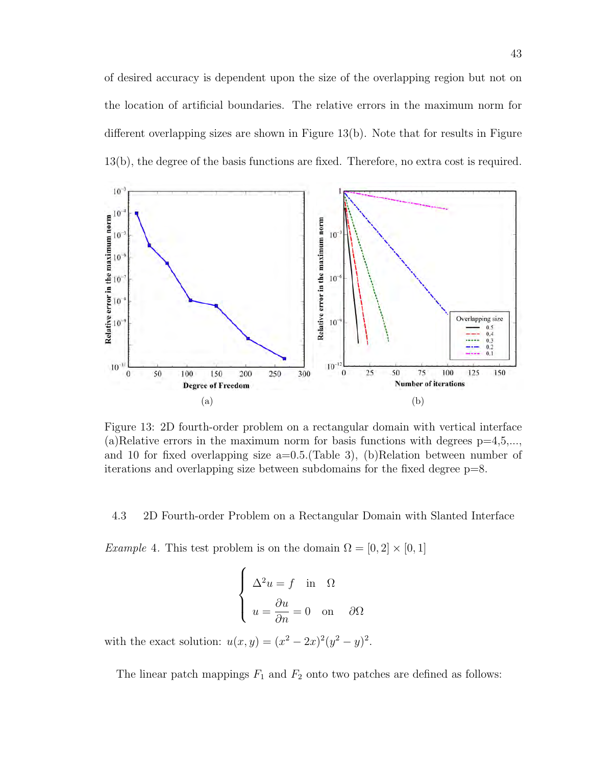of desired accuracy is dependent upon the size of the overlapping region but not on the location of artificial boundaries. The relative errors in the maximum norm for different overlapping sizes are shown in Figure 13(b). Note that for results in Figure 13(b), the degree of the basis functions are fixed. Therefore, no extra cost is required.

Figure 13: 2D fourth-order problem on a rectangular domain with vertical interface (a)Relative errors in the maximum norm for basis functions with degrees p=4,5,..., and 10 for fixed overlapping size a=0.5.(Table 3), (b)Relation between number of iterations and overlapping size between subdomains for the fixed degree p=8.

### 4.3 2D Fourth-order Problem on a Rectangular Domain with Slanted Interface

*Example* 4. This test problem is on the domain $\Omega = [0, 2] \times [0, 1]$

$$
\begin{cases}
\Delta^2 u = f & \text{in} \quad \Omega \\
u = \dfrac{\partial u}{\partial n} = 0 & \text{on} \quad \partial\Omega
\end{cases}
$$

with the exact solution: $u(x, y) = (x^2 - 2x)^2 (y^2 - y)^2$.

The linear patch mappings $F_1$ and $F_2$ onto two patches are defined as follows: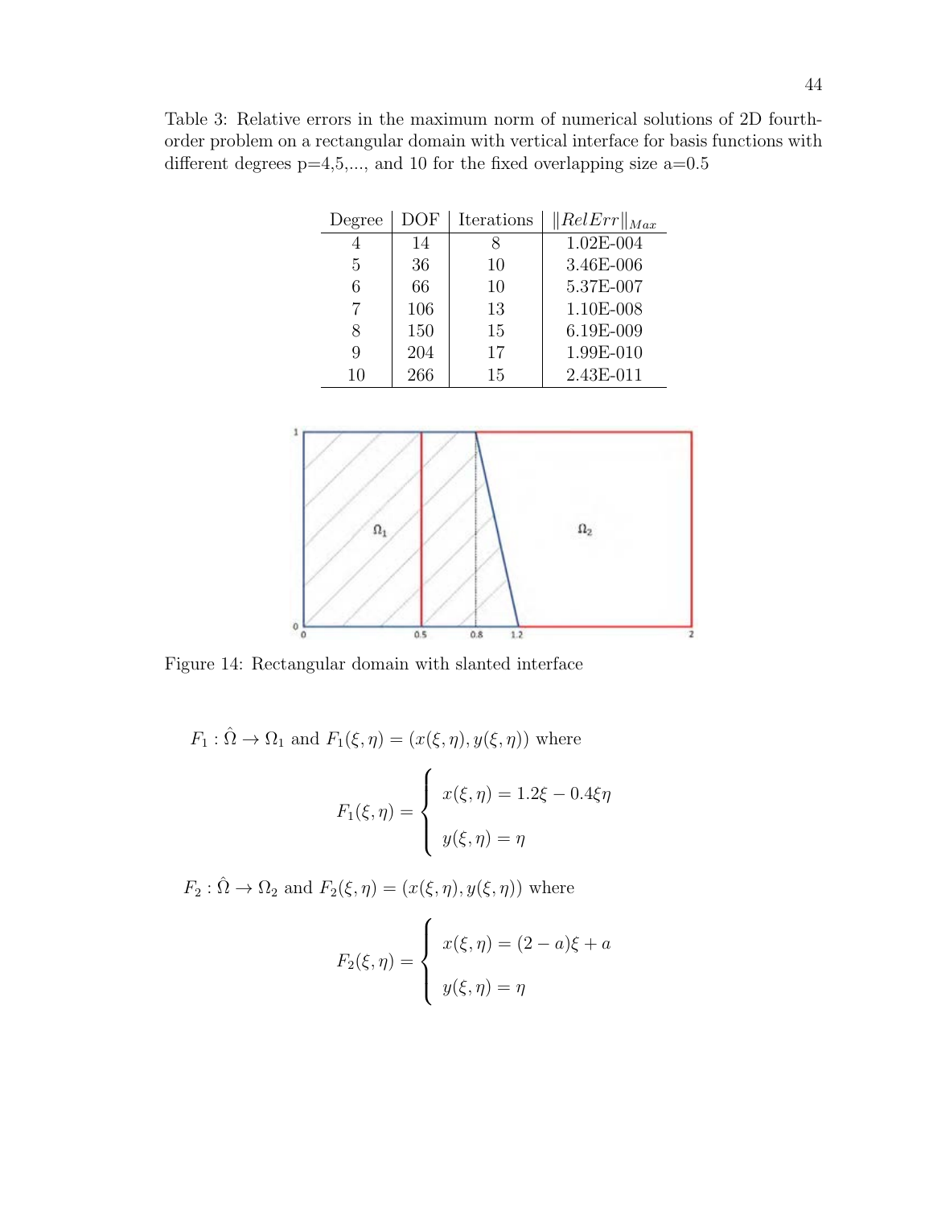Table 3: Relative errors in the maximum norm of numerical solutions of 2D fourth-order problem on a rectangular domain with vertical interface for basis functions with different degrees p=4,5,..., and 10 for the fixed overlapping size a=0.5

| Degree | DOF | Iterations | $\|RelErr\|_{Max}$ |
|---|---|---|---|
| 4 | 14 | 8 | 1.02E-004 |
| 5 | 36 | 10 | 3.46E-006 |
| 6 | 66 | 10 | 5.37E-007 |
| 7 | 106 | 13 | 1.10E-008 |
| 8 | 150 | 15 | 6.19E-009 |
| 9 | 204 | 17 | 1.99E-010 |
| 10 | 266 | 15 | 2.43E-011 |

Figure 14: Rectangular domain with slanted interface

$F_1 : \hat{\Omega} \to \Omega_1$ and $F_1(\xi, \eta) = (x(\xi, \eta), y(\xi, \eta))$ where

$$F_1(\xi, \eta) = \begin{cases} x(\xi, \eta) = 1.2\xi - 0.4\xi\eta \\ y(\xi, \eta) = \eta \end{cases}$$

$F_2 : \hat{\Omega} \to \Omega_2$ and $F_2(\xi, \eta) = (x(\xi, \eta), y(\xi, \eta))$ where

$$F_2(\xi, \eta) = \begin{cases} x(\xi, \eta) = (2 - a)\xi + a \\ y(\xi, \eta) = \eta \end{cases}$$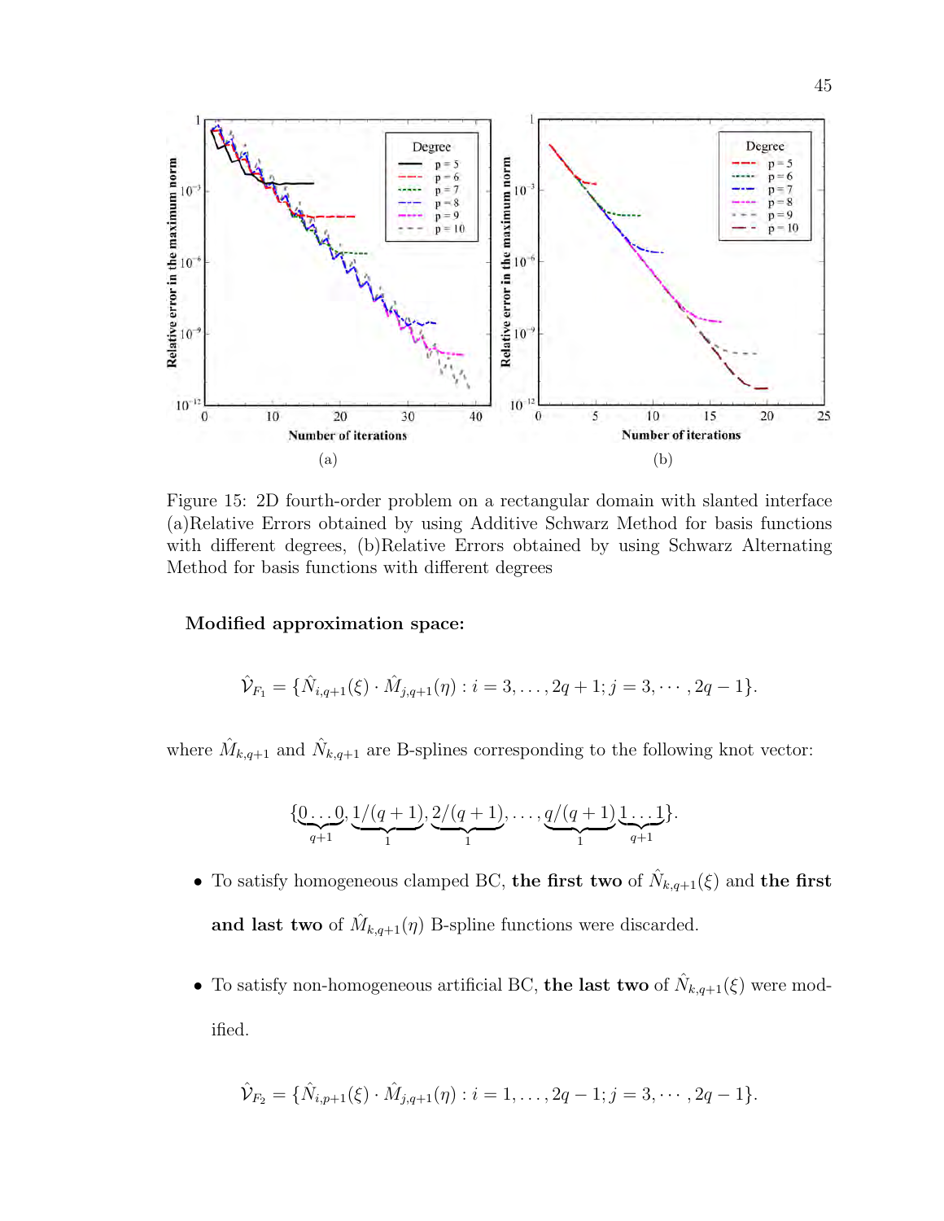Figure 15: 2D fourth-order problem on a rectangular domain with slanted interface (a)Relative Errors obtained by using Additive Schwarz Method for basis functions with different degrees, (b)Relative Errors obtained by using Schwarz Alternating Method for basis functions with different degrees

**Modified approximation space:**

$$\hat{\mathcal{V}}_{F_1} = \{\hat{N}_{i,q+1}(\xi) \cdot \hat{M}_{j,q+1}(\eta) : i = 3, \ldots, 2q+1; j = 3, \cdots, 2q-1\}.$$

where $\hat{M}_{k,q+1}$ and $\hat{N}_{k,q+1}$ are B-splines corresponding to the following knot vector:

$$\{\underbrace{0\ldots0}_{q+1}, \underbrace{1/(q+1)}_{1}, \underbrace{2/(q+1)}_{1}, \ldots, \underbrace{q/(q+1)}_{1} \underbrace{1\ldots1}_{q+1}\}.$$

- To satisfy homogeneous clamped BC, **the first two** of $\hat{N}_{k,q+1}(\xi)$ and **the first and last two** of $\hat{M}_{k,q+1}(\eta)$ B-spline functions were discarded.
- To satisfy non-homogeneous artificial BC, **the last two** of $\hat{N}_{k,q+1}(\xi)$ were modified.

$$\hat{\mathcal{V}}_{F_2} = \{\hat{N}_{i,p+1}(\xi) \cdot \hat{M}_{j,q+1}(\eta) : i = 1, \ldots, 2q-1; j = 3, \cdots, 2q-1\}.$$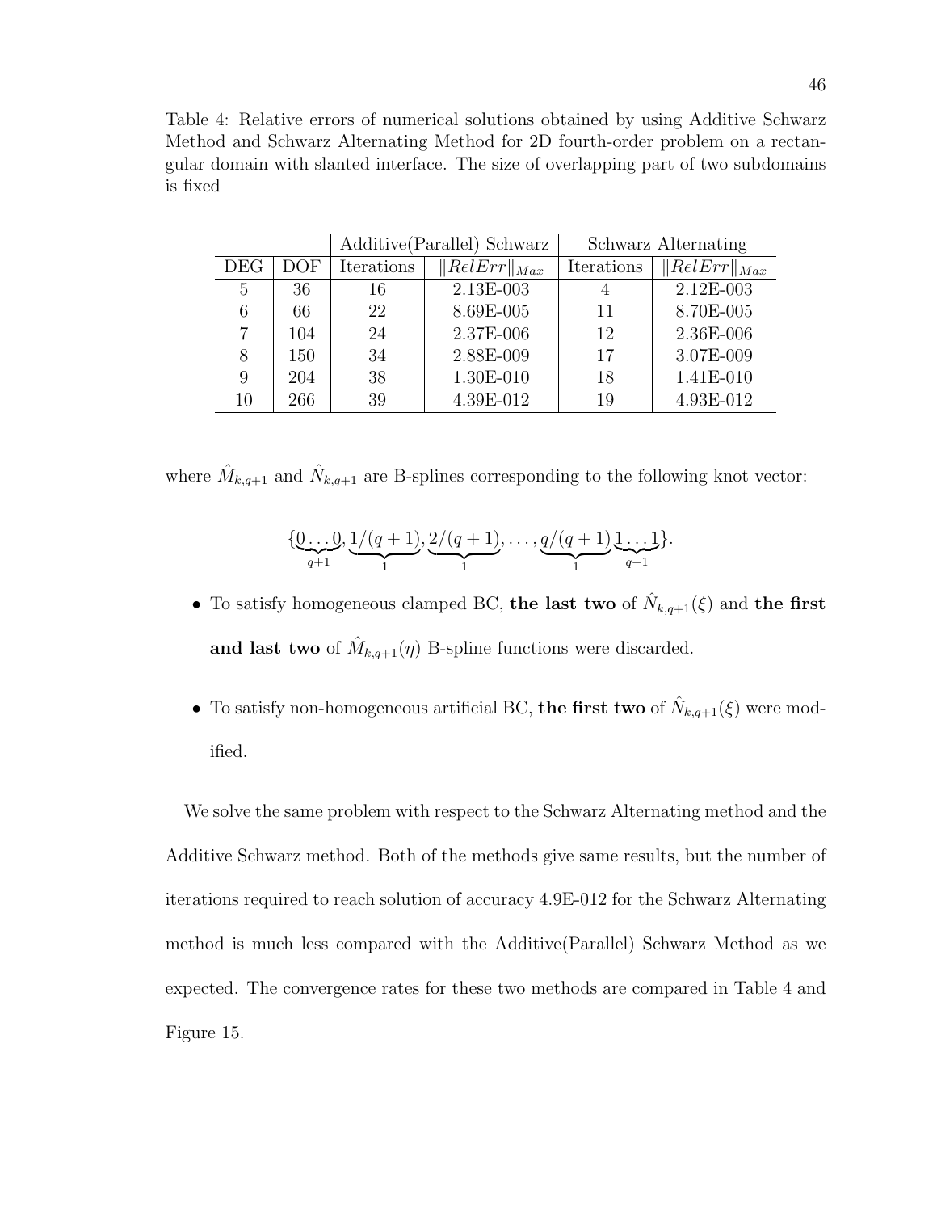Table 4: Relative errors of numerical solutions obtained by using Additive Schwarz Method and Schwarz Alternating Method for 2D fourth-order problem on a rectangular domain with slanted interface. The size of overlapping part of two subdomains is fixed

| | | Additive(Parallel) Schwarz | | Schwarz Alternating | |
|---|---|---|---|---|---|
| DEG | DOF | Iterations | $\|RelErr\|_{Max}$ | Iterations | $\|RelErr\|_{Max}$ |
| 5 | 36 | 16 | 2.13E-003 | 4 | 2.12E-003 |
| 6 | 66 | 22 | 8.69E-005 | 11 | 8.70E-005 |
| 7 | 104 | 24 | 2.37E-006 | 12 | 2.36E-006 |
| 8 | 150 | 34 | 2.88E-009 | 17 | 3.07E-009 |
| 9 | 204 | 38 | 1.30E-010 | 18 | 1.41E-010 |
| 10 | 266 | 39 | 4.39E-012 | 19 | 4.93E-012 |

where $\hat{M}_{k,q+1}$ and $\hat{N}_{k,q+1}$ are B-splines corresponding to the following knot vector:

$$\{\underbrace{0\ldots0}_{q+1}, \underbrace{1/(q+1)}_{1}, \underbrace{2/(q+1)}_{1}, \ldots, \underbrace{q/(q+1)}_{1} \underbrace{1\ldots1}_{q+1}\}.$$

- To satisfy homogeneous clamped BC, **the last two** of $\hat{N}_{k,q+1}(\xi)$ and **the first and last two** of $\hat{M}_{k,q+1}(\eta)$ B-spline functions were discarded.
- To satisfy non-homogeneous artificial BC, **the first two** of $\hat{N}_{k,q+1}(\xi)$ were modified.

We solve the same problem with respect to the Schwarz Alternating method and the Additive Schwarz method. Both of the methods give same results, but the number of iterations required to reach solution of accuracy 4.9E-012 for the Schwarz Alternating method is much less compared with the Additive(Parallel) Schwarz Method as we expected. The convergence rates for these two methods are compared in Table 4 and Figure 15.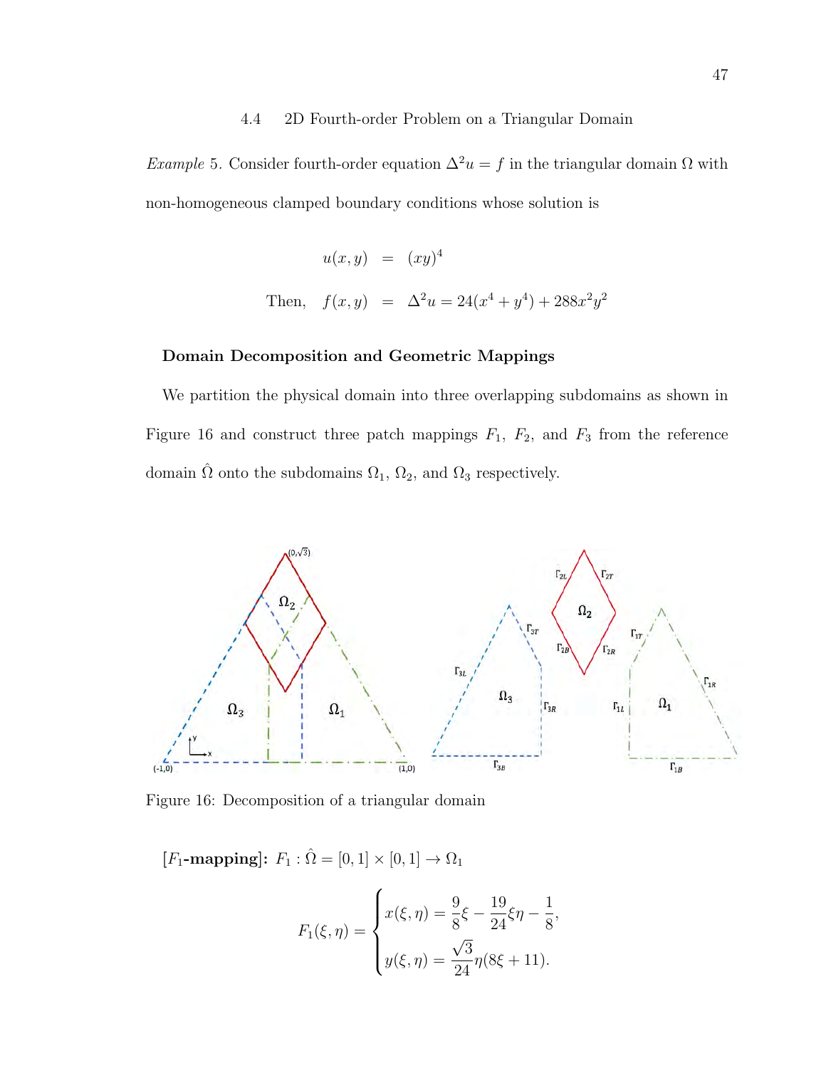### 4.4 2D Fourth-order Problem on a Triangular Domain

*Example* 5. Consider fourth-order equation $\Delta^2 u = f$ in the triangular domain $\Omega$ with non-homogeneous clamped boundary conditions whose solution is

$$
\begin{aligned}
u(x,y) &= (xy)^4 \\
\text{Then,} \quad f(x,y) &= \Delta^2 u = 24(x^4 + y^4) + 288x^2y^2
\end{aligned}
$$

**Domain Decomposition and Geometric Mappings**

We partition the physical domain into three overlapping subdomains as shown in Figure 16 and construct three patch mappings $F_1$, $F_2$, and $F_3$ from the reference domain $\hat{\Omega}$ onto the subdomains $\Omega_1$, $\Omega_2$, and $\Omega_3$ respectively.

Figure 16: Decomposition of a triangular domain

**[$F_1$-mapping]:** $F_1 : \hat{\Omega} = [0,1] \times [0,1] \rightarrow \Omega_1$

$$
F_1(\xi,\eta) = \begin{cases} x(\xi,\eta) = \dfrac{9}{8}\xi - \dfrac{19}{24}\xi\eta - \dfrac{1}{8}, \\[2ex] y(\xi,\eta) = \dfrac{\sqrt{3}}{24}\eta(8\xi + 11). \end{cases}
$$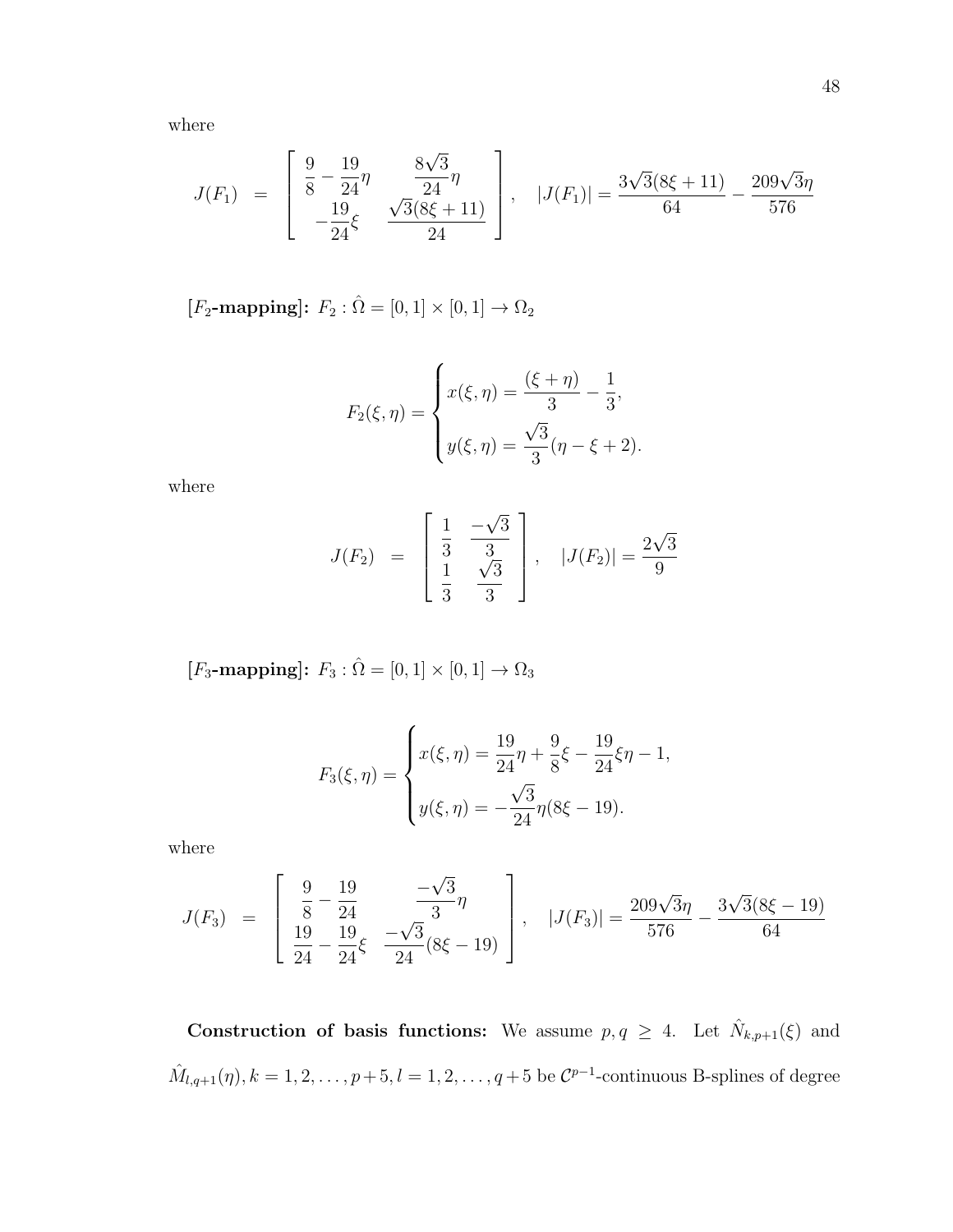where

$$
J(F_1) \;=\; \begin{bmatrix} \dfrac{9}{8} - \dfrac{19}{24}\eta & \dfrac{8\sqrt{3}}{24}\eta \\ -\dfrac{19}{24}\xi & \dfrac{\sqrt{3}(8\xi + 11)}{24} \end{bmatrix}, \quad |J(F_1)| = \frac{3\sqrt{3}(8\xi + 11)}{64} - \frac{209\sqrt{3}\eta}{576}
$$

**[$F_2$-mapping]:** $F_2 : \hat{\Omega} = [0,1] \times [0,1] \rightarrow \Omega_2$

$$
F_2(\xi, \eta) = \begin{cases} x(\xi, \eta) = \dfrac{(\xi + \eta)}{3} - \dfrac{1}{3}, \\ y(\xi, \eta) = \dfrac{\sqrt{3}}{3}(\eta - \xi + 2). \end{cases}
$$

where

$$
J(F_2) \;=\; \begin{bmatrix} \dfrac{1}{3} & \dfrac{-\sqrt{3}}{3} \\ \dfrac{1}{3} & \dfrac{\sqrt{3}}{3} \end{bmatrix}, \quad |J(F_2)| = \frac{2\sqrt{3}}{9}
$$

**[$F_3$-mapping]:** $F_3 : \hat{\Omega} = [0,1] \times [0,1] \rightarrow \Omega_3$

$$
F_3(\xi, \eta) = \begin{cases} x(\xi, \eta) = \dfrac{19}{24}\eta + \dfrac{9}{8}\xi - \dfrac{19}{24}\xi\eta - 1, \\ y(\xi, \eta) = -\dfrac{\sqrt{3}}{24}\eta(8\xi - 19). \end{cases}
$$

where

$$
J(F_3) \;=\; \begin{bmatrix} \dfrac{9}{8} - \dfrac{19}{24} & \dfrac{-\sqrt{3}}{3}\eta \\ \dfrac{19}{24} - \dfrac{19}{24}\xi & \dfrac{-\sqrt{3}}{24}(8\xi - 19) \end{bmatrix}, \quad |J(F_3)| = \frac{209\sqrt{3}\eta}{576} - \frac{3\sqrt{3}(8\xi - 19)}{64}
$$

**Construction of basis functions:** We assume $p, q \geq 4$. Let $\hat{N}_{k,p+1}(\xi)$ and $\hat{M}_{l,q+1}(\eta), k = 1, 2, \ldots, p+5, l = 1, 2, \ldots, q+5$ be $\mathcal{C}^{p-1}$-continuous B-splines of degree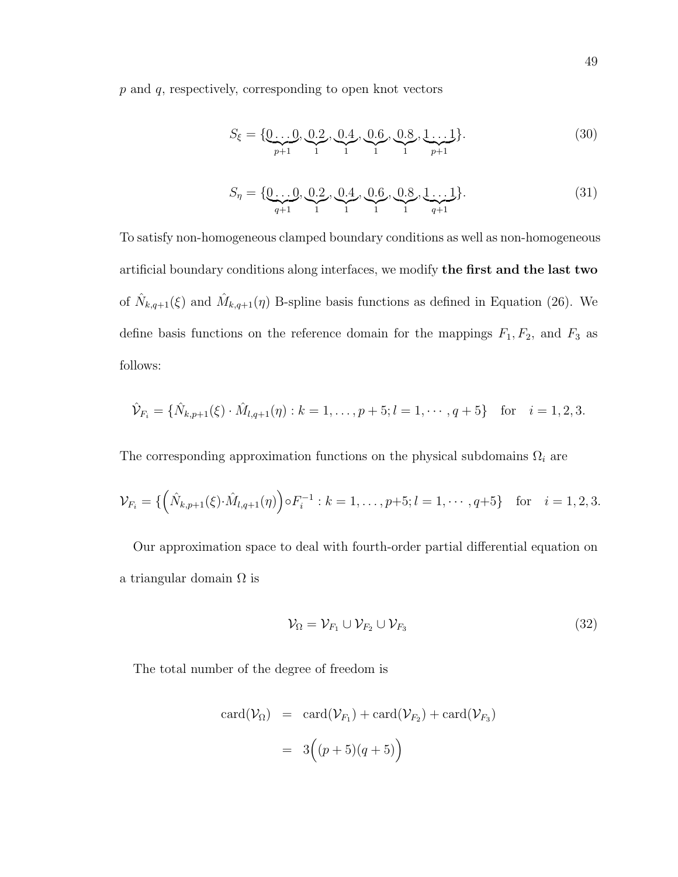$p$ and $q$, respectively, corresponding to open knot vectors

$$S_\xi = \{\underbrace{0 \ldots 0}_{p+1}, \underbrace{0.2}_{1}, \underbrace{0.4}_{1}, \underbrace{0.6}_{1}, \underbrace{0.8}_{1}, \underbrace{1 \ldots 1}_{p+1}\}. \tag{30}$$

$$S_\eta = \{\underbrace{0 \ldots 0}_{q+1}, \underbrace{0.2}_{1}, \underbrace{0.4}_{1}, \underbrace{0.6}_{1}, \underbrace{0.8}_{1}, \underbrace{1 \ldots 1}_{q+1}\}. \tag{31}$$

To satisfy non-homogeneous clamped boundary conditions as well as non-homogeneous artificial boundary conditions along interfaces, we modify **the first and the last two** of $\hat{N}_{k,q+1}(\xi)$ and $\hat{M}_{k,q+1}(\eta)$ B-spline basis functions as defined in Equation (26). We define basis functions on the reference domain for the mappings $F_1, F_2$, and $F_3$ as follows:

$$\hat{\mathcal{V}}_{F_i} = \{\hat{N}_{k,p+1}(\xi) \cdot \hat{M}_{l,q+1}(\eta) : k = 1, \ldots, p+5; l = 1, \cdots, q+5\} \quad \text{for} \quad i = 1, 2, 3.$$

The corresponding approximation functions on the physical subdomains $\Omega_i$ are

$$\mathcal{V}_{F_i} = \{\Big(\hat{N}_{k,p+1}(\xi) \cdot \hat{M}_{l,q+1}(\eta)\Big) \circ F_i^{-1} : k = 1, \ldots, p+5; l = 1, \cdots, q+5\} \quad \text{for} \quad i = 1, 2, 3.$$

Our approximation space to deal with fourth-order partial differential equation on a triangular domain $\Omega$ is

$$\mathcal{V}_\Omega = \mathcal{V}_{F_1} \cup \mathcal{V}_{F_2} \cup \mathcal{V}_{F_3} \tag{32}$$

The total number of the degree of freedom is

$$\begin{aligned} \text{card}(\mathcal{V}_\Omega) &= \text{card}(\mathcal{V}_{F_1}) + \text{card}(\mathcal{V}_{F_2}) + \text{card}(\mathcal{V}_{F_3}) \\ &= 3\Big((p+5)(q+5)\Big) \end{aligned}$$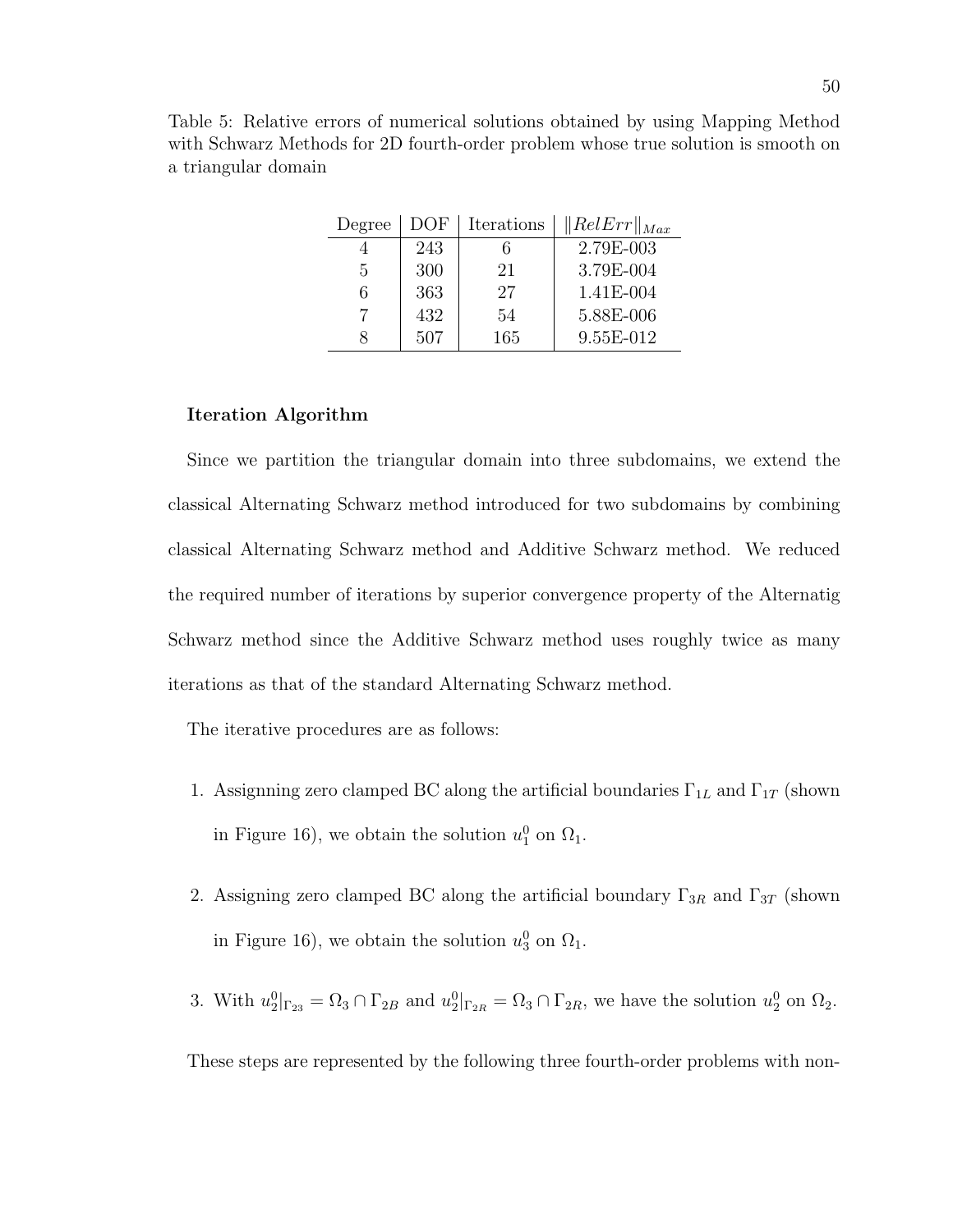Table 5: Relative errors of numerical solutions obtained by using Mapping Method with Schwarz Methods for 2D fourth-order problem whose true solution is smooth on a triangular domain

| Degree | DOF | Iterations | $\|RelErr\|_{Max}$ |
|---|---|---|---|
| 4 | 243 | 6 | 2.79E-003 |
| 5 | 300 | 21 | 3.79E-004 |
| 6 | 363 | 27 | 1.41E-004 |
| 7 | 432 | 54 | 5.88E-006 |
| 8 | 507 | 165 | 9.55E-012 |

**Iteration Algorithm**

Since we partition the triangular domain into three subdomains, we extend the classical Alternating Schwarz method introduced for two subdomains by combining classical Alternating Schwarz method and Additive Schwarz method. We reduced the required number of iterations by superior convergence property of the Alternatig Schwarz method since the Additive Schwarz method uses roughly twice as many iterations as that of the standard Alternating Schwarz method.

The iterative procedures are as follows:

1. Assignning zero clamped BC along the artificial boundaries $\Gamma_{1L}$ and $\Gamma_{1T}$ (shown in Figure 16), we obtain the solution $u_1^0$ on $\Omega_1$.

2. Assigning zero clamped BC along the artificial boundary $\Gamma_{3R}$ and $\Gamma_{3T}$ (shown in Figure 16), we obtain the solution $u_3^0$ on $\Omega_1$.

3. With $u_2^0|_{\Gamma_{23}} = \Omega_3 \cap \Gamma_{2B}$ and $u_2^0|_{\Gamma_{2R}} = \Omega_3 \cap \Gamma_{2R}$, we have the solution $u_2^0$ on $\Omega_2$.

These steps are represented by the following three fourth-order problems with non-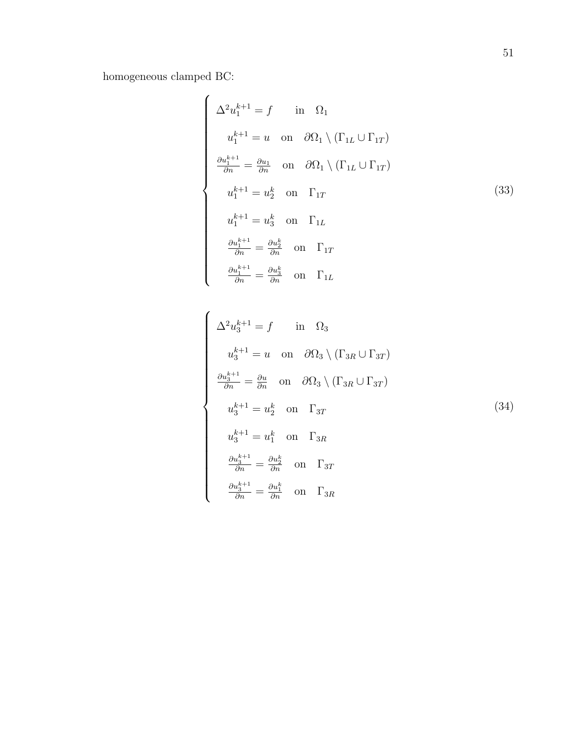homogeneous clamped BC:

$$
\begin{cases}
\Delta^2 u_1^{k+1} = f \quad \text{in} \quad \Omega_1 \\
u_1^{k+1} = u \quad \text{on} \quad \partial\Omega_1 \setminus (\Gamma_{1L} \cup \Gamma_{1T}) \\
\frac{\partial u_1^{k+1}}{\partial n} = \frac{\partial u_1}{\partial n} \quad \text{on} \quad \partial\Omega_1 \setminus (\Gamma_{1L} \cup \Gamma_{1T}) \\
u_1^{k+1} = u_2^k \quad \text{on} \quad \Gamma_{1T} \\
u_1^{k+1} = u_3^k \quad \text{on} \quad \Gamma_{1L} \\
\frac{\partial u_1^{k+1}}{\partial n} = \frac{\partial u_2^k}{\partial n} \quad \text{on} \quad \Gamma_{1T} \\
\frac{\partial u_1^{k+1}}{\partial n} = \frac{\partial u_3^k}{\partial n} \quad \text{on} \quad \Gamma_{1L}
\end{cases}
\tag{33}
$$

$$
\begin{cases}
\Delta^2 u_3^{k+1} = f \quad \text{in} \quad \Omega_3 \\
u_3^{k+1} = u \quad \text{on} \quad \partial\Omega_3 \setminus (\Gamma_{3R} \cup \Gamma_{3T}) \\
\frac{\partial u_3^{k+1}}{\partial n} = \frac{\partial u}{\partial n} \quad \text{on} \quad \partial\Omega_3 \setminus (\Gamma_{3R} \cup \Gamma_{3T}) \\
u_3^{k+1} = u_2^k \quad \text{on} \quad \Gamma_{3T} \\
u_3^{k+1} = u_1^k \quad \text{on} \quad \Gamma_{3R} \\
\frac{\partial u_3^{k+1}}{\partial n} = \frac{\partial u_2^k}{\partial n} \quad \text{on} \quad \Gamma_{3T} \\
\frac{\partial u_3^{k+1}}{\partial n} = \frac{\partial u_1^k}{\partial n} \quad \text{on} \quad \Gamma_{3R}
\end{cases}
\tag{34}
$$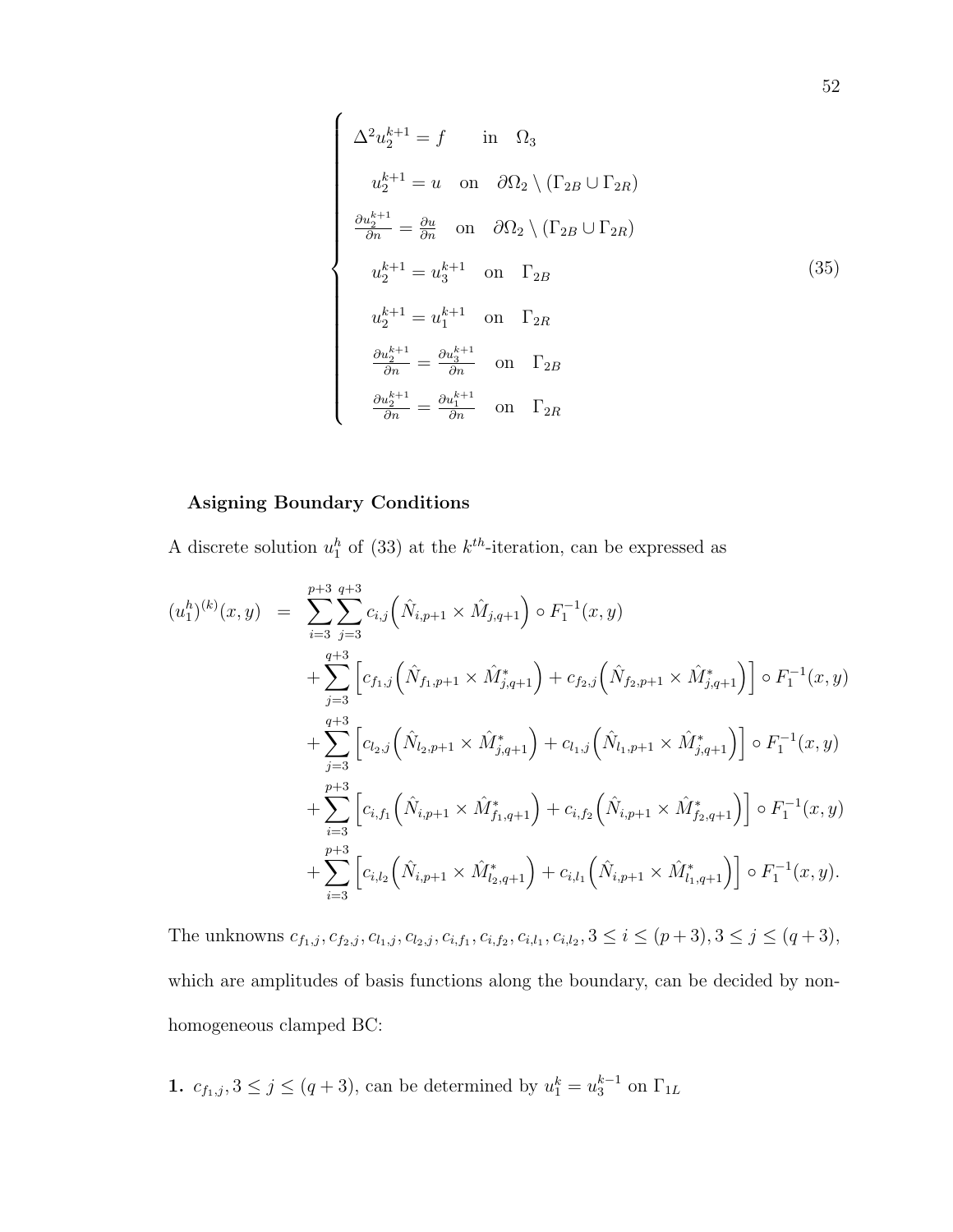$$
\begin{cases}
\Delta^2 u_2^{k+1} = f \quad \text{in} \quad \Omega_3 \\
u_2^{k+1} = u \quad \text{on} \quad \partial\Omega_2 \setminus (\Gamma_{2B} \cup \Gamma_{2R}) \\
\frac{\partial u_2^{k+1}}{\partial n} = \frac{\partial u}{\partial n} \quad \text{on} \quad \partial\Omega_2 \setminus (\Gamma_{2B} \cup \Gamma_{2R}) \\
u_2^{k+1} = u_3^{k+1} \quad \text{on} \quad \Gamma_{2B} \\
u_2^{k+1} = u_1^{k+1} \quad \text{on} \quad \Gamma_{2R} \\
\frac{\partial u_2^{k+1}}{\partial n} = \frac{\partial u_3^{k+1}}{\partial n} \quad \text{on} \quad \Gamma_{2B} \\
\frac{\partial u_2^{k+1}}{\partial n} = \frac{\partial u_1^{k+1}}{\partial n} \quad \text{on} \quad \Gamma_{2R}
\end{cases}
\tag{35}
$$

**Asigning Boundary Conditions**

A discrete solution $u_1^h$ of (33) at the $k^{th}$-iteration, can be expressed as

$$
\begin{aligned}
(u_1^h)^{(k)}(x,y) \;=\; & \sum_{i=3}^{p+3}\sum_{j=3}^{q+3} c_{i,j}\Big(\hat{N}_{i,p+1} \times \hat{M}_{j,q+1}\Big) \circ F_1^{-1}(x,y) \\
& + \sum_{j=3}^{q+3} \Big[ c_{f_1,j}\Big(\hat{N}_{f_1,p+1} \times \hat{M}^*_{j,q+1}\Big) + c_{f_2,j}\Big(\hat{N}_{f_2,p+1} \times \hat{M}^*_{j,q+1}\Big)\Big] \circ F_1^{-1}(x,y) \\
& + \sum_{j=3}^{q+3} \Big[ c_{l_2,j}\Big(\hat{N}_{l_2,p+1} \times \hat{M}^*_{j,q+1}\Big) + c_{l_1,j}\Big(\hat{N}_{l_1,p+1} \times \hat{M}^*_{j,q+1}\Big)\Big] \circ F_1^{-1}(x,y) \\
& + \sum_{i=3}^{p+3} \Big[ c_{i,f_1}\Big(\hat{N}_{i,p+1} \times \hat{M}^*_{f_1,q+1}\Big) + c_{i,f_2}\Big(\hat{N}_{i,p+1} \times \hat{M}^*_{f_2,q+1}\Big)\Big] \circ F_1^{-1}(x,y) \\
& + \sum_{i=3}^{p+3} \Big[ c_{i,l_2}\Big(\hat{N}_{i,p+1} \times \hat{M}^*_{l_2,q+1}\Big) + c_{i,l_1}\Big(\hat{N}_{i,p+1} \times \hat{M}^*_{l_1,q+1}\Big)\Big] \circ F_1^{-1}(x,y).
\end{aligned}
$$

The unknowns $c_{f_1,j}, c_{f_2,j}, c_{l_1,j}, c_{l_2,j}, c_{i,f_1}, c_{i,f_2}, c_{i,l_1}, c_{i,l_2}, 3 \le i \le (p+3), 3 \le j \le (q+3)$, which are amplitudes of basis functions along the boundary, can be decided by non-homogeneous clamped BC:

**1.** $c_{f_1,j}, 3 \le j \le (q+3)$, can be determined by $u_1^k = u_3^{k-1}$ on $\Gamma_{1L}$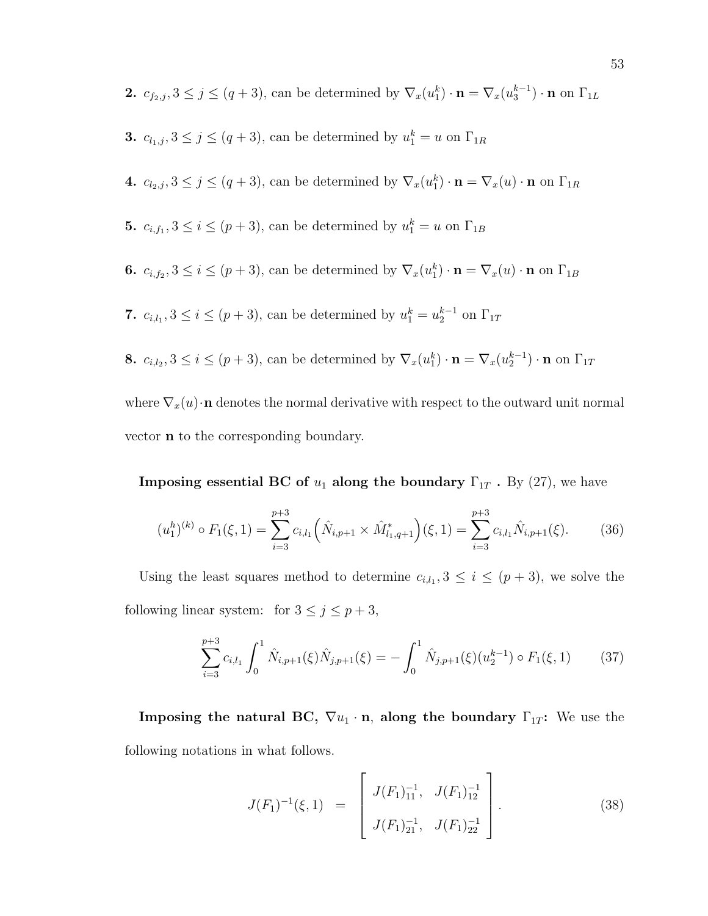**2.** $c_{f_2,j}, 3 \leq j \leq (q+3)$, can be determined by $\nabla_x(u_1^k) \cdot \mathbf{n} = \nabla_x(u_3^{k-1}) \cdot \mathbf{n}$ on $\Gamma_{1L}$

**3.** $c_{l_1,j}, 3 \leq j \leq (q+3)$, can be determined by $u_1^k = u$ on $\Gamma_{1R}$

**4.** $c_{l_2,j}, 3 \leq j \leq (q+3)$, can be determined by $\nabla_x(u_1^k) \cdot \mathbf{n} = \nabla_x(u) \cdot \mathbf{n}$ on $\Gamma_{1R}$

**5.** $c_{i,f_1}, 3 \leq i \leq (p+3)$, can be determined by $u_1^k = u$ on $\Gamma_{1B}$

**6.** $c_{i,f_2}, 3 \leq i \leq (p+3)$, can be determined by $\nabla_x(u_1^k) \cdot \mathbf{n} = \nabla_x(u) \cdot \mathbf{n}$ on $\Gamma_{1B}$

**7.** $c_{i,l_1}, 3 \leq i \leq (p+3)$, can be determined by $u_1^k = u_2^{k-1}$ on $\Gamma_{1T}$

**8.** $c_{i,l_2}, 3 \leq i \leq (p+3)$, can be determined by $\nabla_x(u_1^k) \cdot \mathbf{n} = \nabla_x(u_2^{k-1}) \cdot \mathbf{n}$ on $\Gamma_{1T}$

where $\nabla_x(u) \cdot \mathbf{n}$ denotes the normal derivative with respect to the outward unit normal vector $\mathbf{n}$ to the corresponding boundary.

**Imposing essential BC of $u_1$ along the boundary $\Gamma_{1T}$ .** By (27), we have

$$(u_1^h)^{(k)} \circ F_1(\xi, 1) = \sum_{i=3}^{p+3} c_{i,l_1} \Big( \hat{N}_{i,p+1} \times \hat{M}^*_{l_1,q+1} \Big)(\xi, 1) = \sum_{i=3}^{p+3} c_{i,l_1} \hat{N}_{i,p+1}(\xi). \tag{36}$$

Using the least squares method to determine $c_{i,l_1}, 3 \leq i \leq (p+3)$, we solve the following linear system: for $3 \leq j \leq p+3$,

$$\sum_{i=3}^{p+3} c_{i,l_1} \int_0^1 \hat{N}_{i,p+1}(\xi) \hat{N}_{j,p+1}(\xi) = -\int_0^1 \hat{N}_{j,p+1}(\xi)(u_2^{k-1}) \circ F_1(\xi, 1) \tag{37}$$

**Imposing the natural BC, $\nabla u_1 \cdot \mathbf{n}$, along the boundary $\Gamma_{1T}$:** We use the following notations in what follows.

$$J(F_1)^{-1}(\xi, 1) \;\; = \;\; \begin{bmatrix} J(F_1)^{-1}_{11}, & J(F_1)^{-1}_{12} \\ \\ J(F_1)^{-1}_{21}, & J(F_1)^{-1}_{22} \end{bmatrix}. \tag{38}$$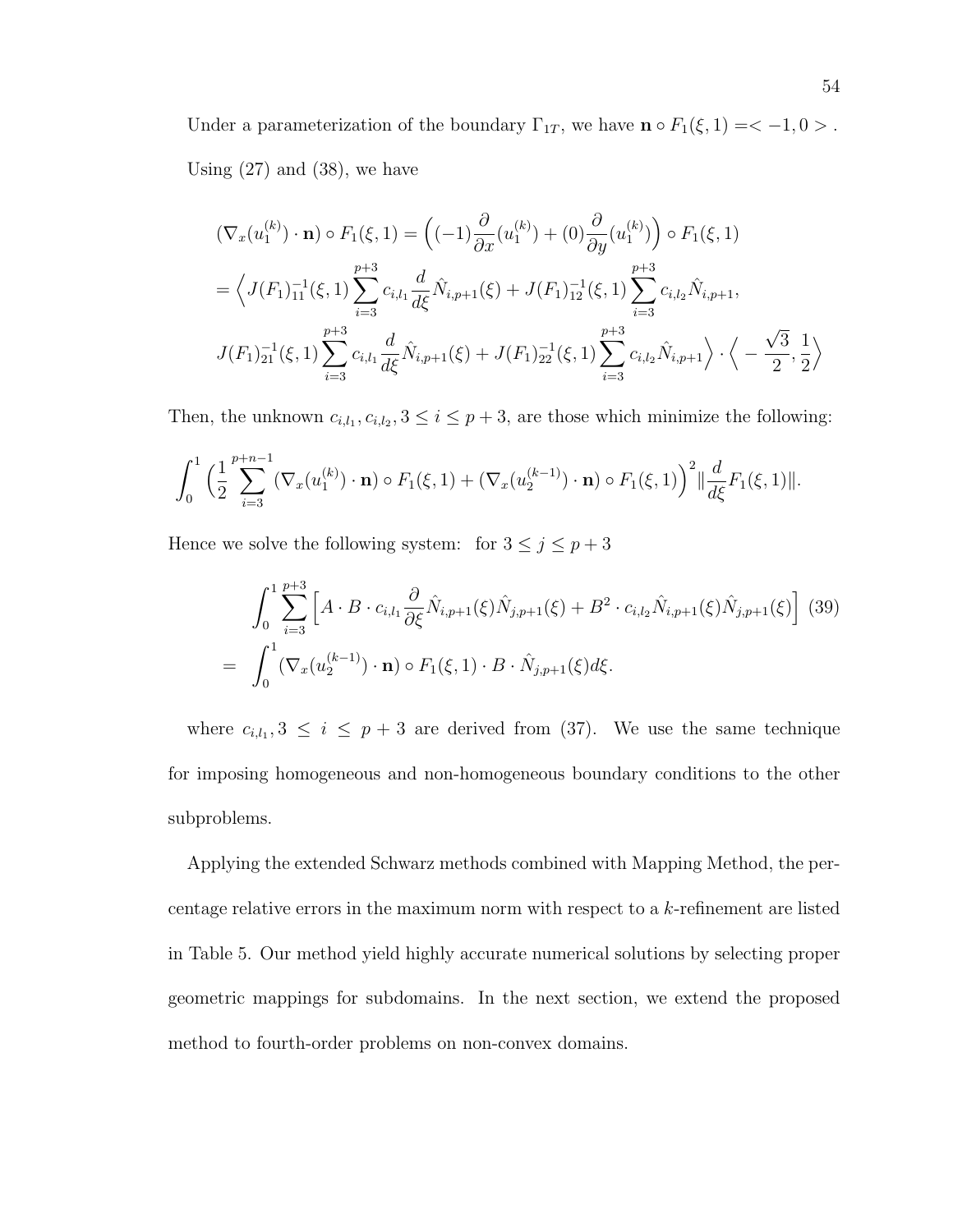Under a parameterization of the boundary $\Gamma_{1T}$, we have $\mathbf{n} \circ F_1(\xi, 1) =< -1, 0 >$ . Using (27) and (38), we have

$$
\begin{aligned}
&(\nabla_x(u_1^{(k)}) \cdot \mathbf{n}) \circ F_1(\xi, 1) = \Big((-1)\frac{\partial}{\partial x}(u_1^{(k)}) + (0)\frac{\partial}{\partial y}(u_1^{(k)})\Big) \circ F_1(\xi, 1) \\
&= \Big\langle J(F_1)^{-1}_{11}(\xi, 1) \sum_{i=3}^{p+3} c_{i,l_1} \frac{d}{d\xi} \hat{N}_{i,p+1}(\xi) + J(F_1)^{-1}_{12}(\xi, 1) \sum_{i=3}^{p+3} c_{i,l_2} \hat{N}_{i,p+1}, \\
&J(F_1)^{-1}_{21}(\xi, 1) \sum_{i=3}^{p+3} c_{i,l_1} \frac{d}{d\xi} \hat{N}_{i,p+1}(\xi) + J(F_1)^{-1}_{22}(\xi, 1) \sum_{i=3}^{p+3} c_{i,l_2} \hat{N}_{i,p+1} \Big\rangle \cdot \Big\langle -\frac{\sqrt{3}}{2}, \frac{1}{2} \Big\rangle
\end{aligned}
$$

Then, the unknown $c_{i,l_1}, c_{i,l_2}, 3 \leq i \leq p+3$, are those which minimize the following:

$$
\int_0^1 \Big( \frac{1}{2} \sum_{i=3}^{p+n-1} (\nabla_x(u_1^{(k)}) \cdot \mathbf{n}) \circ F_1(\xi, 1) + (\nabla_x(u_2^{(k-1)}) \cdot \mathbf{n}) \circ F_1(\xi, 1) \Big)^2 \| \frac{d}{d\xi} F_1(\xi, 1) \|.
$$

Hence we solve the following system: for $3 \leq j \leq p+3$

$$
\begin{aligned}
&\int_0^1 \sum_{i=3}^{p+3} \Big[ A \cdot B \cdot c_{i,l_1} \frac{\partial}{\partial \xi} \hat{N}_{i,p+1}(\xi) \hat{N}_{j,p+1}(\xi) + B^2 \cdot c_{i,l_2} \hat{N}_{i,p+1}(\xi) \hat{N}_{j,p+1}(\xi) \Big] \quad (39) \\
= \quad &\int_0^1 (\nabla_x(u_2^{(k-1)}) \cdot \mathbf{n}) \circ F_1(\xi, 1) \cdot B \cdot \hat{N}_{j,p+1}(\xi) d\xi.
\end{aligned}
$$

where $c_{i,l_1}, 3 \leq i \leq p+3$ are derived from (37). We use the same technique for imposing homogeneous and non-homogeneous boundary conditions to the other subproblems.

Applying the extended Schwarz methods combined with Mapping Method, the percentage relative errors in the maximum norm with respect to a $k$-refinement are listed in Table 5. Our method yield highly accurate numerical solutions by selecting proper geometric mappings for subdomains. In the next section, we extend the proposed method to fourth-order problems on non-convex domains.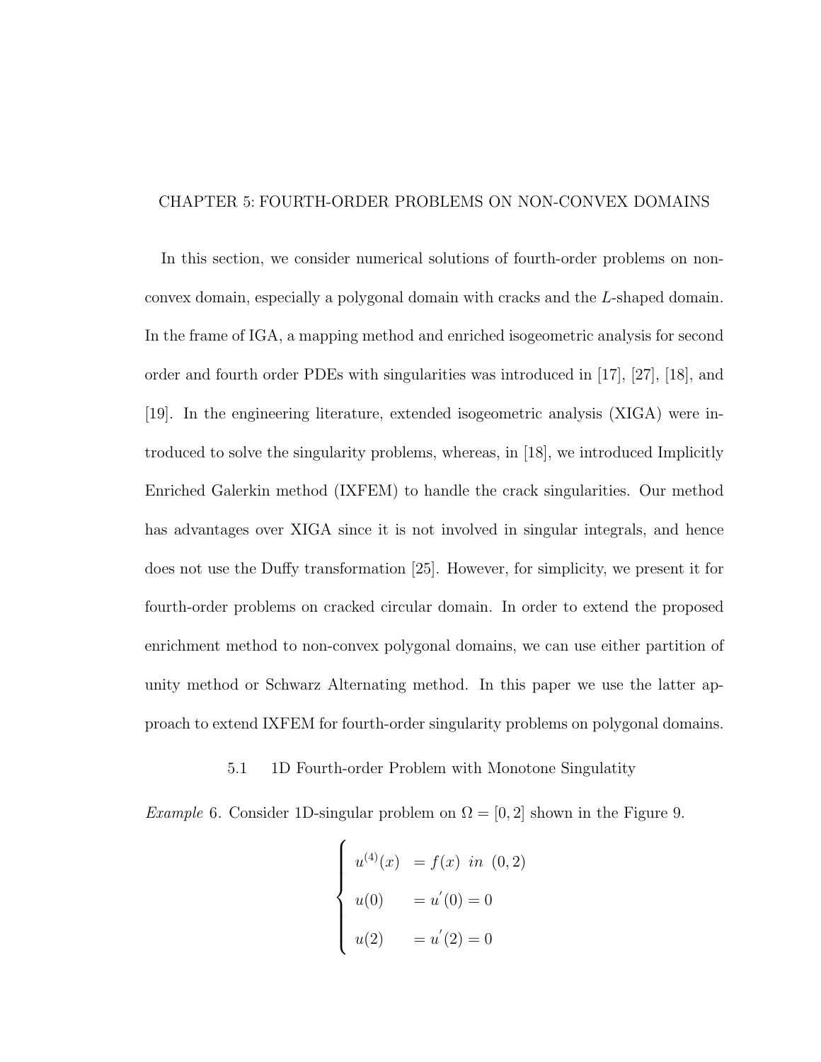# CHAPTER 5: FOURTH-ORDER PROBLEMS ON NON-CONVEX DOMAINS

In this section, we consider numerical solutions of fourth-order problems on non-convex domain, especially a polygonal domain with cracks and the $L$-shaped domain. In the frame of IGA, a mapping method and enriched isogeometric analysis for second order and fourth order PDEs with singularities was introduced in [17], [27], [18], and [19]. In the engineering literature, extended isogeometric analysis (XIGA) were introduced to solve the singularity problems, whereas, in [18], we introduced Implicitly Enriched Galerkin method (IXFEM) to handle the crack singularities. Our method has advantages over XIGA since it is not involved in singular integrals, and hence does not use the Duffy transformation [25]. However, for simplicity, we present it for fourth-order problems on cracked circular domain. In order to extend the proposed enrichment method to non-convex polygonal domains, we can use either partition of unity method or Schwarz Alternating method. In this paper we use the latter approach to extend IXFEM for fourth-order singularity problems on polygonal domains.

## 5.1 1D Fourth-order Problem with Monotone Singulatity

*Example* 6. Consider 1D-singular problem on $\Omega = [0, 2]$ shown in the Figure 9.

$$
\begin{cases}
u^{(4)}(x) & = f(x) \;\; in \;\; (0, 2) \\
u(0) & = u^{'}(0) = 0 \\
u(2) & = u^{'}(2) = 0
\end{cases}
$$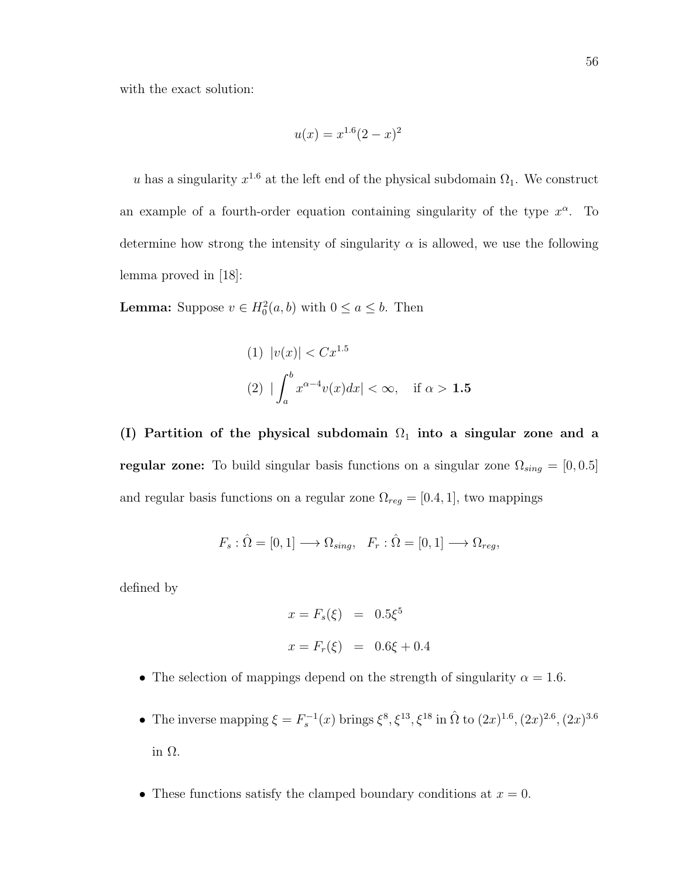with the exact solution:

$$u(x) = x^{1.6}(2-x)^2$$

$u$ has a singularity $x^{1.6}$ at the left end of the physical subdomain $\Omega_1$. We construct an example of a fourth-order equation containing singularity of the type $x^{\alpha}$. To determine how strong the intensity of singularity $\alpha$ is allowed, we use the following lemma proved in [18]:

**Lemma:** Suppose $v \in H_0^2(a,b)$ with $0 \leq a \leq b$. Then

$$(1) \ \ |v(x)| < Cx^{1.5}$$

$$(2) \ \ |\int_a^b x^{\alpha-4} v(x)dx| < \infty, \quad \text{if } \alpha > \mathbf{1.5}$$

**(I) Partition of the physical subdomain $\Omega_1$ into a singular zone and a regular zone:** To build singular basis functions on a singular zone $\Omega_{sing} = [0, 0.5]$ and regular basis functions on a regular zone $\Omega_{reg} = [0.4, 1]$, two mappings

$$F_s : \hat{\Omega} = [0,1] \longrightarrow \Omega_{sing}, \quad F_r : \hat{\Omega} = [0,1] \longrightarrow \Omega_{reg},$$

defined by

$$\begin{aligned} x = F_s(\xi) &= 0.5\xi^5 \\ x = F_r(\xi) &= 0.6\xi + 0.4 \end{aligned}$$

- The selection of mappings depend on the strength of singularity $\alpha = 1.6$.
- The inverse mapping $\xi = F_s^{-1}(x)$ brings $\xi^8, \xi^{13}, \xi^{18}$ in $\hat{\Omega}$ to $(2x)^{1.6}, (2x)^{2.6}, (2x)^{3.6}$ in $\Omega$.
- These functions satisfy the clamped boundary conditions at $x = 0$.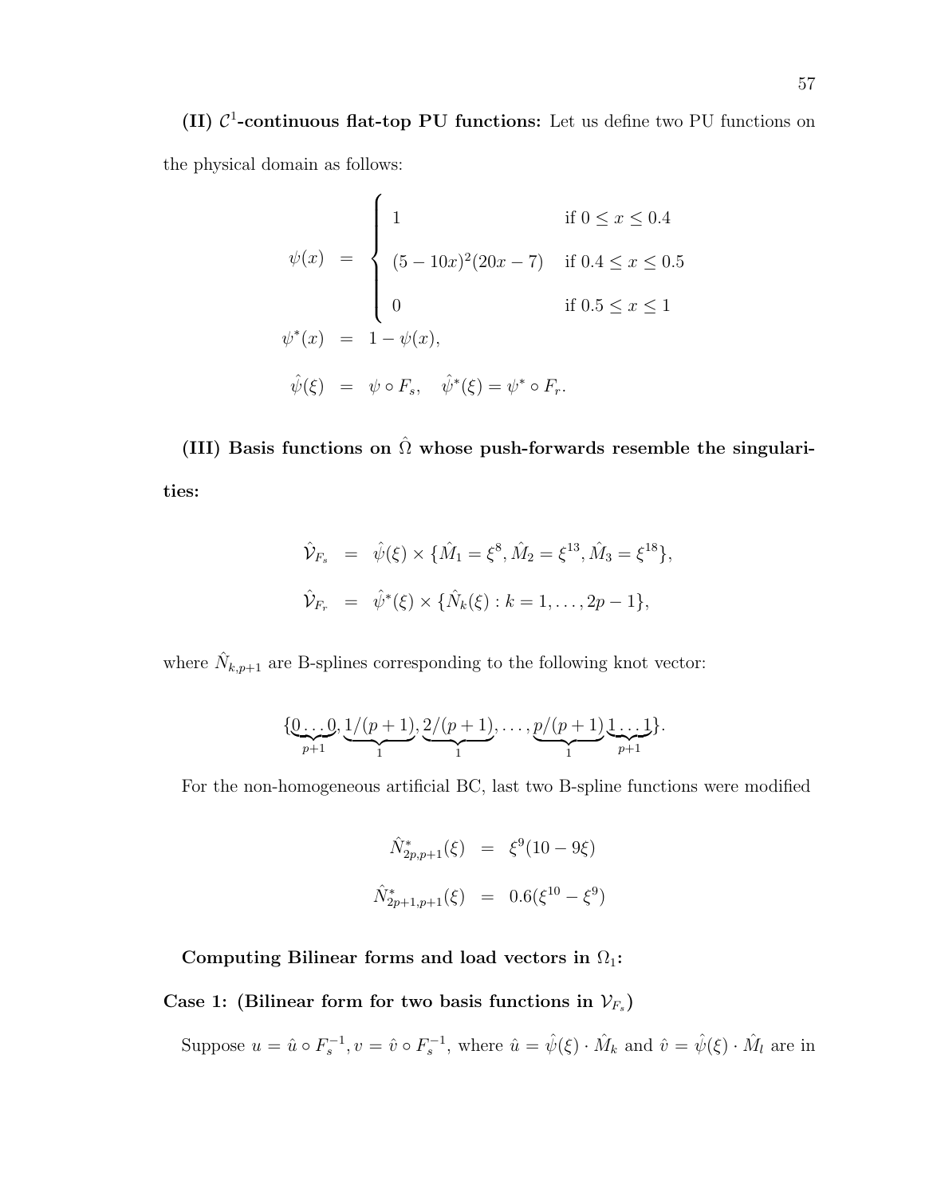**(II) $\mathcal{C}^1$-continuous flat-top PU functions:** Let us define two PU functions on the physical domain as follows:

$$
\begin{aligned}
\psi(x) &= \begin{cases} 1 & \text{if } 0 \leq x \leq 0.4 \\ (5-10x)^2(20x-7) & \text{if } 0.4 \leq x \leq 0.5 \\ 0 & \text{if } 0.5 \leq x \leq 1 \end{cases} \\
\psi^*(x) &= 1 - \psi(x), \\
\hat{\psi}(\xi) &= \psi \circ F_s, \quad \hat{\psi}^*(\xi) = \psi^* \circ F_r.
\end{aligned}
$$

**(III) Basis functions on $\hat{\Omega}$ whose push-forwards resemble the singularities:**

$$
\begin{aligned}
\hat{\mathcal{V}}_{F_s} &= \hat{\psi}(\xi) \times \{\hat{M}_1 = \xi^8, \hat{M}_2 = \xi^{13}, \hat{M}_3 = \xi^{18}\}, \\
\hat{\mathcal{V}}_{F_r} &= \hat{\psi}^*(\xi) \times \{\hat{N}_k(\xi) : k = 1, \ldots, 2p-1\},
\end{aligned}
$$

where $\hat{N}_{k,p+1}$ are B-splines corresponding to the following knot vector:

$$
\{\underbrace{0 \ldots 0}_{p+1}, \underbrace{1/(p+1)}_{1}, \underbrace{2/(p+1)}_{1}, \ldots, \underbrace{p/(p+1)}_{1} \underbrace{1 \ldots 1}_{p+1}\}.
$$

For the non-homogeneous artificial BC, last two B-spline functions were modified

$$
\begin{aligned}
\hat{N}^*_{2p,p+1}(\xi) &= \xi^9(10 - 9\xi) \\
\hat{N}^*_{2p+1,p+1}(\xi) &= 0.6(\xi^{10} - \xi^9)
\end{aligned}
$$

**Computing Bilinear forms and load vectors in $\Omega_1$:**

**Case 1: (Bilinear form for two basis functions in $\mathcal{V}_{F_s}$)**

Suppose $u = \hat{u} \circ F_s^{-1}, v = \hat{v} \circ F_s^{-1}$, where $\hat{u} = \hat{\psi}(\xi) \cdot \hat{M}_k$ and $\hat{v} = \hat{\psi}(\xi) \cdot \hat{M}_l$ are in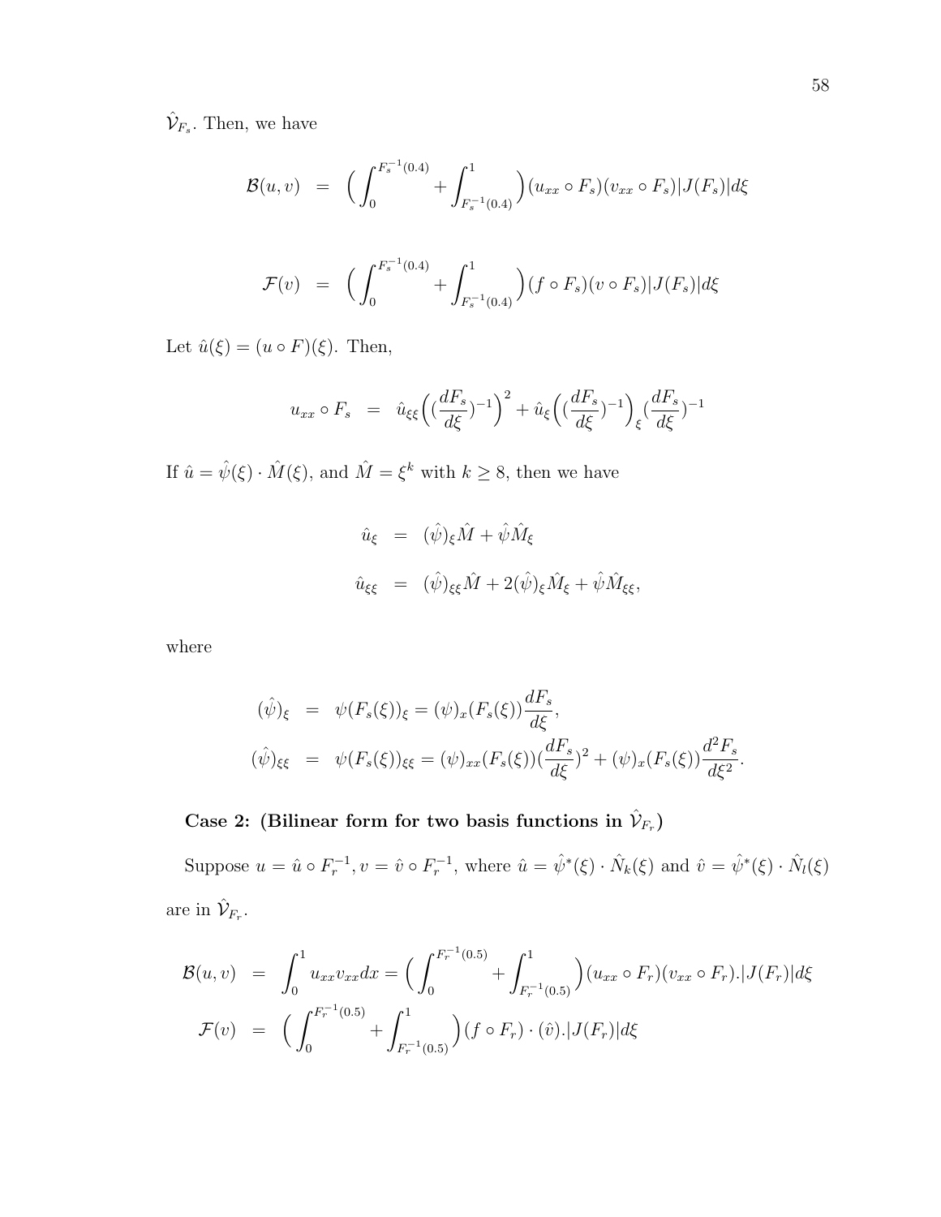$\hat{\mathcal{V}}_{F_s}$. Then, we have

$$\mathcal{B}(u,v) \;=\; \Big(\int_0^{F_s^{-1}(0.4)} + \int_{F_s^{-1}(0.4)}^1\Big)(u_{xx}\circ F_s)(v_{xx}\circ F_s)|J(F_s)|d\xi$$

$$\mathcal{F}(v) \;=\; \Big(\int_0^{F_s^{-1}(0.4)} + \int_{F_s^{-1}(0.4)}^1\Big)(f\circ F_s)(v\circ F_s)|J(F_s)|d\xi$$

Let $\hat{u}(\xi) = (u \circ F)(\xi)$. Then,

$$u_{xx}\circ F_s \;=\; \hat{u}_{\xi\xi}\Big((\frac{dF_s}{d\xi})^{-1}\Big)^2 + \hat{u}_\xi\Big((\frac{dF_s}{d\xi})^{-1}\Big)_\xi(\frac{dF_s}{d\xi})^{-1}$$

If $\hat{u} = \hat{\psi}(\xi)\cdot\hat{M}(\xi)$, and $\hat{M} = \xi^k$ with $k \geq 8$, then we have

$$\begin{aligned}
\hat{u}_\xi &= (\hat{\psi})_\xi\hat{M} + \hat{\psi}\hat{M}_\xi \\
\hat{u}_{\xi\xi} &= (\hat{\psi})_{\xi\xi}\hat{M} + 2(\hat{\psi})_\xi\hat{M}_\xi + \hat{\psi}\hat{M}_{\xi\xi},
\end{aligned}$$

where

$$\begin{aligned}
(\hat{\psi})_\xi &= \psi(F_s(\xi))_\xi = (\psi)_x(F_s(\xi))\frac{dF_s}{d\xi}, \\
(\hat{\psi})_{\xi\xi} &= \psi(F_s(\xi))_{\xi\xi} = (\psi)_{xx}(F_s(\xi))(\frac{dF_s}{d\xi})^2 + (\psi)_x(F_s(\xi))\frac{d^2F_s}{d\xi^2}.
\end{aligned}$$

**Case 2: (Bilinear form for two basis functions in $\hat{\mathcal{V}}_{F_r}$)**

Suppose $u = \hat{u}\circ F_r^{-1}, v = \hat{v}\circ F_r^{-1}$, where $\hat{u} = \hat{\psi}^*(\xi)\cdot\hat{N}_k(\xi)$ and $\hat{v} = \hat{\psi}^*(\xi)\cdot\hat{N}_l(\xi)$ are in $\hat{\mathcal{V}}_{F_r}$.

$$\begin{aligned}
\mathcal{B}(u,v) &= \int_0^1 u_{xx}v_{xx}dx = \Big(\int_0^{F_r^{-1}(0.5)} + \int_{F_r^{-1}(0.5)}^1\Big)(u_{xx}\circ F_r)(v_{xx}\circ F_r).|J(F_r)|d\xi \\
\mathcal{F}(v) &= \Big(\int_0^{F_r^{-1}(0.5)} + \int_{F_r^{-1}(0.5)}^1\Big)(f\circ F_r)\cdot(\hat{v}).|J(F_r)|d\xi
\end{aligned}$$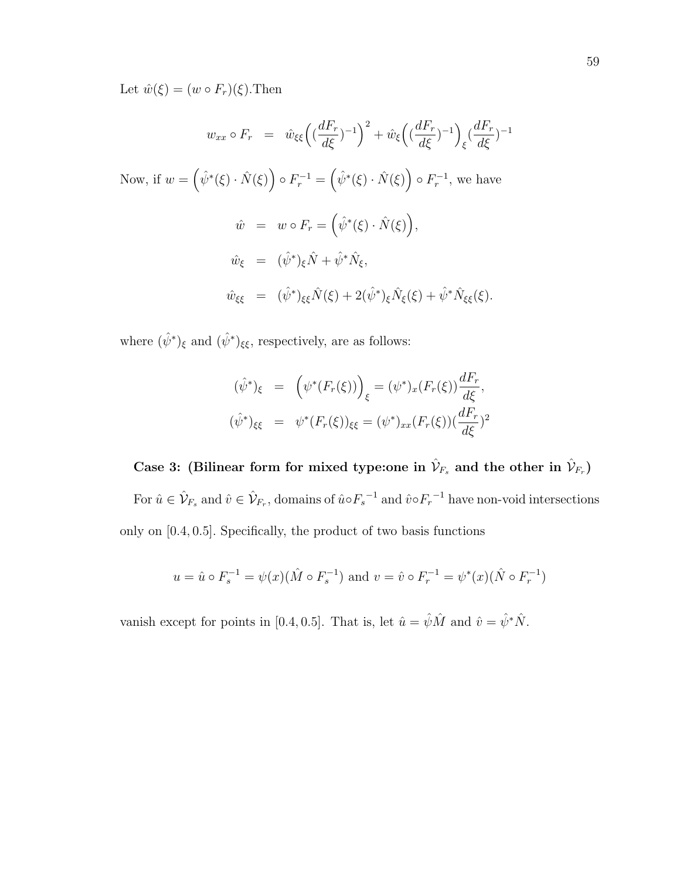Let $\hat{w}(\xi) = (w \circ F_r)(\xi)$.Then

$$
w_{xx} \circ F_r \;\; = \;\; \hat{w}_{\xi\xi}\Big((\frac{dF_r}{d\xi})^{-1}\Big)^2 + \hat{w}_{\xi}\Big((\frac{dF_r}{d\xi})^{-1}\Big)_{\xi}(\frac{dF_r}{d\xi})^{-1}
$$

Now, if $w = \Big(\hat{\psi}^*(\xi) \cdot \hat{N}(\xi)\Big) \circ F_r^{-1} = \Big(\hat{\psi}^*(\xi) \cdot \hat{N}(\xi)\Big) \circ F_r^{-1}$, we have

$$
\begin{aligned}
\hat{w} &= w \circ F_r = \Big(\hat{\psi}^*(\xi) \cdot \hat{N}(\xi)\Big), \\
\hat{w}_{\xi} &= (\hat{\psi}^*)_{\xi}\hat{N} + \hat{\psi}^*\hat{N}_{\xi}, \\
\hat{w}_{\xi\xi} &= (\hat{\psi}^*)_{\xi\xi}\hat{N}(\xi) + 2(\hat{\psi}^*)_{\xi}\hat{N}_{\xi}(\xi) + \hat{\psi}^*\hat{N}_{\xi\xi}(\xi).
\end{aligned}
$$

where $(\hat{\psi}^*)_{\xi}$ and $(\hat{\psi}^*)_{\xi\xi}$, respectively, are as follows:

$$
\begin{aligned}
(\hat{\psi}^*)_{\xi} &= \Big(\psi^*(F_r(\xi))\Big)_{\xi} = (\psi^*)_x(F_r(\xi))\frac{dF_r}{d\xi}, \\
(\hat{\psi}^*)_{\xi\xi} &= \psi^*(F_r(\xi))_{\xi\xi} = (\psi^*)_{xx}(F_r(\xi))(\frac{dF_r}{d\xi})^2
\end{aligned}
$$

**Case 3: (Bilinear form for mixed type:one in $\hat{\mathcal{V}}_{F_s}$ and the other in $\hat{\mathcal{V}}_{F_r}$)**

For $\hat{u} \in \hat{\mathcal{V}}_{F_s}$ and $\hat{v} \in \hat{\mathcal{V}}_{F_r}$, domains of $\hat{u} \circ {F_s}^{-1}$ and $\hat{v} \circ {F_r}^{-1}$ have non-void intersections only on $[0.4, 0.5]$. Specifically, the product of two basis functions

$$
u = \hat{u} \circ F_s^{-1} = \psi(x)(\hat{M} \circ F_s^{-1}) \text{ and } v = \hat{v} \circ F_r^{-1} = \psi^*(x)(\hat{N} \circ F_r^{-1})
$$

vanish except for points in $[0.4, 0.5]$. That is, let $\hat{u} = \hat{\psi}\hat{M}$ and $\hat{v} = \hat{\psi}^*\hat{N}$.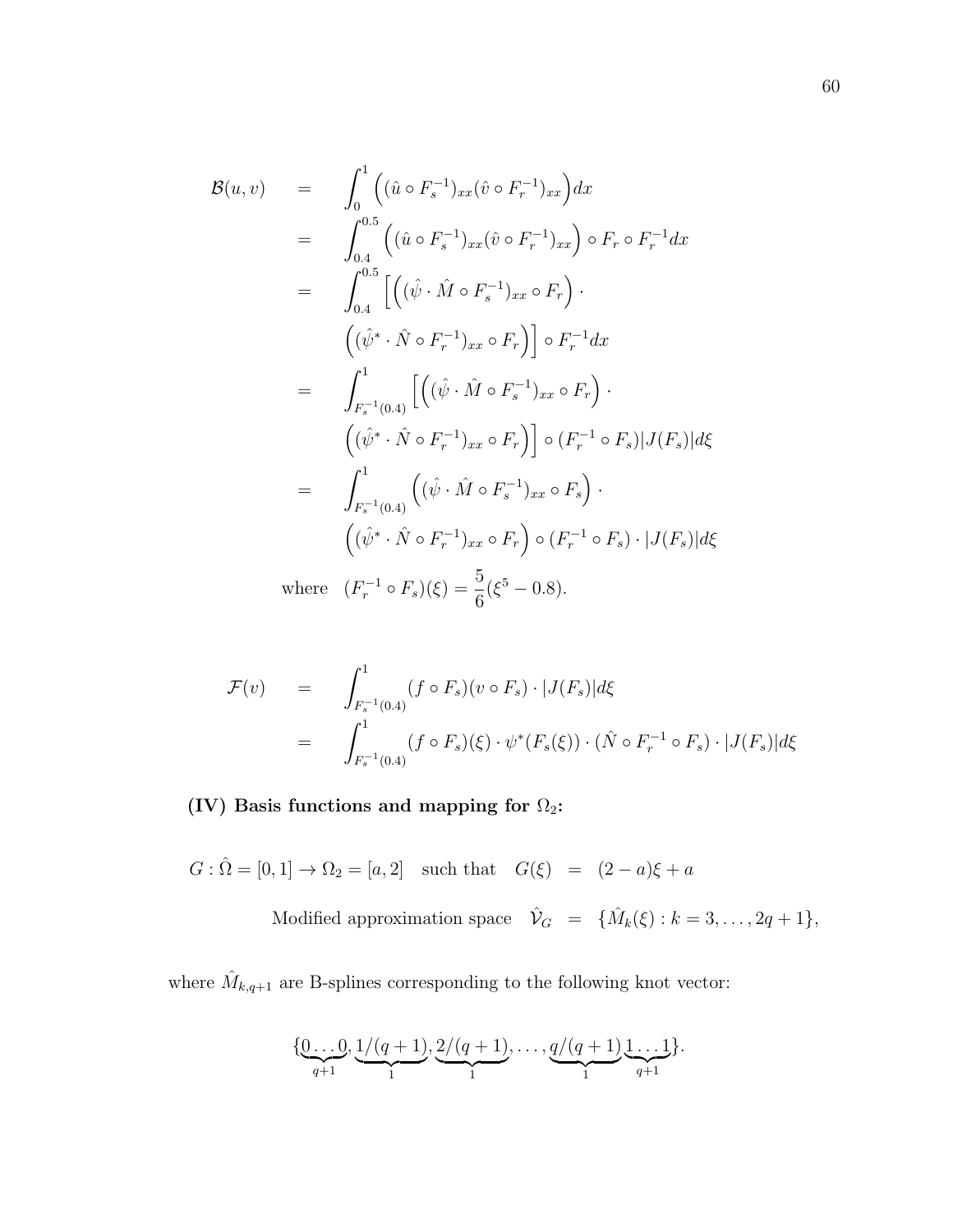$$
\begin{aligned}
\mathcal{B}(u,v) &= \int_0^1 \Big( (\hat{u} \circ F_s^{-1})_{xx} (\hat{v} \circ F_r^{-1})_{xx} \Big) dx \\
&= \int_{0.4}^{0.5} \Big( (\hat{u} \circ F_s^{-1})_{xx} (\hat{v} \circ F_r^{-1})_{xx} \Big) \circ F_r \circ F_r^{-1} dx \\
&= \int_{0.4}^{0.5} \Big[ \Big( (\hat{\psi} \cdot \hat{M} \circ F_s^{-1})_{xx} \circ F_r \Big) \cdot \\
&\qquad \Big( (\hat{\psi}^* \cdot \hat{N} \circ F_r^{-1})_{xx} \circ F_r \Big) \Big] \circ F_r^{-1} dx \\
&= \int_{F_s^{-1}(0.4)}^{1} \Big[ \Big( (\hat{\psi} \cdot \hat{M} \circ F_s^{-1})_{xx} \circ F_r \Big) \cdot \\
&\qquad \Big( (\hat{\psi}^* \cdot \hat{N} \circ F_r^{-1})_{xx} \circ F_r \Big) \Big] \circ (F_r^{-1} \circ F_s) |J(F_s)| d\xi \\
&= \int_{F_s^{-1}(0.4)}^{1} \Big( (\hat{\psi} \cdot \hat{M} \circ F_s^{-1})_{xx} \circ F_s \Big) \cdot \\
&\qquad \Big( (\hat{\psi}^* \cdot \hat{N} \circ F_r^{-1})_{xx} \circ F_r \Big) \circ (F_r^{-1} \circ F_s) \cdot |J(F_s)| d\xi \\
&\text{where} \quad (F_r^{-1} \circ F_s)(\xi) = \frac{5}{6}(\xi^5 - 0.8).
\end{aligned}
$$

$$
\begin{aligned}
\mathcal{F}(v) &= \int_{F_s^{-1}(0.4)}^{1} (f \circ F_s)(v \circ F_s) \cdot |J(F_s)| d\xi \\
&= \int_{F_s^{-1}(0.4)}^{1} (f \circ F_s)(\xi) \cdot \psi^*(F_s(\xi)) \cdot (\hat{N} \circ F_r^{-1} \circ F_s) \cdot |J(F_s)| d\xi
\end{aligned}
$$

**(IV) Basis functions and mapping for $\Omega_2$:**

$$
G : \hat{\Omega} = [0,1] \to \Omega_2 = [a, 2] \quad \text{such that} \quad G(\xi) = (2-a)\xi + a
$$

$$
\text{Modified approximation space} \quad \hat{\mathcal{V}}_G = \{\hat{M}_k(\xi) : k = 3, \dots, 2q+1\},
$$

where $\hat{M}_{k,q+1}$ are B-splines corresponding to the following knot vector:

$$
\{\underbrace{0 \dots 0}_{q+1}, \underbrace{1/(q+1)}_{1}, \underbrace{2/(q+1)}_{1}, \dots, \underbrace{q/(q+1)}_{1} \underbrace{1 \dots 1}_{q+1}\}.
$$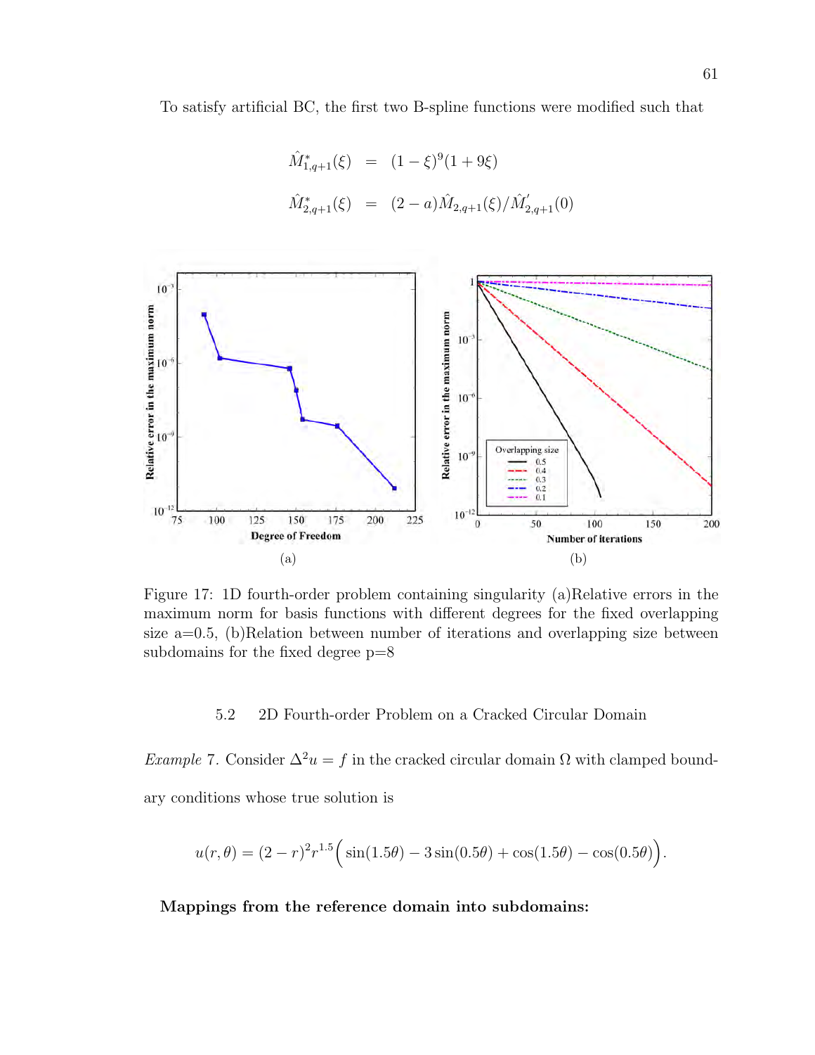To satisfy artificial BC, the first two B-spline functions were modified such that

$$
\begin{aligned}
\hat{M}^*_{1,q+1}(\xi) &= (1-\xi)^9(1+9\xi) \\
\hat{M}^*_{2,q+1}(\xi) &= (2-a)\hat{M}_{2,q+1}(\xi)/\hat{M}'_{2,q+1}(0)
\end{aligned}
$$

Figure 17: 1D fourth-order problem containing singularity (a)Relative errors in the maximum norm for basis functions with different degrees for the fixed overlapping size a=0.5, (b)Relation between number of iterations and overlapping size between subdomains for the fixed degree p=8

### 5.2 2D Fourth-order Problem on a Cracked Circular Domain

*Example* 7. Consider $\Delta^2 u = f$ in the cracked circular domain $\Omega$ with clamped boundary conditions whose true solution is

$$
u(r,\theta) = (2-r)^2 r^{1.5}\Big(\sin(1.5\theta) - 3\sin(0.5\theta) + \cos(1.5\theta) - \cos(0.5\theta)\Big).
$$

**Mappings from the reference domain into subdomains:**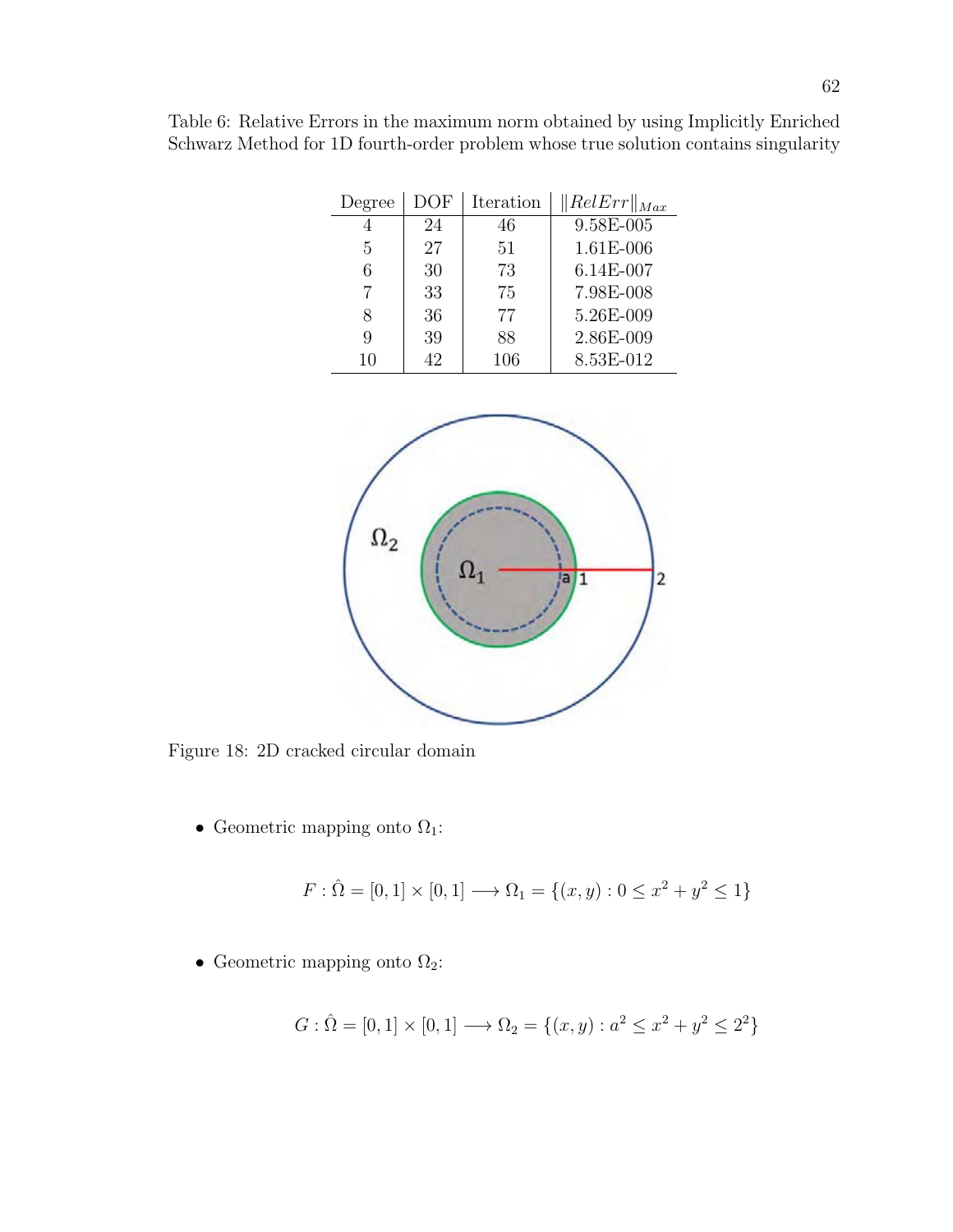Table 6: Relative Errors in the maximum norm obtained by using Implicitly Enriched Schwarz Method for 1D fourth-order problem whose true solution contains singularity

| Degree | DOF | Iteration | $\|RelErr\|_{Max}$ |
|---|---|---|---|
| 4 | 24 | 46 | 9.58E-005 |
| 5 | 27 | 51 | 1.61E-006 |
| 6 | 30 | 73 | 6.14E-007 |
| 7 | 33 | 75 | 7.98E-008 |
| 8 | 36 | 77 | 5.26E-009 |
| 9 | 39 | 88 | 2.86E-009 |
| 10 | 42 | 106 | 8.53E-012 |

Figure 18: 2D cracked circular domain

- Geometric mapping onto $\Omega_1$:

$$F : \hat{\Omega} = [0,1] \times [0,1] \longrightarrow \Omega_1 = \{(x,y) : 0 \leq x^2 + y^2 \leq 1\}$$

- Geometric mapping onto $\Omega_2$:

$$G : \hat{\Omega} = [0,1] \times [0,1] \longrightarrow \Omega_2 = \{(x,y) : a^2 \leq x^2 + y^2 \leq 2^2\}$$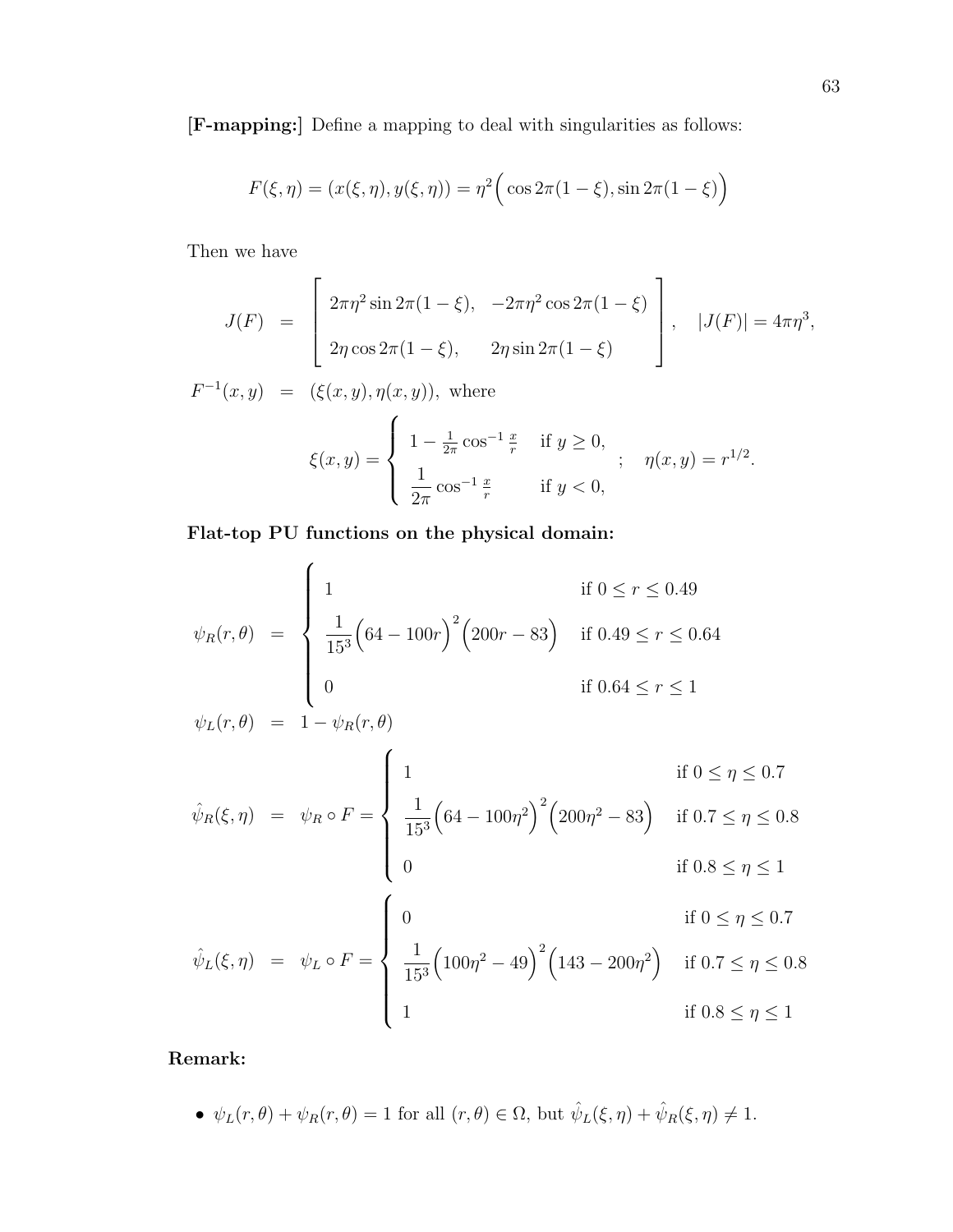**[F-mapping:]** Define a mapping to deal with singularities as follows:

$$F(\xi, \eta) = (x(\xi, \eta), y(\xi, \eta)) = \eta^2 \Big( \cos 2\pi(1-\xi), \sin 2\pi(1-\xi) \Big)$$

Then we have

$$J(F) = \begin{bmatrix} 2\pi\eta^2 \sin 2\pi(1-\xi), & -2\pi\eta^2 \cos 2\pi(1-\xi) \\ \\ 2\eta \cos 2\pi(1-\xi), & 2\eta \sin 2\pi(1-\xi) \end{bmatrix}, \quad |J(F)| = 4\pi\eta^3,$$

$$F^{-1}(x,y) = (\xi(x,y), \eta(x,y)), \text{ where}$$

$$\xi(x,y) = \begin{cases} 1 - \frac{1}{2\pi} \cos^{-1} \frac{x}{r} & \text{if } y \geq 0, \\ \dfrac{1}{2\pi} \cos^{-1} \frac{x}{r} & \text{if } y < 0, \end{cases} ; \quad \eta(x,y) = r^{1/2}.$$

**Flat-top PU functions on the physical domain:**

$$\psi_R(r,\theta) = \begin{cases} 1 & \text{if } 0 \leq r \leq 0.49 \\ \dfrac{1}{15^3}\Big(64 - 100r\Big)^2 \Big(200r - 83\Big) & \text{if } 0.49 \leq r \leq 0.64 \\ 0 & \text{if } 0.64 \leq r \leq 1 \end{cases}$$

$$\psi_L(r,\theta) = 1 - \psi_R(r,\theta)$$

$$\hat{\psi}_R(\xi,\eta) = \psi_R \circ F = \begin{cases} 1 & \text{if } 0 \leq \eta \leq 0.7 \\ \dfrac{1}{15^3}\Big(64 - 100\eta^2\Big)^2 \Big(200\eta^2 - 83\Big) & \text{if } 0.7 \leq \eta \leq 0.8 \\ 0 & \text{if } 0.8 \leq \eta \leq 1 \end{cases}$$

$$\hat{\psi}_L(\xi,\eta) = \psi_L \circ F = \begin{cases} 0 & \text{if } 0 \leq \eta \leq 0.7 \\ \dfrac{1}{15^3}\Big(100\eta^2 - 49\Big)^2 \Big(143 - 200\eta^2\Big) & \text{if } 0.7 \leq \eta \leq 0.8 \\ 1 & \text{if } 0.8 \leq \eta \leq 1 \end{cases}$$

**Remark:**

- $\psi_L(r,\theta) + \psi_R(r,\theta) = 1$ for all $(r,\theta) \in \Omega$, but $\hat{\psi}_L(\xi,\eta) + \hat{\psi}_R(\xi,\eta) \neq 1$.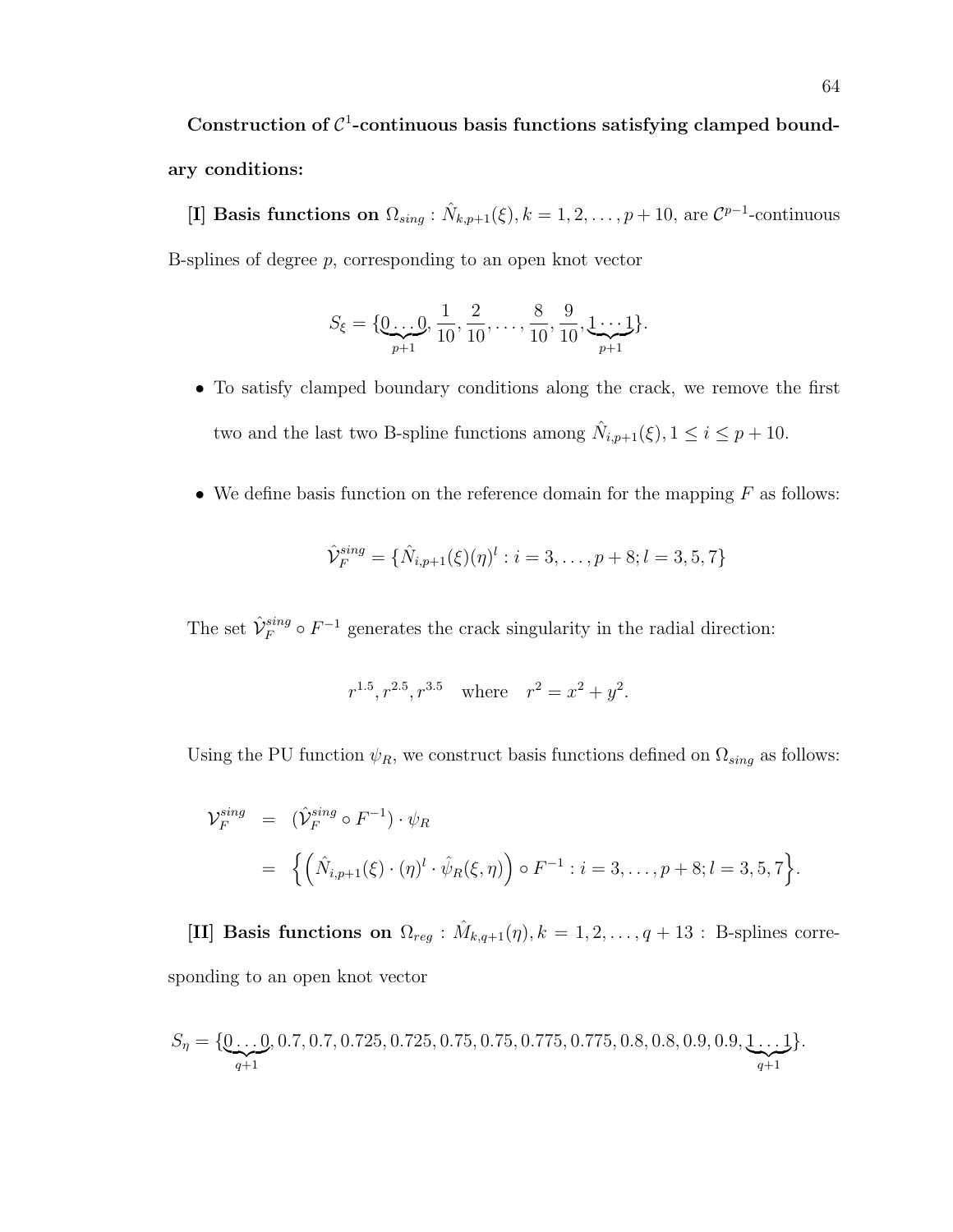**Construction of $\mathcal{C}^1$-continuous basis functions satisfying clamped boundary conditions:**

**[I] Basis functions on** $\Omega_{sing}$ : $\hat{N}_{k,p+1}(\xi), k = 1, 2, \ldots, p+10$, are $\mathcal{C}^{p-1}$-continuous B-splines of degree $p$, corresponding to an open knot vector

$$S_\xi = \{\underbrace{0 \ldots 0}_{p+1}, \frac{1}{10}, \frac{2}{10}, \ldots, \frac{8}{10}, \frac{9}{10}, \underbrace{1 \cdots 1}_{p+1}\}.$$

- To satisfy clamped boundary conditions along the crack, we remove the first two and the last two B-spline functions among $\hat{N}_{i,p+1}(\xi), 1 \leq i \leq p+10$.
- We define basis function on the reference domain for the mapping $F$ as follows:

$$\hat{\mathcal{V}}_F^{sing} = \{\hat{N}_{i,p+1}(\xi)(\eta)^l : i = 3, \ldots, p+8; l = 3, 5, 7\}$$

The set $\hat{\mathcal{V}}_F^{sing} \circ F^{-1}$ generates the crack singularity in the radial direction:

$$r^{1.5}, r^{2.5}, r^{3.5} \quad \text{where} \quad r^2 = x^2 + y^2.$$

Using the PU function $\psi_R$, we construct basis functions defined on $\Omega_{sing}$ as follows:

$$\begin{aligned}
\mathcal{V}_F^{sing} &= (\hat{\mathcal{V}}_F^{sing} \circ F^{-1}) \cdot \psi_R \\
&= \Big\{ \Big( \hat{N}_{i,p+1}(\xi) \cdot (\eta)^l \cdot \hat{\psi}_R(\xi, \eta) \Big) \circ F^{-1} : i = 3, \ldots, p+8; l = 3, 5, 7 \Big\}.
\end{aligned}$$

**[II] Basis functions on** $\Omega_{reg}$ : $\hat{M}_{k,q+1}(\eta), k = 1, 2, \ldots, q+13$ : B-splines corresponding to an open knot vector

$$S_\eta = \{\underbrace{0 \ldots 0}_{q+1}, 0.7, 0.7, 0.725, 0.725, 0.75, 0.75, 0.775, 0.775, 0.8, 0.8, 0.9, 0.9, \underbrace{1 \ldots 1}_{q+1}\}.$$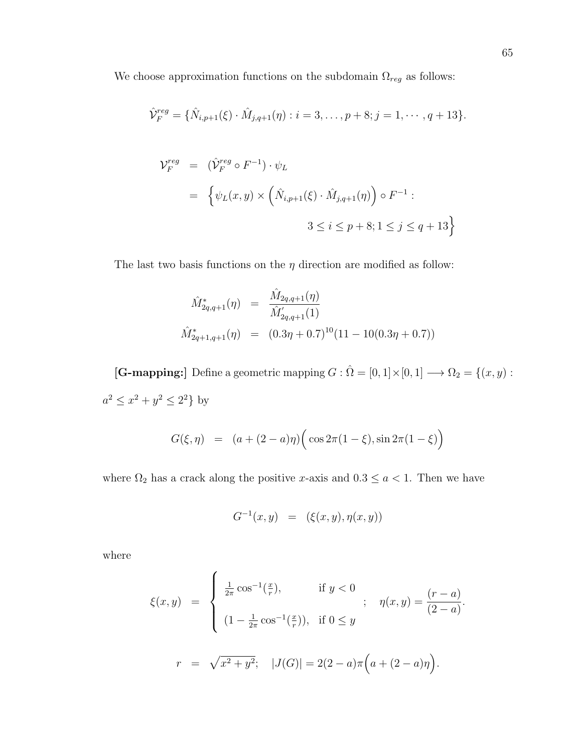We choose approximation functions on the subdomain $\Omega_{reg}$ as follows:

$$\hat{\mathcal{V}}_F^{reg} = \{\hat{N}_{i,p+1}(\xi) \cdot \hat{M}_{j,q+1}(\eta) : i = 3, \ldots, p+8; j = 1, \cdots, q+13\}.$$

$$\begin{aligned}
\mathcal{V}_F^{reg} &= (\hat{\mathcal{V}}_F^{reg} \circ F^{-1}) \cdot \psi_L \\
&= \Big\{\psi_L(x,y) \times \Big(\hat{N}_{i,p+1}(\xi) \cdot \hat{M}_{j,q+1}(\eta)\Big) \circ F^{-1} : \\
&\qquad\qquad 3 \leq i \leq p+8; 1 \leq j \leq q+13\Big\}
\end{aligned}$$

The last two basis functions on the $\eta$ direction are modified as follow:

$$\begin{aligned}
\hat{M}^*_{2q,q+1}(\eta) &= \frac{\hat{M}_{2q,q+1}(\eta)}{\hat{M}'_{2q,q+1}(1)} \\
\hat{M}^*_{2q+1,q+1}(\eta) &= (0.3\eta + 0.7)^{10}(11 - 10(0.3\eta + 0.7))
\end{aligned}$$

**[G-mapping:]** Define a geometric mapping $G : \hat{\Omega} = [0,1] \times [0,1] \longrightarrow \Omega_2 = \{(x,y) : a^2 \leq x^2 + y^2 \leq 2^2\}$ by

$$G(\xi,\eta) = (a + (2-a)\eta)\Big(\cos 2\pi(1-\xi), \sin 2\pi(1-\xi)\Big)$$

where $\Omega_2$ has a crack along the positive $x$-axis and $0.3 \leq a < 1$. Then we have

$$G^{-1}(x,y) = (\xi(x,y), \eta(x,y))$$

where

$$\xi(x,y) = \begin{cases} \frac{1}{2\pi}\cos^{-1}(\frac{x}{r}), & \text{if } y < 0 \\ (1 - \frac{1}{2\pi}\cos^{-1}(\frac{x}{r})), & \text{if } 0 \leq y \end{cases} ; \quad \eta(x,y) = \frac{(r-a)}{(2-a)}.$$

$$r = \sqrt{x^2+y^2}; \quad |J(G)| = 2(2-a)\pi\Big(a + (2-a)\eta\Big).$$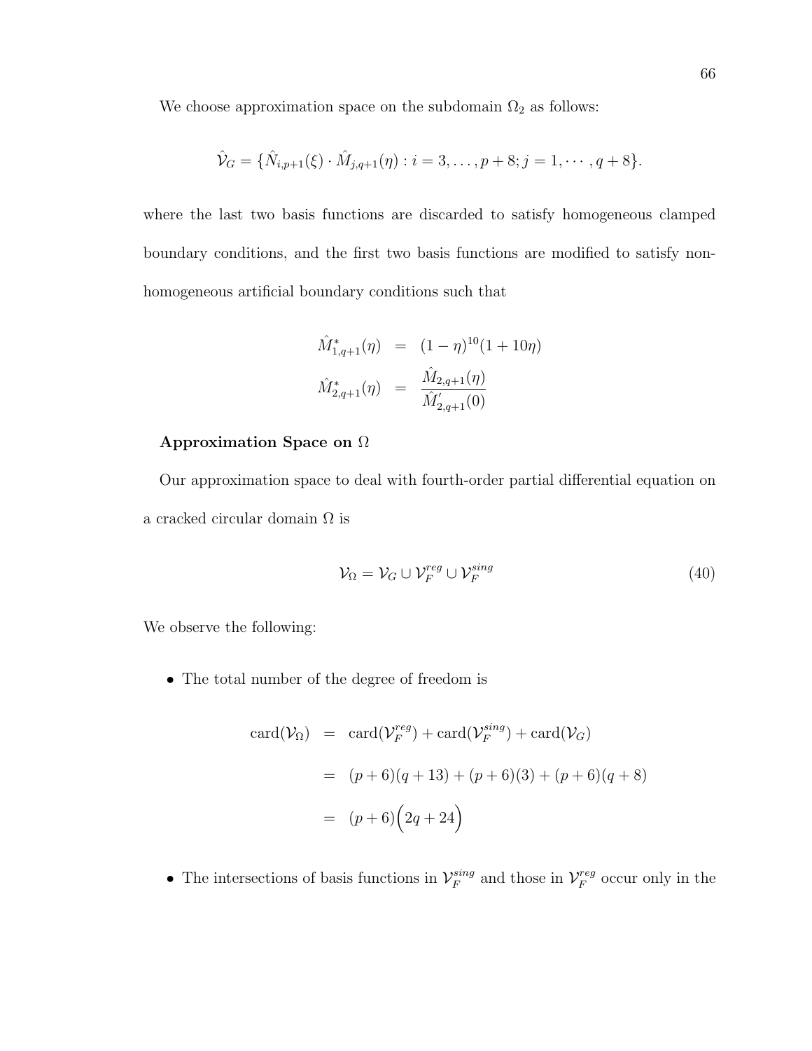We choose approximation space on the subdomain $\Omega_2$ as follows:

$$\hat{\mathcal{V}}_G = \{\hat{N}_{i,p+1}(\xi) \cdot \hat{M}_{j,q+1}(\eta) : i = 3, \ldots, p+8; j = 1, \cdots, q+8\}.$$

where the last two basis functions are discarded to satisfy homogeneous clamped boundary conditions, and the first two basis functions are modified to satisfy non-homogeneous artificial boundary conditions such that

$$\begin{aligned}
\hat{M}^*_{1,q+1}(\eta) &= (1-\eta)^{10}(1+10\eta) \\
\hat{M}^*_{2,q+1}(\eta) &= \frac{\hat{M}_{2,q+1}(\eta)}{\hat{M}'_{2,q+1}(0)}
\end{aligned}$$

**Approximation Space on $\Omega$**

Our approximation space to deal with fourth-order partial differential equation on a cracked circular domain $\Omega$ is

$$\mathcal{V}_\Omega = \mathcal{V}_G \cup \mathcal{V}_F^{reg} \cup \mathcal{V}_F^{sing} \tag{40}$$

We observe the following:

- The total number of the degree of freedom is

$$\begin{aligned}
\text{card}(\mathcal{V}_\Omega) &= \text{card}(\mathcal{V}_F^{reg}) + \text{card}(\mathcal{V}_F^{sing}) + \text{card}(\mathcal{V}_G) \\
&= (p+6)(q+13) + (p+6)(3) + (p+6)(q+8) \\
&= (p+6)\Big(2q+24\Big)
\end{aligned}$$

- The intersections of basis functions in $\mathcal{V}_F^{sing}$ and those in $\mathcal{V}_F^{reg}$ occur only in the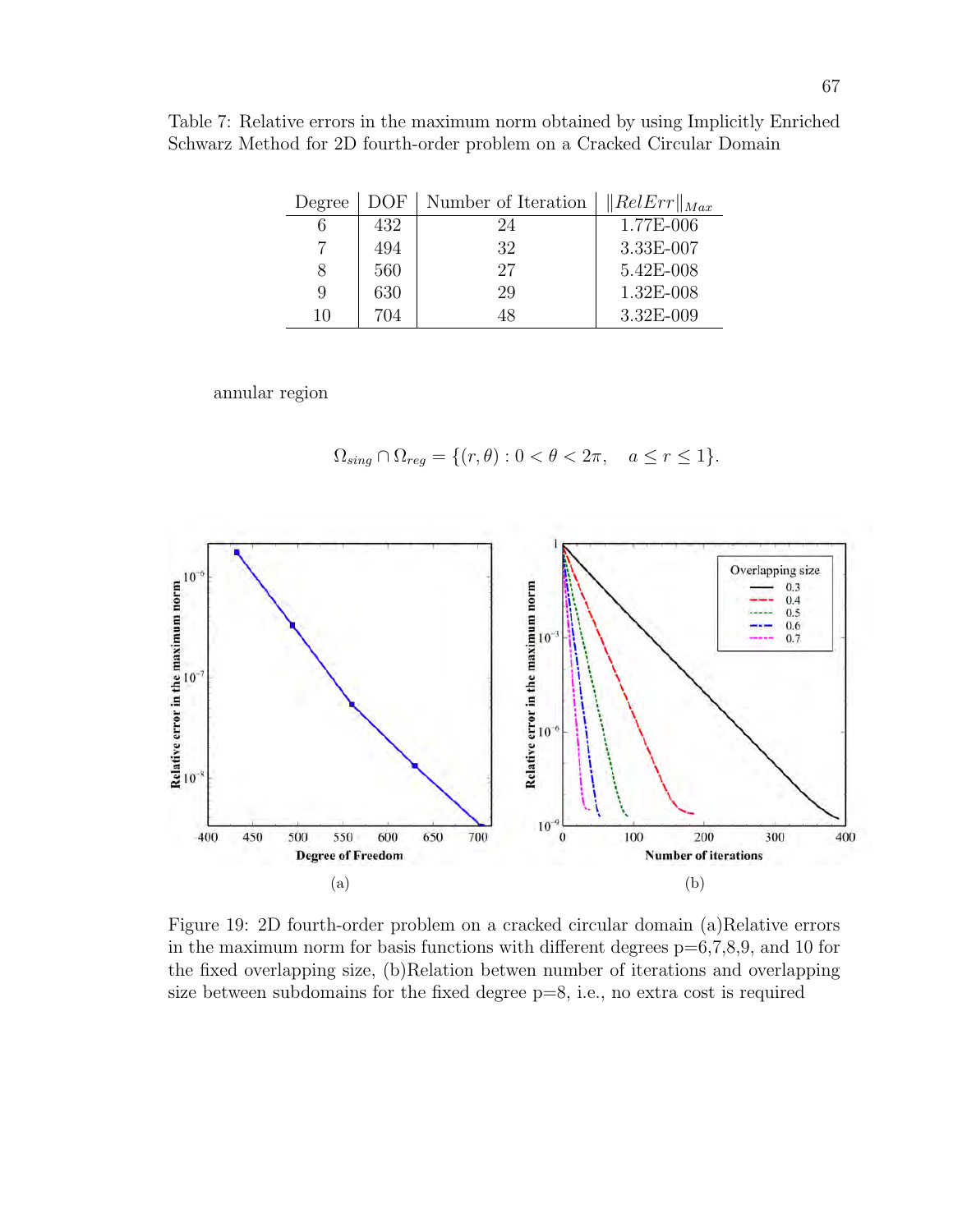Table 7: Relative errors in the maximum norm obtained by using Implicitly Enriched Schwarz Method for 2D fourth-order problem on a Cracked Circular Domain

| Degree | DOF | Number of Iteration | $\|RelErr\|_{Max}$ |
|---|---|---|---|
| 6 | 432 | 24 | 1.77E-006 |
| 7 | 494 | 32 | 3.33E-007 |
| 8 | 560 | 27 | 5.42E-008 |
| 9 | 630 | 29 | 1.32E-008 |
| 10 | 704 | 48 | 3.32E-009 |

annular region

$$\Omega_{sing} \cap \Omega_{reg} = \{(r, \theta) : 0 < \theta < 2\pi, \quad a \leq r \leq 1\}.$$

Figure 19: 2D fourth-order problem on a cracked circular domain (a)Relative errors in the maximum norm for basis functions with different degrees p=6,7,8,9, and 10 for the fixed overlapping size, (b)Relation betwen number of iterations and overlapping size between subdomains for the fixed degree p=8, i.e., no extra cost is required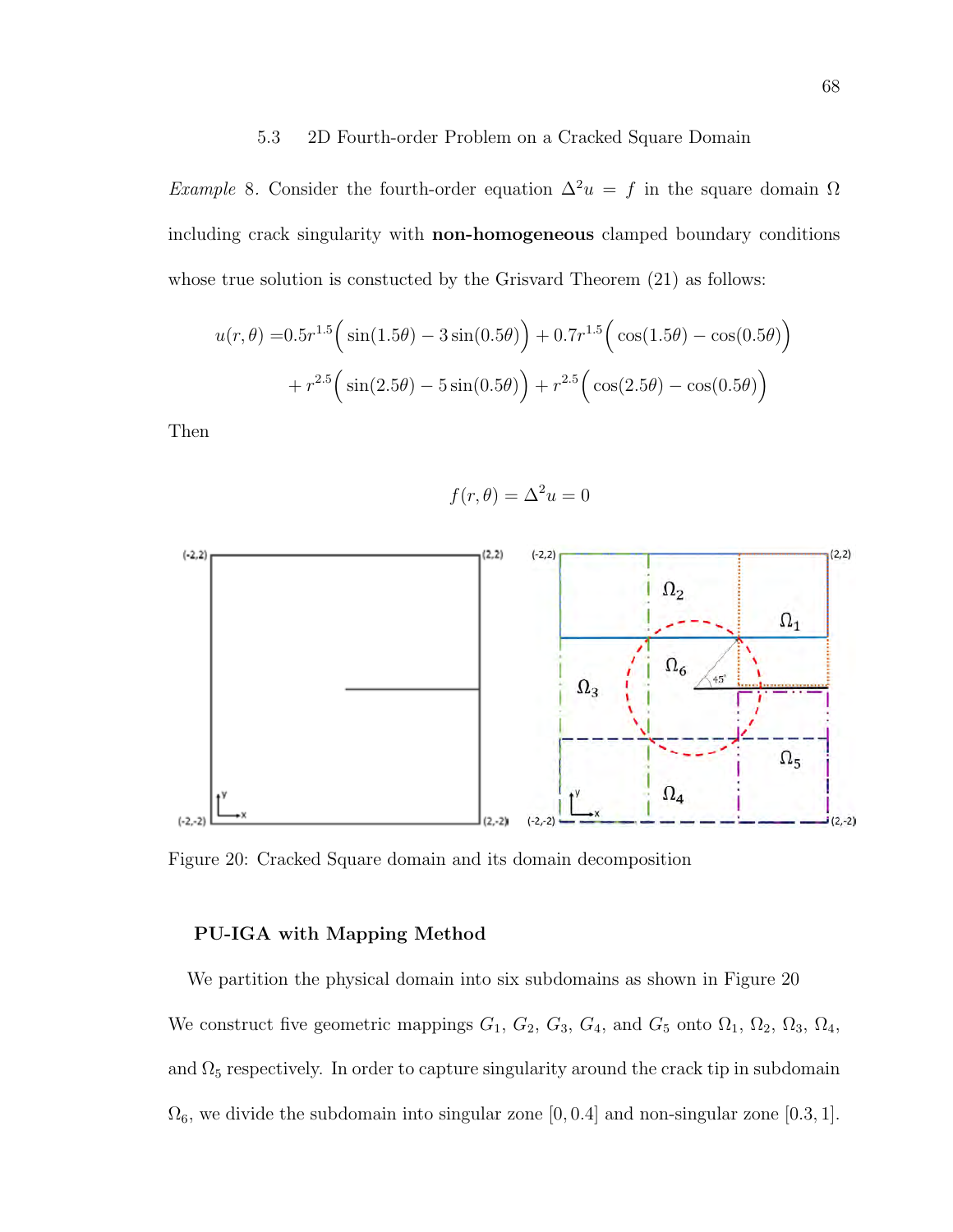### 5.3 2D Fourth-order Problem on a Cracked Square Domain

*Example* 8. Consider the fourth-order equation $\Delta^2 u = f$ in the square domain $\Omega$ including crack singularity with **non-homogeneous** clamped boundary conditions whose true solution is constucted by the Grisvard Theorem (21) as follows:

$$
\begin{aligned}
u(r,\theta) =& 0.5r^{1.5}\Big(\sin(1.5\theta) - 3\sin(0.5\theta)\Big) + 0.7r^{1.5}\Big(\cos(1.5\theta) - \cos(0.5\theta)\Big) \\
&+ r^{2.5}\Big(\sin(2.5\theta) - 5\sin(0.5\theta)\Big) + r^{2.5}\Big(\cos(2.5\theta) - \cos(0.5\theta)\Big)
\end{aligned}
$$

Then

$$
f(r,\theta) = \Delta^2 u = 0
$$

Figure 20: Cracked Square domain and its domain decomposition

**PU-IGA with Mapping Method**

We partition the physical domain into six subdomains as shown in Figure 20 We construct five geometric mappings $G_1$, $G_2$, $G_3$, $G_4$, and $G_5$ onto $\Omega_1$, $\Omega_2$, $\Omega_3$, $\Omega_4$, and $\Omega_5$ respectively. In order to capture singularity around the crack tip in subdomain $\Omega_6$, we divide the subdomain into singular zone $[0, 0.4]$ and non-singular zone $[0.3, 1]$.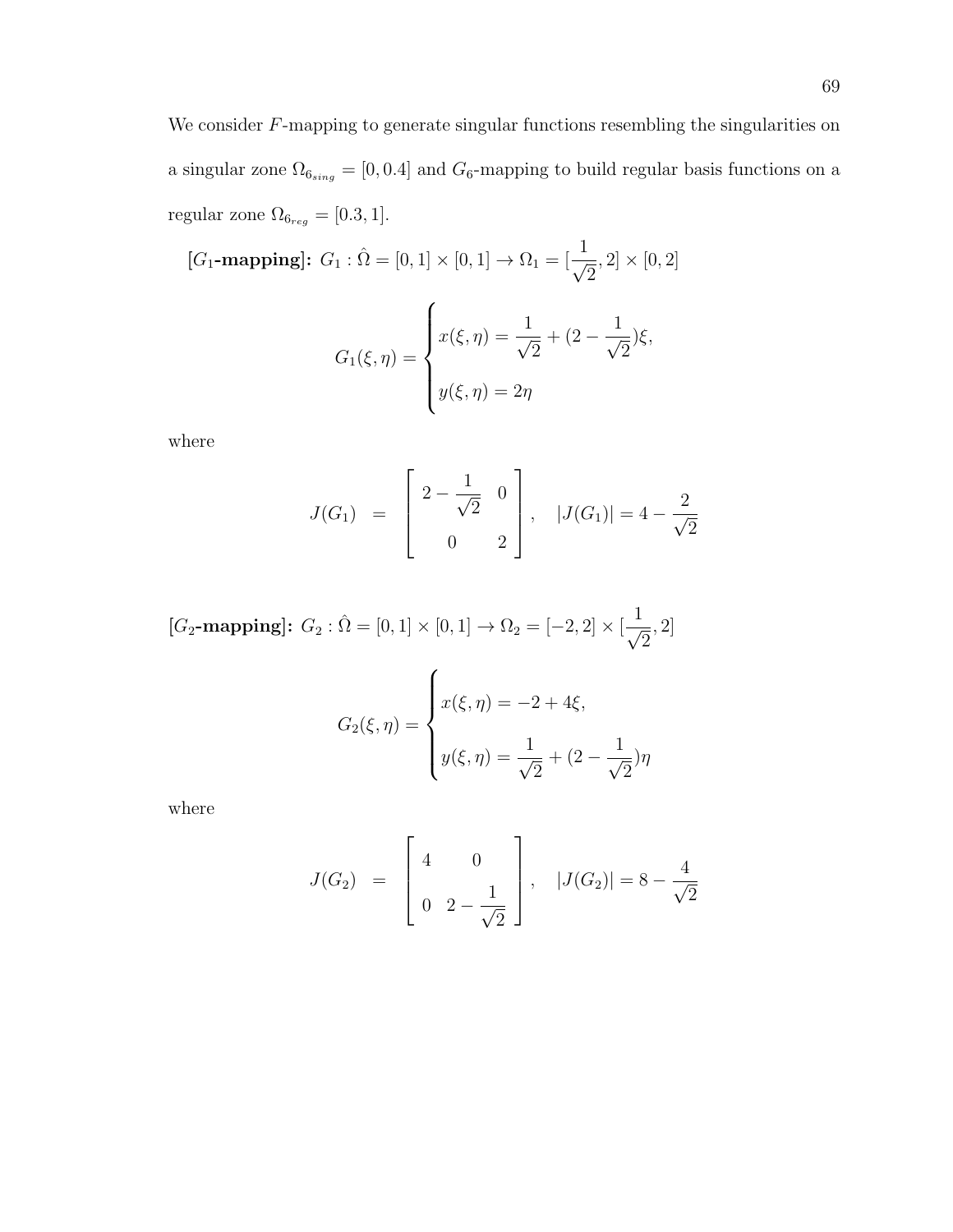We consider $F$-mapping to generate singular functions resembling the singularities on a singular zone $\Omega_{6_{sing}} = [0, 0.4]$ and $G_6$-mapping to build regular basis functions on a regular zone $\Omega_{6_{reg}} = [0.3, 1]$.

**[$G_1$-mapping]:** $G_1 : \hat{\Omega} = [0,1] \times [0,1] \to \Omega_1 = [\frac{1}{\sqrt{2}}, 2] \times [0, 2]$

$$G_1(\xi, \eta) = \begin{cases} x(\xi, \eta) = \dfrac{1}{\sqrt{2}} + (2 - \dfrac{1}{\sqrt{2}})\xi, \\ y(\xi, \eta) = 2\eta \end{cases}$$

where

$$J(G_1) \quad = \quad \begin{bmatrix} 2 - \dfrac{1}{\sqrt{2}} & 0 \\ 0 & 2 \end{bmatrix}, \quad |J(G_1)| = 4 - \frac{2}{\sqrt{2}}$$

**[$G_2$-mapping]:** $G_2 : \hat{\Omega} = [0,1] \times [0,1] \to \Omega_2 = [-2, 2] \times [\frac{1}{\sqrt{2}}, 2]$

$$G_2(\xi, \eta) = \begin{cases} x(\xi, \eta) = -2 + 4\xi, \\ y(\xi, \eta) = \dfrac{1}{\sqrt{2}} + (2 - \dfrac{1}{\sqrt{2}})\eta \end{cases}$$

where

$$J(G_2) \quad = \quad \begin{bmatrix} 4 & 0 \\ 0 & 2 - \dfrac{1}{\sqrt{2}} \end{bmatrix}, \quad |J(G_2)| = 8 - \frac{4}{\sqrt{2}}$$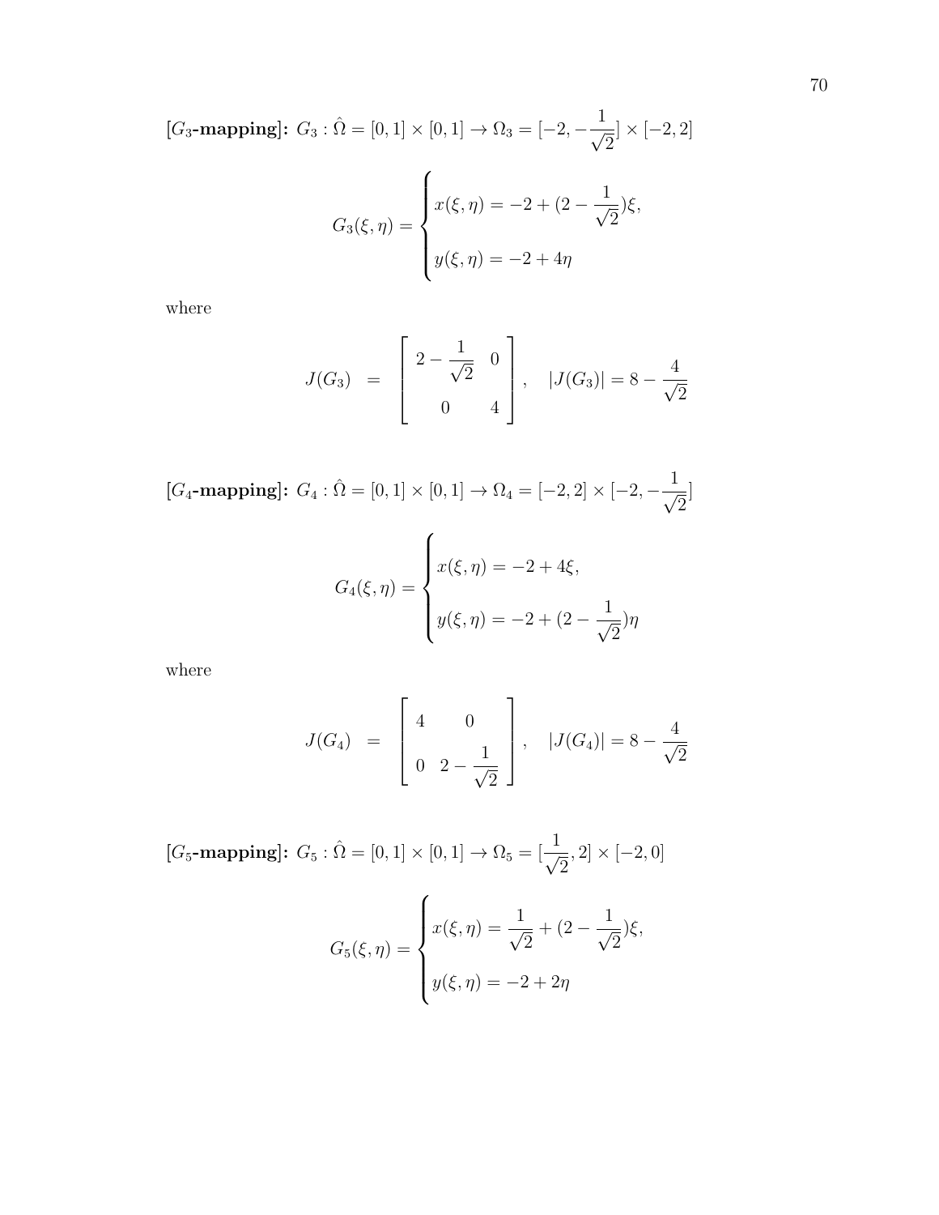**[$G_3$-mapping]:** $G_3 : \hat{\Omega} = [0,1] \times [0,1] \to \Omega_3 = [-2, -\frac{1}{\sqrt{2}}] \times [-2, 2]$

$$G_3(\xi, \eta) = \begin{cases} x(\xi, \eta) = -2 + (2 - \dfrac{1}{\sqrt{2}})\xi, \\ y(\xi, \eta) = -2 + 4\eta \end{cases}$$

where

$$J(G_3) \;\; = \;\; \begin{bmatrix} 2 - \dfrac{1}{\sqrt{2}} & 0 \\ 0 & 4 \end{bmatrix}, \quad |J(G_3)| = 8 - \frac{4}{\sqrt{2}}$$

**[$G_4$-mapping]:** $G_4 : \hat{\Omega} = [0,1] \times [0,1] \to \Omega_4 = [-2, 2] \times [-2, -\frac{1}{\sqrt{2}}]$

$$G_4(\xi, \eta) = \begin{cases} x(\xi, \eta) = -2 + 4\xi, \\ y(\xi, \eta) = -2 + (2 - \dfrac{1}{\sqrt{2}})\eta \end{cases}$$

where

$$J(G_4) \;\; = \;\; \begin{bmatrix} 4 & 0 \\ 0 & 2 - \dfrac{1}{\sqrt{2}} \end{bmatrix}, \quad |J(G_4)| = 8 - \frac{4}{\sqrt{2}}$$

**[$G_5$-mapping]:** $G_5 : \hat{\Omega} = [0,1] \times [0,1] \to \Omega_5 = [\frac{1}{\sqrt{2}}, 2] \times [-2, 0]$

$$G_5(\xi, \eta) = \begin{cases} x(\xi, \eta) = \dfrac{1}{\sqrt{2}} + (2 - \dfrac{1}{\sqrt{2}})\xi, \\ y(\xi, \eta) = -2 + 2\eta \end{cases}$$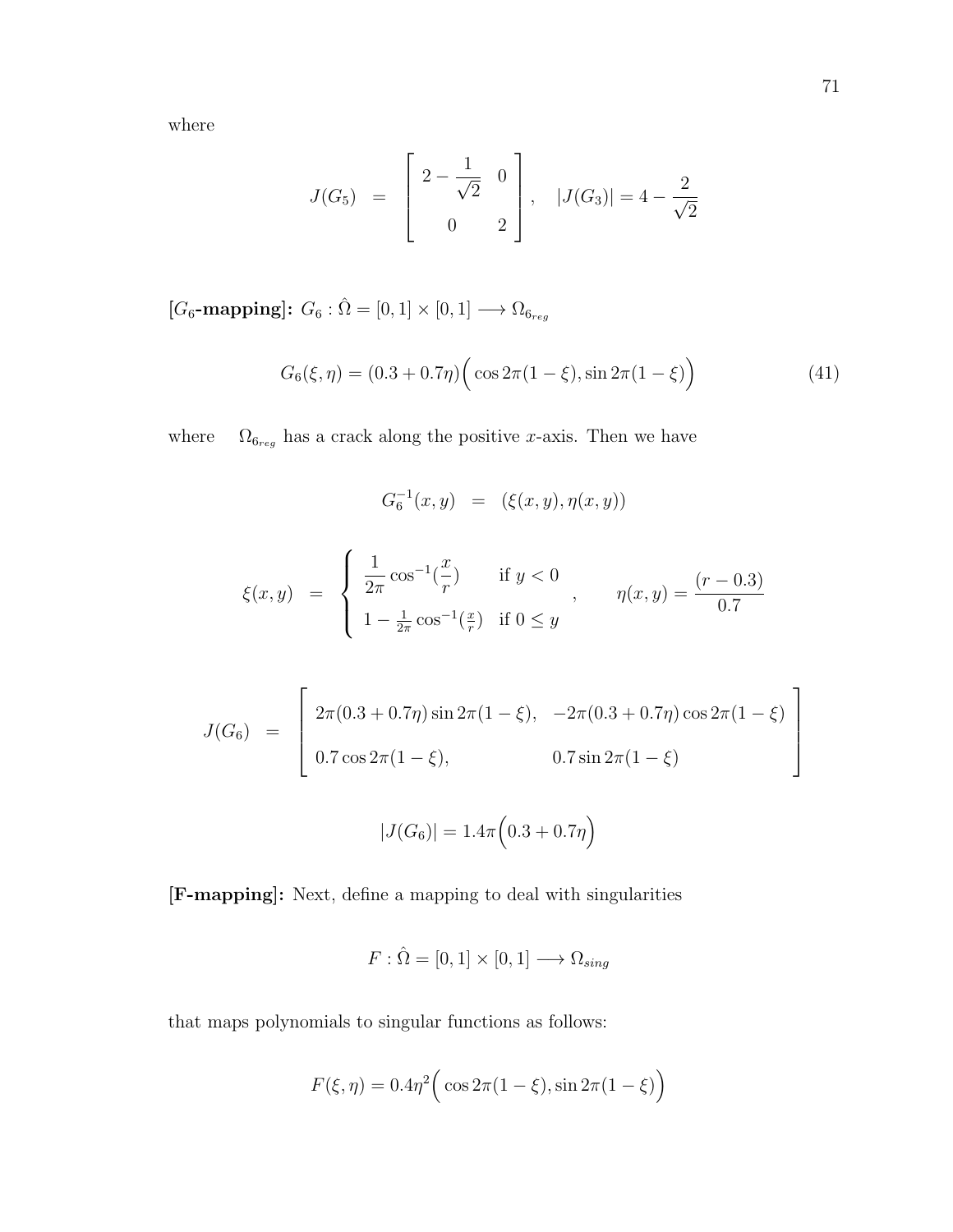where

$$J(G_5) \;=\; \begin{bmatrix} 2 - \dfrac{1}{\sqrt{2}} & 0 \\ 0 & 2 \end{bmatrix}, \quad |J(G_3)| = 4 - \frac{2}{\sqrt{2}}$$

**[$G_6$-mapping]:** $G_6 : \hat{\Omega} = [0,1] \times [0,1] \longrightarrow \Omega_{6_{reg}}$

$$G_6(\xi, \eta) = (0.3 + 0.7\eta)\Big( \cos 2\pi(1-\xi), \sin 2\pi(1-\xi) \Big) \tag{41}$$

where $\Omega_{6_{reg}}$ has a crack along the positive $x$-axis. Then we have

$$G_6^{-1}(x,y) \;=\; (\xi(x,y), \eta(x,y))$$

$$\xi(x,y) \;=\; \begin{cases} \dfrac{1}{2\pi}\cos^{-1}(\dfrac{x}{r}) & \text{if } y < 0 \\ 1 - \frac{1}{2\pi}\cos^{-1}(\frac{x}{r}) & \text{if } 0 \leq y \end{cases}, \qquad \eta(x,y) = \frac{(r - 0.3)}{0.7}$$

$$J(G_6) \;=\; \begin{bmatrix} 2\pi(0.3 + 0.7\eta)\sin 2\pi(1-\xi), & -2\pi(0.3+0.7\eta)\cos 2\pi(1-\xi) \\ 0.7\cos 2\pi(1-\xi), & 0.7\sin 2\pi(1-\xi) \end{bmatrix}$$

$$|J(G_6)| = 1.4\pi\Big(0.3 + 0.7\eta\Big)$$

**[F-mapping]:** Next, define a mapping to deal with singularities

$$F : \hat{\Omega} = [0,1] \times [0,1] \longrightarrow \Omega_{sing}$$

that maps polynomials to singular functions as follows:

$$F(\xi, \eta) = 0.4\eta^2\Big( \cos 2\pi(1-\xi), \sin 2\pi(1-\xi) \Big)$$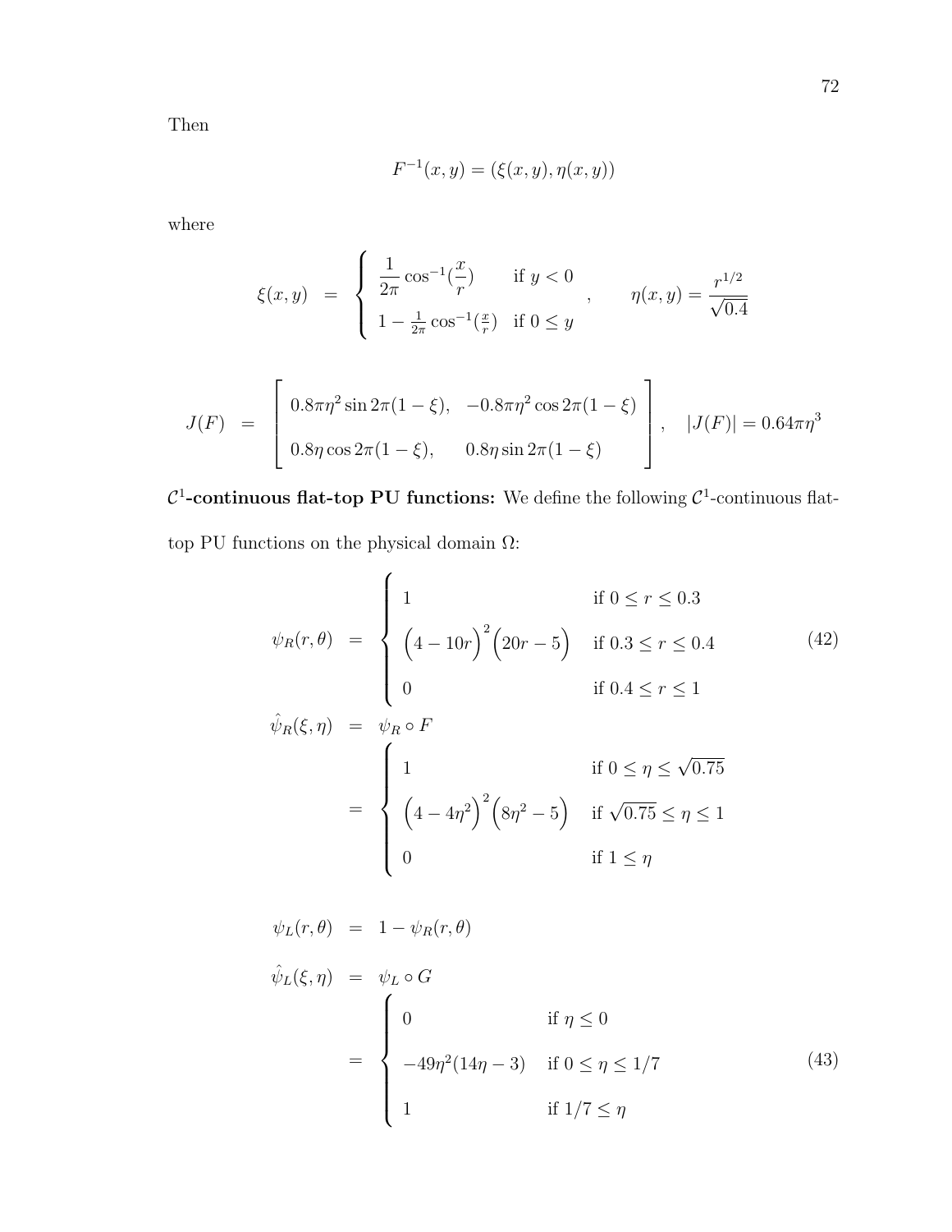Then

$$F^{-1}(x,y) = (\xi(x,y), \eta(x,y))$$

where

$$\xi(x,y) = \begin{cases} \dfrac{1}{2\pi}\cos^{-1}(\dfrac{x}{r}) & \text{if } y < 0 \\ 1 - \frac{1}{2\pi}\cos^{-1}(\frac{x}{r}) & \text{if } 0 \leq y \end{cases}, \qquad \eta(x,y) = \frac{r^{1/2}}{\sqrt{0.4}}$$

$$J(F) = \begin{bmatrix} 0.8\pi\eta^2 \sin 2\pi(1-\xi), & -0.8\pi\eta^2 \cos 2\pi(1-\xi) \\ 0.8\eta \cos 2\pi(1-\xi), & 0.8\eta \sin 2\pi(1-\xi) \end{bmatrix}, \quad |J(F)| = 0.64\pi\eta^3$$

**$\mathcal{C}^1$-continuous flat-top PU functions:** We define the following $\mathcal{C}^1$-continuous flat-top PU functions on the physical domain $\Omega$:

$$\psi_R(r,\theta) = \begin{cases} 1 & \text{if } 0 \leq r \leq 0.3 \\ \Big(4 - 10r\Big)^2 \Big(20r - 5\Big) & \text{if } 0.3 \leq r \leq 0.4 \\ 0 & \text{if } 0.4 \leq r \leq 1 \end{cases} \tag{42}$$

$$\begin{aligned} \hat{\psi}_R(\xi,\eta) &= \psi_R \circ F \\ &= \begin{cases} 1 & \text{if } 0 \leq \eta \leq \sqrt{0.75} \\ \Big(4 - 4\eta^2\Big)^2 \Big(8\eta^2 - 5\Big) & \text{if } \sqrt{0.75} \leq \eta \leq 1 \\ 0 & \text{if } 1 \leq \eta \end{cases} \end{aligned}$$

$$\psi_L(r,\theta) = 1 - \psi_R(r,\theta)$$

$$\begin{aligned} \hat{\psi}_L(\xi,\eta) &= \psi_L \circ G \\ &= \begin{cases} 0 & \text{if } \eta \leq 0 \\ -49\eta^2(14\eta - 3) & \text{if } 0 \leq \eta \leq 1/7 \\ 1 & \text{if } 1/7 \leq \eta \end{cases} \end{aligned} \tag{43}$$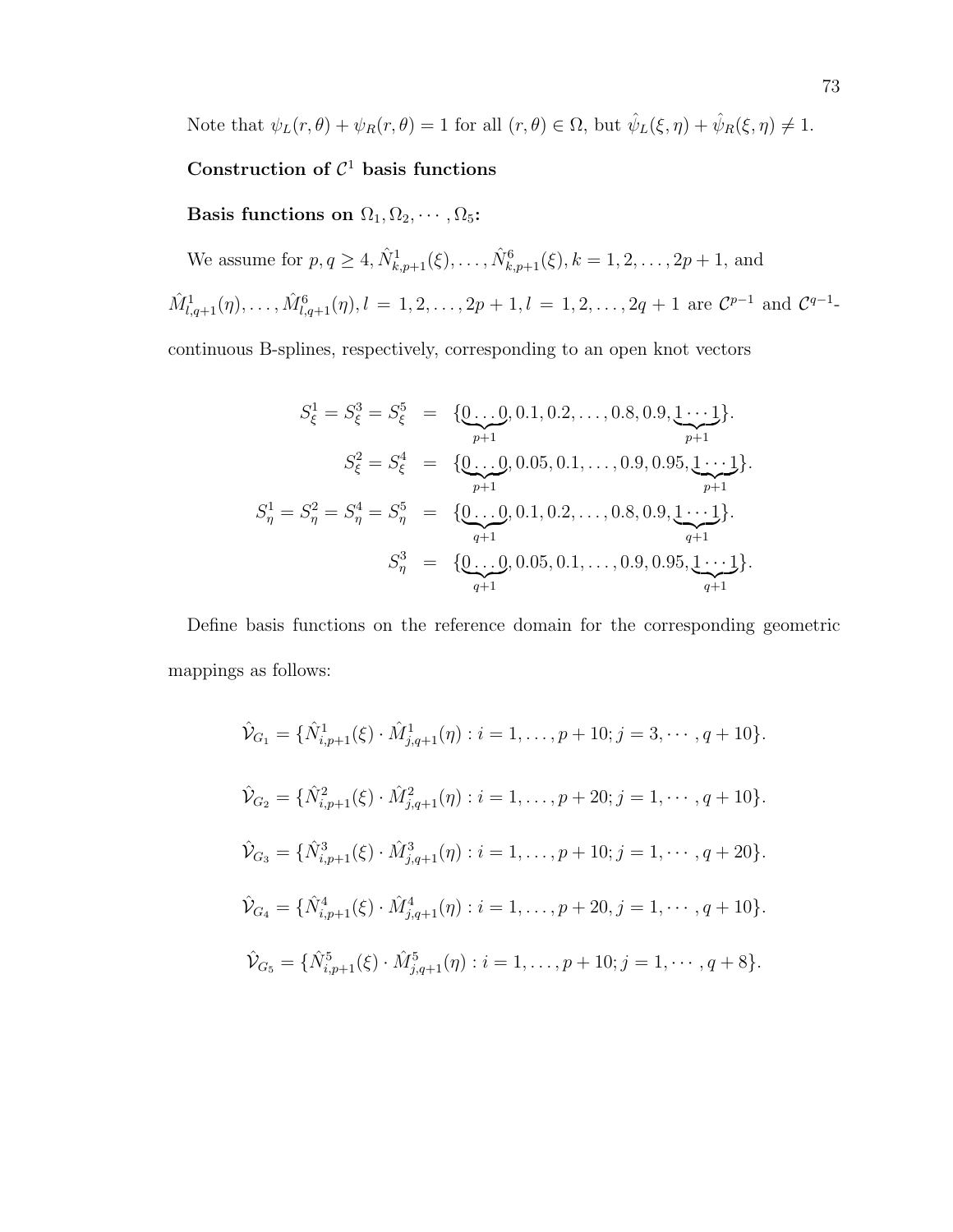Note that $\psi_L(r,\theta) + \psi_R(r,\theta) = 1$ for all $(r,\theta) \in \Omega$, but $\hat{\psi}_L(\xi,\eta) + \hat{\psi}_R(\xi,\eta) \neq 1$.

**Construction of $\mathcal{C}^1$ basis functions**

**Basis functions on $\Omega_1, \Omega_2, \cdots, \Omega_5$:**

We assume for $p, q \geq 4$, $\hat{N}^1_{k,p+1}(\xi), \ldots, \hat{N}^6_{k,p+1}(\xi)$, $k = 1, 2, \ldots, 2p+1$, and $\hat{M}^1_{l,q+1}(\eta), \ldots, \hat{M}^6_{l,q+1}(\eta)$, $l = 1, 2, \ldots, 2p+1$, $l = 1, 2, \ldots, 2q+1$ are $\mathcal{C}^{p-1}$ and $\mathcal{C}^{q-1}$-continuous B-splines, respectively, corresponding to an open knot vectors

$$
\begin{aligned}
S^1_\xi = S^3_\xi = S^5_\xi &= \{\underbrace{0\ldots0}_{p+1}, 0.1, 0.2, \ldots, 0.8, 0.9, \underbrace{1\cdots1}_{p+1}\}.\\
S^2_\xi = S^4_\xi &= \{\underbrace{0\ldots0}_{p+1}, 0.05, 0.1, \ldots, 0.9, 0.95, \underbrace{1\cdots1}_{p+1}\}.\\
S^1_\eta = S^2_\eta = S^4_\eta = S^5_\eta &= \{\underbrace{0\ldots0}_{q+1}, 0.1, 0.2, \ldots, 0.8, 0.9, \underbrace{1\cdots1}_{q+1}\}.\\
S^3_\eta &= \{\underbrace{0\ldots0}_{q+1}, 0.05, 0.1, \ldots, 0.9, 0.95, \underbrace{1\cdots1}_{q+1}\}.
\end{aligned}
$$

Define basis functions on the reference domain for the corresponding geometric mappings as follows:

$$\hat{\mathcal{V}}_{G_1} = \{\hat{N}^1_{i,p+1}(\xi) \cdot \hat{M}^1_{j,q+1}(\eta) : i = 1, \ldots, p+10; j = 3, \cdots, q+10\}.$$

$$\hat{\mathcal{V}}_{G_2} = \{\hat{N}^2_{i,p+1}(\xi) \cdot \hat{M}^2_{j,q+1}(\eta) : i = 1, \ldots, p+20; j = 1, \cdots, q+10\}.$$

$$\hat{\mathcal{V}}_{G_3} = \{\hat{N}^3_{i,p+1}(\xi) \cdot \hat{M}^3_{j,q+1}(\eta) : i = 1, \ldots, p+10; j = 1, \cdots, q+20\}.$$

$$\hat{\mathcal{V}}_{G_4} = \{\hat{N}^4_{i,p+1}(\xi) \cdot \hat{M}^4_{j,q+1}(\eta) : i = 1, \ldots, p+20, j = 1, \cdots, q+10\}.$$

$$\hat{\mathcal{V}}_{G_5} = \{\hat{N}^5_{i,p+1}(\xi) \cdot \hat{M}^5_{j,q+1}(\eta) : i = 1, \ldots, p+10; j = 1, \cdots, q+8\}.$$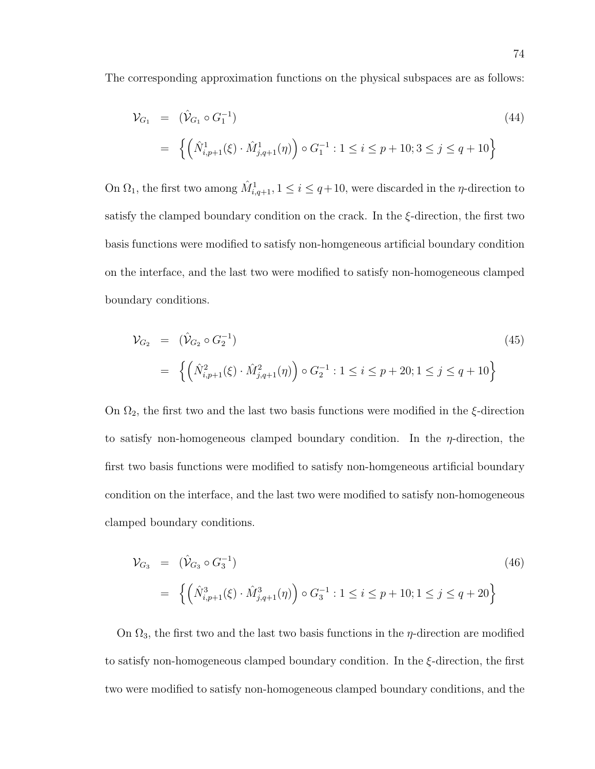The corresponding approximation functions on the physical subspaces are as follows:

$$
\begin{aligned}
\mathcal{V}_{G_1} &= (\hat{\mathcal{V}}_{G_1} \circ G_1^{-1}) \qquad (44) \\
&= \left\{ \left( \hat{N}^1_{i,p+1}(\xi) \cdot \hat{M}^1_{j,q+1}(\eta) \right) \circ G_1^{-1} : 1 \leq i \leq p+10; 3 \leq j \leq q+10 \right\}
\end{aligned}
$$

On $\Omega_1$, the first two among $\hat{M}^1_{i,q+1}, 1 \leq i \leq q+10$, were discarded in the $\eta$-direction to satisfy the clamped boundary condition on the crack. In the $\xi$-direction, the first two basis functions were modified to satisfy non-homgeneous artificial boundary condition on the interface, and the last two were modified to satisfy non-homogeneous clamped boundary conditions.

$$
\begin{aligned}
\mathcal{V}_{G_2} &= (\hat{\mathcal{V}}_{G_2} \circ G_2^{-1}) \qquad (45) \\
&= \left\{ \left( \hat{N}^2_{i,p+1}(\xi) \cdot \hat{M}^2_{j,q+1}(\eta) \right) \circ G_2^{-1} : 1 \leq i \leq p+20; 1 \leq j \leq q+10 \right\}
\end{aligned}
$$

On $\Omega_2$, the first two and the last two basis functions were modified in the $\xi$-direction to satisfy non-homogeneous clamped boundary condition. In the $\eta$-direction, the first two basis functions were modified to satisfy non-homgeneous artificial boundary condition on the interface, and the last two were modified to satisfy non-homogeneous clamped boundary conditions.

$$
\begin{aligned}
\mathcal{V}_{G_3} &= (\hat{\mathcal{V}}_{G_3} \circ G_3^{-1}) \qquad (46) \\
&= \left\{ \left( \hat{N}^3_{i,p+1}(\xi) \cdot \hat{M}^3_{j,q+1}(\eta) \right) \circ G_3^{-1} : 1 \leq i \leq p+10; 1 \leq j \leq q+20 \right\}
\end{aligned}
$$

On $\Omega_3$, the first two and the last two basis functions in the $\eta$-direction are modified to satisfy non-homogeneous clamped boundary condition. In the $\xi$-direction, the first two were modified to satisfy non-homogeneous clamped boundary conditions, and the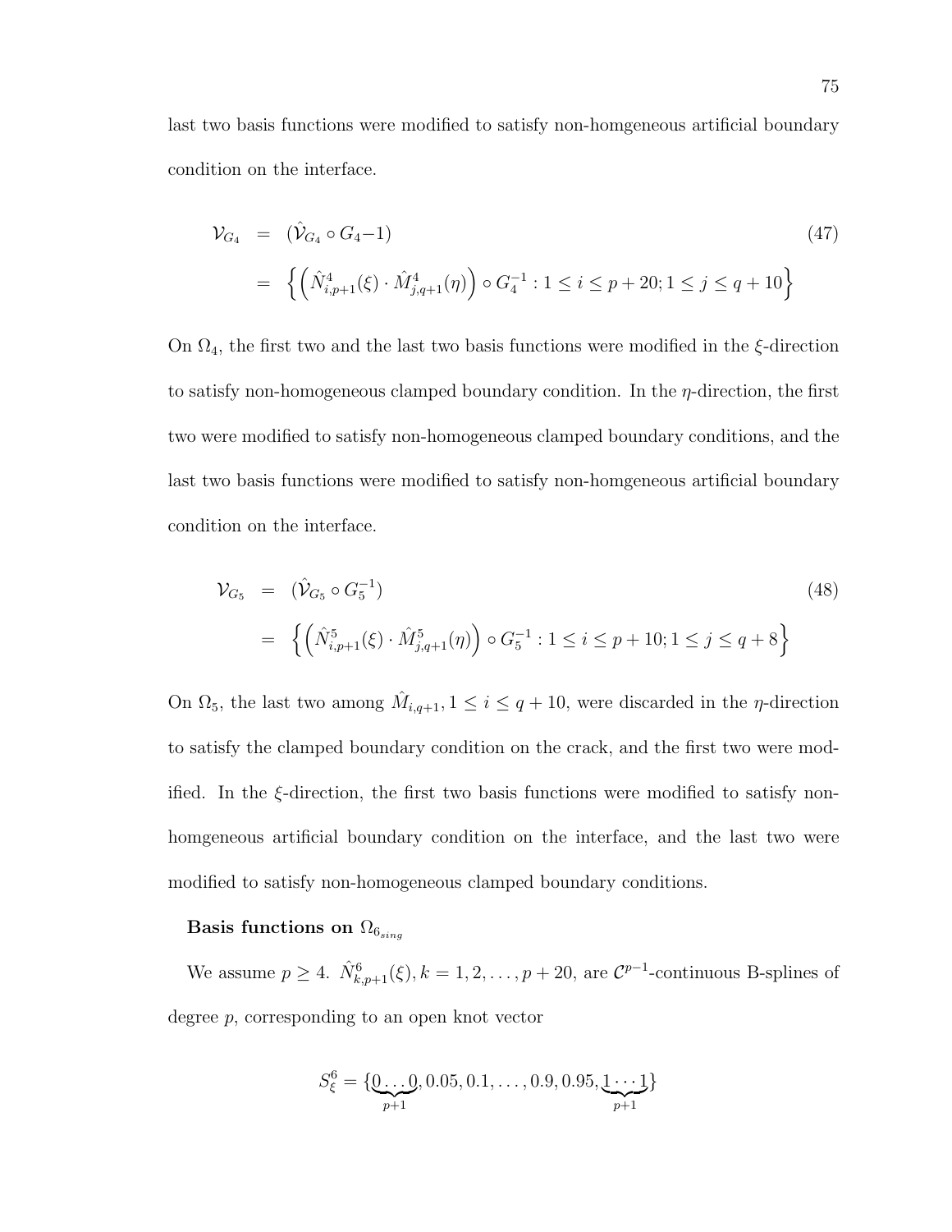last two basis functions were modified to satisfy non-homgeneous artificial boundary condition on the interface.

$$
\begin{aligned}
\mathcal{V}_{G_4} &= (\hat{\mathcal{V}}_{G_4} \circ G_4 - 1) \\
&= \left\{ \left( \hat{N}^4_{i,p+1}(\xi) \cdot \hat{M}^4_{j,q+1}(\eta) \right) \circ G_4^{-1} : 1 \leq i \leq p+20; 1 \leq j \leq q+10 \right\}
\end{aligned} \tag{47}
$$

On $\Omega_4$, the first two and the last two basis functions were modified in the $\xi$-direction to satisfy non-homogeneous clamped boundary condition. In the $\eta$-direction, the first two were modified to satisfy non-homogeneous clamped boundary conditions, and the last two basis functions were modified to satisfy non-homgeneous artificial boundary condition on the interface.

$$
\begin{aligned}
\mathcal{V}_{G_5} &= (\hat{\mathcal{V}}_{G_5} \circ G_5^{-1}) \\
&= \left\{ \left( \hat{N}^5_{i,p+1}(\xi) \cdot \hat{M}^5_{j,q+1}(\eta) \right) \circ G_5^{-1} : 1 \leq i \leq p+10; 1 \leq j \leq q+8 \right\}
\end{aligned} \tag{48}
$$

On $\Omega_5$, the last two among $\hat{M}_{i,q+1}, 1 \leq i \leq q+10$, were discarded in the $\eta$-direction to satisfy the clamped boundary condition on the crack, and the first two were modified. In the $\xi$-direction, the first two basis functions were modified to satisfy non-homgeneous artificial boundary condition on the interface, and the last two were modified to satisfy non-homogeneous clamped boundary conditions.

**Basis functions on $\Omega_{6_{sing}}$**

We assume $p \geq 4$. $\hat{N}^6_{k,p+1}(\xi), k = 1, 2, \ldots, p+20$, are $\mathcal{C}^{p-1}$-continuous B-splines of degree $p$, corresponding to an open knot vector

$$
S^6_\xi = \{\underbrace{0 \ldots 0}_{p+1}, 0.05, 0.1, \ldots, 0.9, 0.95, \underbrace{1 \cdots 1}_{p+1}\}
$$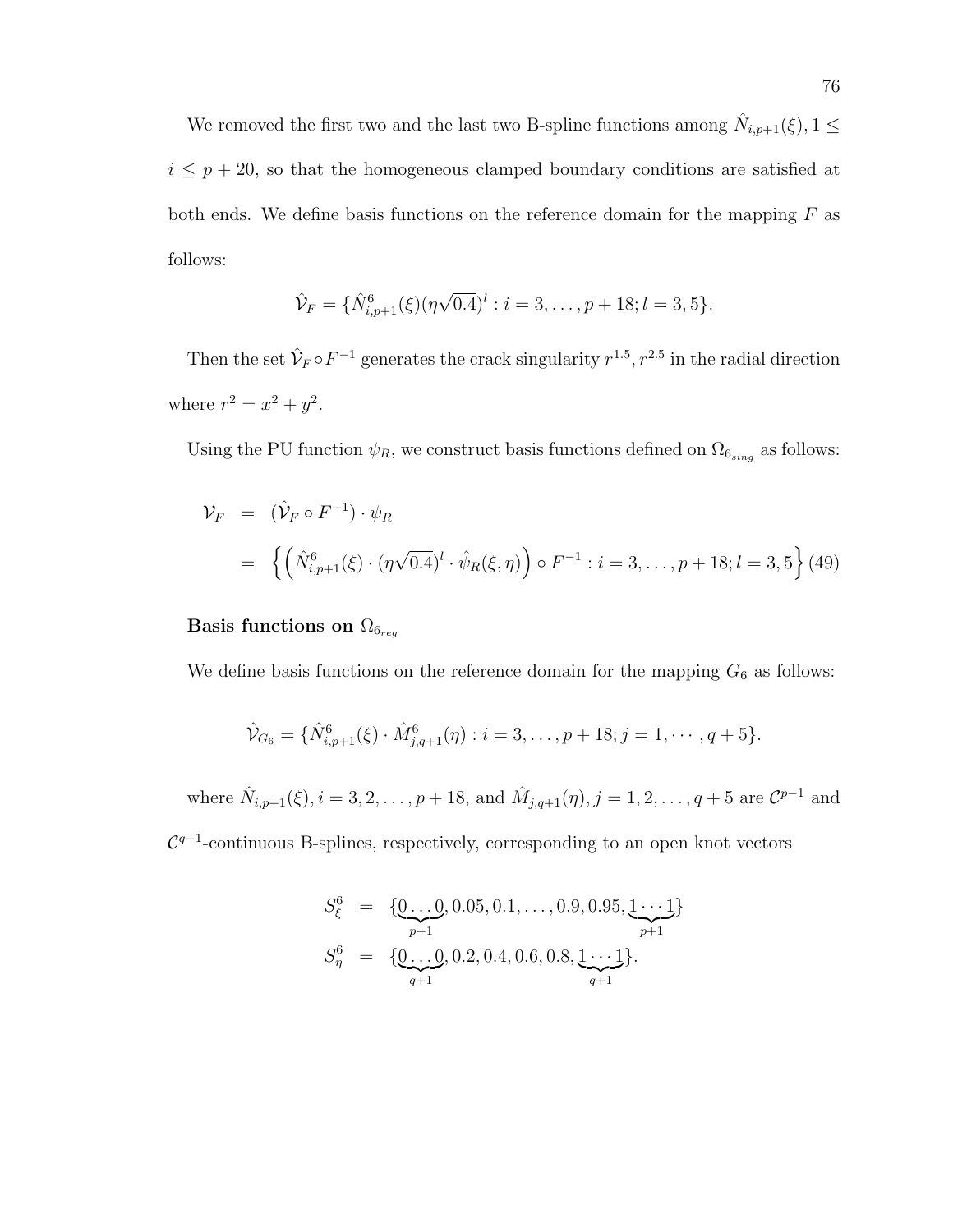We removed the first two and the last two B-spline functions among $\hat{N}_{i,p+1}(\xi), 1 \leq i \leq p+20$, so that the homogeneous clamped boundary conditions are satisfied at both ends. We define basis functions on the reference domain for the mapping $F$ as follows:

$$\hat{\mathcal{V}}_F = \{\hat{N}^6_{i,p+1}(\xi)(\eta\sqrt{0.4})^l : i = 3, \ldots, p+18; l = 3, 5\}.$$

Then the set $\hat{\mathcal{V}}_F \circ F^{-1}$ generates the crack singularity $r^{1.5}, r^{2.5}$ in the radial direction where $r^2 = x^2 + y^2$.

Using the PU function $\psi_R$, we construct basis functions defined on $\Omega_{6_{sing}}$ as follows:

$$\begin{aligned}
\mathcal{V}_F &= (\hat{\mathcal{V}}_F \circ F^{-1}) \cdot \psi_R \\
&= \left\{ \left( \hat{N}^6_{i,p+1}(\xi) \cdot (\eta\sqrt{0.4})^l \cdot \hat{\psi}_R(\xi, \eta) \right) \circ F^{-1} : i = 3, \ldots, p+18; l = 3, 5 \right\} \quad (49)
\end{aligned}$$

**Basis functions on $\Omega_{6_{reg}}$**

We define basis functions on the reference domain for the mapping $G_6$ as follows:

$$\hat{\mathcal{V}}_{G_6} = \{\hat{N}^6_{i,p+1}(\xi) \cdot \hat{M}^6_{j,q+1}(\eta) : i = 3, \ldots, p+18; j = 1, \cdots, q+5\}.$$

where $\hat{N}_{i,p+1}(\xi), i = 3, 2, \ldots, p+18$, and $\hat{M}_{j,q+1}(\eta), j = 1, 2, \ldots, q+5$ are $\mathcal{C}^{p-1}$ and $\mathcal{C}^{q-1}$-continuous B-splines, respectively, corresponding to an open knot vectors

$$\begin{aligned}
S^6_\xi &= \{\underbrace{0 \ldots 0}_{p+1}, 0.05, 0.1, \ldots, 0.9, 0.95, \underbrace{1 \cdots 1}_{p+1}\} \\
S^6_\eta &= \{\underbrace{0 \ldots 0}_{q+1}, 0.2, 0.4, 0.6, 0.8, \underbrace{1 \cdots 1}_{q+1}\}.
\end{aligned}$$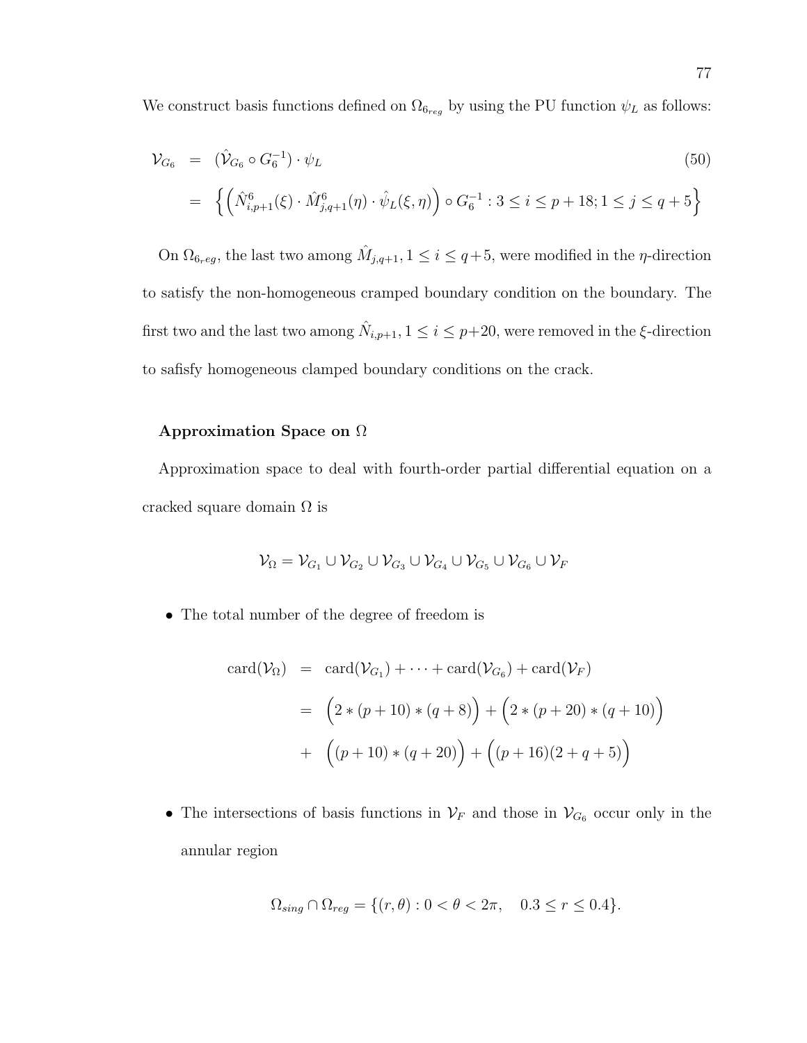We construct basis functions defined on $\Omega_{6_{reg}}$ by using the PU function $\psi_L$ as follows:

$$
\begin{aligned}
\mathcal{V}_{G_6} &= (\hat{\mathcal{V}}_{G_6} \circ G_6^{-1}) \cdot \psi_L \qquad (50)\\
&= \Big\{ \Big( \hat{N}^6_{i,p+1}(\xi) \cdot \hat{M}^6_{j,q+1}(\eta) \cdot \hat{\psi}_L(\xi, \eta) \Big) \circ G_6^{-1} : 3 \leq i \leq p+18; 1 \leq j \leq q+5 \Big\}
\end{aligned}
$$

On $\Omega_{6_{reg}}$, the last two among $\hat{M}_{j,q+1}, 1 \leq i \leq q+5$, were modified in the $\eta$-direction to satisfy the non-homogeneous cramped boundary condition on the boundary. The first two and the last two among $\hat{N}_{i,p+1}, 1 \leq i \leq p+20$, were removed in the $\xi$-direction to safisfy homogeneous clamped boundary conditions on the crack.

**Approximation Space on $\Omega$**

Approximation space to deal with fourth-order partial differential equation on a cracked square domain $\Omega$ is

$$
\mathcal{V}_\Omega = \mathcal{V}_{G_1} \cup \mathcal{V}_{G_2} \cup \mathcal{V}_{G_3} \cup \mathcal{V}_{G_4} \cup \mathcal{V}_{G_5} \cup \mathcal{V}_{G_6} \cup \mathcal{V}_F
$$

- The total number of the degree of freedom is

$$
\begin{aligned}
\text{card}(\mathcal{V}_\Omega) &= \text{card}(\mathcal{V}_{G_1}) + \cdots + \text{card}(\mathcal{V}_{G_6}) + \text{card}(\mathcal{V}_F)\\
&= \Big(2 * (p+10) * (q+8)\Big) + \Big(2 * (p+20) * (q+10)\Big)\\
&+ \Big((p+10) * (q+20)\Big) + \Big((p+16)(2+q+5)\Big)
\end{aligned}
$$

- The intersections of basis functions in $\mathcal{V}_F$ and those in $\mathcal{V}_{G_6}$ occur only in the annular region

$$
\Omega_{sing} \cap \Omega_{reg} = \{(r, \theta) : 0 < \theta < 2\pi, \quad 0.3 \leq r \leq 0.4\}.
$$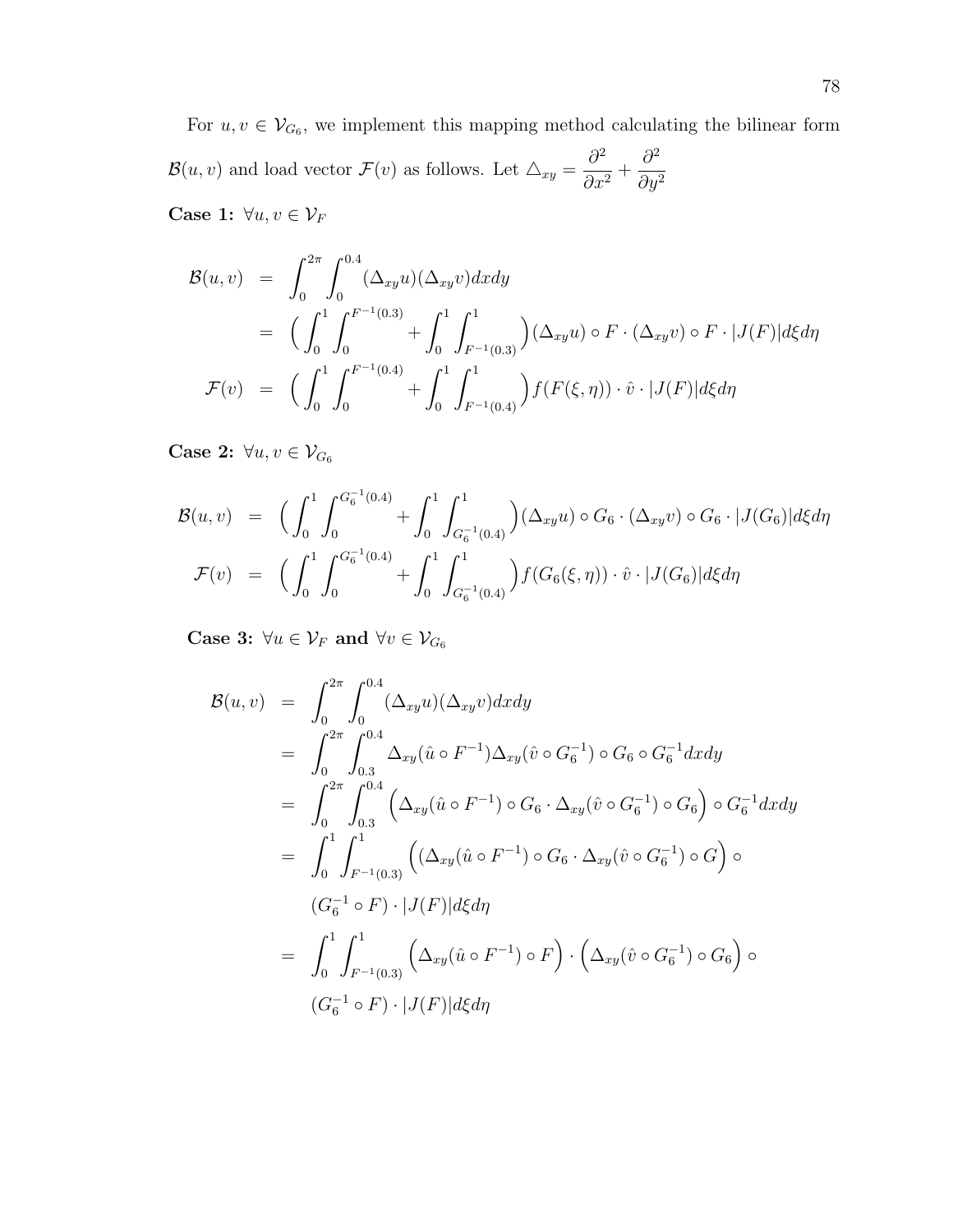For $u, v \in \mathcal{V}_{G_6}$, we implement this mapping method calculating the bilinear form $\mathcal{B}(u,v)$ and load vector $\mathcal{F}(v)$ as follows. Let $\triangle_{xy} = \dfrac{\partial^2}{\partial x^2} + \dfrac{\partial^2}{\partial y^2}$

**Case 1:** $\forall u, v \in \mathcal{V}_F$

$$
\begin{aligned}
\mathcal{B}(u,v) &= \int_0^{2\pi}\int_0^{0.4} (\Delta_{xy}u)(\Delta_{xy}v)dxdy \\
&= \Big(\int_0^1\int_0^{F^{-1}(0.3)} + \int_0^1\int_{F^{-1}(0.3)}^1\Big)(\Delta_{xy}u)\circ F\cdot(\Delta_{xy}v)\circ F\cdot|J(F)|d\xi d\eta \\
\mathcal{F}(v) &= \Big(\int_0^1\int_0^{F^{-1}(0.4)} + \int_0^1\int_{F^{-1}(0.4)}^1\Big) f(F(\xi,\eta))\cdot\hat{v}\cdot|J(F)|d\xi d\eta
\end{aligned}
$$

**Case 2:** $\forall u, v \in \mathcal{V}_{G_6}$

$$
\begin{aligned}
\mathcal{B}(u,v) &= \Big(\int_0^1\int_0^{G_6^{-1}(0.4)} + \int_0^1\int_{G_6^{-1}(0.4)}^1\Big)(\Delta_{xy}u)\circ G_6\cdot(\Delta_{xy}v)\circ G_6\cdot|J(G_6)|d\xi d\eta \\
\mathcal{F}(v) &= \Big(\int_0^1\int_0^{G_6^{-1}(0.4)} + \int_0^1\int_{G_6^{-1}(0.4)}^1\Big) f(G_6(\xi,\eta))\cdot\hat{v}\cdot|J(G_6)|d\xi d\eta
\end{aligned}
$$

**Case 3:** $\forall u \in \mathcal{V}_F$ **and** $\forall v \in \mathcal{V}_{G_6}$

$$
\begin{aligned}
\mathcal{B}(u,v) &= \int_0^{2\pi}\int_0^{0.4} (\Delta_{xy}u)(\Delta_{xy}v)dxdy \\
&= \int_0^{2\pi}\int_{0.3}^{0.4} \Delta_{xy}(\hat{u}\circ F^{-1})\Delta_{xy}(\hat{v}\circ G_6^{-1})\circ G_6\circ G_6^{-1}dxdy \\
&= \int_0^{2\pi}\int_{0.3}^{0.4} \Big(\Delta_{xy}(\hat{u}\circ F^{-1})\circ G_6\cdot\Delta_{xy}(\hat{v}\circ G_6^{-1})\circ G_6\Big)\circ G_6^{-1}dxdy \\
&= \int_0^1\int_{F^{-1}(0.3)}^1 \Big((\Delta_{xy}(\hat{u}\circ F^{-1})\circ G_6\cdot\Delta_{xy}(\hat{v}\circ G_6^{-1})\circ G\Big)\circ \\
&\quad (G_6^{-1}\circ F)\cdot|J(F)|d\xi d\eta \\
&= \int_0^1\int_{F^{-1}(0.3)}^1 \Big(\Delta_{xy}(\hat{u}\circ F^{-1})\circ F\Big)\cdot\Big(\Delta_{xy}(\hat{v}\circ G_6^{-1})\circ G_6\Big)\circ \\
&\quad (G_6^{-1}\circ F)\cdot|J(F)|d\xi d\eta
\end{aligned}
$$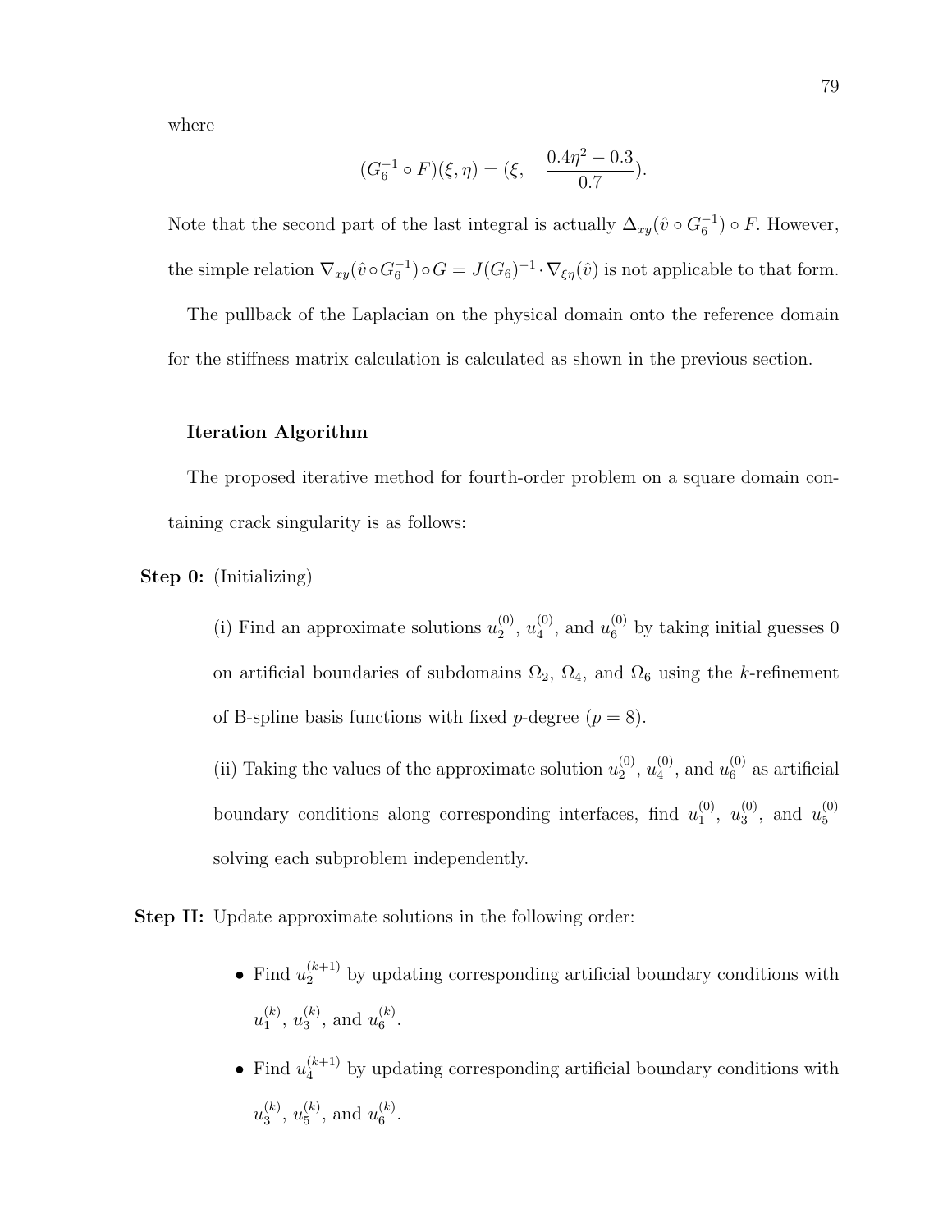where

$$(G_6^{-1} \circ F)(\xi, \eta) = (\xi, \quad \frac{0.4\eta^2 - 0.3}{0.7}).$$

Note that the second part of the last integral is actually $\Delta_{xy}(\hat{v} \circ G_6^{-1}) \circ F$. However, the simple relation $\nabla_{xy}(\hat{v} \circ G_6^{-1}) \circ G = J(G_6)^{-1} \cdot \nabla_{\xi\eta}(\hat{v})$ is not applicable to that form.

The pullback of the Laplacian on the physical domain onto the reference domain for the stiffness matrix calculation is calculated as shown in the previous section.

**Iteration Algorithm**

The proposed iterative method for fourth-order problem on a square domain containing crack singularity is as follows:

**Step 0:** (Initializing)

(i) Find an approximate solutions $u_2^{(0)}$, $u_4^{(0)}$, and $u_6^{(0)}$ by taking initial guesses 0 on artificial boundaries of subdomains $\Omega_2$, $\Omega_4$, and $\Omega_6$ using the $k$-refinement of B-spline basis functions with fixed $p$-degree ($p = 8$).

(ii) Taking the values of the approximate solution $u_2^{(0)}$, $u_4^{(0)}$, and $u_6^{(0)}$ as artificial boundary conditions along corresponding interfaces, find $u_1^{(0)}$, $u_3^{(0)}$, and $u_5^{(0)}$ solving each subproblem independently.

**Step II:** Update approximate solutions in the following order:

- Find $u_2^{(k+1)}$ by updating corresponding artificial boundary conditions with $u_1^{(k)}$, $u_3^{(k)}$, and $u_6^{(k)}$.
- Find $u_4^{(k+1)}$ by updating corresponding artificial boundary conditions with $u_3^{(k)}$, $u_5^{(k)}$, and $u_6^{(k)}$.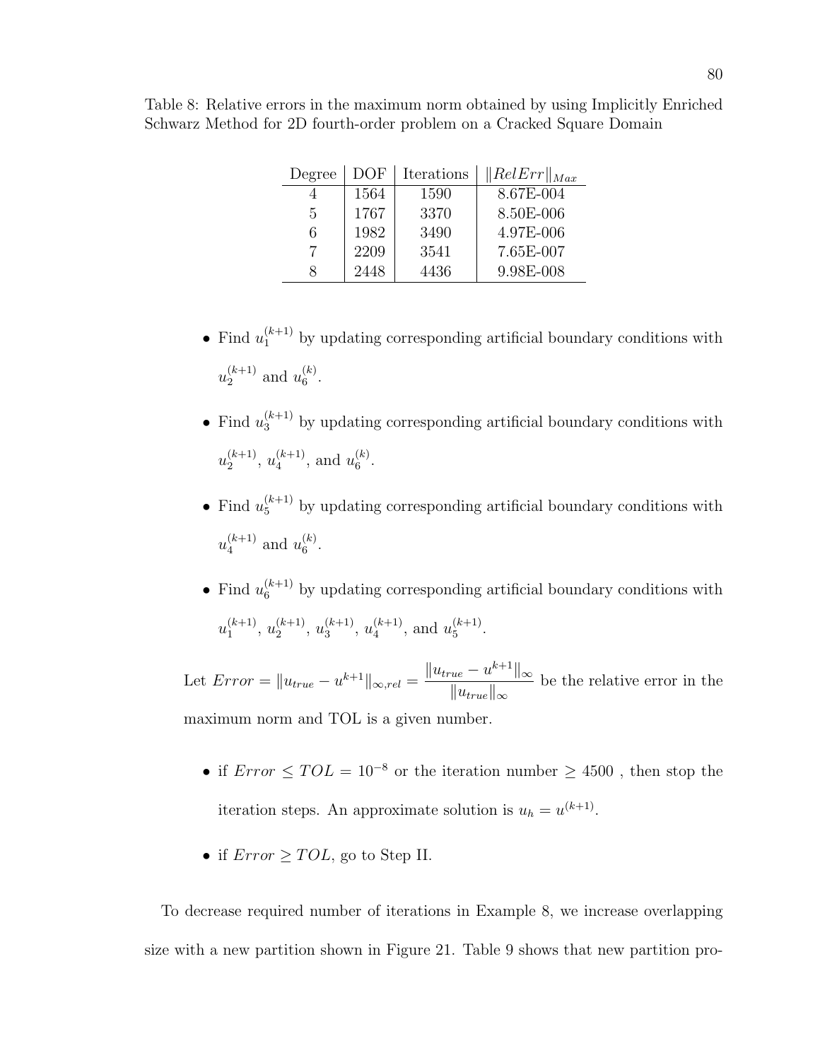Table 8: Relative errors in the maximum norm obtained by using Implicitly Enriched Schwarz Method for 2D fourth-order problem on a Cracked Square Domain

| Degree | DOF | Iterations | $\|RelErr\|_{Max}$ |
|---|---|---|---|
| 4 | 1564 | 1590 | 8.67E-004 |
| 5 | 1767 | 3370 | 8.50E-006 |
| 6 | 1982 | 3490 | 4.97E-006 |
| 7 | 2209 | 3541 | 7.65E-007 |
| 8 | 2448 | 4436 | 9.98E-008 |

- Find $u_1^{(k+1)}$ by updating corresponding artificial boundary conditions with $u_2^{(k+1)}$ and $u_6^{(k)}$.
- Find $u_3^{(k+1)}$ by updating corresponding artificial boundary conditions with $u_2^{(k+1)}$, $u_4^{(k+1)}$, and $u_6^{(k)}$.
- Find $u_5^{(k+1)}$ by updating corresponding artificial boundary conditions with $u_4^{(k+1)}$ and $u_6^{(k)}$.
- Find $u_6^{(k+1)}$ by updating corresponding artificial boundary conditions with $u_1^{(k+1)}$, $u_2^{(k+1)}$, $u_3^{(k+1)}$, $u_4^{(k+1)}$, and $u_5^{(k+1)}$.

Let $Error = \|u_{true} - u^{k+1}\|_{\infty,rel} = \dfrac{\|u_{true} - u^{k+1}\|_{\infty}}{\|u_{true}\|_{\infty}}$ be the relative error in the maximum norm and TOL is a given number.

- if $Error \leq TOL = 10^{-8}$ or the iteration number $\geq 4500$ , then stop the iteration steps. An approximate solution is $u_h = u^{(k+1)}$.
- if $Error \geq TOL$, go to Step II.

To decrease required number of iterations in Example 8, we increase overlapping size with a new partition shown in Figure 21. Table 9 shows that new partition pro-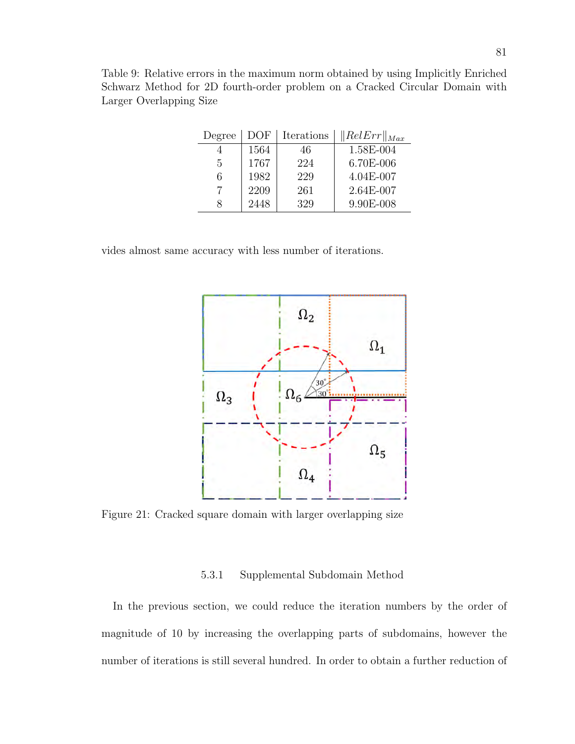Table 9: Relative errors in the maximum norm obtained by using Implicitly Enriched Schwarz Method for 2D fourth-order problem on a Cracked Circular Domain with Larger Overlapping Size

| Degree | DOF | Iterations | $\|RelErr\|_{Max}$ |
|---|---|---|---|
| 4 | 1564 | 46 | 1.58E-004 |
| 5 | 1767 | 224 | 6.70E-006 |
| 6 | 1982 | 229 | 4.04E-007 |
| 7 | 2209 | 261 | 2.64E-007 |
| 8 | 2448 | 329 | 9.90E-008 |

vides almost same accuracy with less number of iterations.

Figure 21: Cracked square domain with larger overlapping size

#### 5.3.1 Supplemental Subdomain Method

In the previous section, we could reduce the iteration numbers by the order of magnitude of 10 by increasing the overlapping parts of subdomains, however the number of iterations is still several hundred. In order to obtain a further reduction of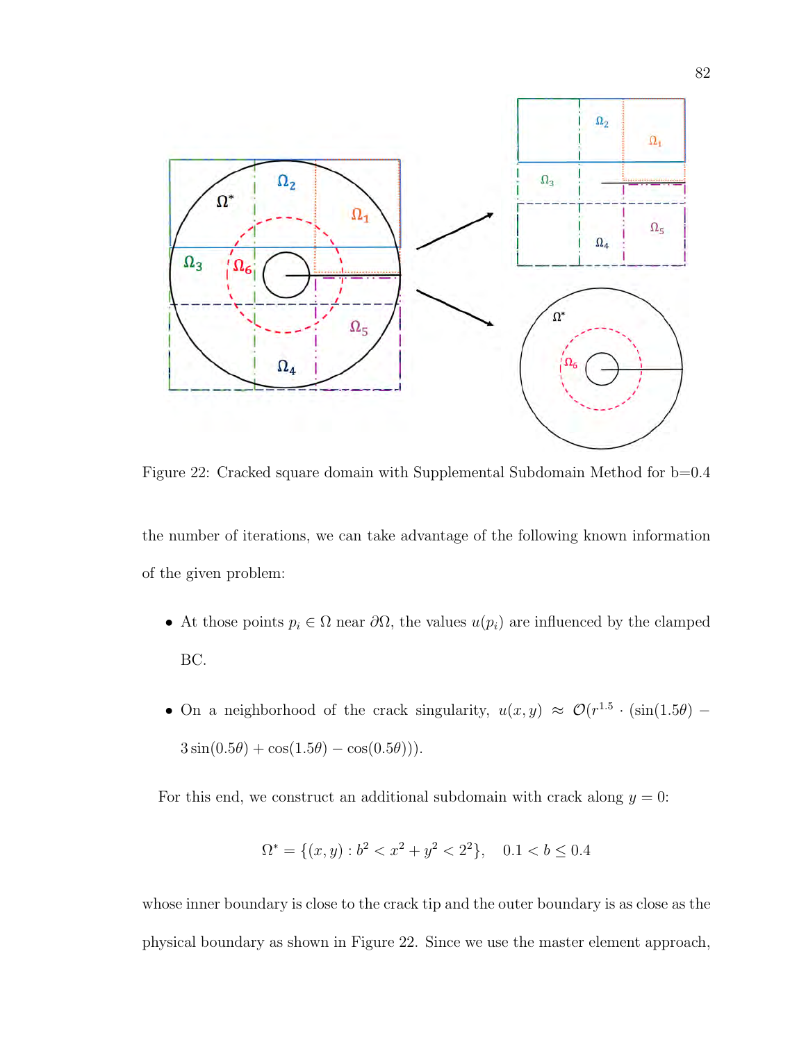Figure 22: Cracked square domain with Supplemental Subdomain Method for b=0.4

the number of iterations, we can take advantage of the following known information of the given problem:

- At those points $p_i \in \Omega$ near $\partial\Omega$, the values $u(p_i)$ are influenced by the clamped BC.
- On a neighborhood of the crack singularity, $u(x, y) \approx \mathcal{O}(r^{1.5} \cdot (\sin(1.5\theta) - 3\sin(0.5\theta) + \cos(1.5\theta) - \cos(0.5\theta)))$.

For this end, we construct an additional subdomain with crack along $y = 0$:

$$\Omega^* = \{(x, y) : b^2 < x^2 + y^2 < 2^2\}, \quad 0.1 < b \leq 0.4$$

whose inner boundary is close to the crack tip and the outer boundary is as close as the physical boundary as shown in Figure 22. Since we use the master element approach,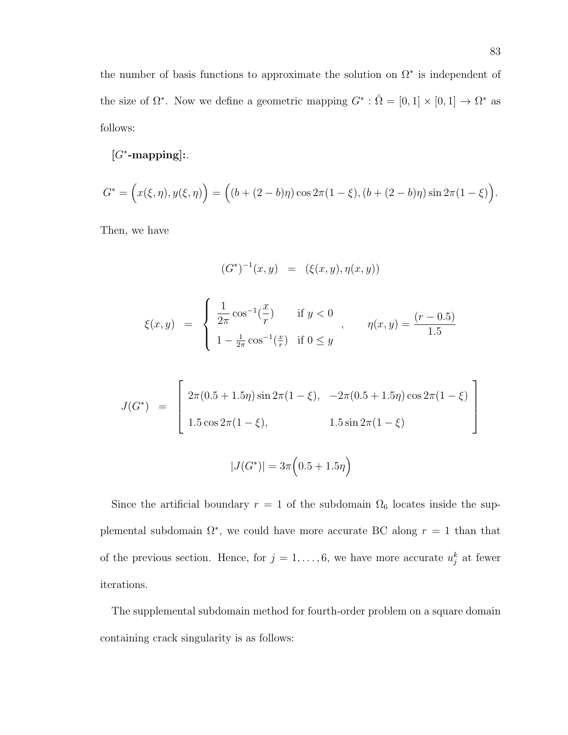the number of basis functions to approximate the solution on $\Omega^*$ is independent of the size of $\Omega^*$. Now we define a geometric mapping $G^* : \hat{\Omega} = [0,1] \times [0,1] \to \Omega^*$ as follows:

**[$G^*$-mapping]:**.

$$G^* = \Big(x(\xi,\eta), y(\xi,\eta)\Big) = \Big((b + (2-b)\eta)\cos 2\pi(1-\xi), (b + (2-b)\eta)\sin 2\pi(1-\xi)\Big).$$

Then, we have

$$(G^*)^{-1}(x,y) \;\; = \;\; (\xi(x,y), \eta(x,y))$$

$$\xi(x,y) \;\; = \;\; \begin{cases} \dfrac{1}{2\pi}\cos^{-1}(\dfrac{x}{r}) & \text{if } y < 0 \\ 1 - \frac{1}{2\pi}\cos^{-1}(\frac{x}{r}) & \text{if } 0 \leq y \end{cases} , \qquad \eta(x,y) = \frac{(r-0.5)}{1.5}$$

$$J(G^*) \;\; = \;\; \begin{bmatrix} 2\pi(0.5+1.5\eta)\sin 2\pi(1-\xi), & -2\pi(0.5+1.5\eta)\cos 2\pi(1-\xi) \\ 1.5\cos 2\pi(1-\xi), & 1.5\sin 2\pi(1-\xi) \end{bmatrix}$$

$$|J(G^*)| = 3\pi\Big(0.5 + 1.5\eta\Big)$$

Since the artificial boundary $r = 1$ of the subdomain $\Omega_6$ locates inside the supplemental subdomain $\Omega^*$, we could have more accurate BC along $r = 1$ than that of the previous section. Hence, for $j = 1, \ldots, 6$, we have more accurate $u_j^k$ at fewer iterations.

The supplemental subdomain method for fourth-order problem on a square domain containing crack singularity is as follows: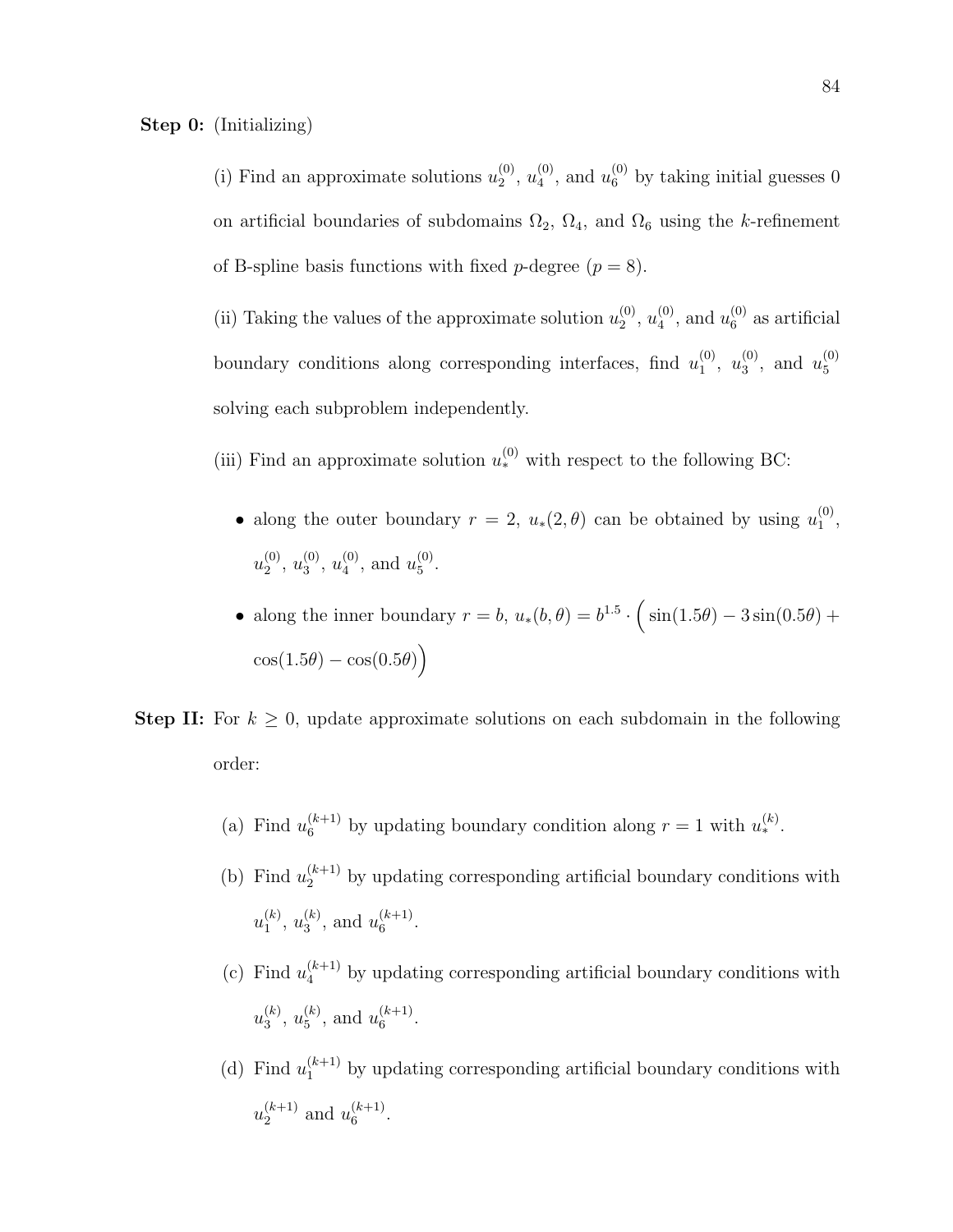**Step 0:** (Initializing)

(i) Find an approximate solutions $u_2^{(0)}$, $u_4^{(0)}$, and $u_6^{(0)}$ by taking initial guesses 0 on artificial boundaries of subdomains $\Omega_2$, $\Omega_4$, and $\Omega_6$ using the $k$-refinement of B-spline basis functions with fixed $p$-degree ($p = 8$).

(ii) Taking the values of the approximate solution $u_2^{(0)}$, $u_4^{(0)}$, and $u_6^{(0)}$ as artificial boundary conditions along corresponding interfaces, find $u_1^{(0)}$, $u_3^{(0)}$, and $u_5^{(0)}$ solving each subproblem independently.

(iii) Find an approximate solution $u_*^{(0)}$ with respect to the following BC:

- along the outer boundary $r = 2$, $u_*(2, \theta)$ can be obtained by using $u_1^{(0)}$, $u_2^{(0)}$, $u_3^{(0)}$, $u_4^{(0)}$, and $u_5^{(0)}$.
- along the inner boundary $r = b$, $u_*(b, \theta) = b^{1.5} \cdot \Big( \sin(1.5\theta) - 3\sin(0.5\theta) + \cos(1.5\theta) - \cos(0.5\theta) \Big)$

**Step II:** For $k \geq 0$, update approximate solutions on each subdomain in the following order:

(a) Find $u_6^{(k+1)}$ by updating boundary condition along $r = 1$ with $u_*^{(k)}$.

(b) Find $u_2^{(k+1)}$ by updating corresponding artificial boundary conditions with $u_1^{(k)}$, $u_3^{(k)}$, and $u_6^{(k+1)}$.

(c) Find $u_4^{(k+1)}$ by updating corresponding artificial boundary conditions with $u_3^{(k)}$, $u_5^{(k)}$, and $u_6^{(k+1)}$.

(d) Find $u_1^{(k+1)}$ by updating corresponding artificial boundary conditions with $u_2^{(k+1)}$ and $u_6^{(k+1)}$.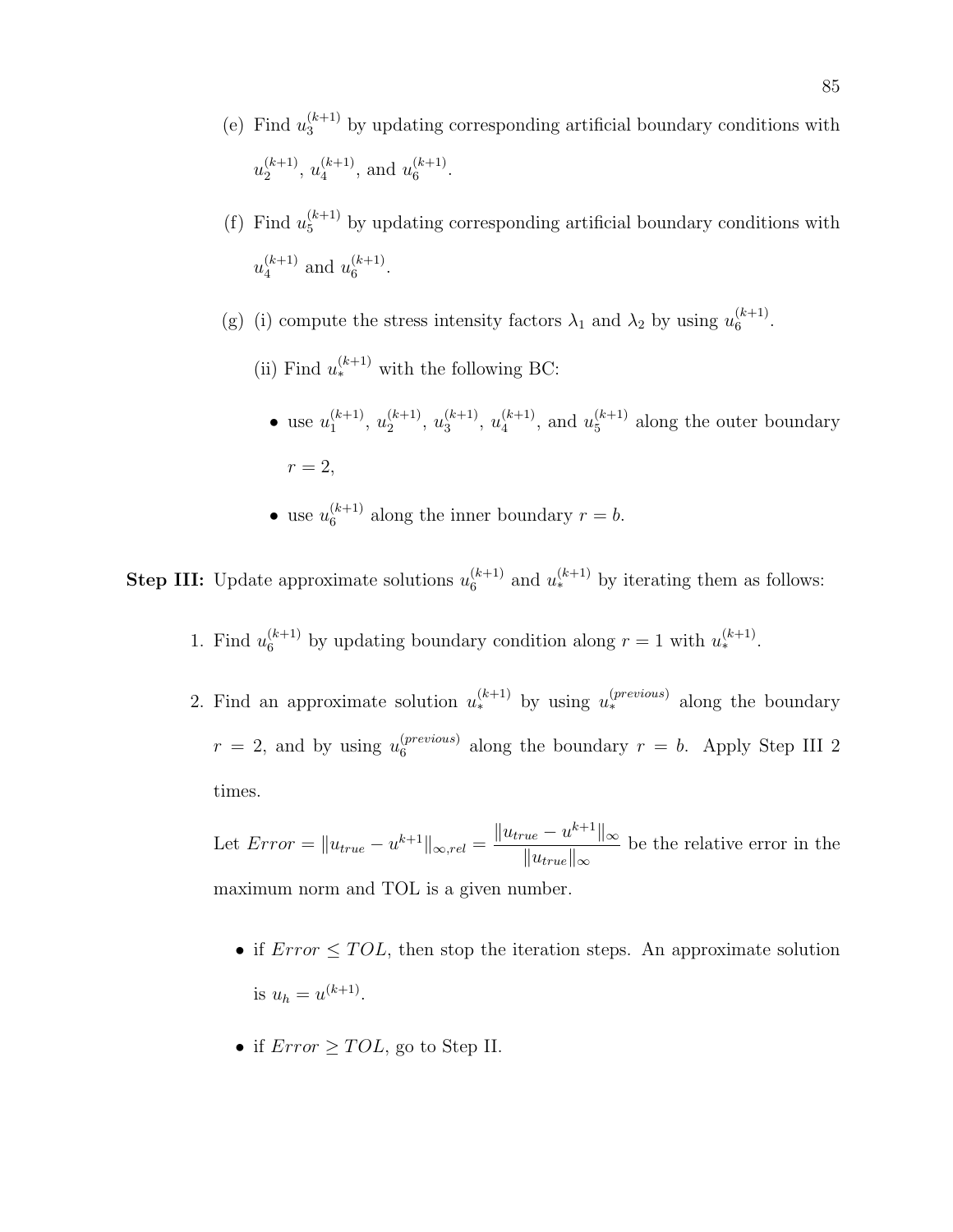(e) Find $u_3^{(k+1)}$ by updating corresponding artificial boundary conditions with $u_2^{(k+1)}$, $u_4^{(k+1)}$, and $u_6^{(k+1)}$.

(f) Find $u_5^{(k+1)}$ by updating corresponding artificial boundary conditions with $u_4^{(k+1)}$ and $u_6^{(k+1)}$.

(g) (i) compute the stress intensity factors $\lambda_1$ and $\lambda_2$ by using $u_6^{(k+1)}$.

(ii) Find $u_*^{(k+1)}$ with the following BC:

- use $u_1^{(k+1)}$, $u_2^{(k+1)}$, $u_3^{(k+1)}$, $u_4^{(k+1)}$, and $u_5^{(k+1)}$ along the outer boundary $r = 2$,
- use $u_6^{(k+1)}$ along the inner boundary $r = b$.

**Step III:** Update approximate solutions $u_6^{(k+1)}$ and $u_*^{(k+1)}$ by iterating them as follows:

1. Find $u_6^{(k+1)}$ by updating boundary condition along $r = 1$ with $u_*^{(k+1)}$.
2. Find an approximate solution $u_*^{(k+1)}$ by using $u_*^{(previous)}$ along the boundary $r = 2$, and by using $u_6^{(previous)}$ along the boundary $r = b$. Apply Step III 2 times.

   Let $Error = \|u_{true} - u^{k+1}\|_{\infty,rel} = \dfrac{\|u_{true} - u^{k+1}\|_\infty}{\|u_{true}\|_\infty}$ be the relative error in the maximum norm and TOL is a given number.

   - if $Error \leq TOL$, then stop the iteration steps. An approximate solution is $u_h = u^{(k+1)}$.
   - if $Error \geq TOL$, go to Step II.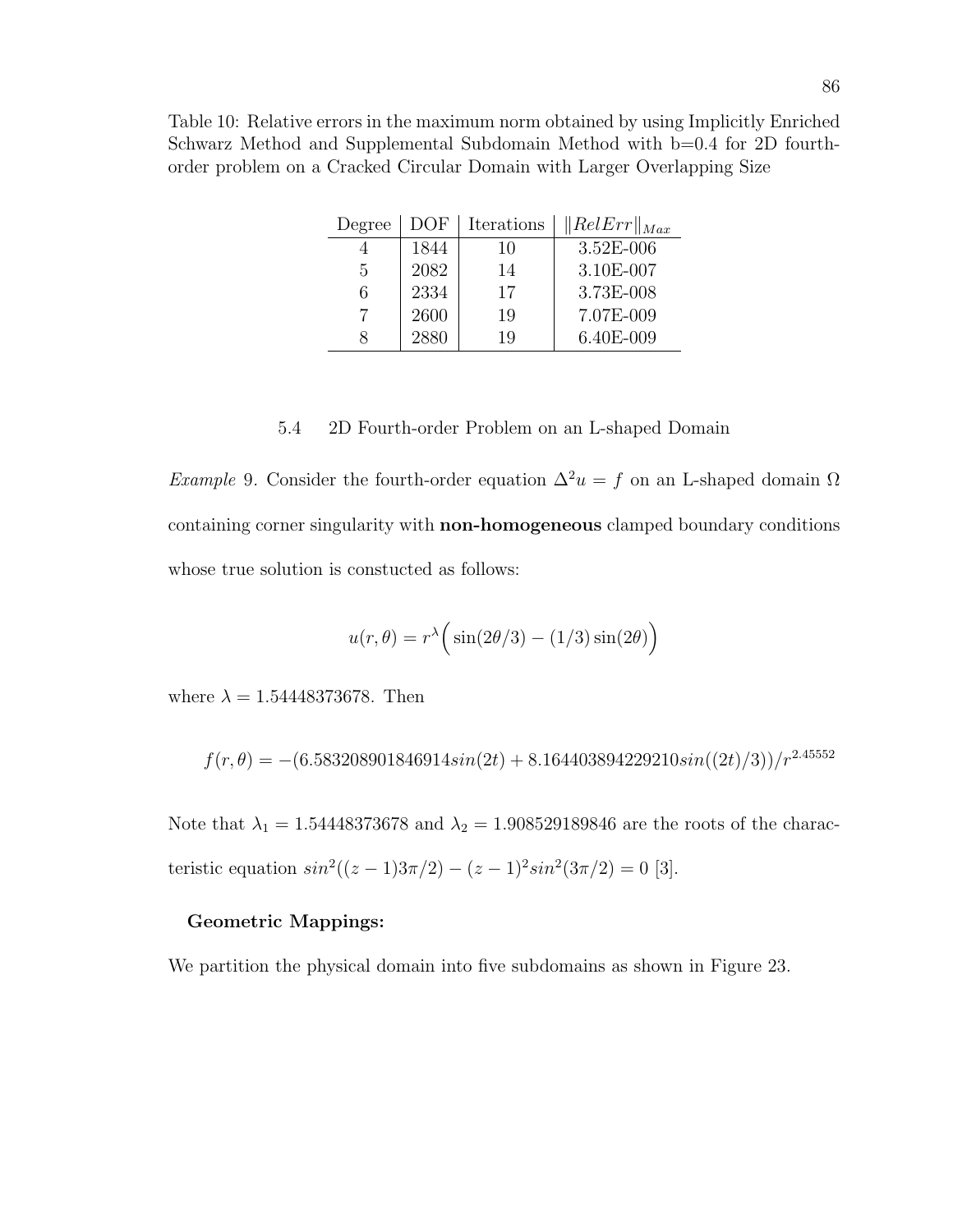Table 10: Relative errors in the maximum norm obtained by using Implicitly Enriched Schwarz Method and Supplemental Subdomain Method with b=0.4 for 2D fourth-order problem on a Cracked Circular Domain with Larger Overlapping Size

| Degree | DOF | Iterations | $\|RelErr\|_{Max}$ |
|---|---|---|---|
| 4 | 1844 | 10 | 3.52E-006 |
| 5 | 2082 | 14 | 3.10E-007 |
| 6 | 2334 | 17 | 3.73E-008 |
| 7 | 2600 | 19 | 7.07E-009 |
| 8 | 2880 | 19 | 6.40E-009 |

## 5.4 2D Fourth-order Problem on an L-shaped Domain

*Example* 9. Consider the fourth-order equation $\Delta^2 u = f$ on an L-shaped domain $\Omega$ containing corner singularity with **non-homogeneous** clamped boundary conditions whose true solution is constucted as follows:

$$u(r,\theta) = r^{\lambda}\Big(\sin(2\theta/3) - (1/3)\sin(2\theta)\Big)$$

where $\lambda = 1.54448373678$. Then

$$f(r,\theta) = -(6.583208901846914 sin(2t) + 8.164403894229210 sin((2t)/3))/r^{2.45552}$$

Note that $\lambda_1 = 1.54448373678$ and $\lambda_2 = 1.908529189846$ are the roots of the characteristic equation $sin^2((z-1)3\pi/2) - (z-1)^2 sin^2(3\pi/2) = 0$ [3].

**Geometric Mappings:**

We partition the physical domain into five subdomains as shown in Figure 23.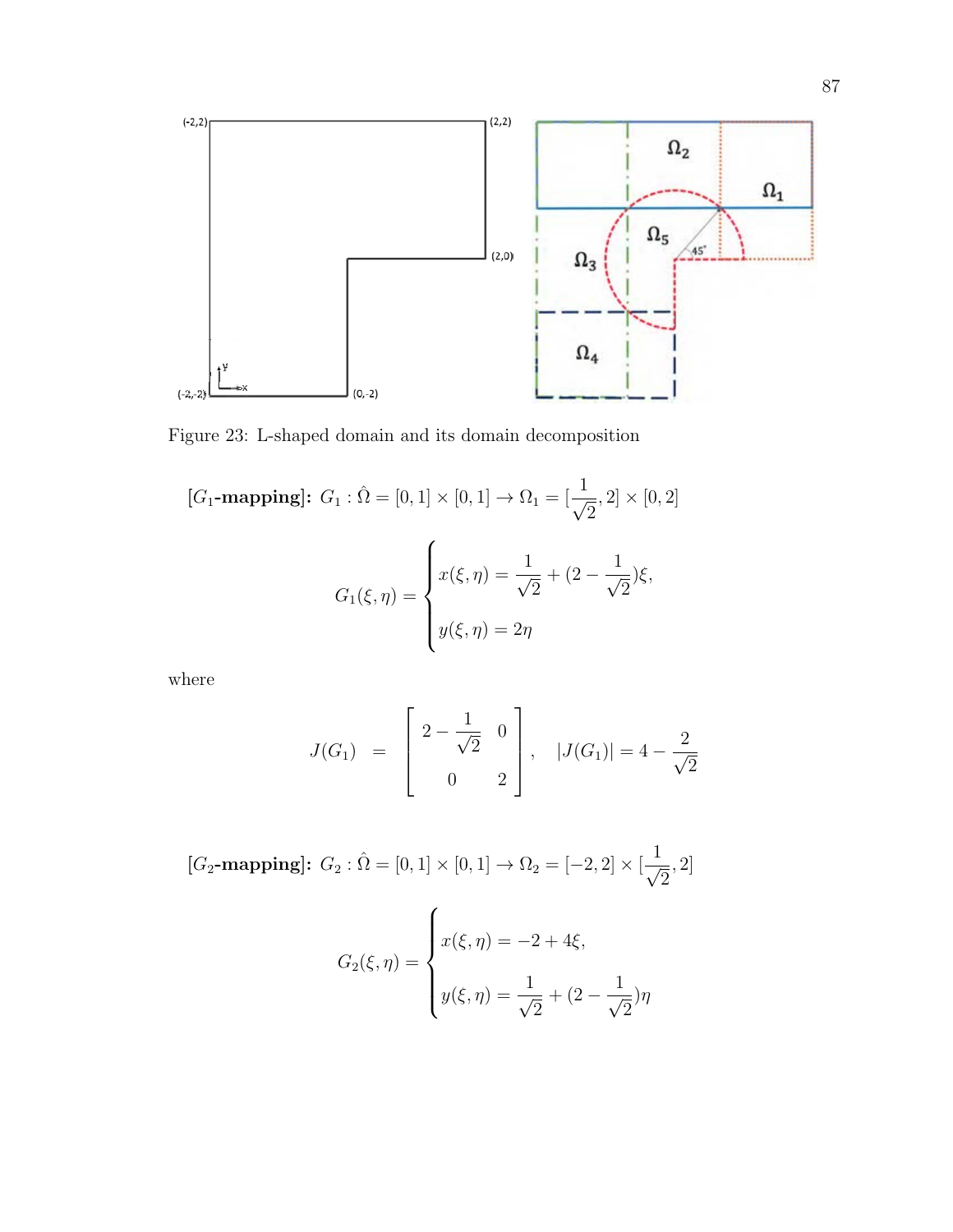Figure 23: L-shaped domain and its domain decomposition

**[$G_1$-mapping]:** $G_1 : \hat{\Omega} = [0,1] \times [0,1] \to \Omega_1 = [\frac{1}{\sqrt{2}}, 2] \times [0,2]$

$$
G_1(\xi,\eta) = \begin{cases} x(\xi,\eta) = \dfrac{1}{\sqrt{2}} + (2 - \dfrac{1}{\sqrt{2}})\xi, \\ \\ y(\xi,\eta) = 2\eta \end{cases}
$$

where

$$
J(G_1) = \begin{bmatrix} 2 - \dfrac{1}{\sqrt{2}} & 0 \\ \\ 0 & 2 \end{bmatrix}, \quad |J(G_1)| = 4 - \frac{2}{\sqrt{2}}
$$

**[$G_2$-mapping]:** $G_2 : \hat{\Omega} = [0,1] \times [0,1] \to \Omega_2 = [-2,2] \times [\frac{1}{\sqrt{2}}, 2]$

$$
G_2(\xi,\eta) = \begin{cases} x(\xi,\eta) = -2 + 4\xi, \\ \\ y(\xi,\eta) = \dfrac{1}{\sqrt{2}} + (2 - \dfrac{1}{\sqrt{2}})\eta \end{cases}
$$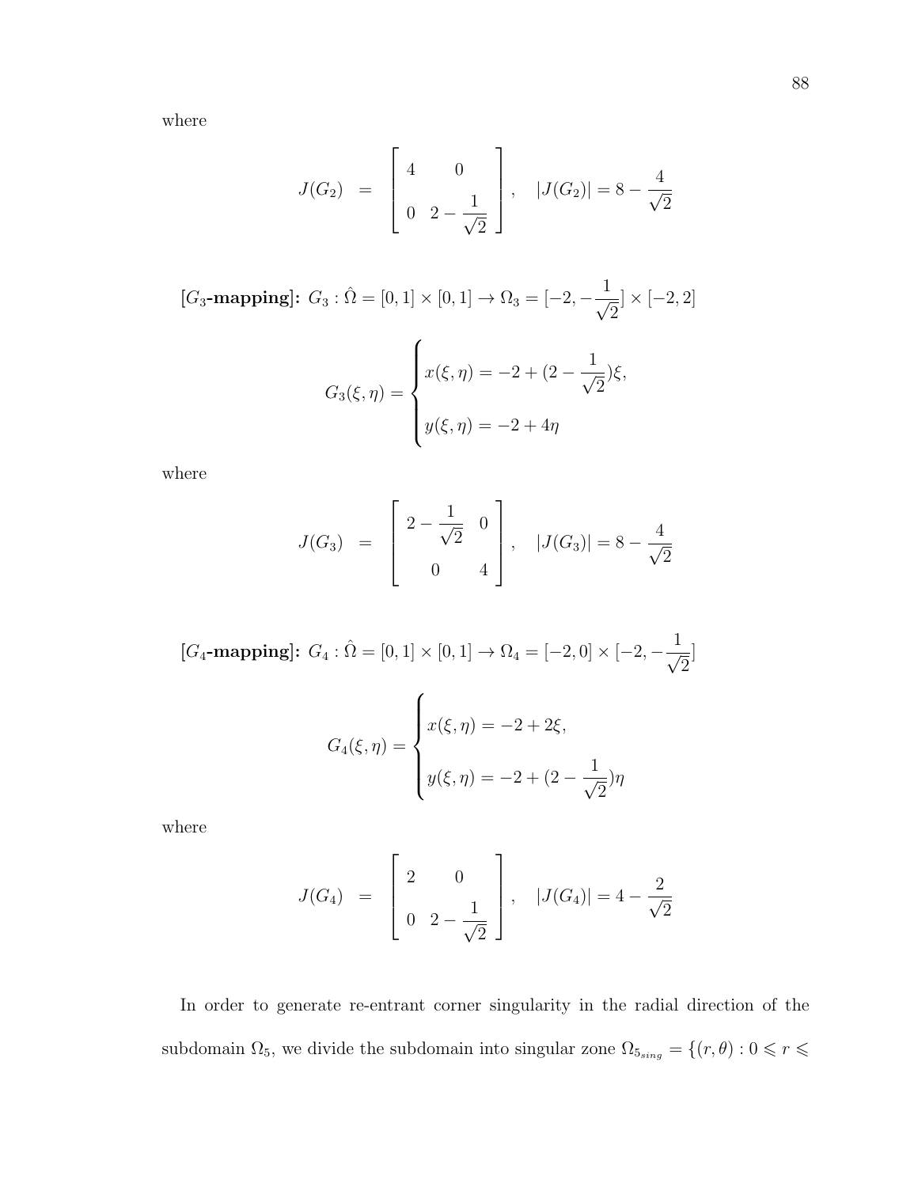where

$$
J(G_2) \;\; = \;\; \begin{bmatrix} 4 & 0 \\ & \\ 0 & 2 - \dfrac{1}{\sqrt{2}} \end{bmatrix}, \quad |J(G_2)| = 8 - \frac{4}{\sqrt{2}}
$$

**[$G_3$-mapping]:** $G_3 : \hat{\Omega} = [0,1] \times [0,1] \to \Omega_3 = [-2, -\dfrac{1}{\sqrt{2}}] \times [-2, 2]$

$$
G_3(\xi, \eta) = \begin{cases} x(\xi, \eta) = -2 + (2 - \dfrac{1}{\sqrt{2}})\xi, \\ \\ y(\xi, \eta) = -2 + 4\eta \end{cases}
$$

where

$$
J(G_3) \;\; = \;\; \begin{bmatrix} 2 - \dfrac{1}{\sqrt{2}} & 0 \\ & \\ 0 & 4 \end{bmatrix}, \quad |J(G_3)| = 8 - \frac{4}{\sqrt{2}}
$$

**[$G_4$-mapping]:** $G_4 : \hat{\Omega} = [0,1] \times [0,1] \to \Omega_4 = [-2, 0] \times [-2, -\dfrac{1}{\sqrt{2}}]$

$$
G_4(\xi, \eta) = \begin{cases} x(\xi, \eta) = -2 + 2\xi, \\ \\ y(\xi, \eta) = -2 + (2 - \dfrac{1}{\sqrt{2}})\eta \end{cases}
$$

where

$$
J(G_4) \;\; = \;\; \begin{bmatrix} 2 & 0 \\ & \\ 0 & 2 - \dfrac{1}{\sqrt{2}} \end{bmatrix}, \quad |J(G_4)| = 4 - \frac{2}{\sqrt{2}}
$$

In order to generate re-entrant corner singularity in the radial direction of the subdomain $\Omega_5$, we divide the subdomain into singular zone $\Omega_{5_{sing}} = \{(r, \theta) : 0 \leqslant r \leqslant$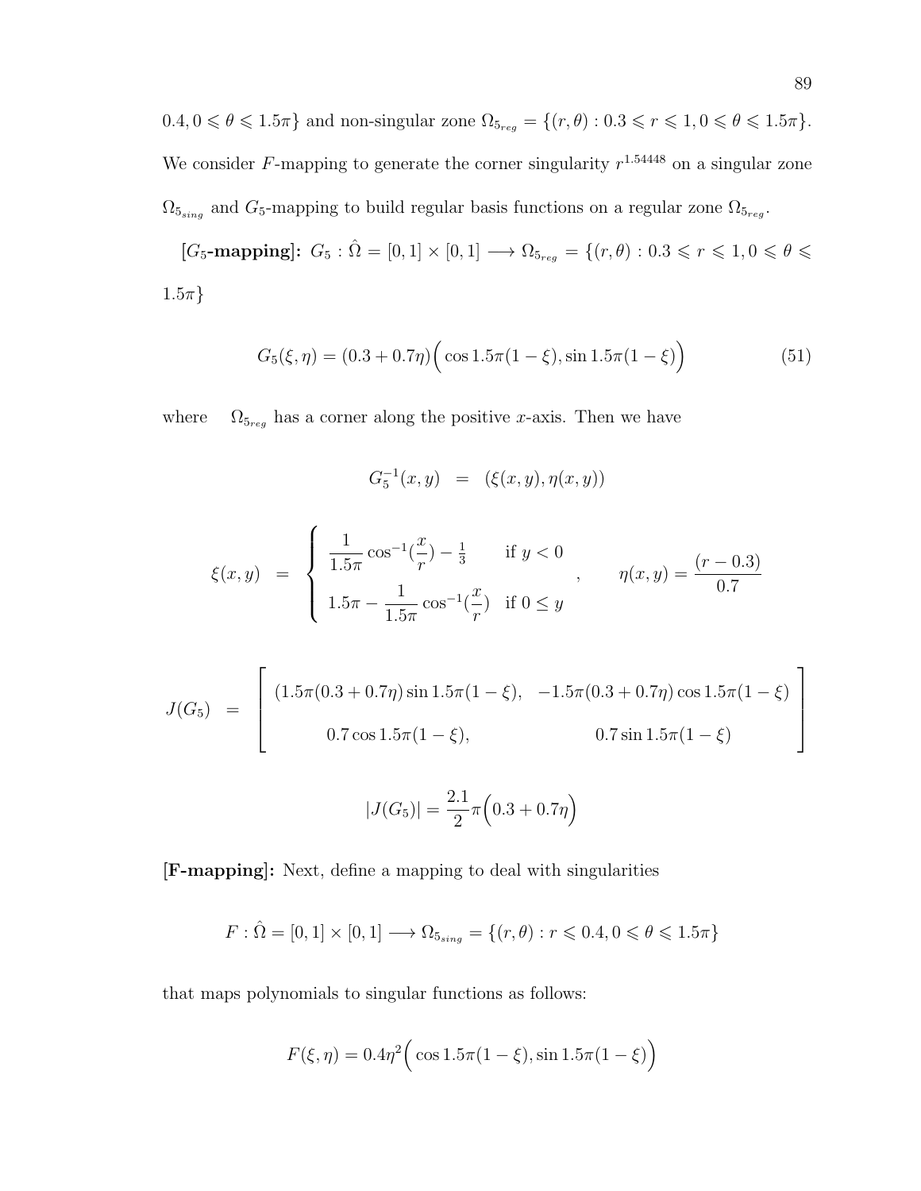$0.4, 0 \leqslant \theta \leqslant 1.5\pi\}$ and non-singular zone $\Omega_{5_{reg}} = \{(r,\theta) : 0.3 \leqslant r \leqslant 1, 0 \leqslant \theta \leqslant 1.5\pi\}$. We consider $F$-mapping to generate the corner singularity $r^{1.54448}$ on a singular zone $\Omega_{5_{sing}}$ and $G_5$-mapping to build regular basis functions on a regular zone $\Omega_{5_{reg}}$.

**[$G_5$-mapping]:** $G_5 : \hat{\Omega} = [0,1] \times [0,1] \longrightarrow \Omega_{5_{reg}} = \{(r,\theta) : 0.3 \leqslant r \leqslant 1, 0 \leqslant \theta \leqslant 1.5\pi\}$

$$G_5(\xi,\eta) = (0.3 + 0.7\eta)\Big(\cos 1.5\pi(1-\xi), \sin 1.5\pi(1-\xi)\Big) \tag{51}$$

where $\Omega_{5_{reg}}$ has a corner along the positive $x$-axis. Then we have

$$G_5^{-1}(x,y) \;=\; (\xi(x,y), \eta(x,y))$$

$$\xi(x,y) \;=\; \begin{cases} \dfrac{1}{1.5\pi}\cos^{-1}(\dfrac{x}{r}) - \frac{1}{3} & \text{if } y < 0 \\[2ex] 1.5\pi - \dfrac{1}{1.5\pi}\cos^{-1}(\dfrac{x}{r}) & \text{if } 0 \leq y \end{cases}, \qquad \eta(x,y) = \frac{(r-0.3)}{0.7}$$

$$J(G_5) \;=\; \begin{bmatrix} (1.5\pi(0.3+0.7\eta)\sin 1.5\pi(1-\xi), & -1.5\pi(0.3+0.7\eta)\cos 1.5\pi(1-\xi) \\[1ex] 0.7\cos 1.5\pi(1-\xi), & 0.7\sin 1.5\pi(1-\xi) \end{bmatrix}$$

$$|J(G_5)| = \frac{2.1}{2}\pi\Big(0.3 + 0.7\eta\Big)$$

**[F-mapping]:** Next, define a mapping to deal with singularities

$$F : \hat{\Omega} = [0,1] \times [0,1] \longrightarrow \Omega_{5_{sing}} = \{(r,\theta) : r \leqslant 0.4, 0 \leqslant \theta \leqslant 1.5\pi\}$$

that maps polynomials to singular functions as follows:

$$F(\xi,\eta) = 0.4\eta^2\Big(\cos 1.5\pi(1-\xi), \sin 1.5\pi(1-\xi)\Big)$$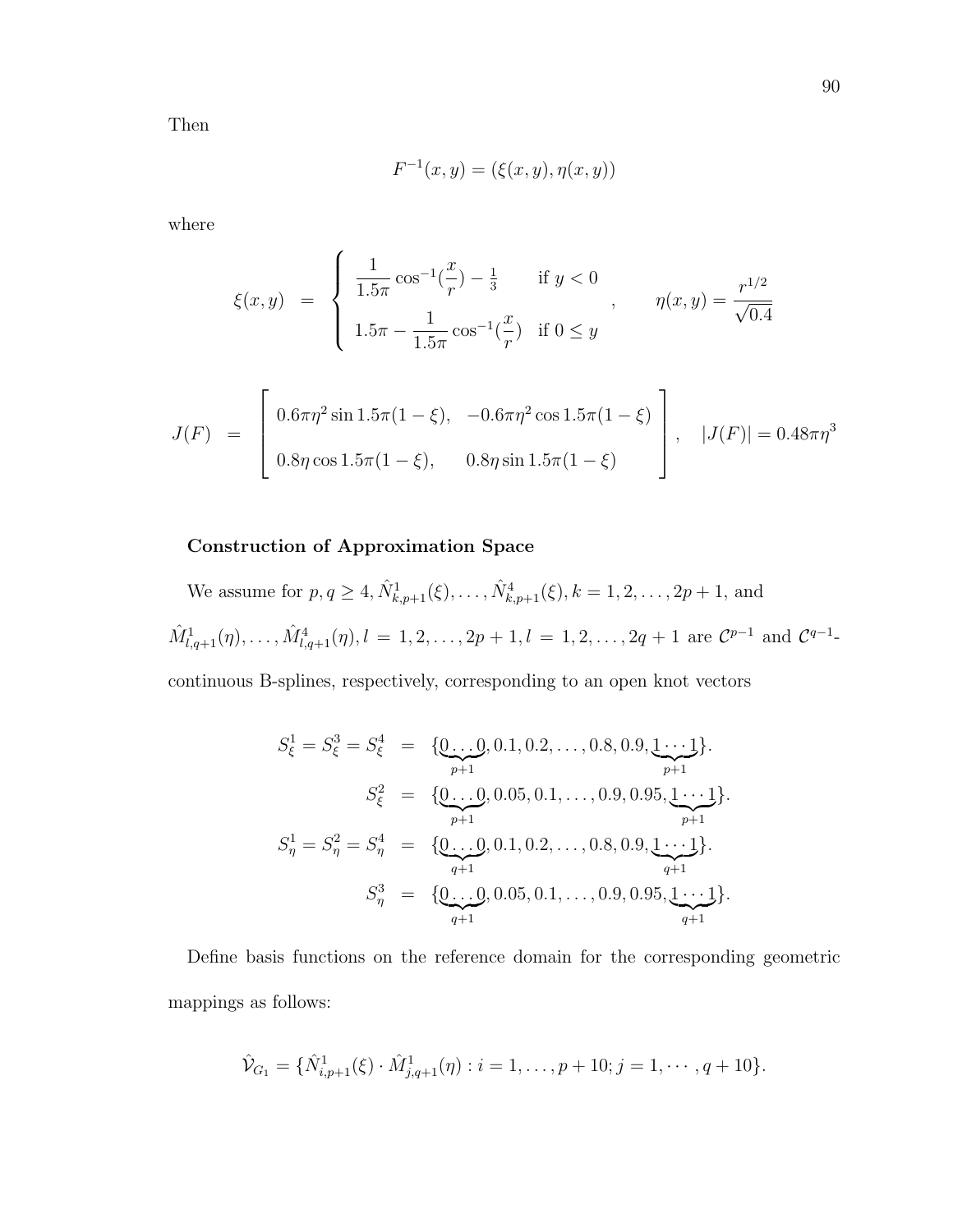Then

$$F^{-1}(x,y) = (\xi(x,y), \eta(x,y))$$

where

$$\xi(x,y) \;=\; \begin{cases} \dfrac{1}{1.5\pi}\cos^{-1}(\dfrac{x}{r}) - \frac{1}{3} & \text{if } y < 0 \\[2ex] 1.5\pi - \dfrac{1}{1.5\pi}\cos^{-1}(\dfrac{x}{r}) & \text{if } 0 \leq y \end{cases}, \qquad \eta(x,y) = \frac{r^{1/2}}{\sqrt{0.4}}$$

$$J(F) \;=\; \begin{bmatrix} 0.6\pi\eta^2 \sin 1.5\pi(1-\xi), & -0.6\pi\eta^2\cos 1.5\pi(1-\xi) \\[2ex] 0.8\eta\cos 1.5\pi(1-\xi), & 0.8\eta\sin 1.5\pi(1-\xi) \end{bmatrix}, \quad |J(F)| = 0.48\pi\eta^3$$

**Construction of Approximation Space**

We assume for $p, q \geq 4, \hat{N}^1_{k,p+1}(\xi), \ldots, \hat{N}^4_{k,p+1}(\xi), k = 1, 2, \ldots, 2p+1$, and $\hat{M}^1_{l,q+1}(\eta), \ldots, \hat{M}^4_{l,q+1}(\eta), l = 1, 2, \ldots, 2p+1, l = 1, 2, \ldots, 2q+1$ are $\mathcal{C}^{p-1}$ and $\mathcal{C}^{q-1}$-continuous B-splines, respectively, corresponding to an open knot vectors

$$\begin{aligned}
S^1_\xi = S^3_\xi = S^4_\xi &= \{\underbrace{0\ldots0}_{p+1}, 0.1, 0.2, \ldots, 0.8, 0.9, \underbrace{1\cdots1}_{p+1}\}. \\
S^2_\xi &= \{\underbrace{0\ldots0}_{p+1}, 0.05, 0.1, \ldots, 0.9, 0.95, \underbrace{1\cdots1}_{p+1}\}. \\
S^1_\eta = S^2_\eta = S^4_\eta &= \{\underbrace{0\ldots0}_{q+1}, 0.1, 0.2, \ldots, 0.8, 0.9, \underbrace{1\cdots1}_{q+1}\}. \\
S^3_\eta &= \{\underbrace{0\ldots0}_{q+1}, 0.05, 0.1, \ldots, 0.9, 0.95, \underbrace{1\cdots1}_{q+1}\}.
\end{aligned}$$

Define basis functions on the reference domain for the corresponding geometric mappings as follows:

$$\hat{\mathcal{V}}_{G_1} = \{\hat{N}^1_{i,p+1}(\xi)\cdot\hat{M}^1_{j,q+1}(\eta) : i = 1, \ldots, p+10; j = 1, \cdots, q+10\}.$$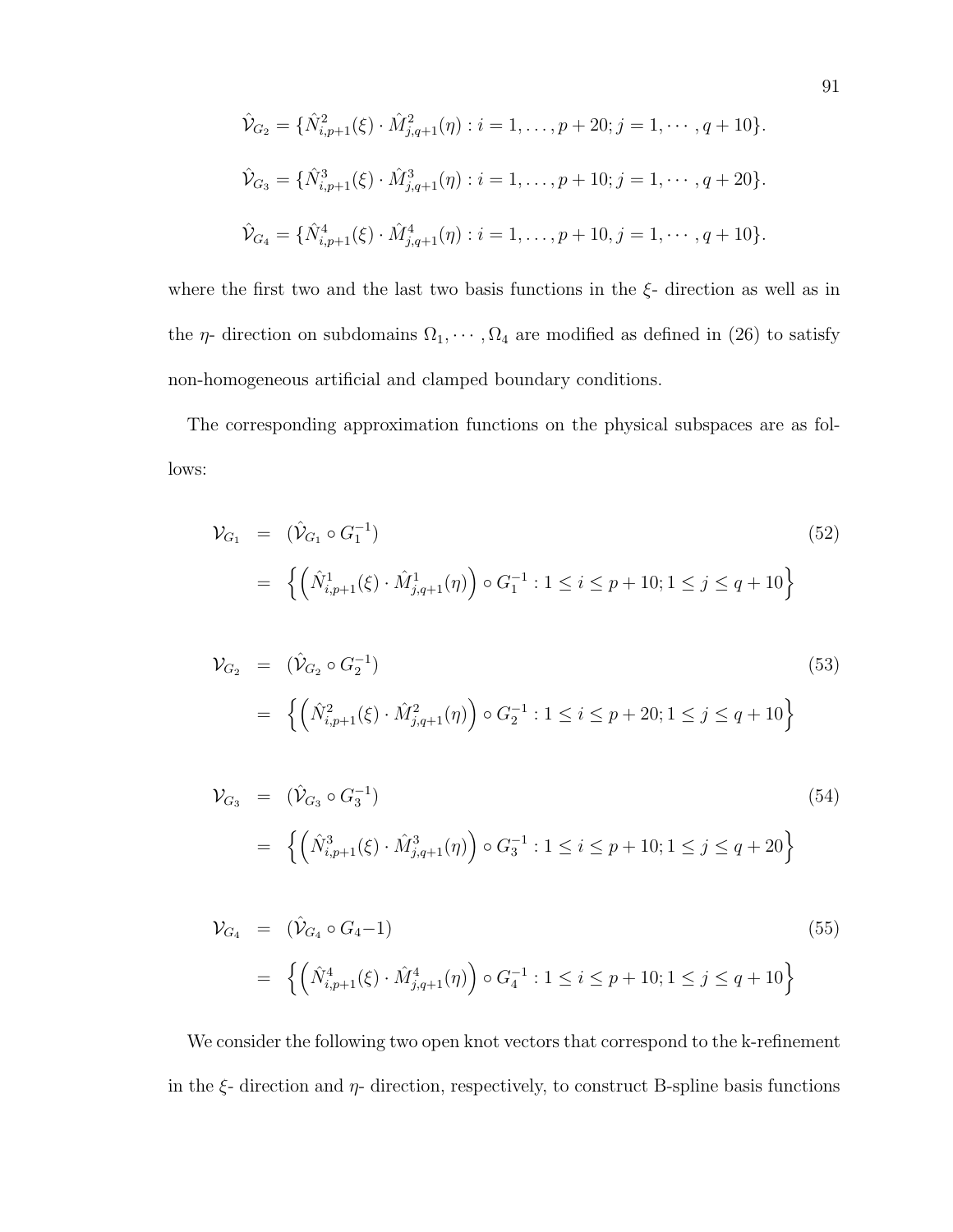$$\hat{\mathcal{V}}_{G_2} = \{\hat{N}^2_{i,p+1}(\xi) \cdot \hat{M}^2_{j,q+1}(\eta) : i = 1, \ldots, p+20; j = 1, \cdots, q+10\}.$$

$$\hat{\mathcal{V}}_{G_3} = \{\hat{N}^3_{i,p+1}(\xi) \cdot \hat{M}^3_{j,q+1}(\eta) : i = 1, \ldots, p+10; j = 1, \cdots, q+20\}.$$

$$\hat{\mathcal{V}}_{G_4} = \{\hat{N}^4_{i,p+1}(\xi) \cdot \hat{M}^4_{j,q+1}(\eta) : i = 1, \ldots, p+10, j = 1, \cdots, q+10\}.$$

where the first two and the last two basis functions in the $\xi$- direction as well as in the $\eta$- direction on subdomains $\Omega_1, \cdots, \Omega_4$ are modified as defined in (26) to satisfy non-homogeneous artificial and clamped boundary conditions.

The corresponding approximation functions on the physical subspaces are as follows:

$$\begin{aligned} \mathcal{V}_{G_1} &= (\hat{\mathcal{V}}_{G_1} \circ G_1^{-1}) \\ &= \left\{ \left( \hat{N}^1_{i,p+1}(\xi) \cdot \hat{M}^1_{j,q+1}(\eta) \right) \circ G_1^{-1} : 1 \leq i \leq p+10; 1 \leq j \leq q+10 \right\} \end{aligned} \tag{52}$$

$$\begin{aligned} \mathcal{V}_{G_2} &= (\hat{\mathcal{V}}_{G_2} \circ G_2^{-1}) \\ &= \left\{ \left( \hat{N}^2_{i,p+1}(\xi) \cdot \hat{M}^2_{j,q+1}(\eta) \right) \circ G_2^{-1} : 1 \leq i \leq p+20; 1 \leq j \leq q+10 \right\} \end{aligned} \tag{53}$$

$$\begin{aligned} \mathcal{V}_{G_3} &= (\hat{\mathcal{V}}_{G_3} \circ G_3^{-1}) \\ &= \left\{ \left( \hat{N}^3_{i,p+1}(\xi) \cdot \hat{M}^3_{j,q+1}(\eta) \right) \circ G_3^{-1} : 1 \leq i \leq p+10; 1 \leq j \leq q+20 \right\} \end{aligned} \tag{54}$$

$$\begin{aligned} \mathcal{V}_{G_4} &= (\hat{\mathcal{V}}_{G_4} \circ G_4 - 1) \\ &= \left\{ \left( \hat{N}^4_{i,p+1}(\xi) \cdot \hat{M}^4_{j,q+1}(\eta) \right) \circ G_4^{-1} : 1 \leq i \leq p+10; 1 \leq j \leq q+10 \right\} \end{aligned} \tag{55}$$

We consider the following two open knot vectors that correspond to the k-refinement in the $\xi$- direction and $\eta$- direction, respectively, to construct B-spline basis functions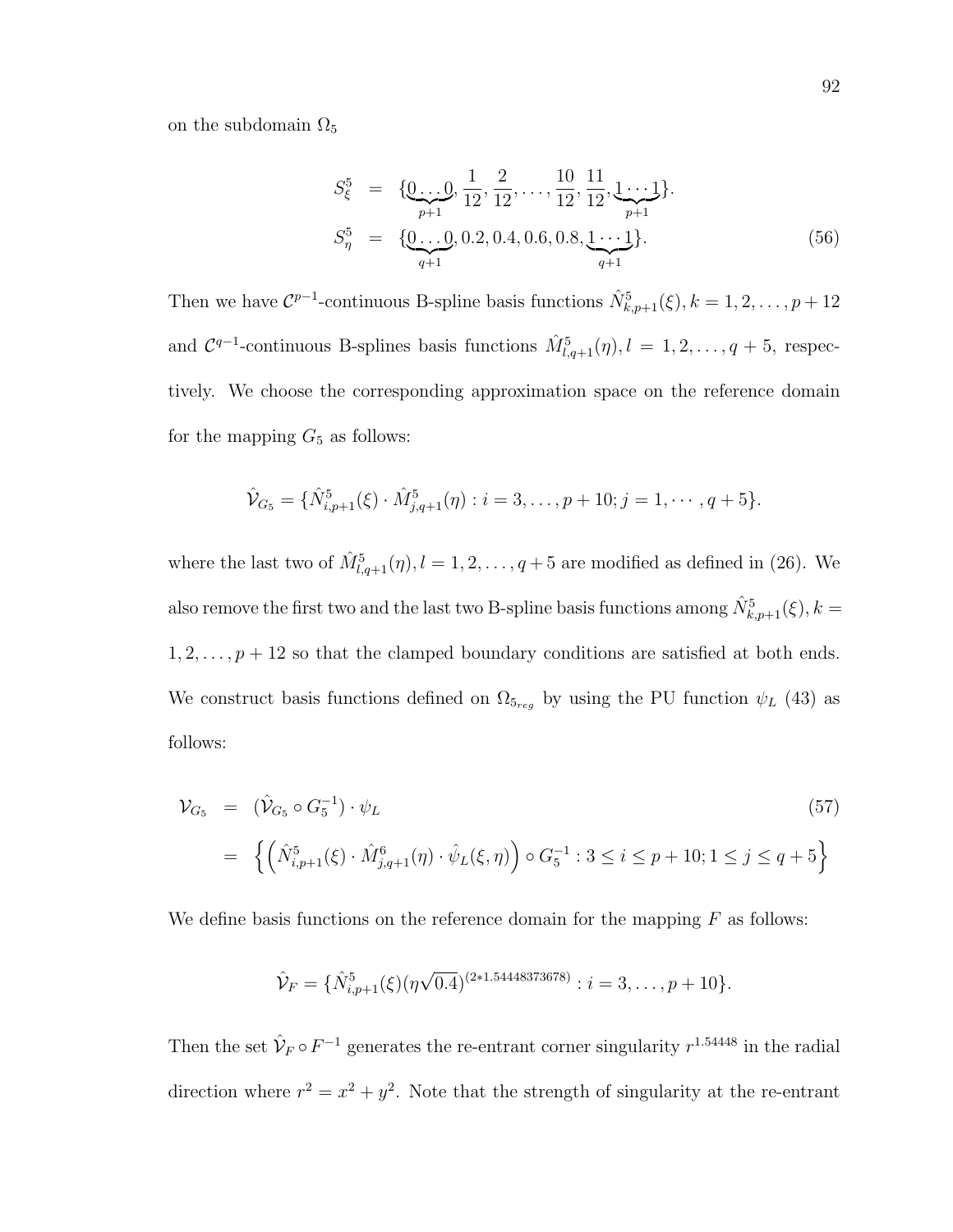on the subdomain $\Omega_5$

$$
\begin{aligned}
S_\xi^5 &= \{\underbrace{0\ldots0}_{p+1}, \frac{1}{12}, \frac{2}{12}, \ldots, \frac{10}{12}, \frac{11}{12}, \underbrace{1\cdots1}_{p+1}\}. \\
S_\eta^5 &= \{\underbrace{0\ldots0}_{q+1}, 0.2, 0.4, 0.6, 0.8, \underbrace{1\cdots1}_{q+1}\}. 
\end{aligned} \tag{56}
$$

Then we have $\mathcal{C}^{p-1}$-continuous B-spline basis functions $\hat{N}_{k,p+1}^5(\xi), k = 1, 2, \ldots, p+12$ and $\mathcal{C}^{q-1}$-continuous B-splines basis functions $\hat{M}_{l,q+1}^5(\eta), l = 1, 2, \ldots, q+5$, respectively. We choose the corresponding approximation space on the reference domain for the mapping $G_5$ as follows:

$$
\hat{\mathcal{V}}_{G_5} = \{\hat{N}_{i,p+1}^5(\xi) \cdot \hat{M}_{j,q+1}^5(\eta) : i = 3, \ldots, p+10; j = 1, \cdots, q+5\}.
$$

where the last two of $\hat{M}_{l,q+1}^5(\eta), l = 1, 2, \ldots, q+5$ are modified as defined in (26). We also remove the first two and the last two B-spline basis functions among $\hat{N}_{k,p+1}^5(\xi), k = 1, 2, \ldots, p+12$ so that the clamped boundary conditions are satisfied at both ends. We construct basis functions defined on $\Omega_{5_{reg}}$ by using the PU function $\psi_L$ (43) as follows:

$$
\begin{aligned}
\mathcal{V}_{G_5} &= (\hat{\mathcal{V}}_{G_5} \circ G_5^{-1}) \cdot \psi_L \qquad (57)\\
&= \left\{ \left( \hat{N}_{i,p+1}^5(\xi) \cdot \hat{M}_{j,q+1}^6(\eta) \cdot \hat{\psi}_L(\xi, \eta) \right) \circ G_5^{-1} : 3 \le i \le p+10; 1 \le j \le q+5 \right\}
\end{aligned}
$$

We define basis functions on the reference domain for the mapping $F$ as follows:

$$
\hat{\mathcal{V}}_F = \{\hat{N}_{i,p+1}^5(\xi)(\eta\sqrt{0.4})^{(2*1.54448373678)} : i = 3, \ldots, p+10\}.
$$

Then the set $\hat{\mathcal{V}}_F \circ F^{-1}$ generates the re-entrant corner singularity $r^{1.54448}$ in the radial direction where $r^2 = x^2 + y^2$. Note that the strength of singularity at the re-entrant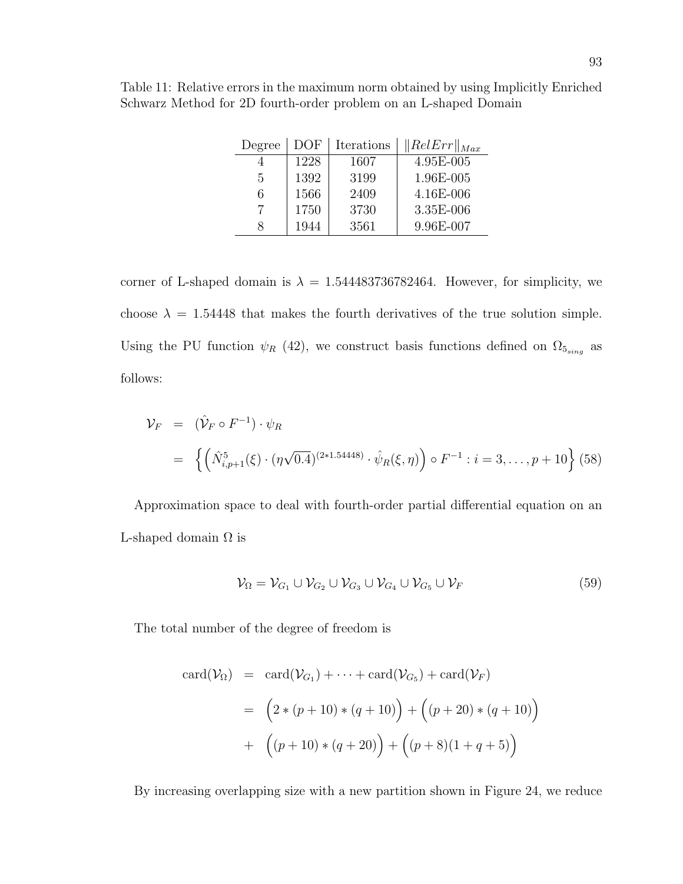Table 11: Relative errors in the maximum norm obtained by using Implicitly Enriched Schwarz Method for 2D fourth-order problem on an L-shaped Domain

| Degree | DOF | Iterations | $\|RelErr\|_{Max}$ |
|---|---|---|---|
| 4 | 1228 | 1607 | 4.95E-005 |
| 5 | 1392 | 3199 | 1.96E-005 |
| 6 | 1566 | 2409 | 4.16E-006 |
| 7 | 1750 | 3730 | 3.35E-006 |
| 8 | 1944 | 3561 | 9.96E-007 |

corner of L-shaped domain is $\lambda = 1.544483736782464$. However, for simplicity, we choose $\lambda = 1.54448$ that makes the fourth derivatives of the true solution simple. Using the PU function $\psi_R$ (42), we construct basis functions defined on $\Omega_{5_{sing}}$ as follows:

$$
\begin{aligned}
\mathcal{V}_F &= (\hat{\mathcal{V}}_F \circ F^{-1}) \cdot \psi_R \\
&= \left\{ \left( \hat{N}^5_{i,p+1}(\xi) \cdot (\eta\sqrt{0.4})^{(2*1.54448)} \cdot \hat{\psi}_R(\xi, \eta) \right) \circ F^{-1} : i = 3, \ldots, p+10 \right\} \quad (58)
\end{aligned}
$$

Approximation space to deal with fourth-order partial differential equation on an L-shaped domain $\Omega$ is

$$
\mathcal{V}_\Omega = \mathcal{V}_{G_1} \cup \mathcal{V}_{G_2} \cup \mathcal{V}_{G_3} \cup \mathcal{V}_{G_4} \cup \mathcal{V}_{G_5} \cup \mathcal{V}_F \quad (59)
$$

The total number of the degree of freedom is

$$
\begin{aligned}
\text{card}(\mathcal{V}_\Omega) &= \text{card}(\mathcal{V}_{G_1}) + \cdots + \text{card}(\mathcal{V}_{G_5}) + \text{card}(\mathcal{V}_F) \\
&= \Big(2 * (p+10) * (q+10)\Big) + \Big((p+20) * (q+10)\Big) \\
&+ \Big((p+10) * (q+20)\Big) + \Big((p+8)(1+q+5)\Big)
\end{aligned}
$$

By increasing overlapping size with a new partition shown in Figure 24, we reduce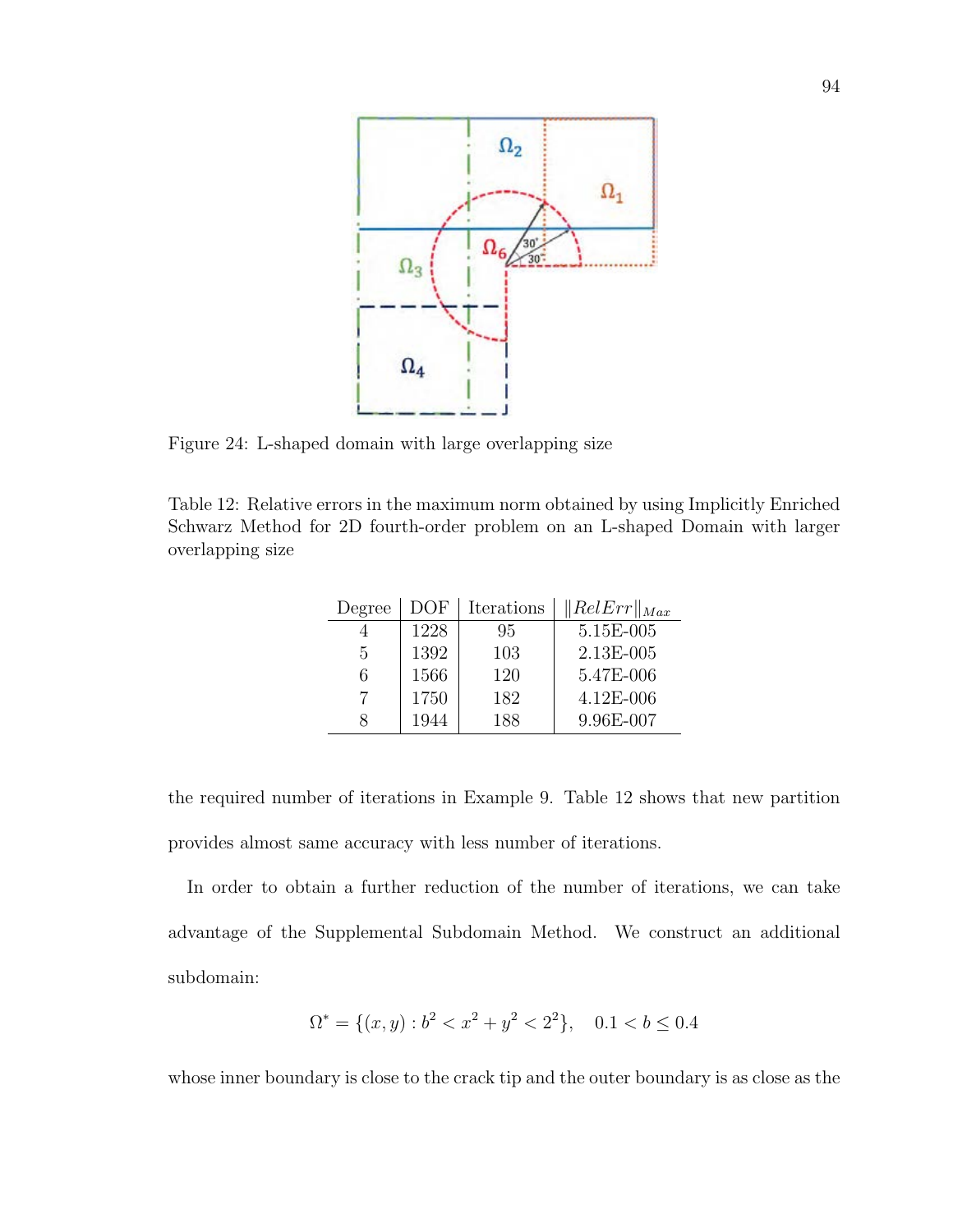Figure 24: L-shaped domain with large overlapping size

Table 12: Relative errors in the maximum norm obtained by using Implicitly Enriched Schwarz Method for 2D fourth-order problem on an L-shaped Domain with larger overlapping size

| Degree | DOF | Iterations | $\|RelErr\|_{Max}$ |
|---|---|---|---|
| 4 | 1228 | 95 | 5.15E-005 |
| 5 | 1392 | 103 | 2.13E-005 |
| 6 | 1566 | 120 | 5.47E-006 |
| 7 | 1750 | 182 | 4.12E-006 |
| 8 | 1944 | 188 | 9.96E-007 |

the required number of iterations in Example 9. Table 12 shows that new partition provides almost same accuracy with less number of iterations.

In order to obtain a further reduction of the number of iterations, we can take advantage of the Supplemental Subdomain Method. We construct an additional subdomain:

$$\Omega^* = \{(x, y) : b^2 < x^2 + y^2 < 2^2\}, \quad 0.1 < b \leq 0.4$$

whose inner boundary is close to the crack tip and the outer boundary is as close as the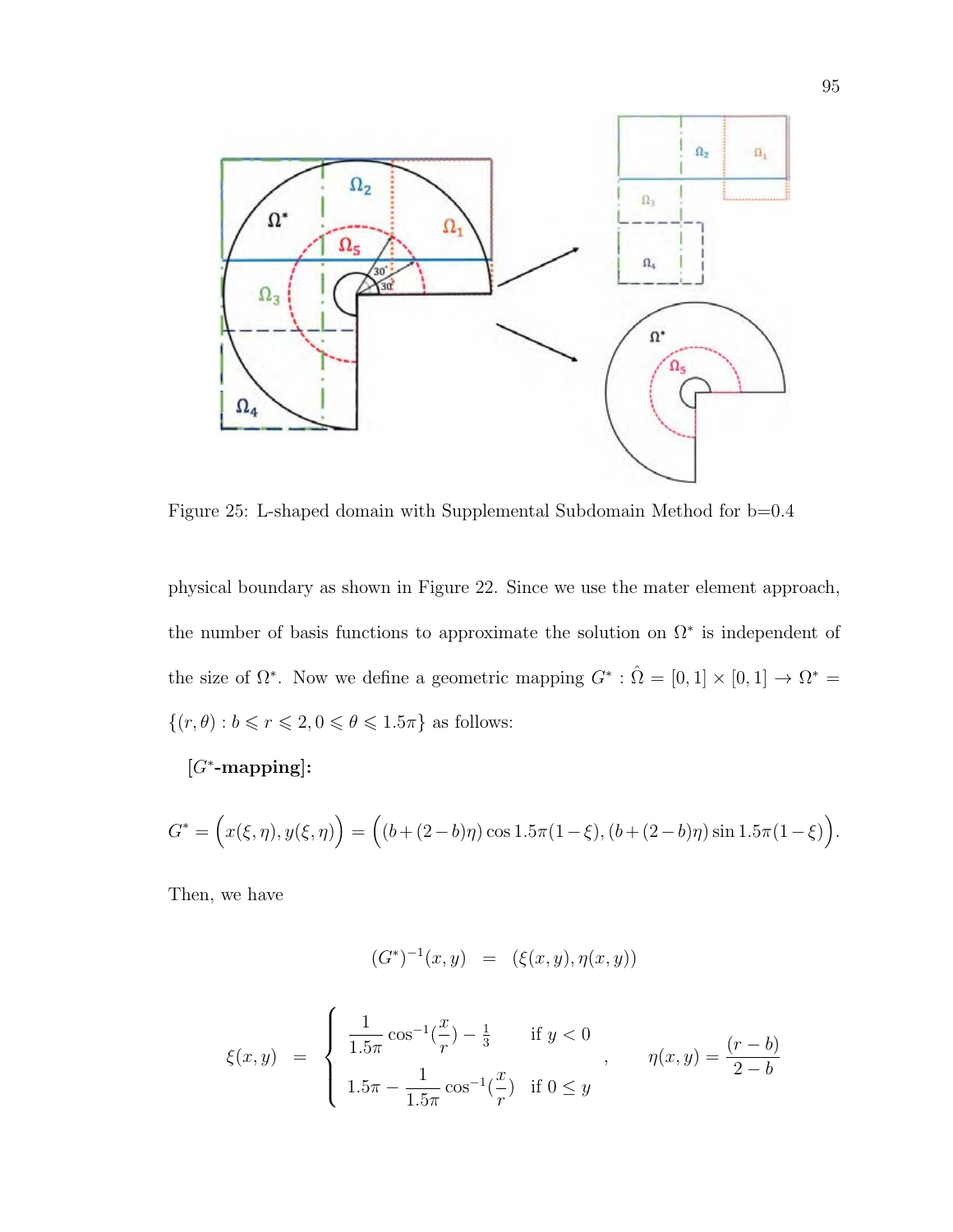Figure 25: L-shaped domain with Supplemental Subdomain Method for b=0.4

physical boundary as shown in Figure 22. Since we use the mater element approach, the number of basis functions to approximate the solution on $\Omega^*$ is independent of the size of $\Omega^*$. Now we define a geometric mapping $G^* : \hat{\Omega} = [0,1] \times [0,1] \to \Omega^* = \{(r,\theta) : b \leqslant r \leqslant 2, 0 \leqslant \theta \leqslant 1.5\pi\}$ as follows:

**[$G^*$-mapping]:**

$$G^* = \Big(x(\xi,\eta), y(\xi,\eta)\Big) = \Big((b+(2-b)\eta)\cos 1.5\pi(1-\xi), (b+(2-b)\eta)\sin 1.5\pi(1-\xi)\Big).$$

Then, we have

$$(G^*)^{-1}(x,y) = (\xi(x,y), \eta(x,y))$$

$$\xi(x,y) = \begin{cases} \dfrac{1}{1.5\pi}\cos^{-1}(\dfrac{x}{r}) - \frac{1}{3} & \text{if } y < 0 \\ 1.5\pi - \dfrac{1}{1.5\pi}\cos^{-1}(\dfrac{x}{r}) & \text{if } 0 \leq y \end{cases}, \qquad \eta(x,y) = \frac{(r-b)}{2-b}$$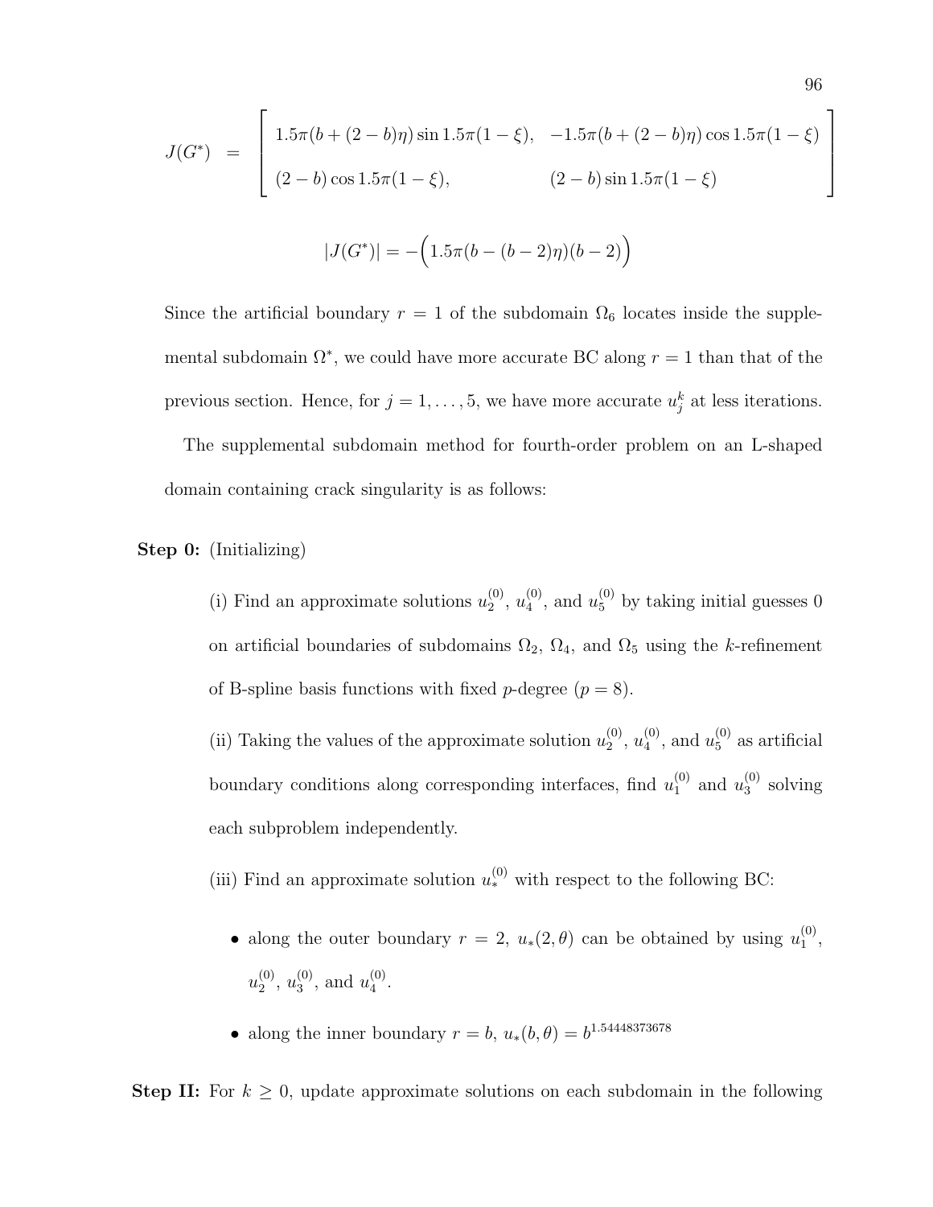$$J(G^*) = \begin{bmatrix} 1.5\pi(b+(2-b)\eta)\sin 1.5\pi(1-\xi), & -1.5\pi(b+(2-b)\eta)\cos 1.5\pi(1-\xi) \\ (2-b)\cos 1.5\pi(1-\xi), & (2-b)\sin 1.5\pi(1-\xi) \end{bmatrix}$$

$$|J(G^*)| = -\Big(1.5\pi(b-(b-2)\eta)(b-2)\Big)$$

Since the artificial boundary $r = 1$ of the subdomain $\Omega_6$ locates inside the supplemental subdomain $\Omega^*$, we could have more accurate BC along $r = 1$ than that of the previous section. Hence, for $j = 1, \ldots, 5$, we have more accurate $u_j^k$ at less iterations.

The supplemental subdomain method for fourth-order problem on an L-shaped domain containing crack singularity is as follows:

**Step 0:** (Initializing)

(i) Find an approximate solutions $u_2^{(0)}$, $u_4^{(0)}$, and $u_5^{(0)}$ by taking initial guesses 0 on artificial boundaries of subdomains $\Omega_2$, $\Omega_4$, and $\Omega_5$ using the $k$-refinement of B-spline basis functions with fixed $p$-degree ($p = 8$).

(ii) Taking the values of the approximate solution $u_2^{(0)}$, $u_4^{(0)}$, and $u_5^{(0)}$ as artificial boundary conditions along corresponding interfaces, find $u_1^{(0)}$ and $u_3^{(0)}$ solving each subproblem independently.

(iii) Find an approximate solution $u_*^{(0)}$ with respect to the following BC:

- along the outer boundary $r = 2$, $u_*(2, \theta)$ can be obtained by using $u_1^{(0)}$, $u_2^{(0)}$, $u_3^{(0)}$, and $u_4^{(0)}$.
- along the inner boundary $r = b$, $u_*(b, \theta) = b^{1.54448373678}$

**Step II:** For $k \geq 0$, update approximate solutions on each subdomain in the following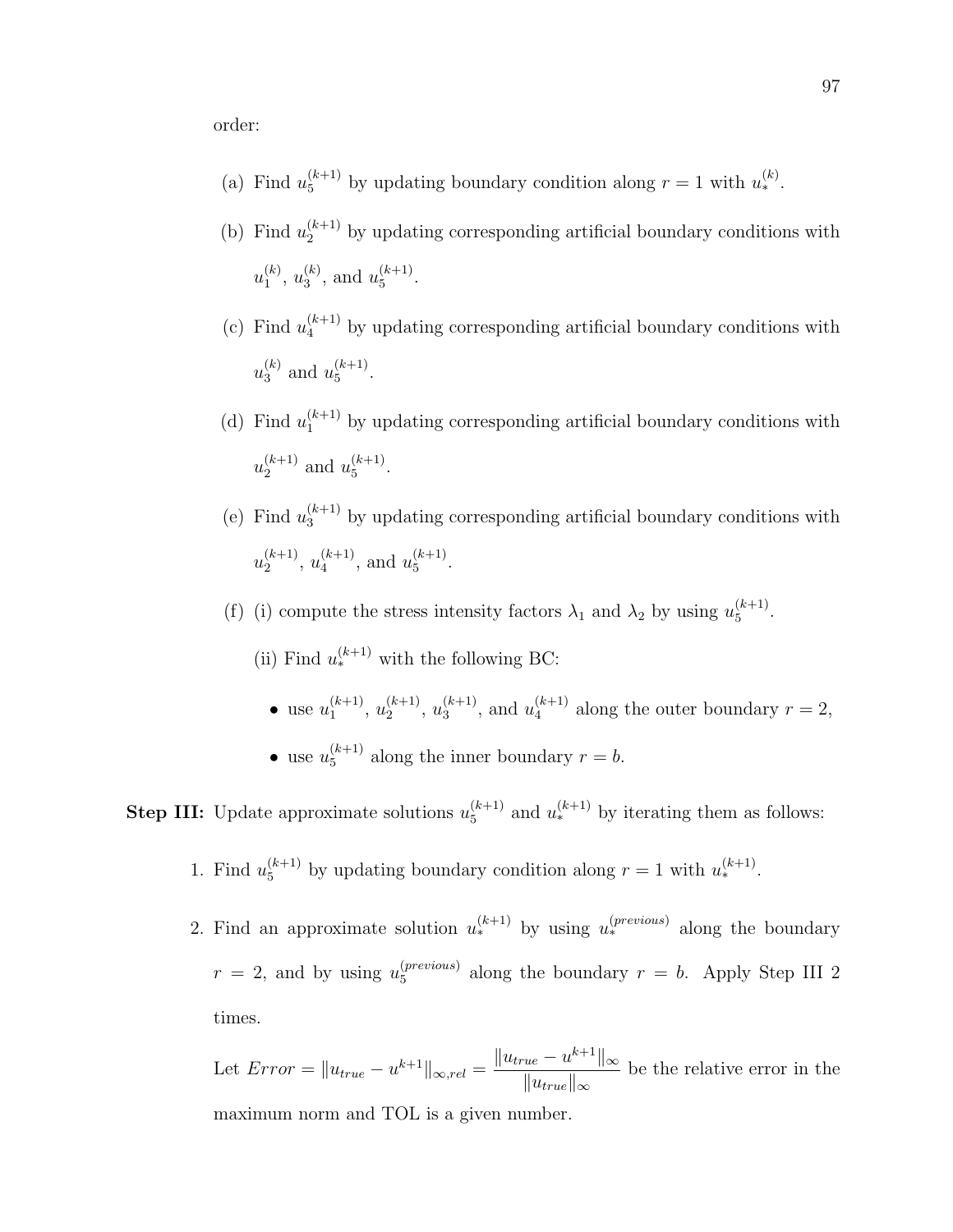order:

(a) Find $u_5^{(k+1)}$ by updating boundary condition along $r = 1$ with $u_*^{(k)}$.

(b) Find $u_2^{(k+1)}$ by updating corresponding artificial boundary conditions with $u_1^{(k)}$, $u_3^{(k)}$, and $u_5^{(k+1)}$.

(c) Find $u_4^{(k+1)}$ by updating corresponding artificial boundary conditions with $u_3^{(k)}$ and $u_5^{(k+1)}$.

(d) Find $u_1^{(k+1)}$ by updating corresponding artificial boundary conditions with $u_2^{(k+1)}$ and $u_5^{(k+1)}$.

(e) Find $u_3^{(k+1)}$ by updating corresponding artificial boundary conditions with $u_2^{(k+1)}$, $u_4^{(k+1)}$, and $u_5^{(k+1)}$.

(f) (i) compute the stress intensity factors $\lambda_1$ and $\lambda_2$ by using $u_5^{(k+1)}$.

(ii) Find $u_*^{(k+1)}$ with the following BC:

- use $u_1^{(k+1)}$, $u_2^{(k+1)}$, $u_3^{(k+1)}$, and $u_4^{(k+1)}$ along the outer boundary $r = 2$,
- use $u_5^{(k+1)}$ along the inner boundary $r = b$.

**Step III:** Update approximate solutions $u_5^{(k+1)}$ and $u_*^{(k+1)}$ by iterating them as follows:

1. Find $u_5^{(k+1)}$ by updating boundary condition along $r = 1$ with $u_*^{(k+1)}$.

2. Find an approximate solution $u_*^{(k+1)}$ by using $u_*^{(previous)}$ along the boundary $r = 2$, and by using $u_5^{(previous)}$ along the boundary $r = b$. Apply Step III 2 times.

Let $Error = \|u_{true} - u^{k+1}\|_{\infty,rel} = \dfrac{\|u_{true} - u^{k+1}\|_\infty}{\|u_{true}\|_\infty}$ be the relative error in the maximum norm and TOL is a given number.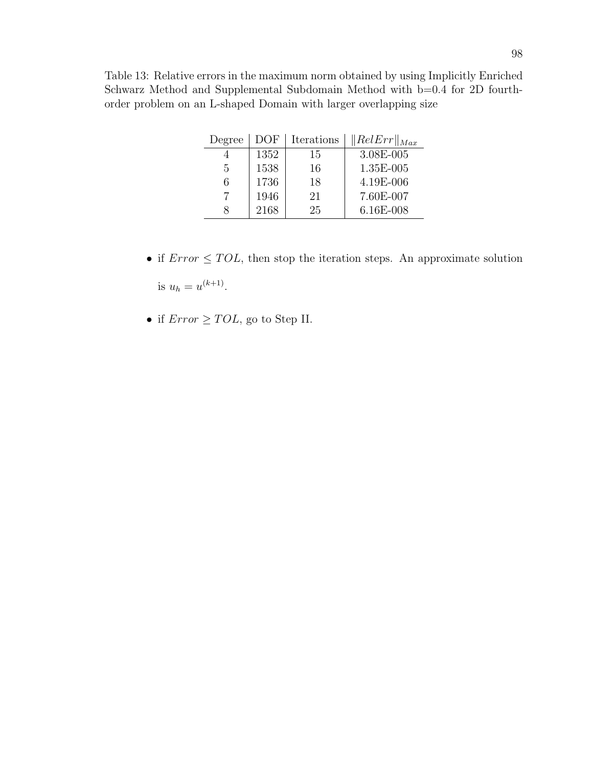Table 13: Relative errors in the maximum norm obtained by using Implicitly Enriched Schwarz Method and Supplemental Subdomain Method with b=0.4 for 2D fourth-order problem on an L-shaped Domain with larger overlapping size

| Degree | DOF | Iterations | $\|RelErr\|_{Max}$ |
|---|---|---|---|
| 4 | 1352 | 15 | 3.08E-005 |
| 5 | 1538 | 16 | 1.35E-005 |
| 6 | 1736 | 18 | 4.19E-006 |
| 7 | 1946 | 21 | 7.60E-007 |
| 8 | 2168 | 25 | 6.16E-008 |

- if $Error \leq TOL$, then stop the iteration steps. An approximate solution is $u_h = u^{(k+1)}$.
- if $Error \geq TOL$, go to Step II.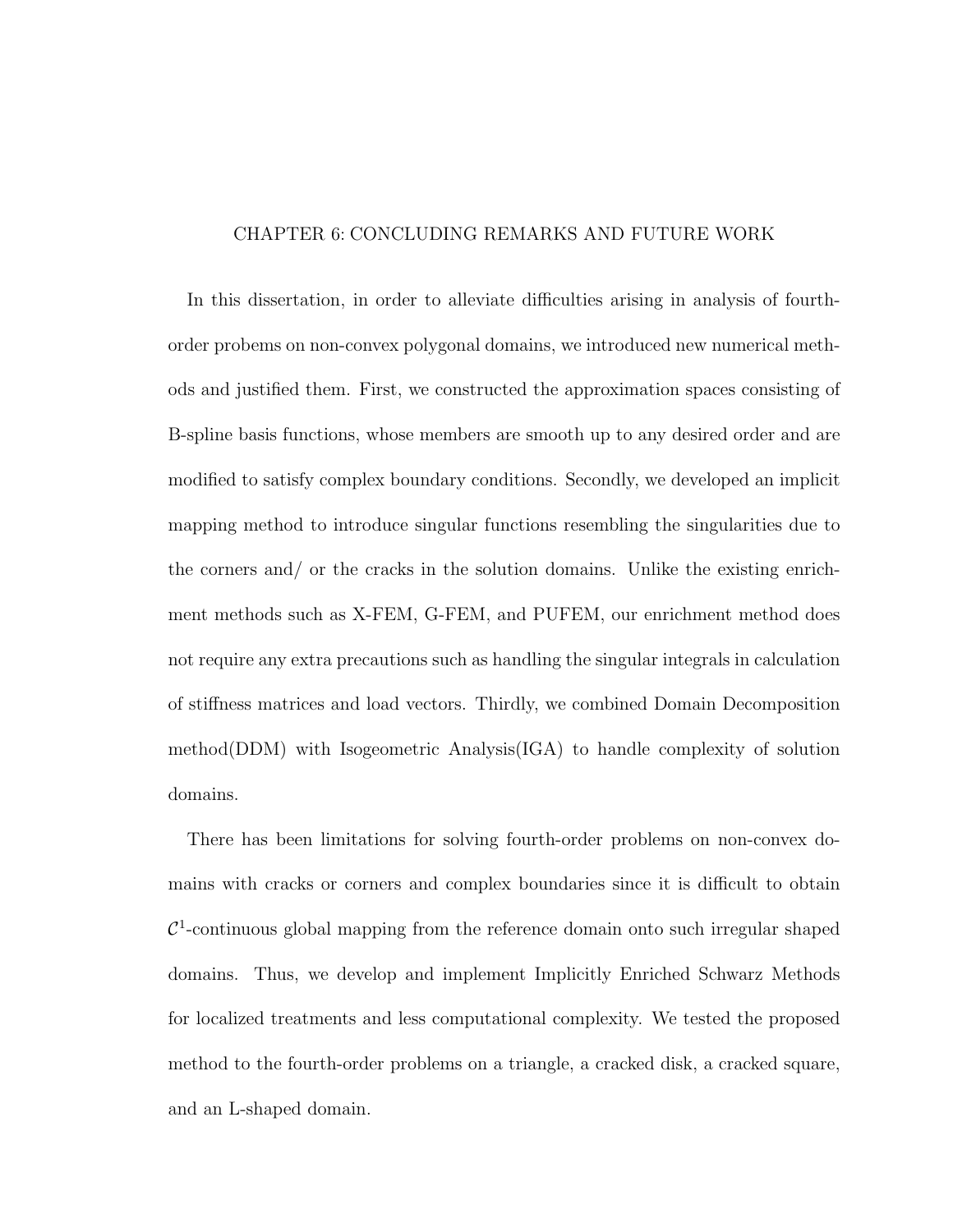# CHAPTER 6: CONCLUDING REMARKS AND FUTURE WORK

In this dissertation, in order to alleviate difficulties arising in analysis of fourth-order probems on non-convex polygonal domains, we introduced new numerical methods and justified them. First, we constructed the approximation spaces consisting of B-spline basis functions, whose members are smooth up to any desired order and are modified to satisfy complex boundary conditions. Secondly, we developed an implicit mapping method to introduce singular functions resembling the singularities due to the corners and/ or the cracks in the solution domains. Unlike the existing enrichment methods such as X-FEM, G-FEM, and PUFEM, our enrichment method does not require any extra precautions such as handling the singular integrals in calculation of stiffness matrices and load vectors. Thirdly, we combined Domain Decomposition method(DDM) with Isogeometric Analysis(IGA) to handle complexity of solution domains.

There has been limitations for solving fourth-order problems on non-convex domains with cracks or corners and complex boundaries since it is difficult to obtain $\mathcal{C}^1$-continuous global mapping from the reference domain onto such irregular shaped domains. Thus, we develop and implement Implicitly Enriched Schwarz Methods for localized treatments and less computational complexity. We tested the proposed method to the fourth-order problems on a triangle, a cracked disk, a cracked square, and an L-shaped domain.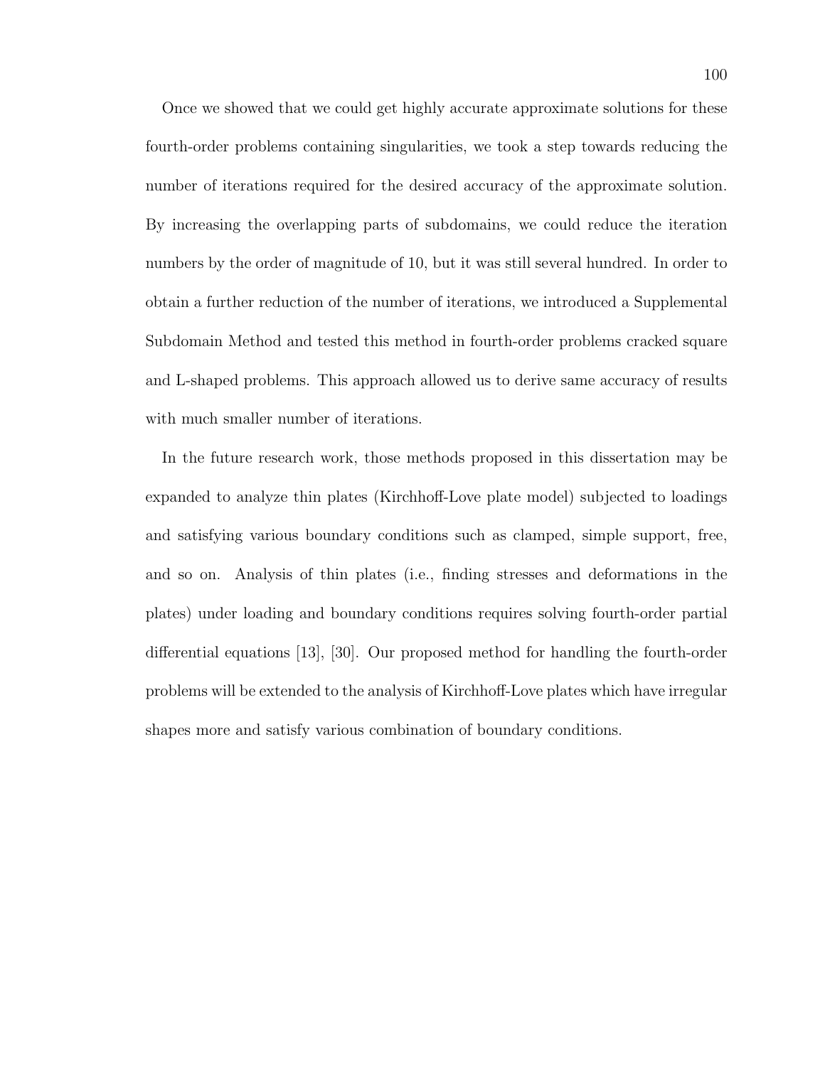Once we showed that we could get highly accurate approximate solutions for these fourth-order problems containing singularities, we took a step towards reducing the number of iterations required for the desired accuracy of the approximate solution. By increasing the overlapping parts of subdomains, we could reduce the iteration numbers by the order of magnitude of 10, but it was still several hundred. In order to obtain a further reduction of the number of iterations, we introduced a Supplemental Subdomain Method and tested this method in fourth-order problems cracked square and L-shaped problems. This approach allowed us to derive same accuracy of results with much smaller number of iterations.

In the future research work, those methods proposed in this dissertation may be expanded to analyze thin plates (Kirchhoff-Love plate model) subjected to loadings and satisfying various boundary conditions such as clamped, simple support, free, and so on. Analysis of thin plates (i.e., finding stresses and deformations in the plates) under loading and boundary conditions requires solving fourth-order partial differential equations [13], [30]. Our proposed method for handling the fourth-order problems will be extended to the analysis of Kirchhoff-Love plates which have irregular shapes more and satisfy various combination of boundary conditions.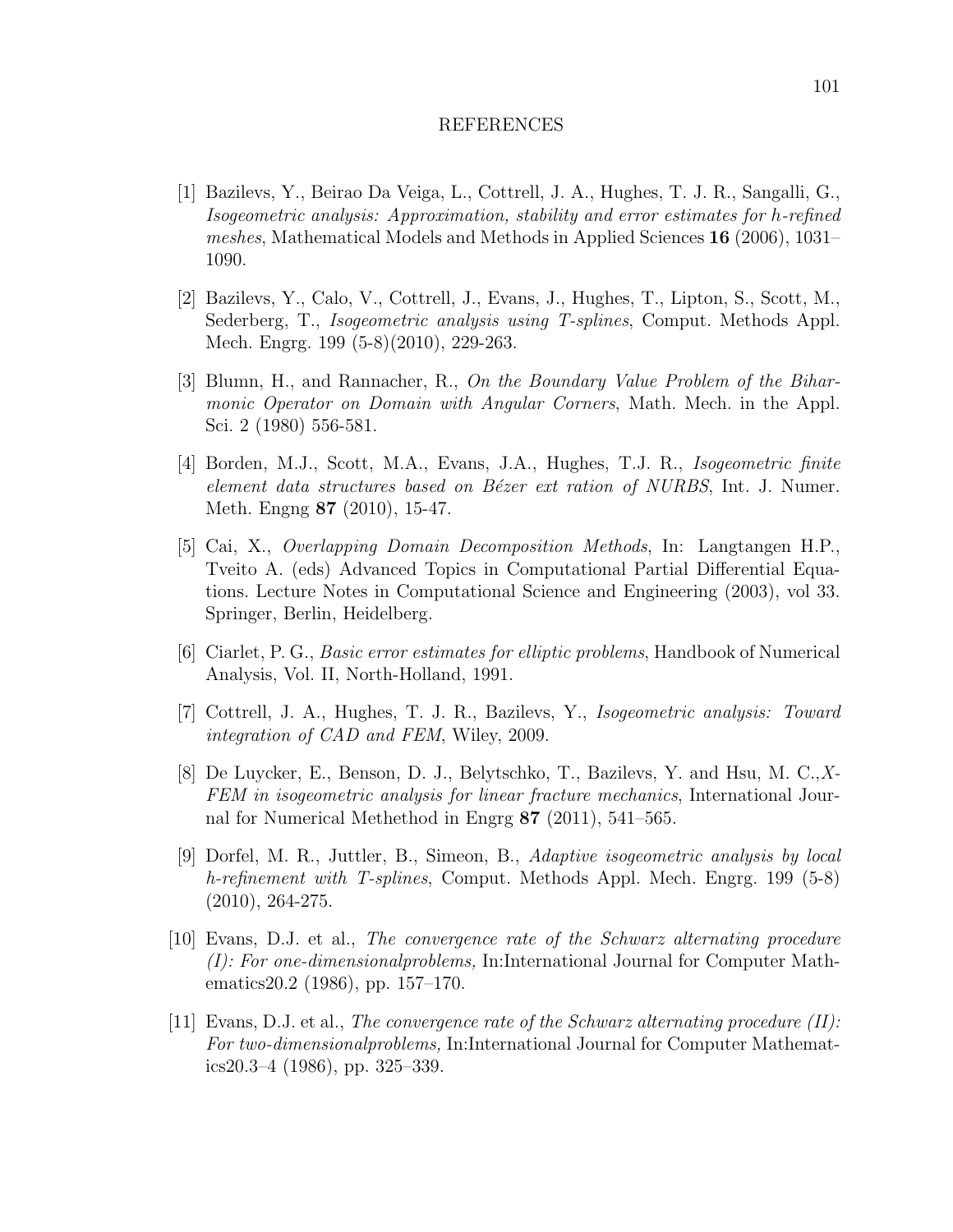# REFERENCES

[1] Bazilevs, Y., Beirao Da Veiga, L., Cottrell, J. A., Hughes, T. J. R., Sangalli, G., *Isogeometric analysis: Approximation, stability and error estimates for h-refined meshes*, Mathematical Models and Methods in Applied Sciences **16** (2006), 1031–1090.

[2] Bazilevs, Y., Calo, V., Cottrell, J., Evans, J., Hughes, T., Lipton, S., Scott, M., Sederberg, T., *Isogeometric analysis using T-splines*, Comput. Methods Appl. Mech. Engrg. 199 (5-8)(2010), 229-263.

[3] Blumn, H., and Rannacher, R., *On the Boundary Value Problem of the Biharmonic Operator on Domain with Angular Corners*, Math. Mech. in the Appl. Sci. 2 (1980) 556-581.

[4] Borden, M.J., Scott, M.A., Evans, J.A., Hughes, T.J. R., *Isogeometric finite element data structures based on Bézer ext ration of NURBS*, Int. J. Numer. Meth. Engng **87** (2010), 15-47.

[5] Cai, X., *Overlapping Domain Decomposition Methods*, In: Langtangen H.P., Tveito A. (eds) Advanced Topics in Computational Partial Differential Equations. Lecture Notes in Computational Science and Engineering (2003), vol 33. Springer, Berlin, Heidelberg.

[6] Ciarlet, P. G., *Basic error estimates for elliptic problems*, Handbook of Numerical Analysis, Vol. II, North-Holland, 1991.

[7] Cottrell, J. A., Hughes, T. J. R., Bazilevs, Y., *Isogeometric analysis: Toward integration of CAD and FEM*, Wiley, 2009.

[8] De Luycker, E., Benson, D. J., Belytschko, T., Bazilevs, Y. and Hsu, M. C.,*X-FEM in isogeometric analysis for linear fracture mechanics*, International Journal for Numerical Methethod in Engrg **87** (2011), 541–565.

[9] Dorfel, M. R., Juttler, B., Simeon, B., *Adaptive isogeometric analysis by local h-refinement with T-splines*, Comput. Methods Appl. Mech. Engrg. 199 (5-8) (2010), 264-275.

[10] Evans, D.J. et al., *The convergence rate of the Schwarz alternating procedure (I): For one-dimensionalproblems,* In:International Journal for Computer Mathematics20.2 (1986), pp. 157–170.

[11] Evans, D.J. et al., *The convergence rate of the Schwarz alternating procedure (II): For two-dimensionalproblems,* In:International Journal for Computer Mathematics20.3–4 (1986), pp. 325–339.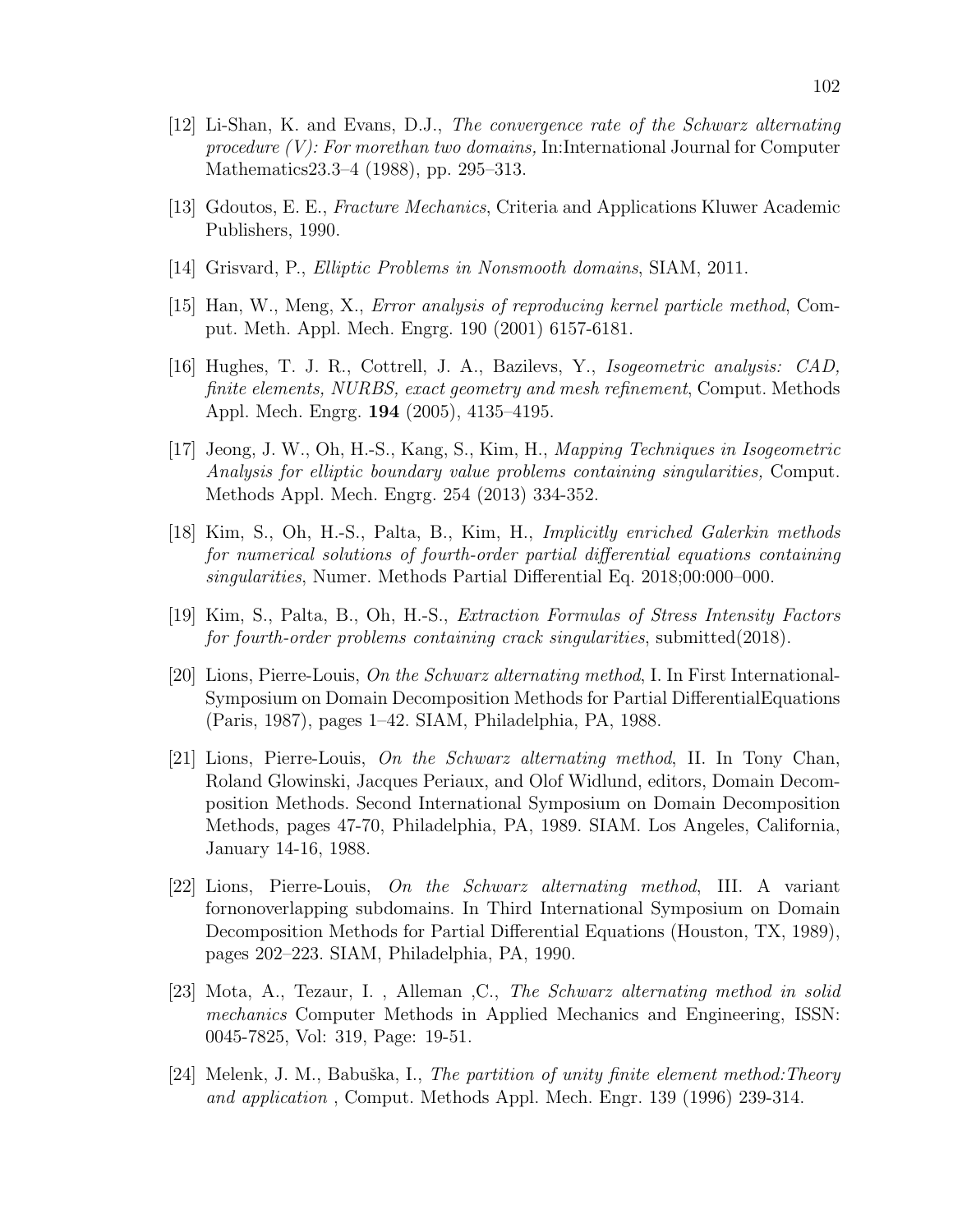[12] Li-Shan, K. and Evans, D.J., *The convergence rate of the Schwarz alternating procedure (V): For morethan two domains,* In:International Journal for Computer Mathematics23.3–4 (1988), pp. 295–313.

[13] Gdoutos, E. E., *Fracture Mechanics*, Criteria and Applications Kluwer Academic Publishers, 1990.

[14] Grisvard, P., *Elliptic Problems in Nonsmooth domains*, SIAM, 2011.

[15] Han, W., Meng, X., *Error analysis of reproducing kernel particle method*, Comput. Meth. Appl. Mech. Engrg. 190 (2001) 6157-6181.

[16] Hughes, T. J. R., Cottrell, J. A., Bazilevs, Y., *Isogeometric analysis: CAD, finite elements, NURBS, exact geometry and mesh refinement*, Comput. Methods Appl. Mech. Engrg. **194** (2005), 4135–4195.

[17] Jeong, J. W., Oh, H.-S., Kang, S., Kim, H., *Mapping Techniques in Isogeometric Analysis for elliptic boundary value problems containing singularities,* Comput. Methods Appl. Mech. Engrg. 254 (2013) 334-352.

[18] Kim, S., Oh, H.-S., Palta, B., Kim, H., *Implicitly enriched Galerkin methods for numerical solutions of fourth-order partial differential equations containing singularities*, Numer. Methods Partial Differential Eq. 2018;00:000–000.

[19] Kim, S., Palta, B., Oh, H.-S., *Extraction Formulas of Stress Intensity Factors for fourth-order problems containing crack singularities*, submitted(2018).

[20] Lions, Pierre-Louis, *On the Schwarz alternating method*, I. In First International-Symposium on Domain Decomposition Methods for Partial DifferentialEquations (Paris, 1987), pages 1–42. SIAM, Philadelphia, PA, 1988.

[21] Lions, Pierre-Louis, *On the Schwarz alternating method*, II. In Tony Chan, Roland Glowinski, Jacques Periaux, and Olof Widlund, editors, Domain Decomposition Methods. Second International Symposium on Domain Decomposition Methods, pages 47-70, Philadelphia, PA, 1989. SIAM. Los Angeles, California, January 14-16, 1988.

[22] Lions, Pierre-Louis, *On the Schwarz alternating method*, III. A variant fornonoverlapping subdomains. In Third International Symposium on Domain Decomposition Methods for Partial Differential Equations (Houston, TX, 1989), pages 202–223. SIAM, Philadelphia, PA, 1990.

[23] Mota, A., Tezaur, I. , Alleman ,C., *The Schwarz alternating method in solid mechanics* Computer Methods in Applied Mechanics and Engineering, ISSN: 0045-7825, Vol: 319, Page: 19-51.

[24] Melenk, J. M., Babuška, I., *The partition of unity finite element method:Theory and application* , Comput. Methods Appl. Mech. Engr. 139 (1996) 239-314.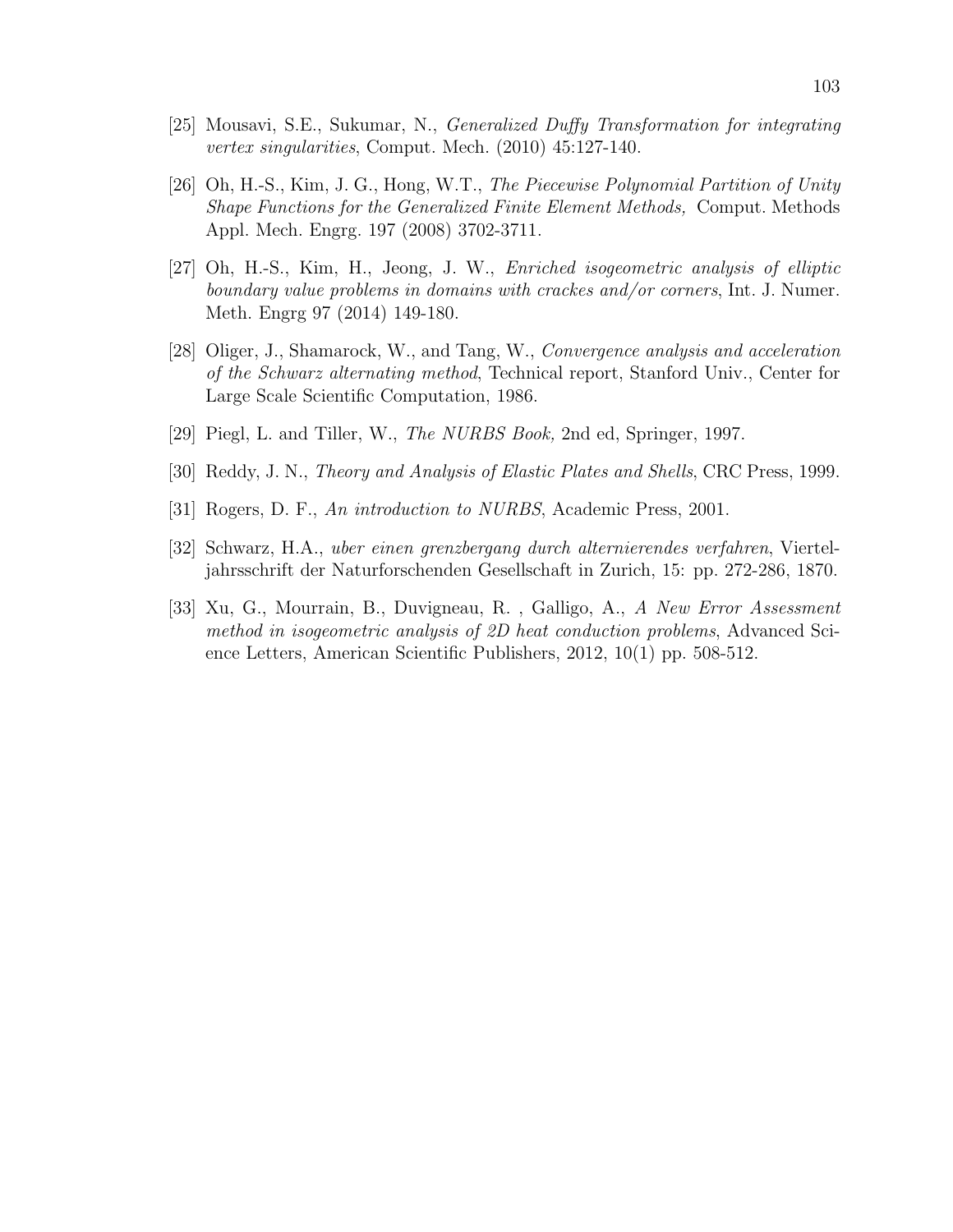[25] Mousavi, S.E., Sukumar, N., *Generalized Duffy Transformation for integrating vertex singularities*, Comput. Mech. (2010) 45:127-140.

[26] Oh, H.-S., Kim, J. G., Hong, W.T., *The Piecewise Polynomial Partition of Unity Shape Functions for the Generalized Finite Element Methods,* Comput. Methods Appl. Mech. Engrg. 197 (2008) 3702-3711.

[27] Oh, H.-S., Kim, H., Jeong, J. W., *Enriched isogeometric analysis of elliptic boundary value problems in domains with crackes and/or corners*, Int. J. Numer. Meth. Engrg 97 (2014) 149-180.

[28] Oliger, J., Shamarock, W., and Tang, W., *Convergence analysis and acceleration of the Schwarz alternating method*, Technical report, Stanford Univ., Center for Large Scale Scientific Computation, 1986.

[29] Piegl, L. and Tiller, W., *The NURBS Book,* 2nd ed, Springer, 1997.

[30] Reddy, J. N., *Theory and Analysis of Elastic Plates and Shells*, CRC Press, 1999.

[31] Rogers, D. F., *An introduction to NURBS*, Academic Press, 2001.

[32] Schwarz, H.A., *uber einen grenzbergang durch alternierendes verfahren*, Vierteljahrsschrift der Naturforschenden Gesellschaft in Zurich, 15: pp. 272-286, 1870.

[33] Xu, G., Mourrain, B., Duvigneau, R. , Galligo, A., *A New Error Assessment method in isogeometric analysis of 2D heat conduction problems*, Advanced Science Letters, American Scientific Publishers, 2012, 10(1) pp. 508-512.